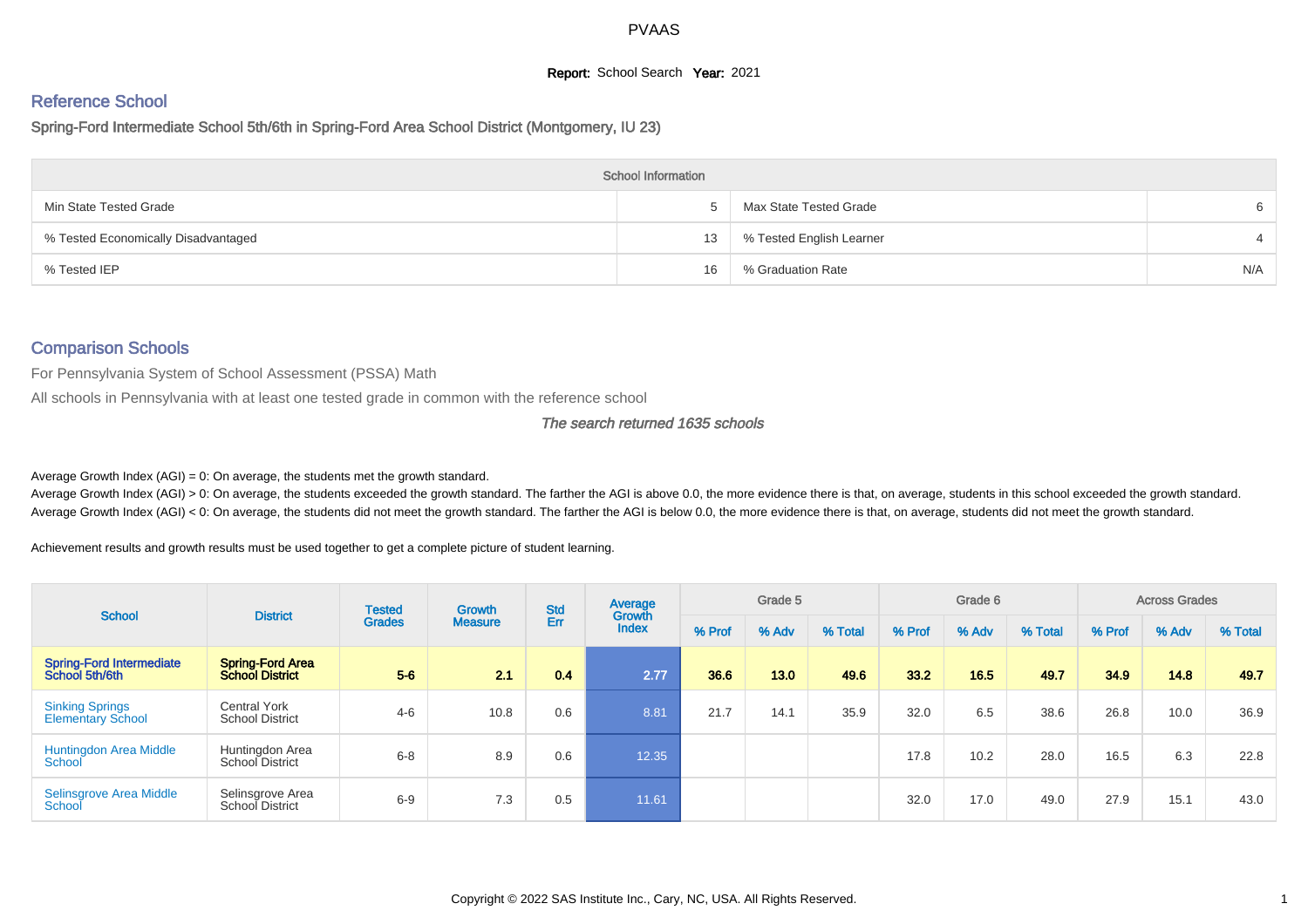# PVAAS

**Report:** School Search **Year:** 2021

## Reference School

Spring-Ford Intermediate School 5th/6th in Spring-Ford Area School District (Montgomery, IU 23)

| School Information | | | |
|---|---|---|---|
| Min State Tested Grade | 5 | Max State Tested Grade | 6 |
| % Tested Economically Disadvantaged | 13 | % Tested English Learner | 4 |
| % Tested IEP | 16 | % Graduation Rate | N/A |

## Comparison Schools

For Pennsylvania System of School Assessment (PSSA) Math

All schools in Pennsylvania with at least one tested grade in common with the reference school

*The search returned 1635 schools*

Average Growth Index (AGI) = 0: On average, the students met the growth standard.

Average Growth Index (AGI) > 0: On average, the students exceeded the growth standard. The farther the AGI is above 0.0, the more evidence there is that, on average, students in this school exceeded the growth standard.

Average Growth Index (AGI) < 0: On average, the students did not meet the growth standard. The farther the AGI is below 0.0, the more evidence there is that, on average, students did not meet the growth standard.

Achievement results and growth results must be used together to get a complete picture of student learning.

| School | District | Tested Grades | Growth Measure | Std Err | Average Growth Index | Grade 5 | | | Grade 6 | | | Across Grades | | |
|---|---|---|---|---|---|---|---|---|---|---|---|---|---|---|
| | | | | | | % Prof | % Adv | % Total | % Prof | % Adv | % Total | % Prof | % Adv | % Total |
| **Spring-Ford Intermediate School 5th/6th** | **Spring-Ford Area School District** | **5-6** | **2.1** | **0.4** | **2.77** | **36.6** | **13.0** | **49.6** | **33.2** | **16.5** | **49.7** | **34.9** | **14.8** | **49.7** |
| Sinking Springs Elementary School | Central York School District | 4-6 | 10.8 | 0.6 | 8.81 | 21.7 | 14.1 | 35.9 | 32.0 | 6.5 | 38.6 | 26.8 | 10.0 | 36.9 |
| Huntingdon Area Middle School | Huntingdon Area School District | 6-8 | 8.9 | 0.6 | 12.35 | | | | 17.8 | 10.2 | 28.0 | 16.5 | 6.3 | 22.8 |
| Selinsgrove Area Middle School | Selinsgrove Area School District | 6-9 | 7.3 | 0.5 | 11.61 | | | | 32.0 | 17.0 | 49.0 | 27.9 | 15.1 | 43.0 |

Copyright © 2022 SAS Institute Inc., Cary, NC, USA. All Rights Reserved.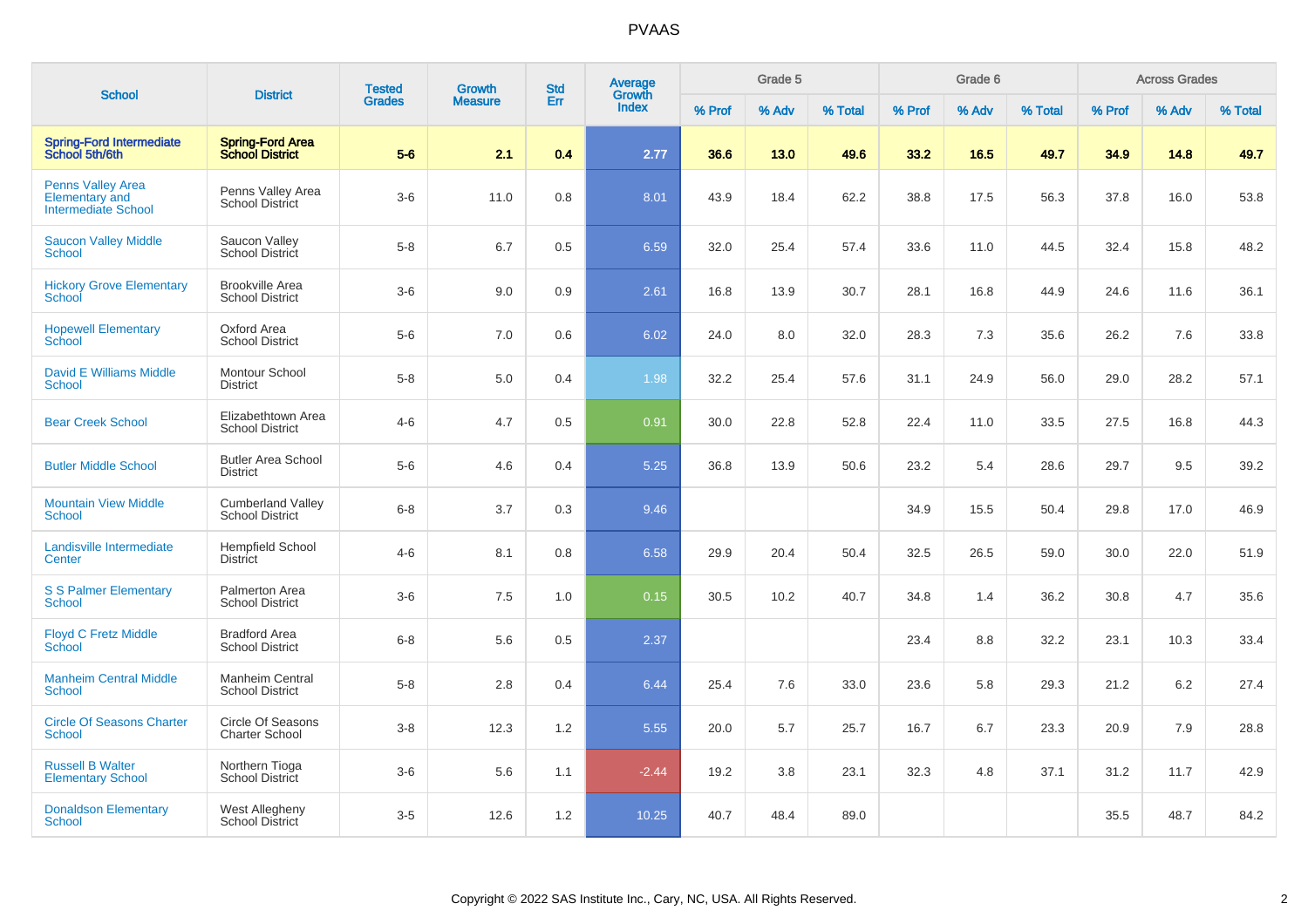# PVAAS

| School | District | Tested Grades | Growth Measure | Std Err | Average Growth Index | Grade 5 | | | Grade 6 | | | Across Grades | | |
|---|---|---|---|---|---|---|---|---|---|---|---|---|---|---|
| | | | | | | % Prof | % Adv | % Total | % Prof | % Adv | % Total | % Prof | % Adv | % Total |
| **Spring-Ford Intermediate School 5th/6th** | **Spring-Ford Area School District** | **5-6** | **2.1** | **0.4** | **2.77** | **36.6** | **13.0** | **49.6** | **33.2** | **16.5** | **49.7** | **34.9** | **14.8** | **49.7** |
| Penns Valley Area Elementary and Intermediate School | Penns Valley Area School District | 3-6 | 11.0 | 0.8 | 8.01 | 43.9 | 18.4 | 62.2 | 38.8 | 17.5 | 56.3 | 37.8 | 16.0 | 53.8 |
| Saucon Valley Middle School | Saucon Valley School District | 5-8 | 6.7 | 0.5 | 6.59 | 32.0 | 25.4 | 57.4 | 33.6 | 11.0 | 44.5 | 32.4 | 15.8 | 48.2 |
| Hickory Grove Elementary School | Brookville Area School District | 3-6 | 9.0 | 0.9 | 2.61 | 16.8 | 13.9 | 30.7 | 28.1 | 16.8 | 44.9 | 24.6 | 11.6 | 36.1 |
| Hopewell Elementary School | Oxford Area School District | 5-6 | 7.0 | 0.6 | 6.02 | 24.0 | 8.0 | 32.0 | 28.3 | 7.3 | 35.6 | 26.2 | 7.6 | 33.8 |
| David E Williams Middle School | Montour School District | 5-8 | 5.0 | 0.4 | 1.98 | 32.2 | 25.4 | 57.6 | 31.1 | 24.9 | 56.0 | 29.0 | 28.2 | 57.1 |
| Bear Creek School | Elizabethtown Area School District | 4-6 | 4.7 | 0.5 | 0.91 | 30.0 | 22.8 | 52.8 | 22.4 | 11.0 | 33.5 | 27.5 | 16.8 | 44.3 |
| Butler Middle School | Butler Area School District | 5-6 | 4.6 | 0.4 | 5.25 | 36.8 | 13.9 | 50.6 | 23.2 | 5.4 | 28.6 | 29.7 | 9.5 | 39.2 |
| Mountain View Middle School | Cumberland Valley School District | 6-8 | 3.7 | 0.3 | 9.46 | | | | 34.9 | 15.5 | 50.4 | 29.8 | 17.0 | 46.9 |
| Landisville Intermediate Center | Hempfield School District | 4-6 | 8.1 | 0.8 | 6.58 | 29.9 | 20.4 | 50.4 | 32.5 | 26.5 | 59.0 | 30.0 | 22.0 | 51.9 |
| S S Palmer Elementary School | Palmerton Area School District | 3-6 | 7.5 | 1.0 | 0.15 | 30.5 | 10.2 | 40.7 | 34.8 | 1.4 | 36.2 | 30.8 | 4.7 | 35.6 |
| Floyd C Fretz Middle School | Bradford Area School District | 6-8 | 5.6 | 0.5 | 2.37 | | | | 23.4 | 8.8 | 32.2 | 23.1 | 10.3 | 33.4 |
| Manheim Central Middle School | Manheim Central School District | 5-8 | 2.8 | 0.4 | 6.44 | 25.4 | 7.6 | 33.0 | 23.6 | 5.8 | 29.3 | 21.2 | 6.2 | 27.4 |
| Circle Of Seasons Charter School | Circle Of Seasons Charter School | 3-8 | 12.3 | 1.2 | 5.55 | 20.0 | 5.7 | 25.7 | 16.7 | 6.7 | 23.3 | 20.9 | 7.9 | 28.8 |
| Russell B Walter Elementary School | Northern Tioga School District | 3-6 | 5.6 | 1.1 | -2.44 | 19.2 | 3.8 | 23.1 | 32.3 | 4.8 | 37.1 | 31.2 | 11.7 | 42.9 |
| Donaldson Elementary School | West Allegheny School District | 3-5 | 12.6 | 1.2 | 10.25 | 40.7 | 48.4 | 89.0 | | | | 35.5 | 48.7 | 84.2 |

Copyright © 2022 SAS Institute Inc., Cary, NC, USA. All Rights Reserved.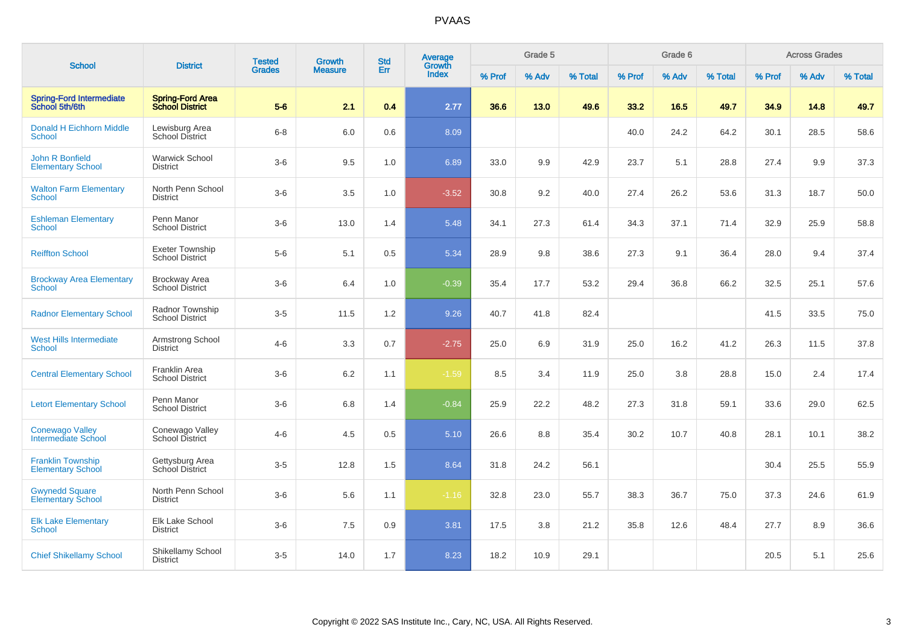# PVAAS

| School | District | Tested Grades | Growth Measure | Std Err | Average Growth Index | Grade 5 | | | Grade 6 | | | Across Grades | | |
|---|---|---|---|---|---|---|---|---|---|---|---|---|---|---|
| | | | | | | % Prof | % Adv | % Total | % Prof | % Adv | % Total | % Prof | % Adv | % Total |
| **Spring-Ford Intermediate School 5th/6th** | **Spring-Ford Area School District** | **5-6** | **2.1** | **0.4** | **2.77** | **36.6** | **13.0** | **49.6** | **33.2** | **16.5** | **49.7** | **34.9** | **14.8** | **49.7** |
| Donald H Eichhorn Middle School | Lewisburg Area School District | 6-8 | 6.0 | 0.6 | 8.09 | | | | 40.0 | 24.2 | 64.2 | 30.1 | 28.5 | 58.6 |
| John R Bonfield Elementary School | Warwick School District | 3-6 | 9.5 | 1.0 | 6.89 | 33.0 | 9.9 | 42.9 | 23.7 | 5.1 | 28.8 | 27.4 | 9.9 | 37.3 |
| Walton Farm Elementary School | North Penn School District | 3-6 | 3.5 | 1.0 | -3.52 | 30.8 | 9.2 | 40.0 | 27.4 | 26.2 | 53.6 | 31.3 | 18.7 | 50.0 |
| Eshleman Elementary School | Penn Manor School District | 3-6 | 13.0 | 1.4 | 5.48 | 34.1 | 27.3 | 61.4 | 34.3 | 37.1 | 71.4 | 32.9 | 25.9 | 58.8 |
| Reiffton School | Exeter Township School District | 5-6 | 5.1 | 0.5 | 5.34 | 28.9 | 9.8 | 38.6 | 27.3 | 9.1 | 36.4 | 28.0 | 9.4 | 37.4 |
| Brockway Area Elementary School | Brockway Area School District | 3-6 | 6.4 | 1.0 | -0.39 | 35.4 | 17.7 | 53.2 | 29.4 | 36.8 | 66.2 | 32.5 | 25.1 | 57.6 |
| Radnor Elementary School | Radnor Township School District | 3-5 | 11.5 | 1.2 | 9.26 | 40.7 | 41.8 | 82.4 | | | | 41.5 | 33.5 | 75.0 |
| West Hills Intermediate School | Armstrong School District | 4-6 | 3.3 | 0.7 | -2.75 | 25.0 | 6.9 | 31.9 | 25.0 | 16.2 | 41.2 | 26.3 | 11.5 | 37.8 |
| Central Elementary School | Franklin Area School District | 3-6 | 6.2 | 1.1 | -1.59 | 8.5 | 3.4 | 11.9 | 25.0 | 3.8 | 28.8 | 15.0 | 2.4 | 17.4 |
| Letort Elementary School | Penn Manor School District | 3-6 | 6.8 | 1.4 | -0.84 | 25.9 | 22.2 | 48.2 | 27.3 | 31.8 | 59.1 | 33.6 | 29.0 | 62.5 |
| Conewago Valley Intermediate School | Conewago Valley School District | 4-6 | 4.5 | 0.5 | 5.10 | 26.6 | 8.8 | 35.4 | 30.2 | 10.7 | 40.8 | 28.1 | 10.1 | 38.2 |
| Franklin Township Elementary School | Gettysburg Area School District | 3-5 | 12.8 | 1.5 | 8.64 | 31.8 | 24.2 | 56.1 | | | | 30.4 | 25.5 | 55.9 |
| Gwynedd Square Elementary School | North Penn School District | 3-6 | 5.6 | 1.1 | -1.16 | 32.8 | 23.0 | 55.7 | 38.3 | 36.7 | 75.0 | 37.3 | 24.6 | 61.9 |
| Elk Lake Elementary School | Elk Lake School District | 3-6 | 7.5 | 0.9 | 3.81 | 17.5 | 3.8 | 21.2 | 35.8 | 12.6 | 48.4 | 27.7 | 8.9 | 36.6 |
| Chief Shikellamy School | Shikellamy School District | 3-5 | 14.0 | 1.7 | 8.23 | 18.2 | 10.9 | 29.1 | | | | 20.5 | 5.1 | 25.6 |

Copyright © 2022 SAS Institute Inc., Cary, NC, USA. All Rights Reserved.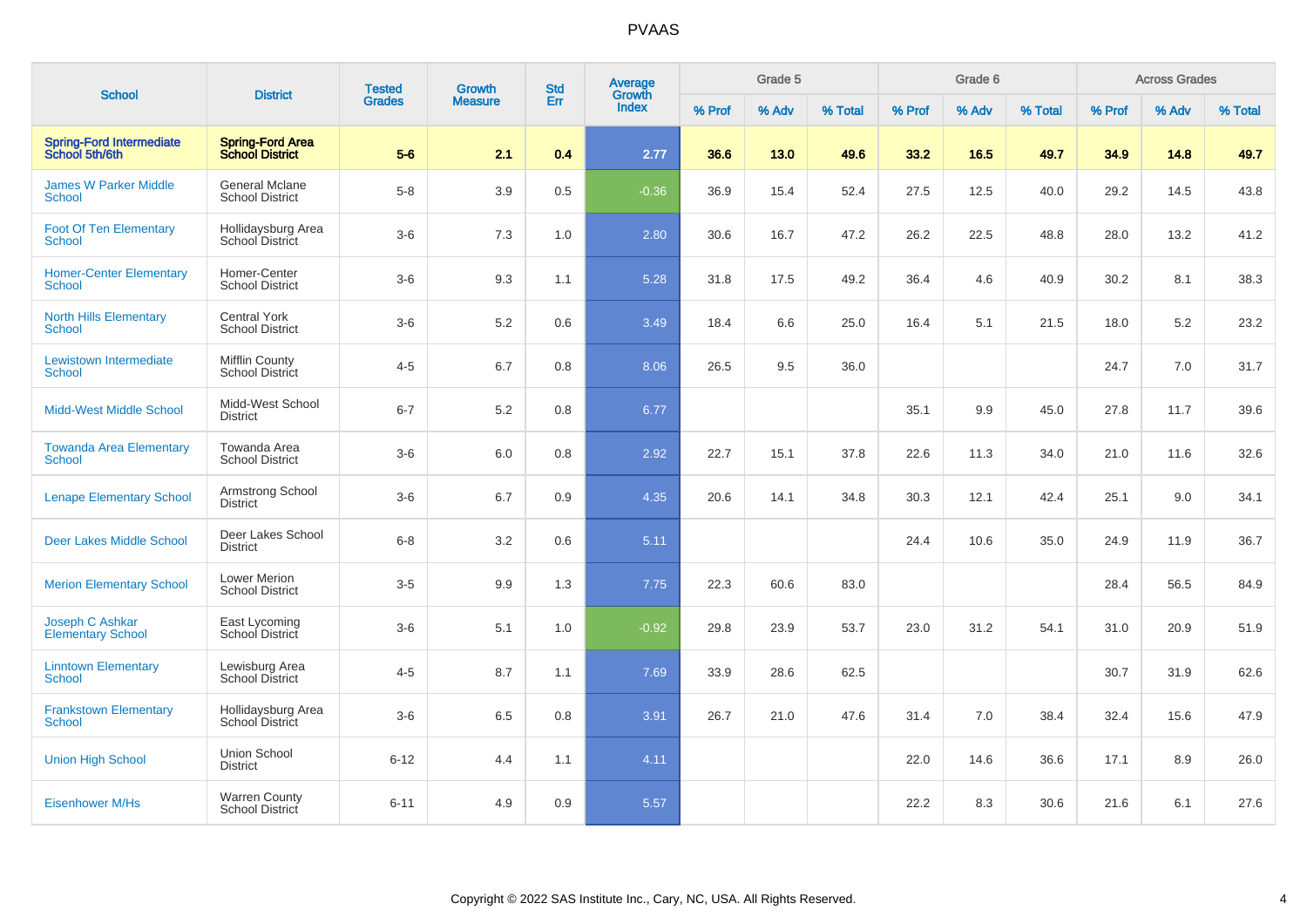# PVAAS

| School | District | Tested Grades | Growth Measure | Std Err | Average Growth Index | Grade 5 | | | Grade 6 | | | Across Grades | | |
|---|---|---|---|---|---|---|---|---|---|---|---|---|---|---|
| | | | | | | % Prof | % Adv | % Total | % Prof | % Adv | % Total | % Prof | % Adv | % Total |
| **Spring-Ford Intermediate School 5th/6th** | **Spring-Ford Area School District** | **5-6** | **2.1** | **0.4** | **2.77** | **36.6** | **13.0** | **49.6** | **33.2** | **16.5** | **49.7** | **34.9** | **14.8** | **49.7** |
| James W Parker Middle School | General Mclane School District | 5-8 | 3.9 | 0.5 | -0.36 | 36.9 | 15.4 | 52.4 | 27.5 | 12.5 | 40.0 | 29.2 | 14.5 | 43.8 |
| Foot Of Ten Elementary School | Hollidaysburg Area School District | 3-6 | 7.3 | 1.0 | 2.80 | 30.6 | 16.7 | 47.2 | 26.2 | 22.5 | 48.8 | 28.0 | 13.2 | 41.2 |
| Homer-Center Elementary School | Homer-Center School District | 3-6 | 9.3 | 1.1 | 5.28 | 31.8 | 17.5 | 49.2 | 36.4 | 4.6 | 40.9 | 30.2 | 8.1 | 38.3 |
| North Hills Elementary School | Central York School District | 3-6 | 5.2 | 0.6 | 3.49 | 18.4 | 6.6 | 25.0 | 16.4 | 5.1 | 21.5 | 18.0 | 5.2 | 23.2 |
| Lewistown Intermediate School | Mifflin County School District | 4-5 | 6.7 | 0.8 | 8.06 | 26.5 | 9.5 | 36.0 | | | | 24.7 | 7.0 | 31.7 |
| Midd-West Middle School | Midd-West School District | 6-7 | 5.2 | 0.8 | 6.77 | | | | 35.1 | 9.9 | 45.0 | 27.8 | 11.7 | 39.6 |
| Towanda Area Elementary School | Towanda Area School District | 3-6 | 6.0 | 0.8 | 2.92 | 22.7 | 15.1 | 37.8 | 22.6 | 11.3 | 34.0 | 21.0 | 11.6 | 32.6 |
| Lenape Elementary School | Armstrong School District | 3-6 | 6.7 | 0.9 | 4.35 | 20.6 | 14.1 | 34.8 | 30.3 | 12.1 | 42.4 | 25.1 | 9.0 | 34.1 |
| Deer Lakes Middle School | Deer Lakes School District | 6-8 | 3.2 | 0.6 | 5.11 | | | | 24.4 | 10.6 | 35.0 | 24.9 | 11.9 | 36.7 |
| Merion Elementary School | Lower Merion School District | 3-5 | 9.9 | 1.3 | 7.75 | 22.3 | 60.6 | 83.0 | | | | 28.4 | 56.5 | 84.9 |
| Joseph C Ashkar Elementary School | East Lycoming School District | 3-6 | 5.1 | 1.0 | -0.92 | 29.8 | 23.9 | 53.7 | 23.0 | 31.2 | 54.1 | 31.0 | 20.9 | 51.9 |
| Linntown Elementary School | Lewisburg Area School District | 4-5 | 8.7 | 1.1 | 7.69 | 33.9 | 28.6 | 62.5 | | | | 30.7 | 31.9 | 62.6 |
| Frankstown Elementary School | Hollidaysburg Area School District | 3-6 | 6.5 | 0.8 | 3.91 | 26.7 | 21.0 | 47.6 | 31.4 | 7.0 | 38.4 | 32.4 | 15.6 | 47.9 |
| Union High School | Union School District | 6-12 | 4.4 | 1.1 | 4.11 | | | | 22.0 | 14.6 | 36.6 | 17.1 | 8.9 | 26.0 |
| Eisenhower M/Hs | Warren County School District | 6-11 | 4.9 | 0.9 | 5.57 | | | | 22.2 | 8.3 | 30.6 | 21.6 | 6.1 | 27.6 |

Copyright © 2022 SAS Institute Inc., Cary, NC, USA. All Rights Reserved.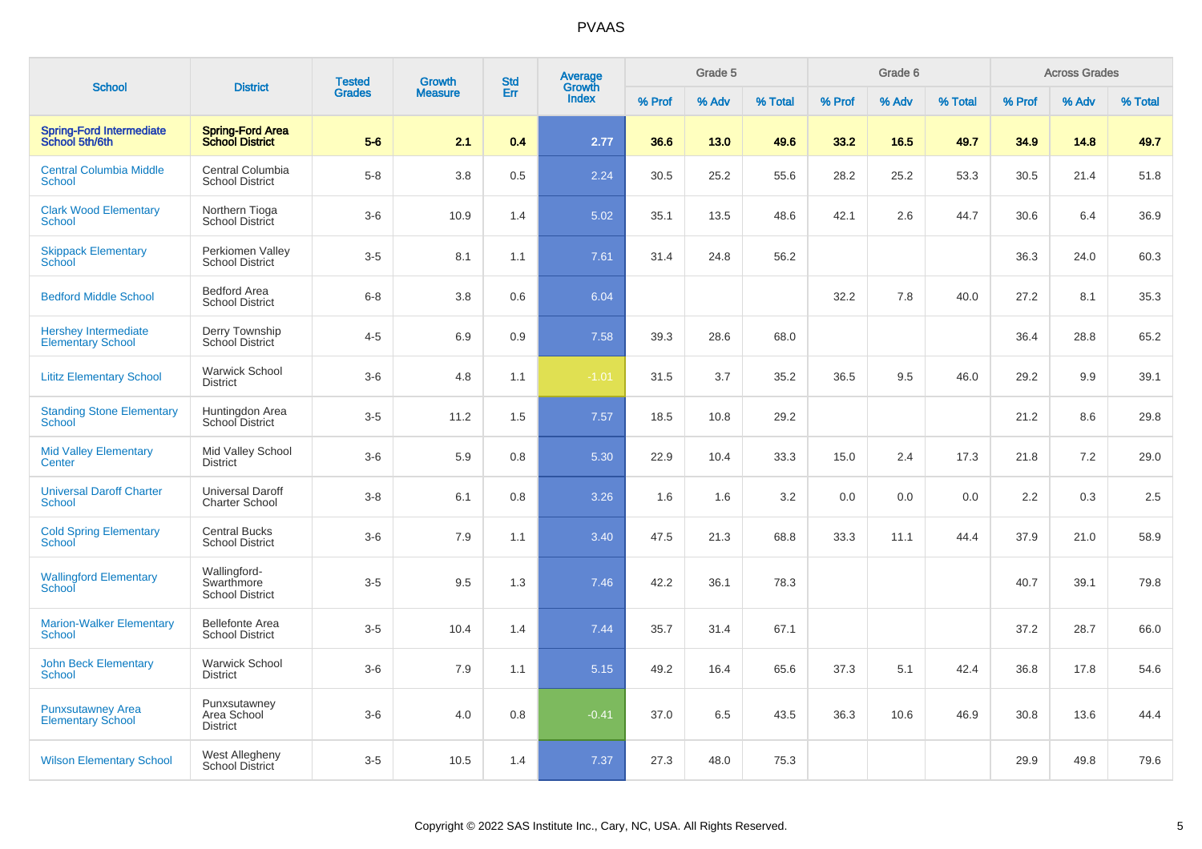# PVAAS

| School | District | Tested Grades | Growth Measure | Std Err | Average Growth Index | Grade 5 | | | Grade 6 | | | Across Grades | | |
|---|---|---|---|---|---|---|---|---|---|---|---|---|---|---|
| | | | | | | % Prof | % Adv | % Total | % Prof | % Adv | % Total | % Prof | % Adv | % Total |
| **Spring-Ford Intermediate School 5th/6th** | **Spring-Ford Area School District** | **5-6** | **2.1** | **0.4** | **2.77** | **36.6** | **13.0** | **49.6** | **33.2** | **16.5** | **49.7** | **34.9** | **14.8** | **49.7** |
| Central Columbia Middle School | Central Columbia School District | 5-8 | 3.8 | 0.5 | 2.24 | 30.5 | 25.2 | 55.6 | 28.2 | 25.2 | 53.3 | 30.5 | 21.4 | 51.8 |
| Clark Wood Elementary School | Northern Tioga School District | 3-6 | 10.9 | 1.4 | 5.02 | 35.1 | 13.5 | 48.6 | 42.1 | 2.6 | 44.7 | 30.6 | 6.4 | 36.9 |
| Skippack Elementary School | Perkiomen Valley School District | 3-5 | 8.1 | 1.1 | 7.61 | 31.4 | 24.8 | 56.2 | | | | 36.3 | 24.0 | 60.3 |
| Bedford Middle School | Bedford Area School District | 6-8 | 3.8 | 0.6 | 6.04 | | | | 32.2 | 7.8 | 40.0 | 27.2 | 8.1 | 35.3 |
| Hershey Intermediate Elementary School | Derry Township School District | 4-5 | 6.9 | 0.9 | 7.58 | 39.3 | 28.6 | 68.0 | | | | 36.4 | 28.8 | 65.2 |
| Lititz Elementary School | Warwick School District | 3-6 | 4.8 | 1.1 | -1.01 | 31.5 | 3.7 | 35.2 | 36.5 | 9.5 | 46.0 | 29.2 | 9.9 | 39.1 |
| Standing Stone Elementary School | Huntingdon Area School District | 3-5 | 11.2 | 1.5 | 7.57 | 18.5 | 10.8 | 29.2 | | | | 21.2 | 8.6 | 29.8 |
| Mid Valley Elementary Center | Mid Valley School District | 3-6 | 5.9 | 0.8 | 5.30 | 22.9 | 10.4 | 33.3 | 15.0 | 2.4 | 17.3 | 21.8 | 7.2 | 29.0 |
| Universal Daroff Charter School | Universal Daroff Charter School | 3-8 | 6.1 | 0.8 | 3.26 | 1.6 | 1.6 | 3.2 | 0.0 | 0.0 | 0.0 | 2.2 | 0.3 | 2.5 |
| Cold Spring Elementary School | Central Bucks School District | 3-6 | 7.9 | 1.1 | 3.40 | 47.5 | 21.3 | 68.8 | 33.3 | 11.1 | 44.4 | 37.9 | 21.0 | 58.9 |
| Wallingford Elementary School | Wallingford-Swarthmore School District | 3-5 | 9.5 | 1.3 | 7.46 | 42.2 | 36.1 | 78.3 | | | | 40.7 | 39.1 | 79.8 |
| Marion-Walker Elementary School | Bellefonte Area School District | 3-5 | 10.4 | 1.4 | 7.44 | 35.7 | 31.4 | 67.1 | | | | 37.2 | 28.7 | 66.0 |
| John Beck Elementary School | Warwick School District | 3-6 | 7.9 | 1.1 | 5.15 | 49.2 | 16.4 | 65.6 | 37.3 | 5.1 | 42.4 | 36.8 | 17.8 | 54.6 |
| Punxsutawney Area Elementary School | Punxsutawney Area School District | 3-6 | 4.0 | 0.8 | -0.41 | 37.0 | 6.5 | 43.5 | 36.3 | 10.6 | 46.9 | 30.8 | 13.6 | 44.4 |
| Wilson Elementary School | West Allegheny School District | 3-5 | 10.5 | 1.4 | 7.37 | 27.3 | 48.0 | 75.3 | | | | 29.9 | 49.8 | 79.6 |

Copyright © 2022 SAS Institute Inc., Cary, NC, USA. All Rights Reserved.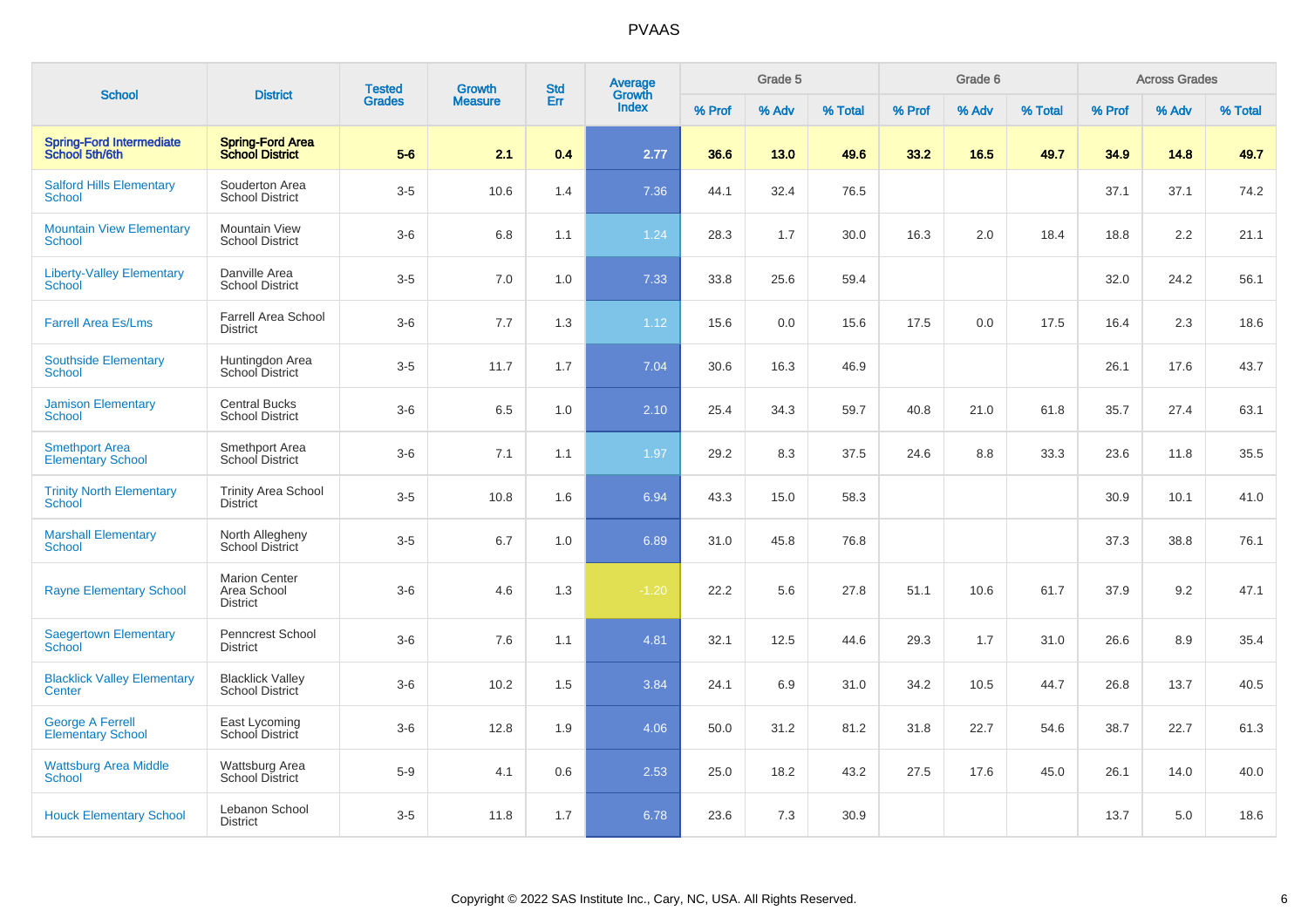# PVAAS

| School | District | Tested Grades | Growth Measure | Std Err | Average Growth Index | Grade 5 | | | Grade 6 | | | Across Grades | | |
|---|---|---|---|---|---|---|---|---|---|---|---|---|---|---|
| | | | | | | % Prof | % Adv | % Total | % Prof | % Adv | % Total | % Prof | % Adv | % Total |
| **Spring-Ford Intermediate School 5th/6th** | **Spring-Ford Area School District** | **5-6** | **2.1** | **0.4** | **2.77** | **36.6** | **13.0** | **49.6** | **33.2** | **16.5** | **49.7** | **34.9** | **14.8** | **49.7** |
| Salford Hills Elementary School | Souderton Area School District | 3-5 | 10.6 | 1.4 | 7.36 | 44.1 | 32.4 | 76.5 | | | | 37.1 | 37.1 | 74.2 |
| Mountain View Elementary School | Mountain View School District | 3-6 | 6.8 | 1.1 | 1.24 | 28.3 | 1.7 | 30.0 | 16.3 | 2.0 | 18.4 | 18.8 | 2.2 | 21.1 |
| Liberty-Valley Elementary School | Danville Area School District | 3-5 | 7.0 | 1.0 | 7.33 | 33.8 | 25.6 | 59.4 | | | | 32.0 | 24.2 | 56.1 |
| Farrell Area Es/Lms | Farrell Area School District | 3-6 | 7.7 | 1.3 | 1.12 | 15.6 | 0.0 | 15.6 | 17.5 | 0.0 | 17.5 | 16.4 | 2.3 | 18.6 |
| Southside Elementary School | Huntingdon Area School District | 3-5 | 11.7 | 1.7 | 7.04 | 30.6 | 16.3 | 46.9 | | | | 26.1 | 17.6 | 43.7 |
| Jamison Elementary School | Central Bucks School District | 3-6 | 6.5 | 1.0 | 2.10 | 25.4 | 34.3 | 59.7 | 40.8 | 21.0 | 61.8 | 35.7 | 27.4 | 63.1 |
| Smethport Area Elementary School | Smethport Area School District | 3-6 | 7.1 | 1.1 | 1.97 | 29.2 | 8.3 | 37.5 | 24.6 | 8.8 | 33.3 | 23.6 | 11.8 | 35.5 |
| Trinity North Elementary School | Trinity Area School District | 3-5 | 10.8 | 1.6 | 6.94 | 43.3 | 15.0 | 58.3 | | | | 30.9 | 10.1 | 41.0 |
| Marshall Elementary School | North Allegheny School District | 3-5 | 6.7 | 1.0 | 6.89 | 31.0 | 45.8 | 76.8 | | | | 37.3 | 38.8 | 76.1 |
| Rayne Elementary School | Marion Center Area School District | 3-6 | 4.6 | 1.3 | -1.20 | 22.2 | 5.6 | 27.8 | 51.1 | 10.6 | 61.7 | 37.9 | 9.2 | 47.1 |
| Saegertown Elementary School | Penncrest School District | 3-6 | 7.6 | 1.1 | 4.81 | 32.1 | 12.5 | 44.6 | 29.3 | 1.7 | 31.0 | 26.6 | 8.9 | 35.4 |
| Blacklick Valley Elementary Center | Blacklick Valley School District | 3-6 | 10.2 | 1.5 | 3.84 | 24.1 | 6.9 | 31.0 | 34.2 | 10.5 | 44.7 | 26.8 | 13.7 | 40.5 |
| George A Ferrell Elementary School | East Lycoming School District | 3-6 | 12.8 | 1.9 | 4.06 | 50.0 | 31.2 | 81.2 | 31.8 | 22.7 | 54.6 | 38.7 | 22.7 | 61.3 |
| Wattsburg Area Middle School | Wattsburg Area School District | 5-9 | 4.1 | 0.6 | 2.53 | 25.0 | 18.2 | 43.2 | 27.5 | 17.6 | 45.0 | 26.1 | 14.0 | 40.0 |
| Houck Elementary School | Lebanon School District | 3-5 | 11.8 | 1.7 | 6.78 | 23.6 | 7.3 | 30.9 | | | | 13.7 | 5.0 | 18.6 |

Copyright © 2022 SAS Institute Inc., Cary, NC, USA. All Rights Reserved.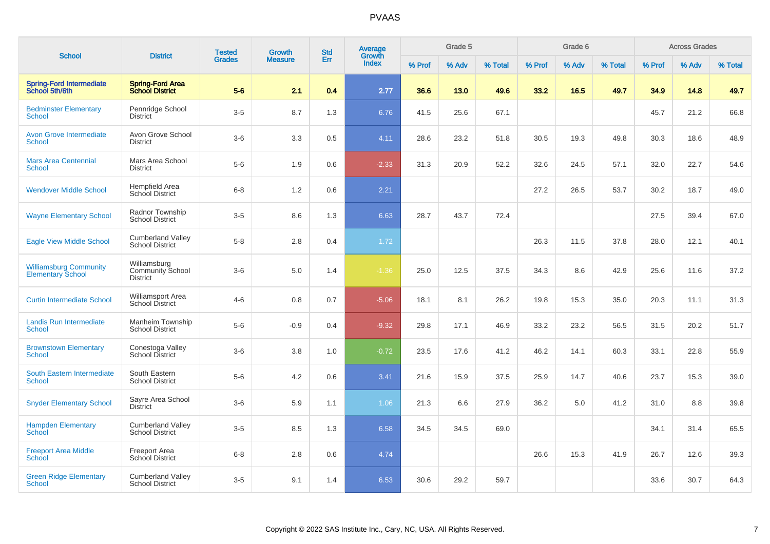# PVAAS

| School | District | Tested Grades | Growth Measure | Std Err | Average Growth Index | Grade 5 | | | Grade 6 | | | Across Grades | | |
|---|---|---|---|---|---|---|---|---|---|---|---|---|---|---|
| | | | | | | % Prof | % Adv | % Total | % Prof | % Adv | % Total | % Prof | % Adv | % Total |
| **Spring-Ford Intermediate School 5th/6th** | **Spring-Ford Area School District** | **5-6** | **2.1** | **0.4** | **2.77** | **36.6** | **13.0** | **49.6** | **33.2** | **16.5** | **49.7** | **34.9** | **14.8** | **49.7** |
| Bedminster Elementary School | Pennridge School District | 3-5 | 8.7 | 1.3 | 6.76 | 41.5 | 25.6 | 67.1 | | | | 45.7 | 21.2 | 66.8 |
| Avon Grove Intermediate School | Avon Grove School District | 3-6 | 3.3 | 0.5 | 4.11 | 28.6 | 23.2 | 51.8 | 30.5 | 19.3 | 49.8 | 30.3 | 18.6 | 48.9 |
| Mars Area Centennial School | Mars Area School District | 5-6 | 1.9 | 0.6 | -2.33 | 31.3 | 20.9 | 52.2 | 32.6 | 24.5 | 57.1 | 32.0 | 22.7 | 54.6 |
| Wendover Middle School | Hempfield Area School District | 6-8 | 1.2 | 0.6 | 2.21 | | | | 27.2 | 26.5 | 53.7 | 30.2 | 18.7 | 49.0 |
| Wayne Elementary School | Radnor Township School District | 3-5 | 8.6 | 1.3 | 6.63 | 28.7 | 43.7 | 72.4 | | | | 27.5 | 39.4 | 67.0 |
| Eagle View Middle School | Cumberland Valley School District | 5-8 | 2.8 | 0.4 | 1.72 | | | | 26.3 | 11.5 | 37.8 | 28.0 | 12.1 | 40.1 |
| Williamsburg Community Elementary School | Williamsburg Community School District | 3-6 | 5.0 | 1.4 | -1.36 | 25.0 | 12.5 | 37.5 | 34.3 | 8.6 | 42.9 | 25.6 | 11.6 | 37.2 |
| Curtin Intermediate School | Williamsport Area School District | 4-6 | 0.8 | 0.7 | -5.06 | 18.1 | 8.1 | 26.2 | 19.8 | 15.3 | 35.0 | 20.3 | 11.1 | 31.3 |
| Landis Run Intermediate School | Manheim Township School District | 5-6 | -0.9 | 0.4 | -9.32 | 29.8 | 17.1 | 46.9 | 33.2 | 23.2 | 56.5 | 31.5 | 20.2 | 51.7 |
| Brownstown Elementary School | Conestoga Valley School District | 3-6 | 3.8 | 1.0 | -0.72 | 23.5 | 17.6 | 41.2 | 46.2 | 14.1 | 60.3 | 33.1 | 22.8 | 55.9 |
| South Eastern Intermediate School | South Eastern School District | 5-6 | 4.2 | 0.6 | 3.41 | 21.6 | 15.9 | 37.5 | 25.9 | 14.7 | 40.6 | 23.7 | 15.3 | 39.0 |
| Snyder Elementary School | Sayre Area School District | 3-6 | 5.9 | 1.1 | 1.06 | 21.3 | 6.6 | 27.9 | 36.2 | 5.0 | 41.2 | 31.0 | 8.8 | 39.8 |
| Hampden Elementary School | Cumberland Valley School District | 3-5 | 8.5 | 1.3 | 6.58 | 34.5 | 34.5 | 69.0 | | | | 34.1 | 31.4 | 65.5 |
| Freeport Area Middle School | Freeport Area School District | 6-8 | 2.8 | 0.6 | 4.74 | | | | 26.6 | 15.3 | 41.9 | 26.7 | 12.6 | 39.3 |
| Green Ridge Elementary School | Cumberland Valley School District | 3-5 | 9.1 | 1.4 | 6.53 | 30.6 | 29.2 | 59.7 | | | | 33.6 | 30.7 | 64.3 |

Copyright © 2022 SAS Institute Inc., Cary, NC, USA. All Rights Reserved.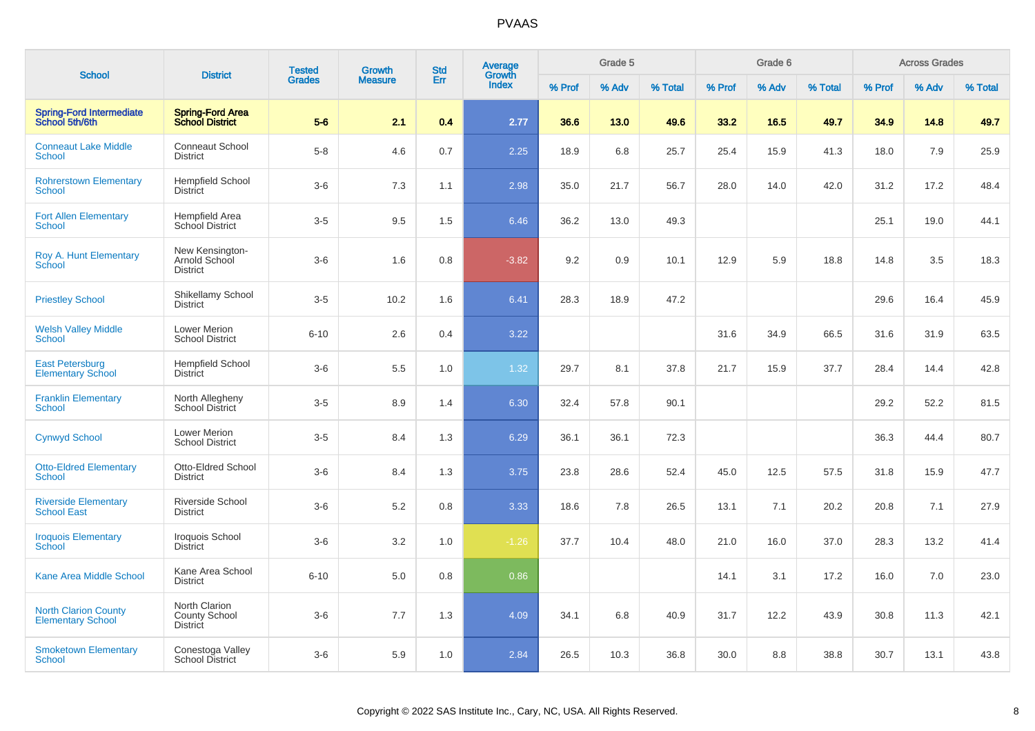# PVAAS

| School | District | Tested Grades | Growth Measure | Std Err | Average Growth Index | Grade 5 | | | Grade 6 | | | Across Grades | | |
|---|---|---|---|---|---|---|---|---|---|---|---|---|---|---|
| | | | | | | % Prof | % Adv | % Total | % Prof | % Adv | % Total | % Prof | % Adv | % Total |
| **Spring-Ford Intermediate School 5th/6th** | **Spring-Ford Area School District** | **5-6** | **2.1** | **0.4** | **2.77** | **36.6** | **13.0** | **49.6** | **33.2** | **16.5** | **49.7** | **34.9** | **14.8** | **49.7** |
| Conneaut Lake Middle School | Conneaut School District | 5-8 | 4.6 | 0.7 | 2.25 | 18.9 | 6.8 | 25.7 | 25.4 | 15.9 | 41.3 | 18.0 | 7.9 | 25.9 |
| Rohrerstown Elementary School | Hempfield School District | 3-6 | 7.3 | 1.1 | 2.98 | 35.0 | 21.7 | 56.7 | 28.0 | 14.0 | 42.0 | 31.2 | 17.2 | 48.4 |
| Fort Allen Elementary School | Hempfield Area School District | 3-5 | 9.5 | 1.5 | 6.46 | 36.2 | 13.0 | 49.3 | | | | 25.1 | 19.0 | 44.1 |
| Roy A. Hunt Elementary School | New Kensington-Arnold School District | 3-6 | 1.6 | 0.8 | -3.82 | 9.2 | 0.9 | 10.1 | 12.9 | 5.9 | 18.8 | 14.8 | 3.5 | 18.3 |
| Priestley School | Shikellamy School District | 3-5 | 10.2 | 1.6 | 6.41 | 28.3 | 18.9 | 47.2 | | | | 29.6 | 16.4 | 45.9 |
| Welsh Valley Middle School | Lower Merion School District | 6-10 | 2.6 | 0.4 | 3.22 | | | | 31.6 | 34.9 | 66.5 | 31.6 | 31.9 | 63.5 |
| East Petersburg Elementary School | Hempfield School District | 3-6 | 5.5 | 1.0 | 1.32 | 29.7 | 8.1 | 37.8 | 21.7 | 15.9 | 37.7 | 28.4 | 14.4 | 42.8 |
| Franklin Elementary School | North Allegheny School District | 3-5 | 8.9 | 1.4 | 6.30 | 32.4 | 57.8 | 90.1 | | | | 29.2 | 52.2 | 81.5 |
| Cynwyd School | Lower Merion School District | 3-5 | 8.4 | 1.3 | 6.29 | 36.1 | 36.1 | 72.3 | | | | 36.3 | 44.4 | 80.7 |
| Otto-Eldred Elementary School | Otto-Eldred School District | 3-6 | 8.4 | 1.3 | 3.75 | 23.8 | 28.6 | 52.4 | 45.0 | 12.5 | 57.5 | 31.8 | 15.9 | 47.7 |
| Riverside Elementary School East | Riverside School District | 3-6 | 5.2 | 0.8 | 3.33 | 18.6 | 7.8 | 26.5 | 13.1 | 7.1 | 20.2 | 20.8 | 7.1 | 27.9 |
| Iroquois Elementary School | Iroquois School District | 3-6 | 3.2 | 1.0 | -1.26 | 37.7 | 10.4 | 48.0 | 21.0 | 16.0 | 37.0 | 28.3 | 13.2 | 41.4 |
| Kane Area Middle School | Kane Area School District | 6-10 | 5.0 | 0.8 | 0.86 | | | | 14.1 | 3.1 | 17.2 | 16.0 | 7.0 | 23.0 |
| North Clarion County Elementary School | North Clarion County School District | 3-6 | 7.7 | 1.3 | 4.09 | 34.1 | 6.8 | 40.9 | 31.7 | 12.2 | 43.9 | 30.8 | 11.3 | 42.1 |
| Smoketown Elementary School | Conestoga Valley School District | 3-6 | 5.9 | 1.0 | 2.84 | 26.5 | 10.3 | 36.8 | 30.0 | 8.8 | 38.8 | 30.7 | 13.1 | 43.8 |

Copyright © 2022 SAS Institute Inc., Cary, NC, USA. All Rights Reserved.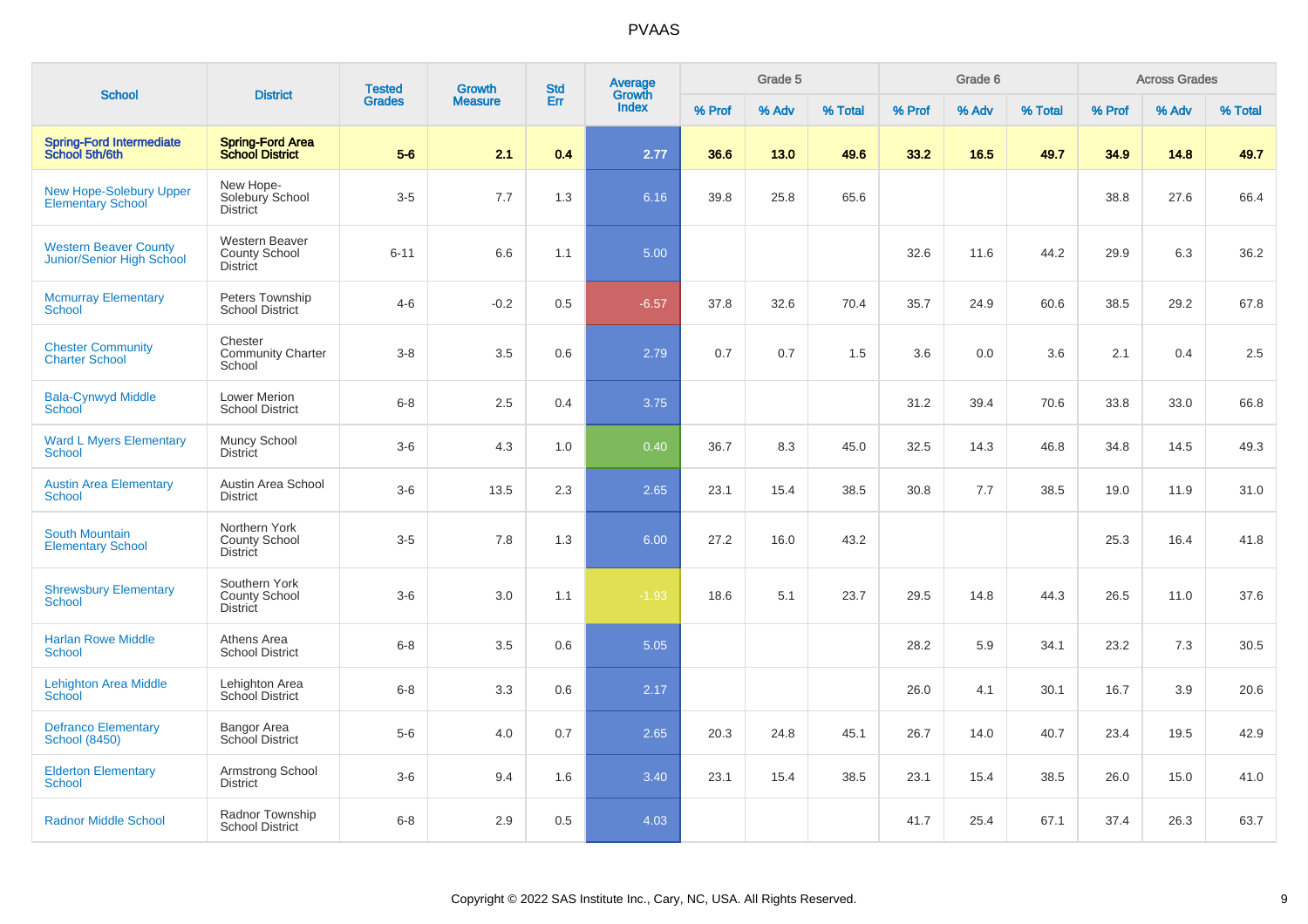# PVAAS

| School | District | Tested Grades | Growth Measure | Std Err | Average Growth Index | Grade 5 | | | Grade 6 | | | Across Grades | | |
|---|---|---|---|---|---|---|---|---|---|---|---|---|---|---|
| | | | | | | % Prof | % Adv | % Total | % Prof | % Adv | % Total | % Prof | % Adv | % Total |
| **Spring-Ford Intermediate School 5th/6th** | **Spring-Ford Area School District** | **5-6** | **2.1** | **0.4** | **2.77** | **36.6** | **13.0** | **49.6** | **33.2** | **16.5** | **49.7** | **34.9** | **14.8** | **49.7** |
| New Hope-Solebury Upper Elementary School | New Hope-Solebury School District | 3-5 | 7.7 | 1.3 | 6.16 | 39.8 | 25.8 | 65.6 | | | | 38.8 | 27.6 | 66.4 |
| Western Beaver County Junior/Senior High School | Western Beaver County School District | 6-11 | 6.6 | 1.1 | 5.00 | | | | 32.6 | 11.6 | 44.2 | 29.9 | 6.3 | 36.2 |
| Mcmurray Elementary School | Peters Township School District | 4-6 | -0.2 | 0.5 | -6.57 | 37.8 | 32.6 | 70.4 | 35.7 | 24.9 | 60.6 | 38.5 | 29.2 | 67.8 |
| Chester Community Charter School | Chester Community Charter School | 3-8 | 3.5 | 0.6 | 2.79 | 0.7 | 0.7 | 1.5 | 3.6 | 0.0 | 3.6 | 2.1 | 0.4 | 2.5 |
| Bala-Cynwyd Middle School | Lower Merion School District | 6-8 | 2.5 | 0.4 | 3.75 | | | | 31.2 | 39.4 | 70.6 | 33.8 | 33.0 | 66.8 |
| Ward L Myers Elementary School | Muncy School District | 3-6 | 4.3 | 1.0 | 0.40 | 36.7 | 8.3 | 45.0 | 32.5 | 14.3 | 46.8 | 34.8 | 14.5 | 49.3 |
| Austin Area Elementary School | Austin Area School District | 3-6 | 13.5 | 2.3 | 2.65 | 23.1 | 15.4 | 38.5 | 30.8 | 7.7 | 38.5 | 19.0 | 11.9 | 31.0 |
| South Mountain Elementary School | Northern York County School District | 3-5 | 7.8 | 1.3 | 6.00 | 27.2 | 16.0 | 43.2 | | | | 25.3 | 16.4 | 41.8 |
| Shrewsbury Elementary School | Southern York County School District | 3-6 | 3.0 | 1.1 | -1.93 | 18.6 | 5.1 | 23.7 | 29.5 | 14.8 | 44.3 | 26.5 | 11.0 | 37.6 |
| Harlan Rowe Middle School | Athens Area School District | 6-8 | 3.5 | 0.6 | 5.05 | | | | 28.2 | 5.9 | 34.1 | 23.2 | 7.3 | 30.5 |
| Lehighton Area Middle School | Lehighton Area School District | 6-8 | 3.3 | 0.6 | 2.17 | | | | 26.0 | 4.1 | 30.1 | 16.7 | 3.9 | 20.6 |
| Defranco Elementary School (8450) | Bangor Area School District | 5-6 | 4.0 | 0.7 | 2.65 | 20.3 | 24.8 | 45.1 | 26.7 | 14.0 | 40.7 | 23.4 | 19.5 | 42.9 |
| Elderton Elementary School | Armstrong School District | 3-6 | 9.4 | 1.6 | 3.40 | 23.1 | 15.4 | 38.5 | 23.1 | 15.4 | 38.5 | 26.0 | 15.0 | 41.0 |
| Radnor Middle School | Radnor Township School District | 6-8 | 2.9 | 0.5 | 4.03 | | | | 41.7 | 25.4 | 67.1 | 37.4 | 26.3 | 63.7 |

Copyright © 2022 SAS Institute Inc., Cary, NC, USA. All Rights Reserved.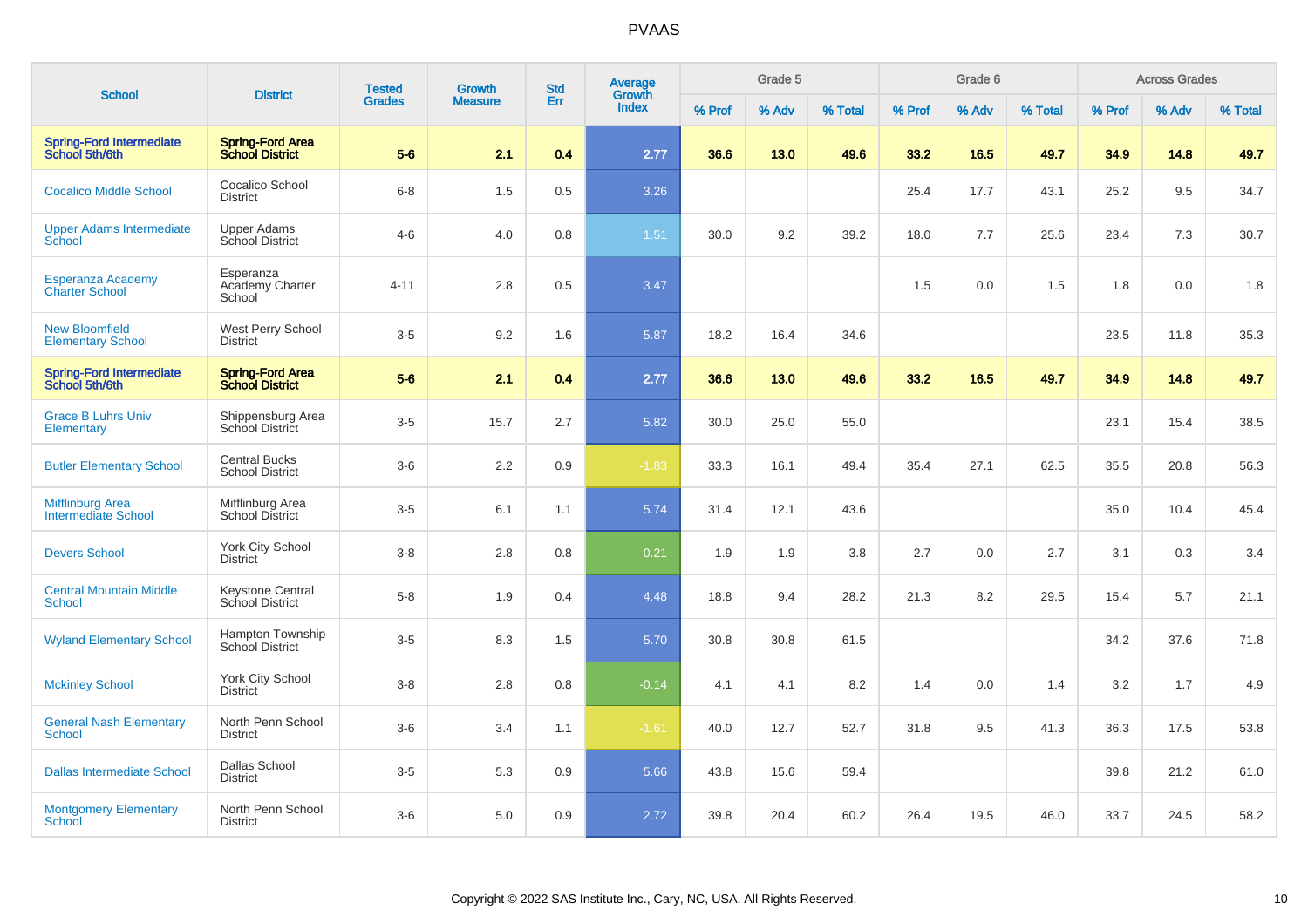# PVAAS

| School | District | Tested Grades | Growth Measure | Std Err | Average Growth Index | Grade 5 | | | Grade 6 | | | Across Grades | | |
|---|---|---|---|---|---|---|---|---|---|---|---|---|---|---|
| | | | | | | % Prof | % Adv | % Total | % Prof | % Adv | % Total | % Prof | % Adv | % Total |
| **Spring-Ford Intermediate School 5th/6th** | **Spring-Ford Area School District** | **5-6** | **2.1** | **0.4** | **2.77** | **36.6** | **13.0** | **49.6** | **33.2** | **16.5** | **49.7** | **34.9** | **14.8** | **49.7** |
| Cocalico Middle School | Cocalico School District | 6-8 | 1.5 | 0.5 | 3.26 | | | | 25.4 | 17.7 | 43.1 | 25.2 | 9.5 | 34.7 |
| Upper Adams Intermediate School | Upper Adams School District | 4-6 | 4.0 | 0.8 | 1.51 | 30.0 | 9.2 | 39.2 | 18.0 | 7.7 | 25.6 | 23.4 | 7.3 | 30.7 |
| Esperanza Academy Charter School | Esperanza Academy Charter School | 4-11 | 2.8 | 0.5 | 3.47 | | | | 1.5 | 0.0 | 1.5 | 1.8 | 0.0 | 1.8 |
| New Bloomfield Elementary School | West Perry School District | 3-5 | 9.2 | 1.6 | 5.87 | 18.2 | 16.4 | 34.6 | | | | 23.5 | 11.8 | 35.3 |
| **Spring-Ford Intermediate School 5th/6th** | **Spring-Ford Area School District** | **5-6** | **2.1** | **0.4** | **2.77** | **36.6** | **13.0** | **49.6** | **33.2** | **16.5** | **49.7** | **34.9** | **14.8** | **49.7** |
| Grace B Luhrs Univ Elementary | Shippensburg Area School District | 3-5 | 15.7 | 2.7 | 5.82 | 30.0 | 25.0 | 55.0 | | | | 23.1 | 15.4 | 38.5 |
| Butler Elementary School | Central Bucks School District | 3-6 | 2.2 | 0.9 | -1.83 | 33.3 | 16.1 | 49.4 | 35.4 | 27.1 | 62.5 | 35.5 | 20.8 | 56.3 |
| Mifflinburg Area Intermediate School | Mifflinburg Area School District | 3-5 | 6.1 | 1.1 | 5.74 | 31.4 | 12.1 | 43.6 | | | | 35.0 | 10.4 | 45.4 |
| Devers School | York City School District | 3-8 | 2.8 | 0.8 | 0.21 | 1.9 | 1.9 | 3.8 | 2.7 | 0.0 | 2.7 | 3.1 | 0.3 | 3.4 |
| Central Mountain Middle School | Keystone Central School District | 5-8 | 1.9 | 0.4 | 4.48 | 18.8 | 9.4 | 28.2 | 21.3 | 8.2 | 29.5 | 15.4 | 5.7 | 21.1 |
| Wyland Elementary School | Hampton Township School District | 3-5 | 8.3 | 1.5 | 5.70 | 30.8 | 30.8 | 61.5 | | | | 34.2 | 37.6 | 71.8 |
| Mckinley School | York City School District | 3-8 | 2.8 | 0.8 | -0.14 | 4.1 | 4.1 | 8.2 | 1.4 | 0.0 | 1.4 | 3.2 | 1.7 | 4.9 |
| General Nash Elementary School | North Penn School District | 3-6 | 3.4 | 1.1 | -1.61 | 40.0 | 12.7 | 52.7 | 31.8 | 9.5 | 41.3 | 36.3 | 17.5 | 53.8 |
| Dallas Intermediate School | Dallas School District | 3-5 | 5.3 | 0.9 | 5.66 | 43.8 | 15.6 | 59.4 | | | | 39.8 | 21.2 | 61.0 |
| Montgomery Elementary School | North Penn School District | 3-6 | 5.0 | 0.9 | 2.72 | 39.8 | 20.4 | 60.2 | 26.4 | 19.5 | 46.0 | 33.7 | 24.5 | 58.2 |

Copyright © 2022 SAS Institute Inc., Cary, NC, USA. All Rights Reserved.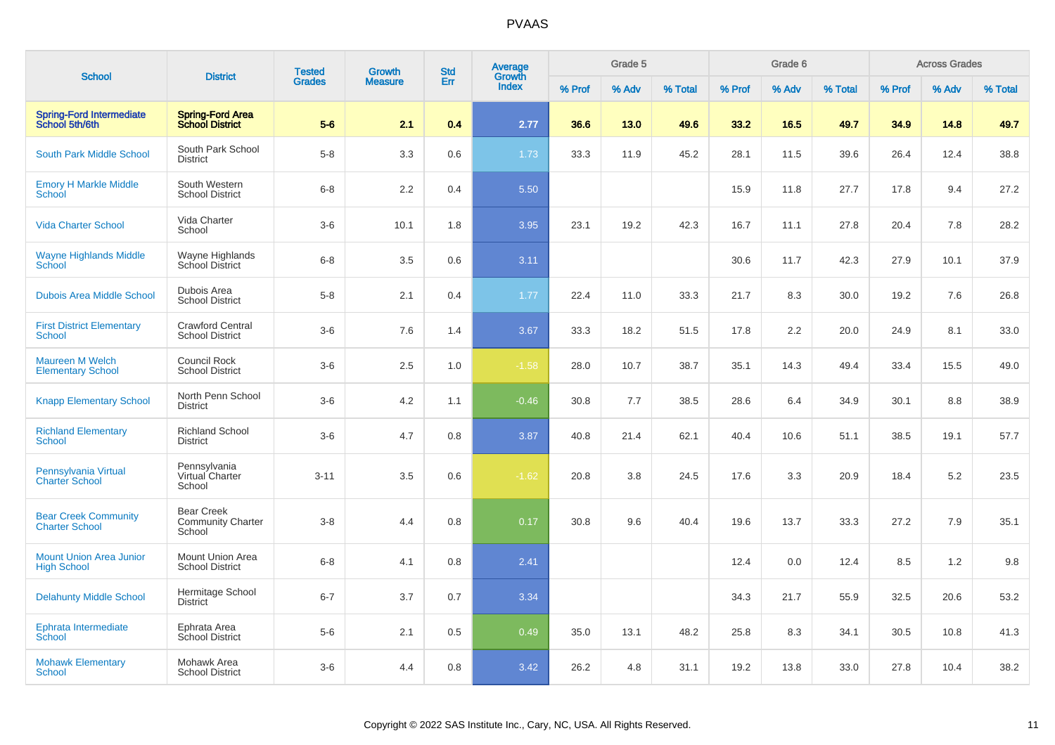# PVAAS

| School | District | Tested Grades | Growth Measure | Std Err | Average Growth Index | Grade 5 | | | Grade 6 | | | Across Grades | | |
|---|---|---|---|---|---|---|---|---|---|---|---|---|---|---|
| | | | | | | % Prof | % Adv | % Total | % Prof | % Adv | % Total | % Prof | % Adv | % Total |
| **Spring-Ford Intermediate School 5th/6th** | **Spring-Ford Area School District** | **5-6** | **2.1** | **0.4** | **2.77** | **36.6** | **13.0** | **49.6** | **33.2** | **16.5** | **49.7** | **34.9** | **14.8** | **49.7** |
| South Park Middle School | South Park School District | 5-8 | 3.3 | 0.6 | 1.73 | 33.3 | 11.9 | 45.2 | 28.1 | 11.5 | 39.6 | 26.4 | 12.4 | 38.8 |
| Emory H Markle Middle School | South Western School District | 6-8 | 2.2 | 0.4 | 5.50 | | | | 15.9 | 11.8 | 27.7 | 17.8 | 9.4 | 27.2 |
| Vida Charter School | Vida Charter School | 3-6 | 10.1 | 1.8 | 3.95 | 23.1 | 19.2 | 42.3 | 16.7 | 11.1 | 27.8 | 20.4 | 7.8 | 28.2 |
| Wayne Highlands Middle School | Wayne Highlands School District | 6-8 | 3.5 | 0.6 | 3.11 | | | | 30.6 | 11.7 | 42.3 | 27.9 | 10.1 | 37.9 |
| Dubois Area Middle School | Dubois Area School District | 5-8 | 2.1 | 0.4 | 1.77 | 22.4 | 11.0 | 33.3 | 21.7 | 8.3 | 30.0 | 19.2 | 7.6 | 26.8 |
| First District Elementary School | Crawford Central School District | 3-6 | 7.6 | 1.4 | 3.67 | 33.3 | 18.2 | 51.5 | 17.8 | 2.2 | 20.0 | 24.9 | 8.1 | 33.0 |
| Maureen M Welch Elementary School | Council Rock School District | 3-6 | 2.5 | 1.0 | -1.58 | 28.0 | 10.7 | 38.7 | 35.1 | 14.3 | 49.4 | 33.4 | 15.5 | 49.0 |
| Knapp Elementary School | North Penn School District | 3-6 | 4.2 | 1.1 | -0.46 | 30.8 | 7.7 | 38.5 | 28.6 | 6.4 | 34.9 | 30.1 | 8.8 | 38.9 |
| Richland Elementary School | Richland School District | 3-6 | 4.7 | 0.8 | 3.87 | 40.8 | 21.4 | 62.1 | 40.4 | 10.6 | 51.1 | 38.5 | 19.1 | 57.7 |
| Pennsylvania Virtual Charter School | Pennsylvania Virtual Charter School | 3-11 | 3.5 | 0.6 | -1.62 | 20.8 | 3.8 | 24.5 | 17.6 | 3.3 | 20.9 | 18.4 | 5.2 | 23.5 |
| Bear Creek Community Charter School | Bear Creek Community Charter School | 3-8 | 4.4 | 0.8 | 0.17 | 30.8 | 9.6 | 40.4 | 19.6 | 13.7 | 33.3 | 27.2 | 7.9 | 35.1 |
| Mount Union Area Junior High School | Mount Union Area School District | 6-8 | 4.1 | 0.8 | 2.41 | | | | 12.4 | 0.0 | 12.4 | 8.5 | 1.2 | 9.8 |
| Delahunty Middle School | Hermitage School District | 6-7 | 3.7 | 0.7 | 3.34 | | | | 34.3 | 21.7 | 55.9 | 32.5 | 20.6 | 53.2 |
| Ephrata Intermediate School | Ephrata Area School District | 5-6 | 2.1 | 0.5 | 0.49 | 35.0 | 13.1 | 48.2 | 25.8 | 8.3 | 34.1 | 30.5 | 10.8 | 41.3 |
| Mohawk Elementary School | Mohawk Area School District | 3-6 | 4.4 | 0.8 | 3.42 | 26.2 | 4.8 | 31.1 | 19.2 | 13.8 | 33.0 | 27.8 | 10.4 | 38.2 |

Copyright © 2022 SAS Institute Inc., Cary, NC, USA. All Rights Reserved.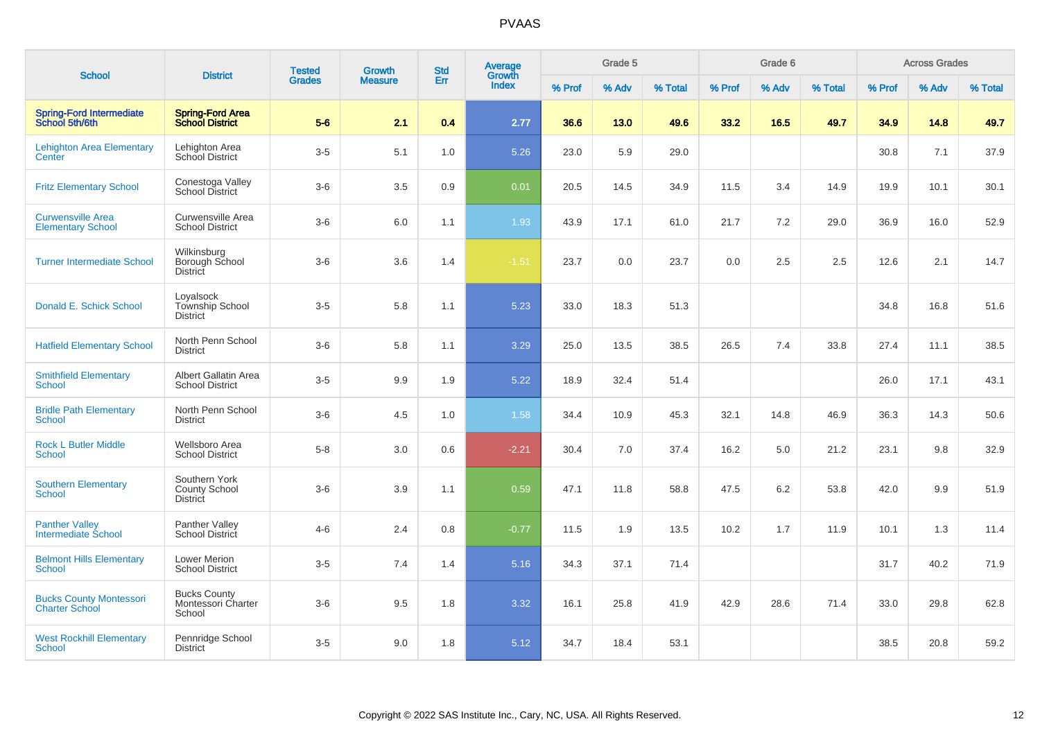# PVAAS

| School | District | Tested Grades | Growth Measure | Std Err | Average Growth Index | Grade 5 | | | Grade 6 | | | Across Grades | | |
|---|---|---|---|---|---|---|---|---|---|---|---|---|---|---|
| | | | | | | % Prof | % Adv | % Total | % Prof | % Adv | % Total | % Prof | % Adv | % Total |
| **Spring-Ford Intermediate School 5th/6th** | **Spring-Ford Area School District** | **5-6** | **2.1** | **0.4** | **2.77** | **36.6** | **13.0** | **49.6** | **33.2** | **16.5** | **49.7** | **34.9** | **14.8** | **49.7** |
| Lehighton Area Elementary Center | Lehighton Area School District | 3-5 | 5.1 | 1.0 | 5.26 | 23.0 | 5.9 | 29.0 | | | | 30.8 | 7.1 | 37.9 |
| Fritz Elementary School | Conestoga Valley School District | 3-6 | 3.5 | 0.9 | 0.01 | 20.5 | 14.5 | 34.9 | 11.5 | 3.4 | 14.9 | 19.9 | 10.1 | 30.1 |
| Curwensville Area Elementary School | Curwensville Area School District | 3-6 | 6.0 | 1.1 | 1.93 | 43.9 | 17.1 | 61.0 | 21.7 | 7.2 | 29.0 | 36.9 | 16.0 | 52.9 |
| Turner Intermediate School | Wilkinsburg Borough School District | 3-6 | 3.6 | 1.4 | -1.51 | 23.7 | 0.0 | 23.7 | 0.0 | 2.5 | 2.5 | 12.6 | 2.1 | 14.7 |
| Donald E. Schick School | Loyalsock Township School District | 3-5 | 5.8 | 1.1 | 5.23 | 33.0 | 18.3 | 51.3 | | | | 34.8 | 16.8 | 51.6 |
| Hatfield Elementary School | North Penn School District | 3-6 | 5.8 | 1.1 | 3.29 | 25.0 | 13.5 | 38.5 | 26.5 | 7.4 | 33.8 | 27.4 | 11.1 | 38.5 |
| Smithfield Elementary School | Albert Gallatin Area School District | 3-5 | 9.9 | 1.9 | 5.22 | 18.9 | 32.4 | 51.4 | | | | 26.0 | 17.1 | 43.1 |
| Bridle Path Elementary School | North Penn School District | 3-6 | 4.5 | 1.0 | 1.58 | 34.4 | 10.9 | 45.3 | 32.1 | 14.8 | 46.9 | 36.3 | 14.3 | 50.6 |
| Rock L Butler Middle School | Wellsboro Area School District | 5-8 | 3.0 | 0.6 | -2.21 | 30.4 | 7.0 | 37.4 | 16.2 | 5.0 | 21.2 | 23.1 | 9.8 | 32.9 |
| Southern Elementary School | Southern York County School District | 3-6 | 3.9 | 1.1 | 0.59 | 47.1 | 11.8 | 58.8 | 47.5 | 6.2 | 53.8 | 42.0 | 9.9 | 51.9 |
| Panther Valley Intermediate School | Panther Valley School District | 4-6 | 2.4 | 0.8 | -0.77 | 11.5 | 1.9 | 13.5 | 10.2 | 1.7 | 11.9 | 10.1 | 1.3 | 11.4 |
| Belmont Hills Elementary School | Lower Merion School District | 3-5 | 7.4 | 1.4 | 5.16 | 34.3 | 37.1 | 71.4 | | | | 31.7 | 40.2 | 71.9 |
| Bucks County Montessori Charter School | Bucks County Montessori Charter School | 3-6 | 9.5 | 1.8 | 3.32 | 16.1 | 25.8 | 41.9 | 42.9 | 28.6 | 71.4 | 33.0 | 29.8 | 62.8 |
| West Rockhill Elementary School | Pennridge School District | 3-5 | 9.0 | 1.8 | 5.12 | 34.7 | 18.4 | 53.1 | | | | 38.5 | 20.8 | 59.2 |

Copyright © 2022 SAS Institute Inc., Cary, NC, USA. All Rights Reserved.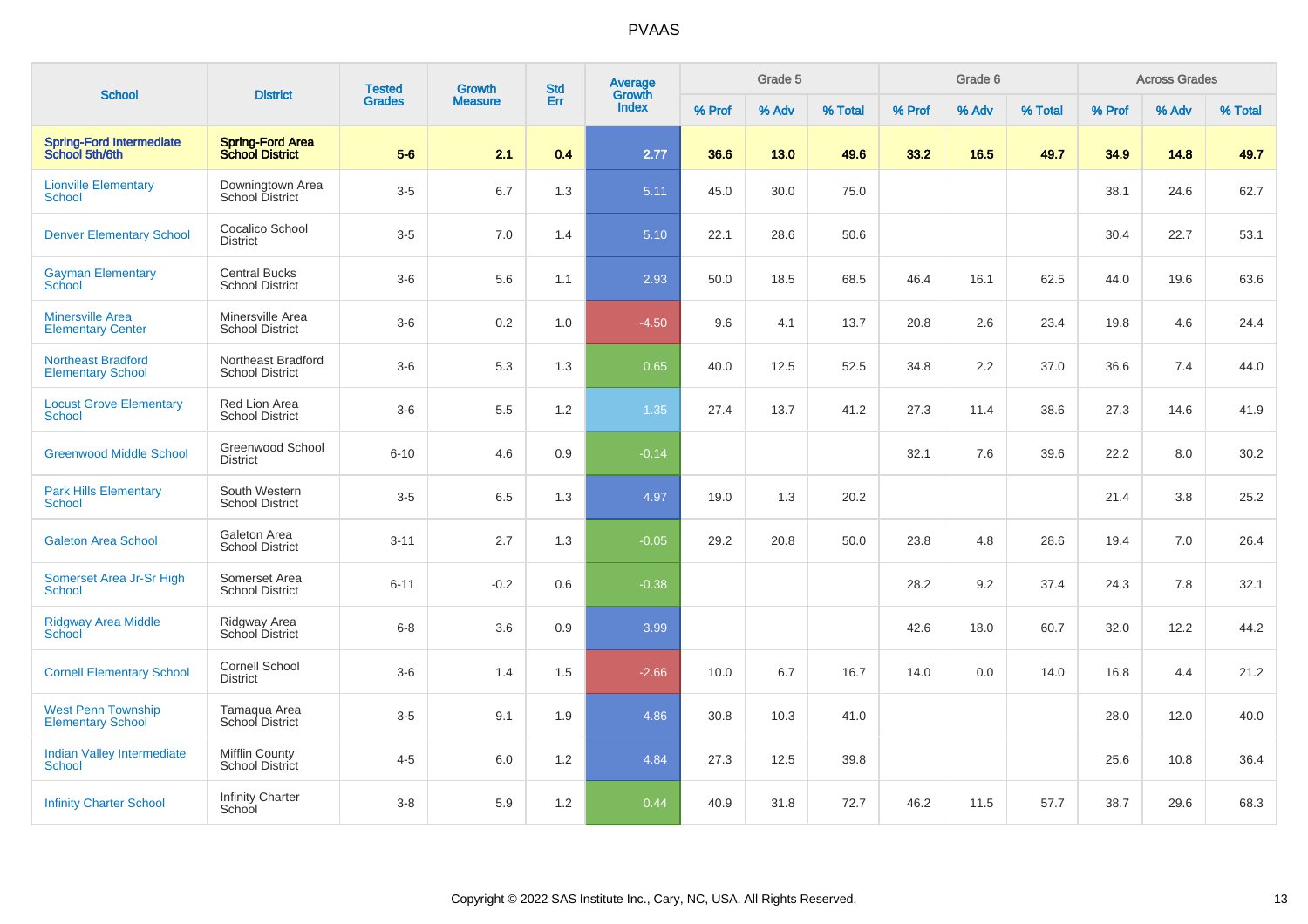# PVAAS

| School | District | Tested Grades | Growth Measure | Std Err | Average Growth Index | Grade 5 | | | Grade 6 | | | Across Grades | | |
|---|---|---|---|---|---|---|---|---|---|---|---|---|---|---|
| | | | | | | % Prof | % Adv | % Total | % Prof | % Adv | % Total | % Prof | % Adv | % Total |
| **Spring-Ford Intermediate School 5th/6th** | **Spring-Ford Area School District** | **5-6** | **2.1** | **0.4** | **2.77** | **36.6** | **13.0** | **49.6** | **33.2** | **16.5** | **49.7** | **34.9** | **14.8** | **49.7** |
| Lionville Elementary School | Downingtown Area School District | 3-5 | 6.7 | 1.3 | 5.11 | 45.0 | 30.0 | 75.0 | | | | 38.1 | 24.6 | 62.7 |
| Denver Elementary School | Cocalico School District | 3-5 | 7.0 | 1.4 | 5.10 | 22.1 | 28.6 | 50.6 | | | | 30.4 | 22.7 | 53.1 |
| Gayman Elementary School | Central Bucks School District | 3-6 | 5.6 | 1.1 | 2.93 | 50.0 | 18.5 | 68.5 | 46.4 | 16.1 | 62.5 | 44.0 | 19.6 | 63.6 |
| Minersville Area Elementary Center | Minersville Area School District | 3-6 | 0.2 | 1.0 | -4.50 | 9.6 | 4.1 | 13.7 | 20.8 | 2.6 | 23.4 | 19.8 | 4.6 | 24.4 |
| Northeast Bradford Elementary School | Northeast Bradford School District | 3-6 | 5.3 | 1.3 | 0.65 | 40.0 | 12.5 | 52.5 | 34.8 | 2.2 | 37.0 | 36.6 | 7.4 | 44.0 |
| Locust Grove Elementary School | Red Lion Area School District | 3-6 | 5.5 | 1.2 | 1.35 | 27.4 | 13.7 | 41.2 | 27.3 | 11.4 | 38.6 | 27.3 | 14.6 | 41.9 |
| Greenwood Middle School | Greenwood School District | 6-10 | 4.6 | 0.9 | -0.14 | | | | 32.1 | 7.6 | 39.6 | 22.2 | 8.0 | 30.2 |
| Park Hills Elementary School | South Western School District | 3-5 | 6.5 | 1.3 | 4.97 | 19.0 | 1.3 | 20.2 | | | | 21.4 | 3.8 | 25.2 |
| Galeton Area School | Galeton Area School District | 3-11 | 2.7 | 1.3 | -0.05 | 29.2 | 20.8 | 50.0 | 23.8 | 4.8 | 28.6 | 19.4 | 7.0 | 26.4 |
| Somerset Area Jr-Sr High School | Somerset Area School District | 6-11 | -0.2 | 0.6 | -0.38 | | | | 28.2 | 9.2 | 37.4 | 24.3 | 7.8 | 32.1 |
| Ridgway Area Middle School | Ridgway Area School District | 6-8 | 3.6 | 0.9 | 3.99 | | | | 42.6 | 18.0 | 60.7 | 32.0 | 12.2 | 44.2 |
| Cornell Elementary School | Cornell School District | 3-6 | 1.4 | 1.5 | -2.66 | 10.0 | 6.7 | 16.7 | 14.0 | 0.0 | 14.0 | 16.8 | 4.4 | 21.2 |
| West Penn Township Elementary School | Tamaqua Area School District | 3-5 | 9.1 | 1.9 | 4.86 | 30.8 | 10.3 | 41.0 | | | | 28.0 | 12.0 | 40.0 |
| Indian Valley Intermediate School | Mifflin County School District | 4-5 | 6.0 | 1.2 | 4.84 | 27.3 | 12.5 | 39.8 | | | | 25.6 | 10.8 | 36.4 |
| Infinity Charter School | Infinity Charter School | 3-8 | 5.9 | 1.2 | 0.44 | 40.9 | 31.8 | 72.7 | 46.2 | 11.5 | 57.7 | 38.7 | 29.6 | 68.3 |

Copyright © 2022 SAS Institute Inc., Cary, NC, USA. All Rights Reserved.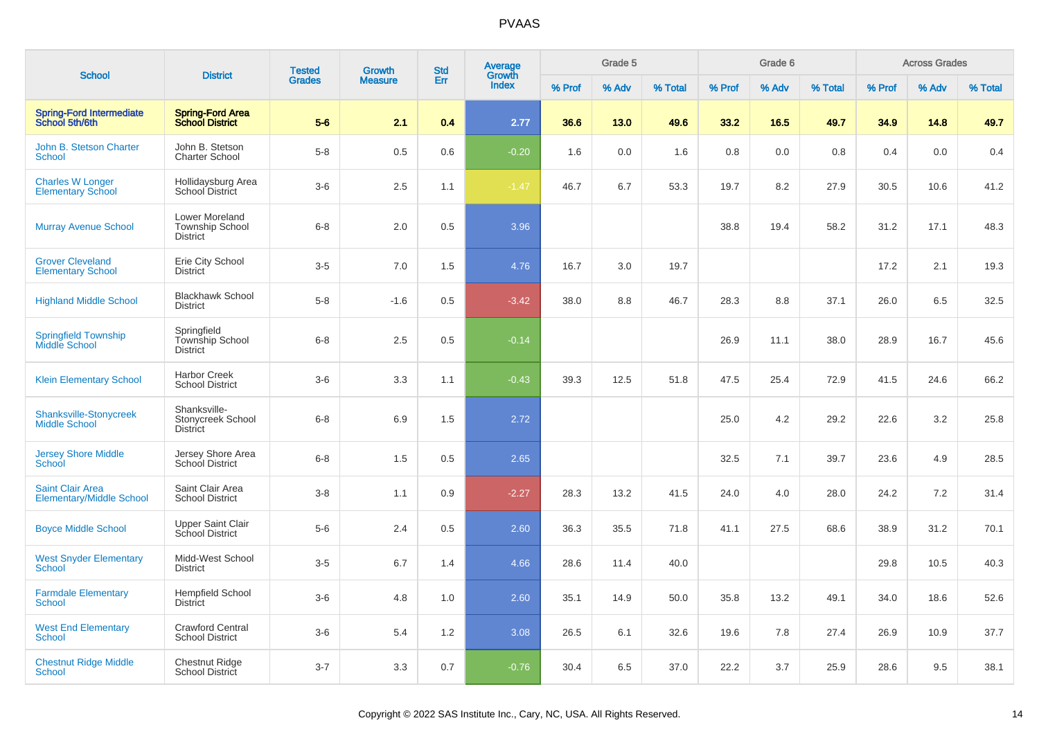# PVAAS

| School | District | Tested Grades | Growth Measure | Std Err | Average Growth Index | Grade 5 | | | Grade 6 | | | Across Grades | | |
|---|---|---|---|---|---|---|---|---|---|---|---|---|---|---|
| | | | | | | % Prof | % Adv | % Total | % Prof | % Adv | % Total | % Prof | % Adv | % Total |
| **Spring-Ford Intermediate School 5th/6th** | **Spring-Ford Area School District** | **5-6** | **2.1** | **0.4** | **2.77** | **36.6** | **13.0** | **49.6** | **33.2** | **16.5** | **49.7** | **34.9** | **14.8** | **49.7** |
| John B. Stetson Charter School | John B. Stetson Charter School | 5-8 | 0.5 | 0.6 | -0.20 | 1.6 | 0.0 | 1.6 | 0.8 | 0.0 | 0.8 | 0.4 | 0.0 | 0.4 |
| Charles W Longer Elementary School | Hollidaysburg Area School District | 3-6 | 2.5 | 1.1 | -1.47 | 46.7 | 6.7 | 53.3 | 19.7 | 8.2 | 27.9 | 30.5 | 10.6 | 41.2 |
| Murray Avenue School | Lower Moreland Township School District | 6-8 | 2.0 | 0.5 | 3.96 | | | | 38.8 | 19.4 | 58.2 | 31.2 | 17.1 | 48.3 |
| Grover Cleveland Elementary School | Erie City School District | 3-5 | 7.0 | 1.5 | 4.76 | 16.7 | 3.0 | 19.7 | | | | 17.2 | 2.1 | 19.3 |
| Highland Middle School | Blackhawk School District | 5-8 | -1.6 | 0.5 | -3.42 | 38.0 | 8.8 | 46.7 | 28.3 | 8.8 | 37.1 | 26.0 | 6.5 | 32.5 |
| Springfield Township Middle School | Springfield Township School District | 6-8 | 2.5 | 0.5 | -0.14 | | | | 26.9 | 11.1 | 38.0 | 28.9 | 16.7 | 45.6 |
| Klein Elementary School | Harbor Creek School District | 3-6 | 3.3 | 1.1 | -0.43 | 39.3 | 12.5 | 51.8 | 47.5 | 25.4 | 72.9 | 41.5 | 24.6 | 66.2 |
| Shanksville-Stonycreek Middle School | Shanksville-Stonycreek School District | 6-8 | 6.9 | 1.5 | 2.72 | | | | 25.0 | 4.2 | 29.2 | 22.6 | 3.2 | 25.8 |
| Jersey Shore Middle School | Jersey Shore Area School District | 6-8 | 1.5 | 0.5 | 2.65 | | | | 32.5 | 7.1 | 39.7 | 23.6 | 4.9 | 28.5 |
| Saint Clair Area Elementary/Middle School | Saint Clair Area School District | 3-8 | 1.1 | 0.9 | -2.27 | 28.3 | 13.2 | 41.5 | 24.0 | 4.0 | 28.0 | 24.2 | 7.2 | 31.4 |
| Boyce Middle School | Upper Saint Clair School District | 5-6 | 2.4 | 0.5 | 2.60 | 36.3 | 35.5 | 71.8 | 41.1 | 27.5 | 68.6 | 38.9 | 31.2 | 70.1 |
| West Snyder Elementary School | Midd-West School District | 3-5 | 6.7 | 1.4 | 4.66 | 28.6 | 11.4 | 40.0 | | | | 29.8 | 10.5 | 40.3 |
| Farmdale Elementary School | Hempfield School District | 3-6 | 4.8 | 1.0 | 2.60 | 35.1 | 14.9 | 50.0 | 35.8 | 13.2 | 49.1 | 34.0 | 18.6 | 52.6 |
| West End Elementary School | Crawford Central School District | 3-6 | 5.4 | 1.2 | 3.08 | 26.5 | 6.1 | 32.6 | 19.6 | 7.8 | 27.4 | 26.9 | 10.9 | 37.7 |
| Chestnut Ridge Middle School | Chestnut Ridge School District | 3-7 | 3.3 | 0.7 | -0.76 | 30.4 | 6.5 | 37.0 | 22.2 | 3.7 | 25.9 | 28.6 | 9.5 | 38.1 |

Copyright © 2022 SAS Institute Inc., Cary, NC, USA. All Rights Reserved.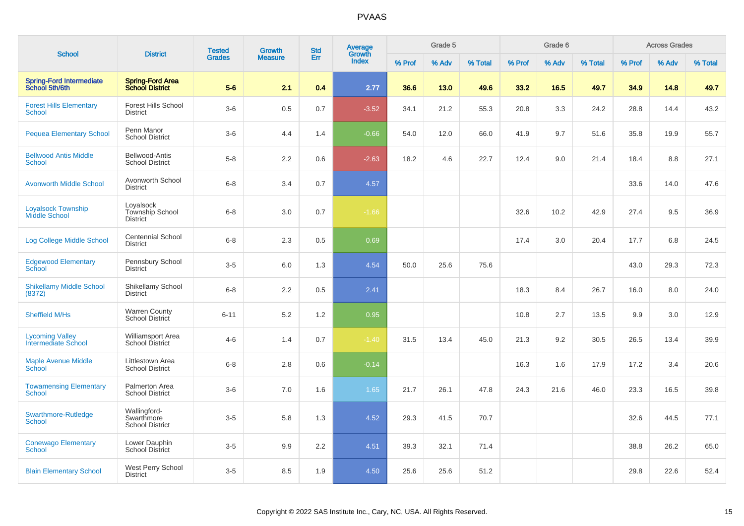# PVAAS

| School | District | Tested Grades | Growth Measure | Std Err | Average Growth Index | Grade 5 | | | Grade 6 | | | Across Grades | | |
|---|---|---|---|---|---|---|---|---|---|---|---|---|---|---|
| | | | | | | % Prof | % Adv | % Total | % Prof | % Adv | % Total | % Prof | % Adv | % Total |
| **Spring-Ford Intermediate School 5th/6th** | **Spring-Ford Area School District** | **5-6** | **2.1** | **0.4** | **2.77** | **36.6** | **13.0** | **49.6** | **33.2** | **16.5** | **49.7** | **34.9** | **14.8** | **49.7** |
| Forest Hills Elementary School | Forest Hills School District | 3-6 | 0.5 | 0.7 | -3.52 | 34.1 | 21.2 | 55.3 | 20.8 | 3.3 | 24.2 | 28.8 | 14.4 | 43.2 |
| Pequea Elementary School | Penn Manor School District | 3-6 | 4.4 | 1.4 | -0.66 | 54.0 | 12.0 | 66.0 | 41.9 | 9.7 | 51.6 | 35.8 | 19.9 | 55.7 |
| Bellwood Antis Middle School | Bellwood-Antis School District | 5-8 | 2.2 | 0.6 | -2.63 | 18.2 | 4.6 | 22.7 | 12.4 | 9.0 | 21.4 | 18.4 | 8.8 | 27.1 |
| Avonworth Middle School | Avonworth School District | 6-8 | 3.4 | 0.7 | 4.57 | | | | | | | 33.6 | 14.0 | 47.6 |
| Loyalsock Township Middle School | Loyalsock Township School District | 6-8 | 3.0 | 0.7 | -1.66 | | | | 32.6 | 10.2 | 42.9 | 27.4 | 9.5 | 36.9 |
| Log College Middle School | Centennial School District | 6-8 | 2.3 | 0.5 | 0.69 | | | | 17.4 | 3.0 | 20.4 | 17.7 | 6.8 | 24.5 |
| Edgewood Elementary School | Pennsbury School District | 3-5 | 6.0 | 1.3 | 4.54 | 50.0 | 25.6 | 75.6 | | | | 43.0 | 29.3 | 72.3 |
| Shikellamy Middle School (8372) | Shikellamy School District | 6-8 | 2.2 | 0.5 | 2.41 | | | | 18.3 | 8.4 | 26.7 | 16.0 | 8.0 | 24.0 |
| Sheffield M/Hs | Warren County School District | 6-11 | 5.2 | 1.2 | 0.95 | | | | 10.8 | 2.7 | 13.5 | 9.9 | 3.0 | 12.9 |
| Lycoming Valley Intermediate School | Williamsport Area School District | 4-6 | 1.4 | 0.7 | -1.40 | 31.5 | 13.4 | 45.0 | 21.3 | 9.2 | 30.5 | 26.5 | 13.4 | 39.9 |
| Maple Avenue Middle School | Littlestown Area School District | 6-8 | 2.8 | 0.6 | -0.14 | | | | 16.3 | 1.6 | 17.9 | 17.2 | 3.4 | 20.6 |
| Towamensing Elementary School | Palmerton Area School District | 3-6 | 7.0 | 1.6 | 1.65 | 21.7 | 26.1 | 47.8 | 24.3 | 21.6 | 46.0 | 23.3 | 16.5 | 39.8 |
| Swarthmore-Rutledge School | Wallingford-Swarthmore School District | 3-5 | 5.8 | 1.3 | 4.52 | 29.3 | 41.5 | 70.7 | | | | 32.6 | 44.5 | 77.1 |
| Conewago Elementary School | Lower Dauphin School District | 3-5 | 9.9 | 2.2 | 4.51 | 39.3 | 32.1 | 71.4 | | | | 38.8 | 26.2 | 65.0 |
| Blain Elementary School | West Perry School District | 3-5 | 8.5 | 1.9 | 4.50 | 25.6 | 25.6 | 51.2 | | | | 29.8 | 22.6 | 52.4 |

Copyright © 2022 SAS Institute Inc., Cary, NC, USA. All Rights Reserved.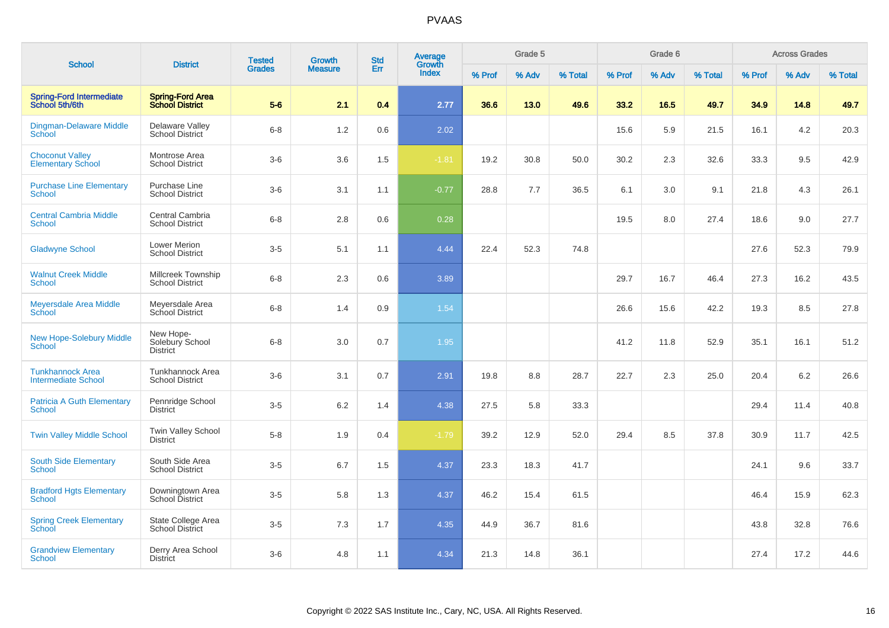PVAAS

| School | District | Tested Grades | Growth Measure | Std Err | Average Growth Index | Grade 5 | | | Grade 6 | | | Across Grades | | |
|---|---|---|---|---|---|---|---|---|---|---|---|---|---|---|
| | | | | | | % Prof | % Adv | % Total | % Prof | % Adv | % Total | % Prof | % Adv | % Total |
| **Spring-Ford Intermediate School 5th/6th** | **Spring-Ford Area School District** | **5-6** | **2.1** | **0.4** | **2.77** | **36.6** | **13.0** | **49.6** | **33.2** | **16.5** | **49.7** | **34.9** | **14.8** | **49.7** |
| Dingman-Delaware Middle School | Delaware Valley School District | 6-8 | 1.2 | 0.6 | 2.02 | | | | 15.6 | 5.9 | 21.5 | 16.1 | 4.2 | 20.3 |
| Choconut Valley Elementary School | Montrose Area School District | 3-6 | 3.6 | 1.5 | -1.81 | 19.2 | 30.8 | 50.0 | 30.2 | 2.3 | 32.6 | 33.3 | 9.5 | 42.9 |
| Purchase Line Elementary School | Purchase Line School District | 3-6 | 3.1 | 1.1 | -0.77 | 28.8 | 7.7 | 36.5 | 6.1 | 3.0 | 9.1 | 21.8 | 4.3 | 26.1 |
| Central Cambria Middle School | Central Cambria School District | 6-8 | 2.8 | 0.6 | 0.28 | | | | 19.5 | 8.0 | 27.4 | 18.6 | 9.0 | 27.7 |
| Gladwyne School | Lower Merion School District | 3-5 | 5.1 | 1.1 | 4.44 | 22.4 | 52.3 | 74.8 | | | | 27.6 | 52.3 | 79.9 |
| Walnut Creek Middle School | Millcreek Township School District | 6-8 | 2.3 | 0.6 | 3.89 | | | | 29.7 | 16.7 | 46.4 | 27.3 | 16.2 | 43.5 |
| Meyersdale Area Middle School | Meyersdale Area School District | 6-8 | 1.4 | 0.9 | 1.54 | | | | 26.6 | 15.6 | 42.2 | 19.3 | 8.5 | 27.8 |
| New Hope-Solebury Middle School | New Hope-Solebury School District | 6-8 | 3.0 | 0.7 | 1.95 | | | | 41.2 | 11.8 | 52.9 | 35.1 | 16.1 | 51.2 |
| Tunkhannock Area Intermediate School | Tunkhannock Area School District | 3-6 | 3.1 | 0.7 | 2.91 | 19.8 | 8.8 | 28.7 | 22.7 | 2.3 | 25.0 | 20.4 | 6.2 | 26.6 |
| Patricia A Guth Elementary School | Pennridge School District | 3-5 | 6.2 | 1.4 | 4.38 | 27.5 | 5.8 | 33.3 | | | | 29.4 | 11.4 | 40.8 |
| Twin Valley Middle School | Twin Valley School District | 5-8 | 1.9 | 0.4 | -1.79 | 39.2 | 12.9 | 52.0 | 29.4 | 8.5 | 37.8 | 30.9 | 11.7 | 42.5 |
| South Side Elementary School | South Side Area School District | 3-5 | 6.7 | 1.5 | 4.37 | 23.3 | 18.3 | 41.7 | | | | 24.1 | 9.6 | 33.7 |
| Bradford Hgts Elementary School | Downingtown Area School District | 3-5 | 5.8 | 1.3 | 4.37 | 46.2 | 15.4 | 61.5 | | | | 46.4 | 15.9 | 62.3 |
| Spring Creek Elementary School | State College Area School District | 3-5 | 7.3 | 1.7 | 4.35 | 44.9 | 36.7 | 81.6 | | | | 43.8 | 32.8 | 76.6 |
| Grandview Elementary School | Derry Area School District | 3-6 | 4.8 | 1.1 | 4.34 | 21.3 | 14.8 | 36.1 | | | | 27.4 | 17.2 | 44.6 |

Copyright © 2022 SAS Institute Inc., Cary, NC, USA. All Rights Reserved.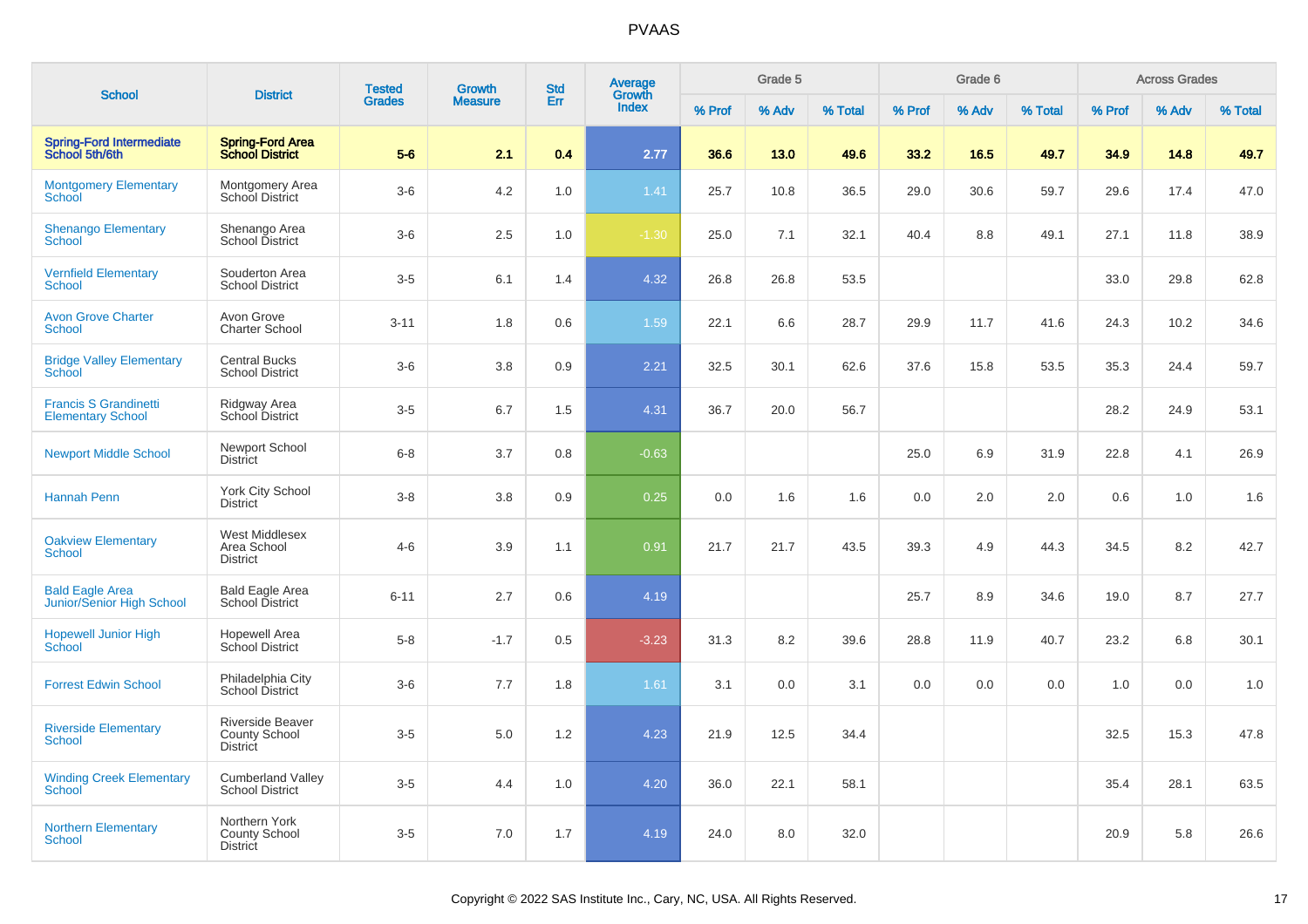# PVAAS

| School | District | Tested Grades | Growth Measure | Std Err | Average Growth Index | Grade 5 | | | Grade 6 | | | Across Grades | | |
|---|---|---|---|---|---|---|---|---|---|---|---|---|---|---|
| | | | | | | % Prof | % Adv | % Total | % Prof | % Adv | % Total | % Prof | % Adv | % Total |
| **Spring-Ford Intermediate School 5th/6th** | **Spring-Ford Area School District** | **5-6** | **2.1** | **0.4** | **2.77** | **36.6** | **13.0** | **49.6** | **33.2** | **16.5** | **49.7** | **34.9** | **14.8** | **49.7** |
| Montgomery Elementary School | Montgomery Area School District | 3-6 | 4.2 | 1.0 | 1.41 | 25.7 | 10.8 | 36.5 | 29.0 | 30.6 | 59.7 | 29.6 | 17.4 | 47.0 |
| Shenango Elementary School | Shenango Area School District | 3-6 | 2.5 | 1.0 | -1.30 | 25.0 | 7.1 | 32.1 | 40.4 | 8.8 | 49.1 | 27.1 | 11.8 | 38.9 |
| Vernfield Elementary School | Souderton Area School District | 3-5 | 6.1 | 1.4 | 4.32 | 26.8 | 26.8 | 53.5 | | | | 33.0 | 29.8 | 62.8 |
| Avon Grove Charter School | Avon Grove Charter School | 3-11 | 1.8 | 0.6 | 1.59 | 22.1 | 6.6 | 28.7 | 29.9 | 11.7 | 41.6 | 24.3 | 10.2 | 34.6 |
| Bridge Valley Elementary School | Central Bucks School District | 3-6 | 3.8 | 0.9 | 2.21 | 32.5 | 30.1 | 62.6 | 37.6 | 15.8 | 53.5 | 35.3 | 24.4 | 59.7 |
| Francis S Grandinetti Elementary School | Ridgway Area School District | 3-5 | 6.7 | 1.5 | 4.31 | 36.7 | 20.0 | 56.7 | | | | 28.2 | 24.9 | 53.1 |
| Newport Middle School | Newport School District | 6-8 | 3.7 | 0.8 | -0.63 | | | | 25.0 | 6.9 | 31.9 | 22.8 | 4.1 | 26.9 |
| Hannah Penn | York City School District | 3-8 | 3.8 | 0.9 | 0.25 | 0.0 | 1.6 | 1.6 | 0.0 | 2.0 | 2.0 | 0.6 | 1.0 | 1.6 |
| Oakview Elementary School | West Middlesex Area School District | 4-6 | 3.9 | 1.1 | 0.91 | 21.7 | 21.7 | 43.5 | 39.3 | 4.9 | 44.3 | 34.5 | 8.2 | 42.7 |
| Bald Eagle Area Junior/Senior High School | Bald Eagle Area School District | 6-11 | 2.7 | 0.6 | 4.19 | | | | 25.7 | 8.9 | 34.6 | 19.0 | 8.7 | 27.7 |
| Hopewell Junior High School | Hopewell Area School District | 5-8 | -1.7 | 0.5 | -3.23 | 31.3 | 8.2 | 39.6 | 28.8 | 11.9 | 40.7 | 23.2 | 6.8 | 30.1 |
| Forrest Edwin School | Philadelphia City School District | 3-6 | 7.7 | 1.8 | 1.61 | 3.1 | 0.0 | 3.1 | 0.0 | 0.0 | 0.0 | 1.0 | 0.0 | 1.0 |
| Riverside Elementary School | Riverside Beaver County School District | 3-5 | 5.0 | 1.2 | 4.23 | 21.9 | 12.5 | 34.4 | | | | 32.5 | 15.3 | 47.8 |
| Winding Creek Elementary School | Cumberland Valley School District | 3-5 | 4.4 | 1.0 | 4.20 | 36.0 | 22.1 | 58.1 | | | | 35.4 | 28.1 | 63.5 |
| Northern Elementary School | Northern York County School District | 3-5 | 7.0 | 1.7 | 4.19 | 24.0 | 8.0 | 32.0 | | | | 20.9 | 5.8 | 26.6 |

Copyright © 2022 SAS Institute Inc., Cary, NC, USA. All Rights Reserved.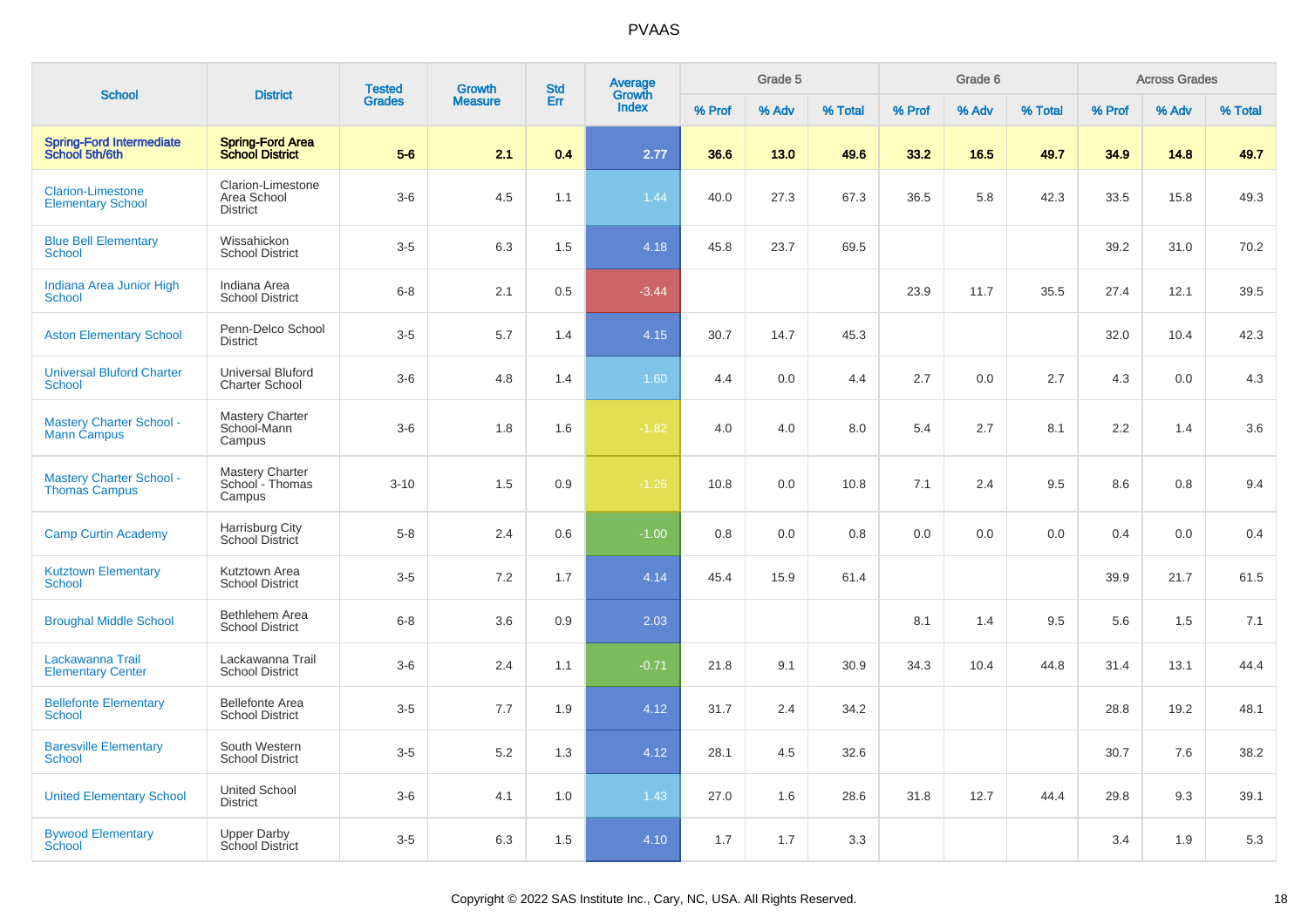# PVAAS

| School | District | Tested Grades | Growth Measure | Std Err | Average Growth Index | Grade 5 | | | Grade 6 | | | Across Grades | | |
|---|---|---|---|---|---|---|---|---|---|---|---|---|---|---|
| | | | | | | % Prof | % Adv | % Total | % Prof | % Adv | % Total | % Prof | % Adv | % Total |
| **Spring-Ford Intermediate School 5th/6th** | **Spring-Ford Area School District** | **5-6** | **2.1** | **0.4** | **2.77** | **36.6** | **13.0** | **49.6** | **33.2** | **16.5** | **49.7** | **34.9** | **14.8** | **49.7** |
| Clarion-Limestone Elementary School | Clarion-Limestone Area School District | 3-6 | 4.5 | 1.1 | 1.44 | 40.0 | 27.3 | 67.3 | 36.5 | 5.8 | 42.3 | 33.5 | 15.8 | 49.3 |
| Blue Bell Elementary School | Wissahickon School District | 3-5 | 6.3 | 1.5 | 4.18 | 45.8 | 23.7 | 69.5 | | | | 39.2 | 31.0 | 70.2 |
| Indiana Area Junior High School | Indiana Area School District | 6-8 | 2.1 | 0.5 | -3.44 | | | | 23.9 | 11.7 | 35.5 | 27.4 | 12.1 | 39.5 |
| Aston Elementary School | Penn-Delco School District | 3-5 | 5.7 | 1.4 | 4.15 | 30.7 | 14.7 | 45.3 | | | | 32.0 | 10.4 | 42.3 |
| Universal Bluford Charter School | Universal Bluford Charter School | 3-6 | 4.8 | 1.4 | 1.60 | 4.4 | 0.0 | 4.4 | 2.7 | 0.0 | 2.7 | 4.3 | 0.0 | 4.3 |
| Mastery Charter School - Mann Campus | Mastery Charter School-Mann Campus | 3-6 | 1.8 | 1.6 | -1.82 | 4.0 | 4.0 | 8.0 | 5.4 | 2.7 | 8.1 | 2.2 | 1.4 | 3.6 |
| Mastery Charter School - Thomas Campus | Mastery Charter School - Thomas Campus | 3-10 | 1.5 | 0.9 | -1.26 | 10.8 | 0.0 | 10.8 | 7.1 | 2.4 | 9.5 | 8.6 | 0.8 | 9.4 |
| Camp Curtin Academy | Harrisburg City School District | 5-8 | 2.4 | 0.6 | -1.00 | 0.8 | 0.0 | 0.8 | 0.0 | 0.0 | 0.0 | 0.4 | 0.0 | 0.4 |
| Kutztown Elementary School | Kutztown Area School District | 3-5 | 7.2 | 1.7 | 4.14 | 45.4 | 15.9 | 61.4 | | | | 39.9 | 21.7 | 61.5 |
| Broughal Middle School | Bethlehem Area School District | 6-8 | 3.6 | 0.9 | 2.03 | | | | 8.1 | 1.4 | 9.5 | 5.6 | 1.5 | 7.1 |
| Lackawanna Trail Elementary Center | Lackawanna Trail School District | 3-6 | 2.4 | 1.1 | -0.71 | 21.8 | 9.1 | 30.9 | 34.3 | 10.4 | 44.8 | 31.4 | 13.1 | 44.4 |
| Bellefonte Elementary School | Bellefonte Area School District | 3-5 | 7.7 | 1.9 | 4.12 | 31.7 | 2.4 | 34.2 | | | | 28.8 | 19.2 | 48.1 |
| Baresville Elementary School | South Western School District | 3-5 | 5.2 | 1.3 | 4.12 | 28.1 | 4.5 | 32.6 | | | | 30.7 | 7.6 | 38.2 |
| United Elementary School | United School District | 3-6 | 4.1 | 1.0 | 1.43 | 27.0 | 1.6 | 28.6 | 31.8 | 12.7 | 44.4 | 29.8 | 9.3 | 39.1 |
| Bywood Elementary School | Upper Darby School District | 3-5 | 6.3 | 1.5 | 4.10 | 1.7 | 1.7 | 3.3 | | | | 3.4 | 1.9 | 5.3 |

Copyright © 2022 SAS Institute Inc., Cary, NC, USA. All Rights Reserved.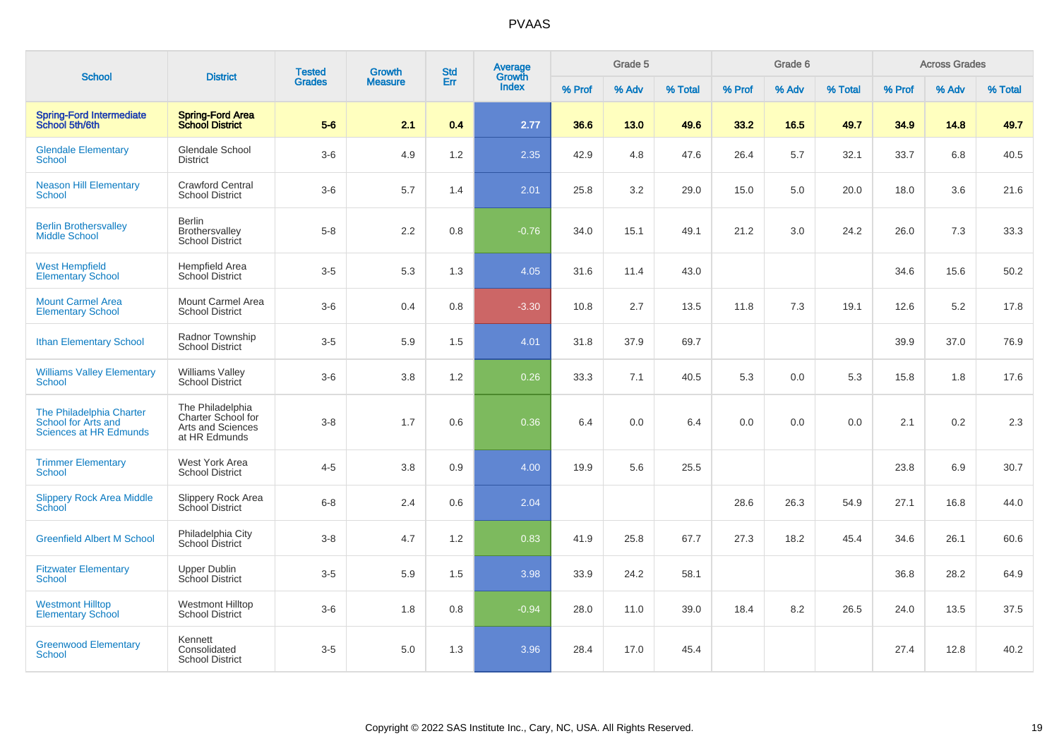# PVAAS

| School | District | Tested Grades | Growth Measure | Std Err | Average Growth Index | Grade 5 | | | Grade 6 | | | Across Grades | | |
|---|---|---|---|---|---|---|---|---|---|---|---|---|---|---|
| | | | | | | % Prof | % Adv | % Total | % Prof | % Adv | % Total | % Prof | % Adv | % Total |
| **Spring-Ford Intermediate School 5th/6th** | **Spring-Ford Area School District** | **5-6** | **2.1** | **0.4** | **2.77** | **36.6** | **13.0** | **49.6** | **33.2** | **16.5** | **49.7** | **34.9** | **14.8** | **49.7** |
| Glendale Elementary School | Glendale School District | 3-6 | 4.9 | 1.2 | 2.35 | 42.9 | 4.8 | 47.6 | 26.4 | 5.7 | 32.1 | 33.7 | 6.8 | 40.5 |
| Neason Hill Elementary School | Crawford Central School District | 3-6 | 5.7 | 1.4 | 2.01 | 25.8 | 3.2 | 29.0 | 15.0 | 5.0 | 20.0 | 18.0 | 3.6 | 21.6 |
| Berlin Brothersvalley Middle School | Berlin Brothersvalley School District | 5-8 | 2.2 | 0.8 | -0.76 | 34.0 | 15.1 | 49.1 | 21.2 | 3.0 | 24.2 | 26.0 | 7.3 | 33.3 |
| West Hempfield Elementary School | Hempfield Area School District | 3-5 | 5.3 | 1.3 | 4.05 | 31.6 | 11.4 | 43.0 | | | | 34.6 | 15.6 | 50.2 |
| Mount Carmel Area Elementary School | Mount Carmel Area School District | 3-6 | 0.4 | 0.8 | -3.30 | 10.8 | 2.7 | 13.5 | 11.8 | 7.3 | 19.1 | 12.6 | 5.2 | 17.8 |
| Ithan Elementary School | Radnor Township School District | 3-5 | 5.9 | 1.5 | 4.01 | 31.8 | 37.9 | 69.7 | | | | 39.9 | 37.0 | 76.9 |
| Williams Valley Elementary School | Williams Valley School District | 3-6 | 3.8 | 1.2 | 0.26 | 33.3 | 7.1 | 40.5 | 5.3 | 0.0 | 5.3 | 15.8 | 1.8 | 17.6 |
| The Philadelphia Charter School for Arts and Sciences at HR Edmunds | The Philadelphia Charter School for Arts and Sciences at HR Edmunds | 3-8 | 1.7 | 0.6 | 0.36 | 6.4 | 0.0 | 6.4 | 0.0 | 0.0 | 0.0 | 2.1 | 0.2 | 2.3 |
| Trimmer Elementary School | West York Area School District | 4-5 | 3.8 | 0.9 | 4.00 | 19.9 | 5.6 | 25.5 | | | | 23.8 | 6.9 | 30.7 |
| Slippery Rock Area Middle School | Slippery Rock Area School District | 6-8 | 2.4 | 0.6 | 2.04 | | | | 28.6 | 26.3 | 54.9 | 27.1 | 16.8 | 44.0 |
| Greenfield Albert M School | Philadelphia City School District | 3-8 | 4.7 | 1.2 | 0.83 | 41.9 | 25.8 | 67.7 | 27.3 | 18.2 | 45.4 | 34.6 | 26.1 | 60.6 |
| Fitzwater Elementary School | Upper Dublin School District | 3-5 | 5.9 | 1.5 | 3.98 | 33.9 | 24.2 | 58.1 | | | | 36.8 | 28.2 | 64.9 |
| Westmont Hilltop Elementary School | Westmont Hilltop School District | 3-6 | 1.8 | 0.8 | -0.94 | 28.0 | 11.0 | 39.0 | 18.4 | 8.2 | 26.5 | 24.0 | 13.5 | 37.5 |
| Greenwood Elementary School | Kennett Consolidated School District | 3-5 | 5.0 | 1.3 | 3.96 | 28.4 | 17.0 | 45.4 | | | | 27.4 | 12.8 | 40.2 |

Copyright © 2022 SAS Institute Inc., Cary, NC, USA. All Rights Reserved.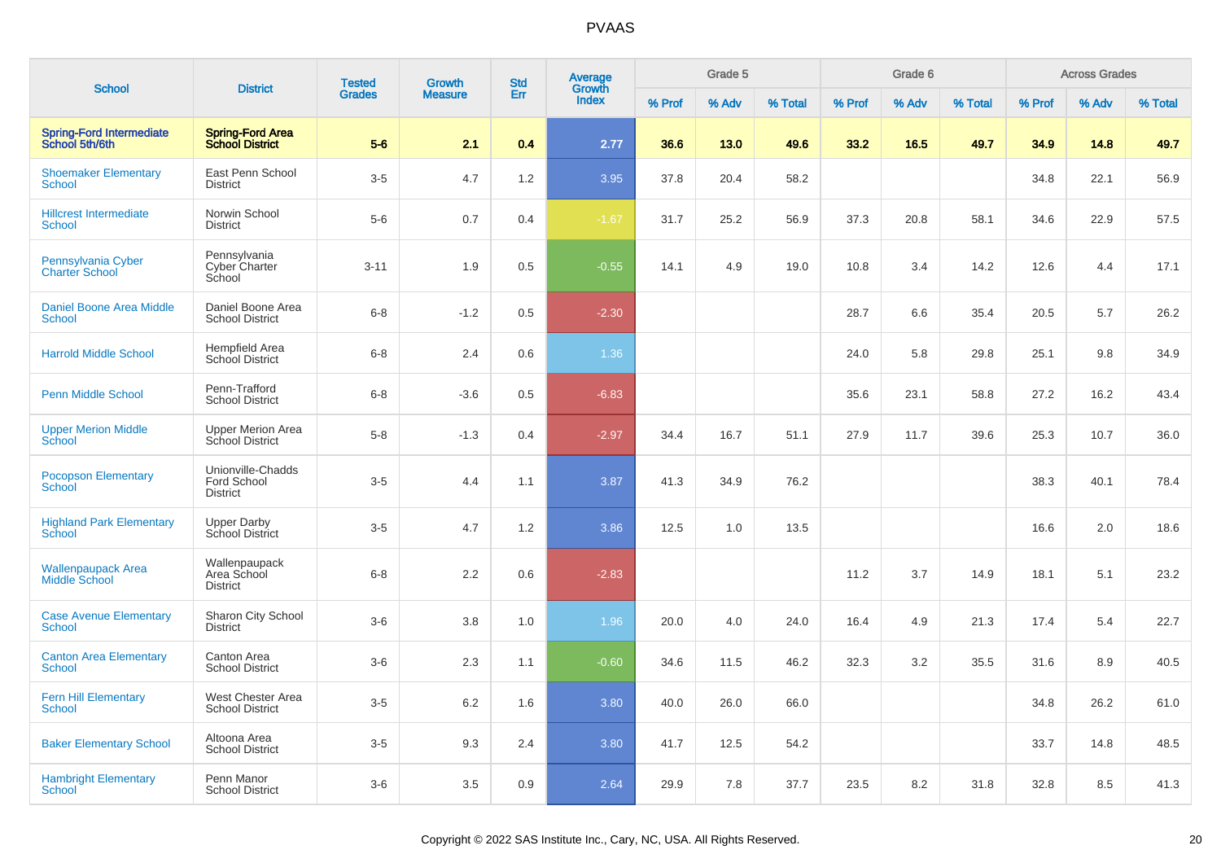# PVAAS

| School | District | Tested Grades | Growth Measure | Std Err | Average Growth Index | Grade 5 | | | Grade 6 | | | Across Grades | | |
|---|---|---|---|---|---|---|---|---|---|---|---|---|---|---|
| | | | | | | % Prof | % Adv | % Total | % Prof | % Adv | % Total | % Prof | % Adv | % Total |
| **Spring-Ford Intermediate School 5th/6th** | **Spring-Ford Area School District** | **5-6** | **2.1** | **0.4** | **2.77** | **36.6** | **13.0** | **49.6** | **33.2** | **16.5** | **49.7** | **34.9** | **14.8** | **49.7** |
| Shoemaker Elementary School | East Penn School District | 3-5 | 4.7 | 1.2 | 3.95 | 37.8 | 20.4 | 58.2 | | | | 34.8 | 22.1 | 56.9 |
| Hillcrest Intermediate School | Norwin School District | 5-6 | 0.7 | 0.4 | -1.67 | 31.7 | 25.2 | 56.9 | 37.3 | 20.8 | 58.1 | 34.6 | 22.9 | 57.5 |
| Pennsylvania Cyber Charter School | Pennsylvania Cyber Charter School | 3-11 | 1.9 | 0.5 | -0.55 | 14.1 | 4.9 | 19.0 | 10.8 | 3.4 | 14.2 | 12.6 | 4.4 | 17.1 |
| Daniel Boone Area Middle School | Daniel Boone Area School District | 6-8 | -1.2 | 0.5 | -2.30 | | | | 28.7 | 6.6 | 35.4 | 20.5 | 5.7 | 26.2 |
| Harrold Middle School | Hempfield Area School District | 6-8 | 2.4 | 0.6 | 1.36 | | | | 24.0 | 5.8 | 29.8 | 25.1 | 9.8 | 34.9 |
| Penn Middle School | Penn-Trafford School District | 6-8 | -3.6 | 0.5 | -6.83 | | | | 35.6 | 23.1 | 58.8 | 27.2 | 16.2 | 43.4 |
| Upper Merion Middle School | Upper Merion Area School District | 5-8 | -1.3 | 0.4 | -2.97 | 34.4 | 16.7 | 51.1 | 27.9 | 11.7 | 39.6 | 25.3 | 10.7 | 36.0 |
| Pocopson Elementary School | Unionville-Chadds Ford School District | 3-5 | 4.4 | 1.1 | 3.87 | 41.3 | 34.9 | 76.2 | | | | 38.3 | 40.1 | 78.4 |
| Highland Park Elementary School | Upper Darby School District | 3-5 | 4.7 | 1.2 | 3.86 | 12.5 | 1.0 | 13.5 | | | | 16.6 | 2.0 | 18.6 |
| Wallenpaupack Area Middle School | Wallenpaupack Area School District | 6-8 | 2.2 | 0.6 | -2.83 | | | | 11.2 | 3.7 | 14.9 | 18.1 | 5.1 | 23.2 |
| Case Avenue Elementary School | Sharon City School District | 3-6 | 3.8 | 1.0 | 1.96 | 20.0 | 4.0 | 24.0 | 16.4 | 4.9 | 21.3 | 17.4 | 5.4 | 22.7 |
| Canton Area Elementary School | Canton Area School District | 3-6 | 2.3 | 1.1 | -0.60 | 34.6 | 11.5 | 46.2 | 32.3 | 3.2 | 35.5 | 31.6 | 8.9 | 40.5 |
| Fern Hill Elementary School | West Chester Area School District | 3-5 | 6.2 | 1.6 | 3.80 | 40.0 | 26.0 | 66.0 | | | | 34.8 | 26.2 | 61.0 |
| Baker Elementary School | Altoona Area School District | 3-5 | 9.3 | 2.4 | 3.80 | 41.7 | 12.5 | 54.2 | | | | 33.7 | 14.8 | 48.5 |
| Hambright Elementary School | Penn Manor School District | 3-6 | 3.5 | 0.9 | 2.64 | 29.9 | 7.8 | 37.7 | 23.5 | 8.2 | 31.8 | 32.8 | 8.5 | 41.3 |

Copyright © 2022 SAS Institute Inc., Cary, NC, USA. All Rights Reserved.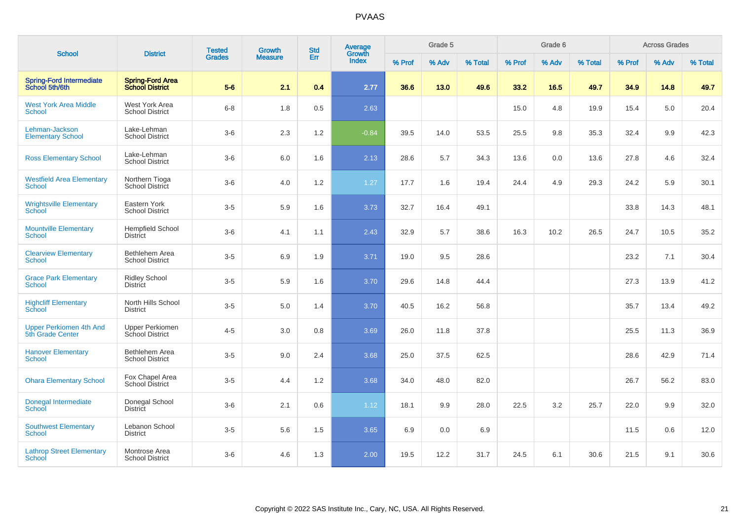## PVAAS

| School | District | Tested Grades | Growth Measure | Std Err | Average Growth Index | Grade 5 | | | Grade 6 | | | Across Grades | | |
|---|---|---|---|---|---|---|---|---|---|---|---|---|---|---|
| | | | | | | % Prof | % Adv | % Total | % Prof | % Adv | % Total | % Prof | % Adv | % Total |
| **Spring-Ford Intermediate School 5th/6th** | **Spring-Ford Area School District** | **5-6** | **2.1** | **0.4** | **2.77** | **36.6** | **13.0** | **49.6** | **33.2** | **16.5** | **49.7** | **34.9** | **14.8** | **49.7** |
| West York Area Middle School | West York Area School District | 6-8 | 1.8 | 0.5 | 2.63 | | | | 15.0 | 4.8 | 19.9 | 15.4 | 5.0 | 20.4 |
| Lehman-Jackson Elementary School | Lake-Lehman School District | 3-6 | 2.3 | 1.2 | -0.84 | 39.5 | 14.0 | 53.5 | 25.5 | 9.8 | 35.3 | 32.4 | 9.9 | 42.3 |
| Ross Elementary School | Lake-Lehman School District | 3-6 | 6.0 | 1.6 | 2.13 | 28.6 | 5.7 | 34.3 | 13.6 | 0.0 | 13.6 | 27.8 | 4.6 | 32.4 |
| Westfield Area Elementary School | Northern Tioga School District | 3-6 | 4.0 | 1.2 | 1.27 | 17.7 | 1.6 | 19.4 | 24.4 | 4.9 | 29.3 | 24.2 | 5.9 | 30.1 |
| Wrightsville Elementary School | Eastern York School District | 3-5 | 5.9 | 1.6 | 3.73 | 32.7 | 16.4 | 49.1 | | | | 33.8 | 14.3 | 48.1 |
| Mountville Elementary School | Hempfield School District | 3-6 | 4.1 | 1.1 | 2.43 | 32.9 | 5.7 | 38.6 | 16.3 | 10.2 | 26.5 | 24.7 | 10.5 | 35.2 |
| Clearview Elementary School | Bethlehem Area School District | 3-5 | 6.9 | 1.9 | 3.71 | 19.0 | 9.5 | 28.6 | | | | 23.2 | 7.1 | 30.4 |
| Grace Park Elementary School | Ridley School District | 3-5 | 5.9 | 1.6 | 3.70 | 29.6 | 14.8 | 44.4 | | | | 27.3 | 13.9 | 41.2 |
| Highcliff Elementary School | North Hills School District | 3-5 | 5.0 | 1.4 | 3.70 | 40.5 | 16.2 | 56.8 | | | | 35.7 | 13.4 | 49.2 |
| Upper Perkiomen 4th And 5th Grade Center | Upper Perkiomen School District | 4-5 | 3.0 | 0.8 | 3.69 | 26.0 | 11.8 | 37.8 | | | | 25.5 | 11.3 | 36.9 |
| Hanover Elementary School | Bethlehem Area School District | 3-5 | 9.0 | 2.4 | 3.68 | 25.0 | 37.5 | 62.5 | | | | 28.6 | 42.9 | 71.4 |
| Ohara Elementary School | Fox Chapel Area School District | 3-5 | 4.4 | 1.2 | 3.68 | 34.0 | 48.0 | 82.0 | | | | 26.7 | 56.2 | 83.0 |
| Donegal Intermediate School | Donegal School District | 3-6 | 2.1 | 0.6 | 1.12 | 18.1 | 9.9 | 28.0 | 22.5 | 3.2 | 25.7 | 22.0 | 9.9 | 32.0 |
| Southwest Elementary School | Lebanon School District | 3-5 | 5.6 | 1.5 | 3.65 | 6.9 | 0.0 | 6.9 | | | | 11.5 | 0.6 | 12.0 |
| Lathrop Street Elementary School | Montrose Area School District | 3-6 | 4.6 | 1.3 | 2.00 | 19.5 | 12.2 | 31.7 | 24.5 | 6.1 | 30.6 | 21.5 | 9.1 | 30.6 |

Copyright © 2022 SAS Institute Inc., Cary, NC, USA. All Rights Reserved.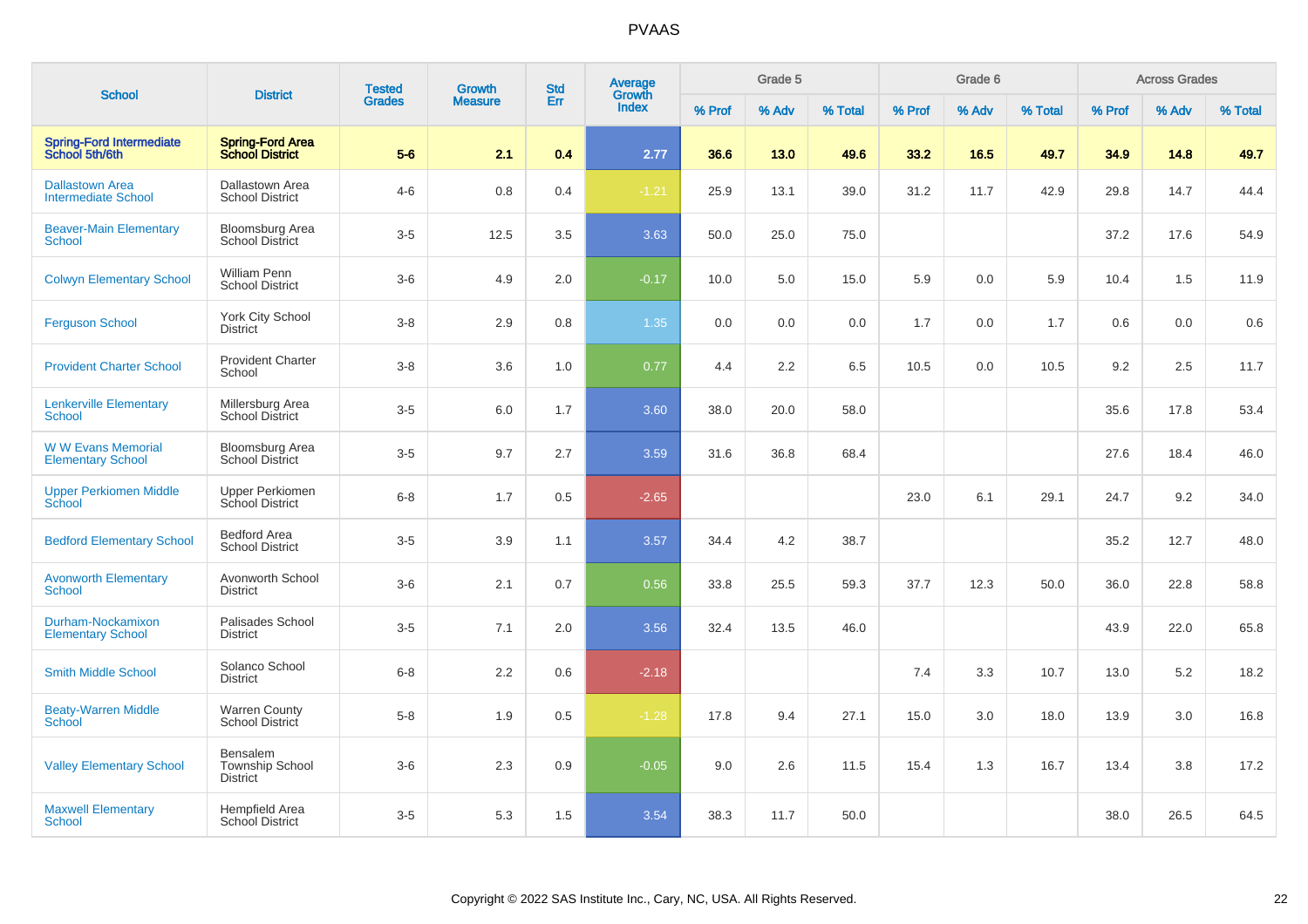# PVAAS

| School | District | Tested Grades | Growth Measure | Std Err | Average Growth Index | Grade 5 | | | Grade 6 | | | Across Grades | | |
|---|---|---|---|---|---|---|---|---|---|---|---|---|---|---|
| | | | | | | % Prof | % Adv | % Total | % Prof | % Adv | % Total | % Prof | % Adv | % Total |
| **Spring-Ford Intermediate School 5th/6th** | **Spring-Ford Area School District** | **5-6** | **2.1** | **0.4** | **2.77** | **36.6** | **13.0** | **49.6** | **33.2** | **16.5** | **49.7** | **34.9** | **14.8** | **49.7** |
| Dallastown Area Intermediate School | Dallastown Area School District | 4-6 | 0.8 | 0.4 | -1.21 | 25.9 | 13.1 | 39.0 | 31.2 | 11.7 | 42.9 | 29.8 | 14.7 | 44.4 |
| Beaver-Main Elementary School | Bloomsburg Area School District | 3-5 | 12.5 | 3.5 | 3.63 | 50.0 | 25.0 | 75.0 | | | | 37.2 | 17.6 | 54.9 |
| Colwyn Elementary School | William Penn School District | 3-6 | 4.9 | 2.0 | -0.17 | 10.0 | 5.0 | 15.0 | 5.9 | 0.0 | 5.9 | 10.4 | 1.5 | 11.9 |
| Ferguson School | York City School District | 3-8 | 2.9 | 0.8 | 1.35 | 0.0 | 0.0 | 0.0 | 1.7 | 0.0 | 1.7 | 0.6 | 0.0 | 0.6 |
| Provident Charter School | Provident Charter School | 3-8 | 3.6 | 1.0 | 0.77 | 4.4 | 2.2 | 6.5 | 10.5 | 0.0 | 10.5 | 9.2 | 2.5 | 11.7 |
| Lenkerville Elementary School | Millersburg Area School District | 3-5 | 6.0 | 1.7 | 3.60 | 38.0 | 20.0 | 58.0 | | | | 35.6 | 17.8 | 53.4 |
| W W Evans Memorial Elementary School | Bloomsburg Area School District | 3-5 | 9.7 | 2.7 | 3.59 | 31.6 | 36.8 | 68.4 | | | | 27.6 | 18.4 | 46.0 |
| Upper Perkiomen Middle School | Upper Perkiomen School District | 6-8 | 1.7 | 0.5 | -2.65 | | | | 23.0 | 6.1 | 29.1 | 24.7 | 9.2 | 34.0 |
| Bedford Elementary School | Bedford Area School District | 3-5 | 3.9 | 1.1 | 3.57 | 34.4 | 4.2 | 38.7 | | | | 35.2 | 12.7 | 48.0 |
| Avonworth Elementary School | Avonworth School District | 3-6 | 2.1 | 0.7 | 0.56 | 33.8 | 25.5 | 59.3 | 37.7 | 12.3 | 50.0 | 36.0 | 22.8 | 58.8 |
| Durham-Nockamixon Elementary School | Palisades School District | 3-5 | 7.1 | 2.0 | 3.56 | 32.4 | 13.5 | 46.0 | | | | 43.9 | 22.0 | 65.8 |
| Smith Middle School | Solanco School District | 6-8 | 2.2 | 0.6 | -2.18 | | | | 7.4 | 3.3 | 10.7 | 13.0 | 5.2 | 18.2 |
| Beaty-Warren Middle School | Warren County School District | 5-8 | 1.9 | 0.5 | -1.28 | 17.8 | 9.4 | 27.1 | 15.0 | 3.0 | 18.0 | 13.9 | 3.0 | 16.8 |
| Valley Elementary School | Bensalem Township School District | 3-6 | 2.3 | 0.9 | -0.05 | 9.0 | 2.6 | 11.5 | 15.4 | 1.3 | 16.7 | 13.4 | 3.8 | 17.2 |
| Maxwell Elementary School | Hempfield Area School District | 3-5 | 5.3 | 1.5 | 3.54 | 38.3 | 11.7 | 50.0 | | | | 38.0 | 26.5 | 64.5 |

Copyright © 2022 SAS Institute Inc., Cary, NC, USA. All Rights Reserved.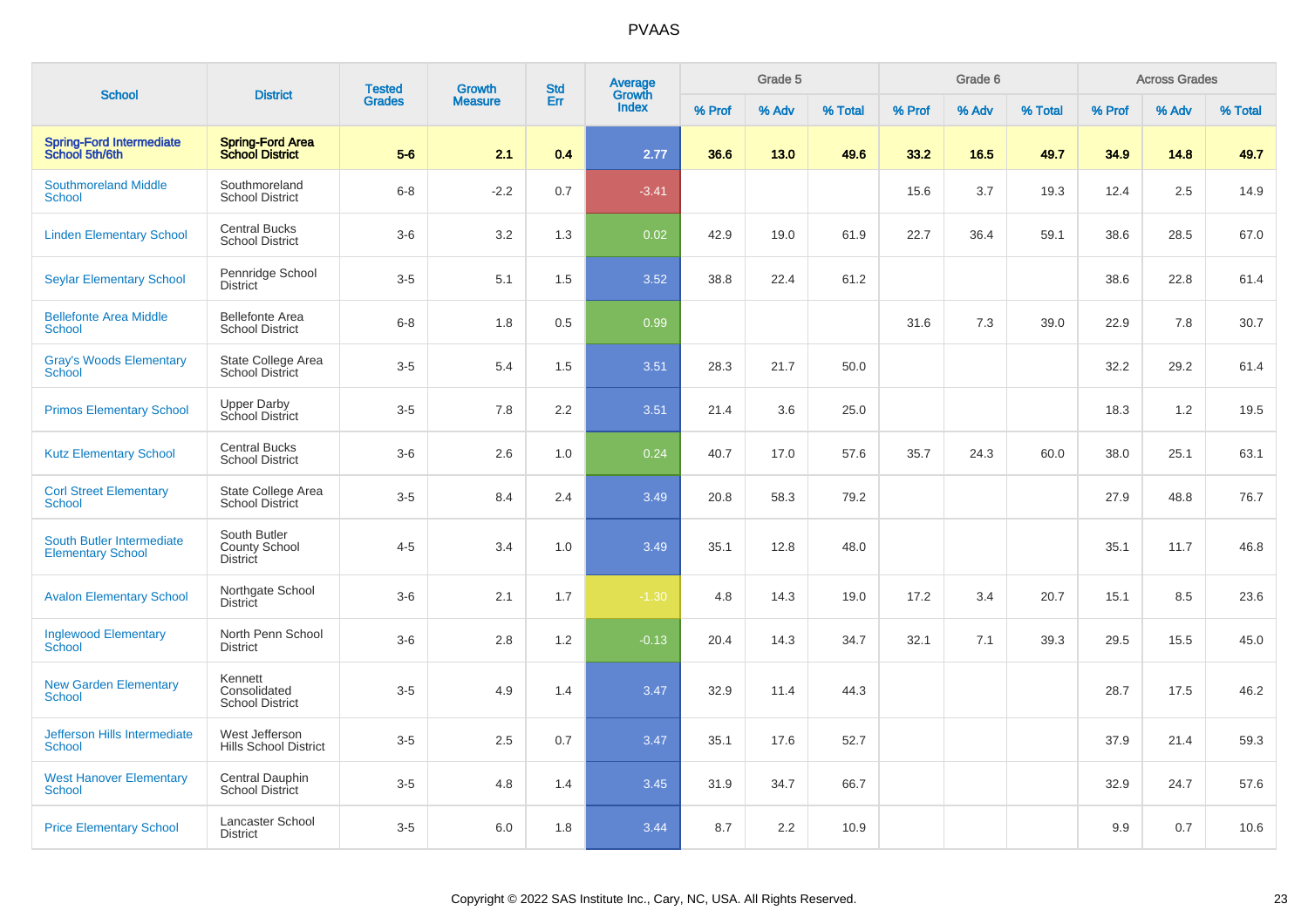# PVAAS

| School | District | Tested Grades | Growth Measure | Std Err | Average Growth Index | Grade 5 | | | Grade 6 | | | Across Grades | | |
|---|---|---|---|---|---|---|---|---|---|---|---|---|---|---|
| | | | | | | % Prof | % Adv | % Total | % Prof | % Adv | % Total | % Prof | % Adv | % Total |
| **Spring-Ford Intermediate School 5th/6th** | **Spring-Ford Area School District** | **5-6** | **2.1** | **0.4** | **2.77** | **36.6** | **13.0** | **49.6** | **33.2** | **16.5** | **49.7** | **34.9** | **14.8** | **49.7** |
| Southmoreland Middle School | Southmoreland School District | 6-8 | -2.2 | 0.7 | -3.41 | | | | 15.6 | 3.7 | 19.3 | 12.4 | 2.5 | 14.9 |
| Linden Elementary School | Central Bucks School District | 3-6 | 3.2 | 1.3 | 0.02 | 42.9 | 19.0 | 61.9 | 22.7 | 36.4 | 59.1 | 38.6 | 28.5 | 67.0 |
| Seylar Elementary School | Pennridge School District | 3-5 | 5.1 | 1.5 | 3.52 | 38.8 | 22.4 | 61.2 | | | | 38.6 | 22.8 | 61.4 |
| Bellefonte Area Middle School | Bellefonte Area School District | 6-8 | 1.8 | 0.5 | 0.99 | | | | 31.6 | 7.3 | 39.0 | 22.9 | 7.8 | 30.7 |
| Gray's Woods Elementary School | State College Area School District | 3-5 | 5.4 | 1.5 | 3.51 | 28.3 | 21.7 | 50.0 | | | | 32.2 | 29.2 | 61.4 |
| Primos Elementary School | Upper Darby School District | 3-5 | 7.8 | 2.2 | 3.51 | 21.4 | 3.6 | 25.0 | | | | 18.3 | 1.2 | 19.5 |
| Kutz Elementary School | Central Bucks School District | 3-6 | 2.6 | 1.0 | 0.24 | 40.7 | 17.0 | 57.6 | 35.7 | 24.3 | 60.0 | 38.0 | 25.1 | 63.1 |
| Corl Street Elementary School | State College Area School District | 3-5 | 8.4 | 2.4 | 3.49 | 20.8 | 58.3 | 79.2 | | | | 27.9 | 48.8 | 76.7 |
| South Butler Intermediate Elementary School | South Butler County School District | 4-5 | 3.4 | 1.0 | 3.49 | 35.1 | 12.8 | 48.0 | | | | 35.1 | 11.7 | 46.8 |
| Avalon Elementary School | Northgate School District | 3-6 | 2.1 | 1.7 | -1.30 | 4.8 | 14.3 | 19.0 | 17.2 | 3.4 | 20.7 | 15.1 | 8.5 | 23.6 |
| Inglewood Elementary School | North Penn School District | 3-6 | 2.8 | 1.2 | -0.13 | 20.4 | 14.3 | 34.7 | 32.1 | 7.1 | 39.3 | 29.5 | 15.5 | 45.0 |
| New Garden Elementary School | Kennett Consolidated School District | 3-5 | 4.9 | 1.4 | 3.47 | 32.9 | 11.4 | 44.3 | | | | 28.7 | 17.5 | 46.2 |
| Jefferson Hills Intermediate School | West Jefferson Hills School District | 3-5 | 2.5 | 0.7 | 3.47 | 35.1 | 17.6 | 52.7 | | | | 37.9 | 21.4 | 59.3 |
| West Hanover Elementary School | Central Dauphin School District | 3-5 | 4.8 | 1.4 | 3.45 | 31.9 | 34.7 | 66.7 | | | | 32.9 | 24.7 | 57.6 |
| Price Elementary School | Lancaster School District | 3-5 | 6.0 | 1.8 | 3.44 | 8.7 | 2.2 | 10.9 | | | | 9.9 | 0.7 | 10.6 |

Copyright © 2022 SAS Institute Inc., Cary, NC, USA. All Rights Reserved.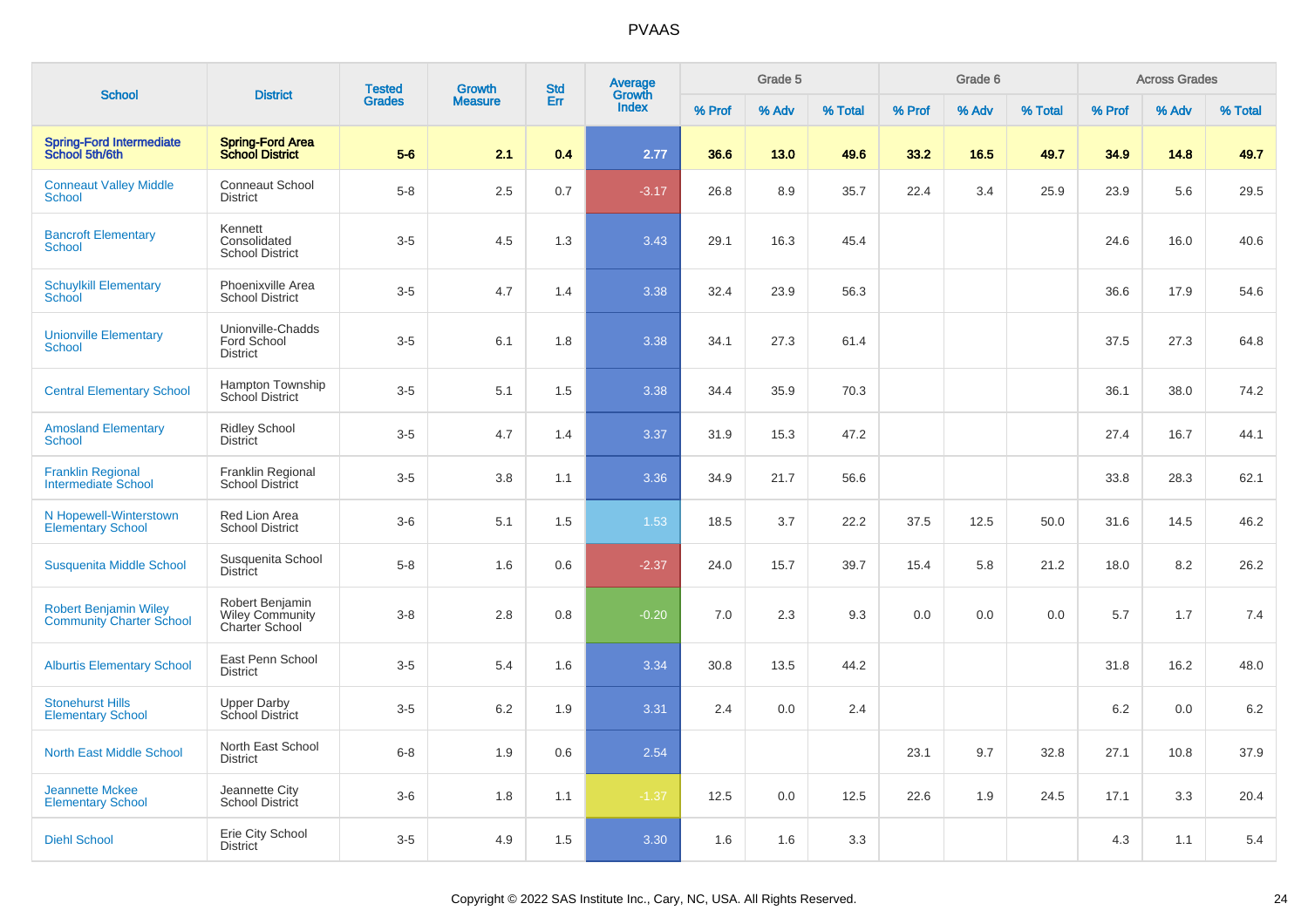| School | District | Tested Grades | Growth Measure | Std Err | Average Growth Index | Grade 5 | | | Grade 6 | | | Across Grades | | |
|---|---|---|---|---|---|---|---|---|---|---|---|---|---|---|
| | | | | | | % Prof | % Adv | % Total | % Prof | % Adv | % Total | % Prof | % Adv | % Total |
| **Spring-Ford Intermediate School 5th/6th** | **Spring-Ford Area School District** | **5-6** | **2.1** | **0.4** | **2.77** | **36.6** | **13.0** | **49.6** | **33.2** | **16.5** | **49.7** | **34.9** | **14.8** | **49.7** |
| Conneaut Valley Middle School | Conneaut School District | 5-8 | 2.5 | 0.7 | -3.17 | 26.8 | 8.9 | 35.7 | 22.4 | 3.4 | 25.9 | 23.9 | 5.6 | 29.5 |
| Bancroft Elementary School | Kennett Consolidated School District | 3-5 | 4.5 | 1.3 | 3.43 | 29.1 | 16.3 | 45.4 | | | | 24.6 | 16.0 | 40.6 |
| Schuylkill Elementary School | Phoenixville Area School District | 3-5 | 4.7 | 1.4 | 3.38 | 32.4 | 23.9 | 56.3 | | | | 36.6 | 17.9 | 54.6 |
| Unionville Elementary School | Unionville-Chadds Ford School District | 3-5 | 6.1 | 1.8 | 3.38 | 34.1 | 27.3 | 61.4 | | | | 37.5 | 27.3 | 64.8 |
| Central Elementary School | Hampton Township School District | 3-5 | 5.1 | 1.5 | 3.38 | 34.4 | 35.9 | 70.3 | | | | 36.1 | 38.0 | 74.2 |
| Amosland Elementary School | Ridley School District | 3-5 | 4.7 | 1.4 | 3.37 | 31.9 | 15.3 | 47.2 | | | | 27.4 | 16.7 | 44.1 |
| Franklin Regional Intermediate School | Franklin Regional School District | 3-5 | 3.8 | 1.1 | 3.36 | 34.9 | 21.7 | 56.6 | | | | 33.8 | 28.3 | 62.1 |
| N Hopewell-Winterstown Elementary School | Red Lion Area School District | 3-6 | 5.1 | 1.5 | 1.53 | 18.5 | 3.7 | 22.2 | 37.5 | 12.5 | 50.0 | 31.6 | 14.5 | 46.2 |
| Susquenita Middle School | Susquenita School District | 5-8 | 1.6 | 0.6 | -2.37 | 24.0 | 15.7 | 39.7 | 15.4 | 5.8 | 21.2 | 18.0 | 8.2 | 26.2 |
| Robert Benjamin Wiley Community Charter School | Robert Benjamin Wiley Community Charter School | 3-8 | 2.8 | 0.8 | -0.20 | 7.0 | 2.3 | 9.3 | 0.0 | 0.0 | 0.0 | 5.7 | 1.7 | 7.4 |
| Alburtis Elementary School | East Penn School District | 3-5 | 5.4 | 1.6 | 3.34 | 30.8 | 13.5 | 44.2 | | | | 31.8 | 16.2 | 48.0 |
| Stonehurst Hills Elementary School | Upper Darby School District | 3-5 | 6.2 | 1.9 | 3.31 | 2.4 | 0.0 | 2.4 | | | | 6.2 | 0.0 | 6.2 |
| North East Middle School | North East School District | 6-8 | 1.9 | 0.6 | 2.54 | | | | 23.1 | 9.7 | 32.8 | 27.1 | 10.8 | 37.9 |
| Jeannette Mckee Elementary School | Jeannette City School District | 3-6 | 1.8 | 1.1 | -1.37 | 12.5 | 0.0 | 12.5 | 22.6 | 1.9 | 24.5 | 17.1 | 3.3 | 20.4 |
| Diehl School | Erie City School District | 3-5 | 4.9 | 1.5 | 3.30 | 1.6 | 1.6 | 3.3 | | | | 4.3 | 1.1 | 5.4 |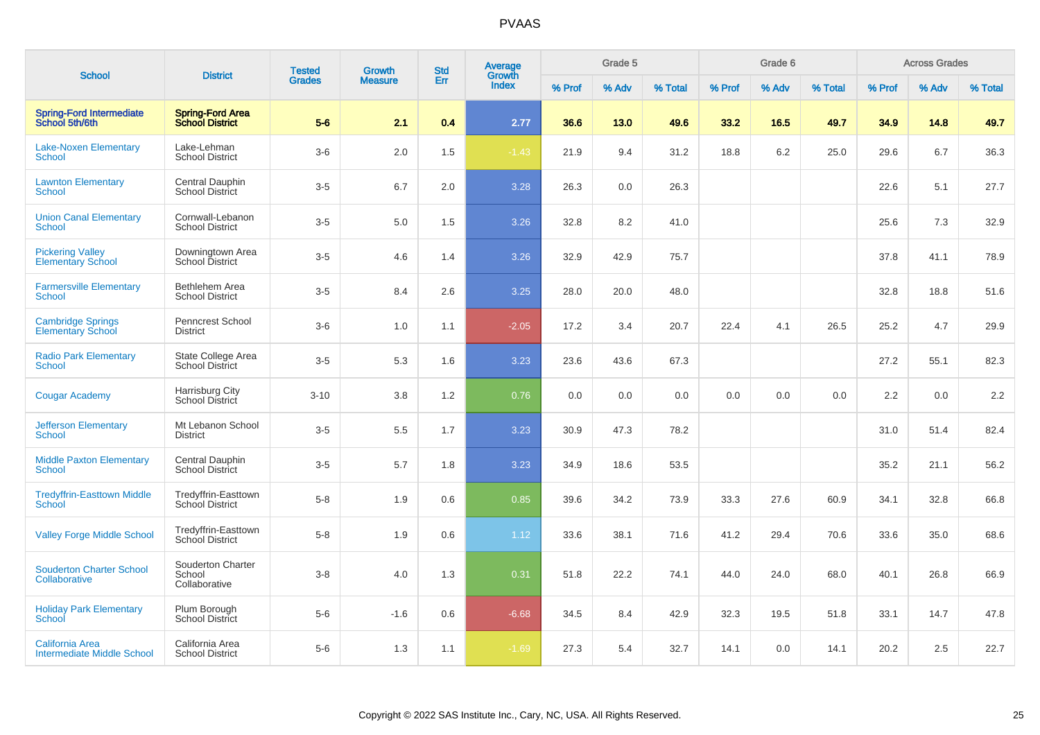# PVAAS

| School | District | Tested Grades | Growth Measure | Std Err | Average Growth Index | Grade 5 | | | Grade 6 | | | Across Grades | | |
|---|---|---|---|---|---|---|---|---|---|---|---|---|---|---|
| | | | | | | % Prof | % Adv | % Total | % Prof | % Adv | % Total | % Prof | % Adv | % Total |
| **Spring-Ford Intermediate School 5th/6th** | **Spring-Ford Area School District** | **5-6** | **2.1** | **0.4** | **2.77** | **36.6** | **13.0** | **49.6** | **33.2** | **16.5** | **49.7** | **34.9** | **14.8** | **49.7** |
| Lake-Noxen Elementary School | Lake-Lehman School District | 3-6 | 2.0 | 1.5 | -1.43 | 21.9 | 9.4 | 31.2 | 18.8 | 6.2 | 25.0 | 29.6 | 6.7 | 36.3 |
| Lawnton Elementary School | Central Dauphin School District | 3-5 | 6.7 | 2.0 | 3.28 | 26.3 | 0.0 | 26.3 | | | | 22.6 | 5.1 | 27.7 |
| Union Canal Elementary School | Cornwall-Lebanon School District | 3-5 | 5.0 | 1.5 | 3.26 | 32.8 | 8.2 | 41.0 | | | | 25.6 | 7.3 | 32.9 |
| Pickering Valley Elementary School | Downingtown Area School District | 3-5 | 4.6 | 1.4 | 3.26 | 32.9 | 42.9 | 75.7 | | | | 37.8 | 41.1 | 78.9 |
| Farmersville Elementary School | Bethlehem Area School District | 3-5 | 8.4 | 2.6 | 3.25 | 28.0 | 20.0 | 48.0 | | | | 32.8 | 18.8 | 51.6 |
| Cambridge Springs Elementary School | Penncrest School District | 3-6 | 1.0 | 1.1 | -2.05 | 17.2 | 3.4 | 20.7 | 22.4 | 4.1 | 26.5 | 25.2 | 4.7 | 29.9 |
| Radio Park Elementary School | State College Area School District | 3-5 | 5.3 | 1.6 | 3.23 | 23.6 | 43.6 | 67.3 | | | | 27.2 | 55.1 | 82.3 |
| Cougar Academy | Harrisburg City School District | 3-10 | 3.8 | 1.2 | 0.76 | 0.0 | 0.0 | 0.0 | 0.0 | 0.0 | 0.0 | 2.2 | 0.0 | 2.2 |
| Jefferson Elementary School | Mt Lebanon School District | 3-5 | 5.5 | 1.7 | 3.23 | 30.9 | 47.3 | 78.2 | | | | 31.0 | 51.4 | 82.4 |
| Middle Paxton Elementary School | Central Dauphin School District | 3-5 | 5.7 | 1.8 | 3.23 | 34.9 | 18.6 | 53.5 | | | | 35.2 | 21.1 | 56.2 |
| Tredyffrin-Easttown Middle School | Tredyffrin-Easttown School District | 5-8 | 1.9 | 0.6 | 0.85 | 39.6 | 34.2 | 73.9 | 33.3 | 27.6 | 60.9 | 34.1 | 32.8 | 66.8 |
| Valley Forge Middle School | Tredyffrin-Easttown School District | 5-8 | 1.9 | 0.6 | 1.12 | 33.6 | 38.1 | 71.6 | 41.2 | 29.4 | 70.6 | 33.6 | 35.0 | 68.6 |
| Souderton Charter School Collaborative | Souderton Charter School Collaborative | 3-8 | 4.0 | 1.3 | 0.31 | 51.8 | 22.2 | 74.1 | 44.0 | 24.0 | 68.0 | 40.1 | 26.8 | 66.9 |
| Holiday Park Elementary School | Plum Borough School District | 5-6 | -1.6 | 0.6 | -6.68 | 34.5 | 8.4 | 42.9 | 32.3 | 19.5 | 51.8 | 33.1 | 14.7 | 47.8 |
| California Area Intermediate Middle School | California Area School District | 5-6 | 1.3 | 1.1 | -1.69 | 27.3 | 5.4 | 32.7 | 14.1 | 0.0 | 14.1 | 20.2 | 2.5 | 22.7 |

Copyright © 2022 SAS Institute Inc., Cary, NC, USA. All Rights Reserved.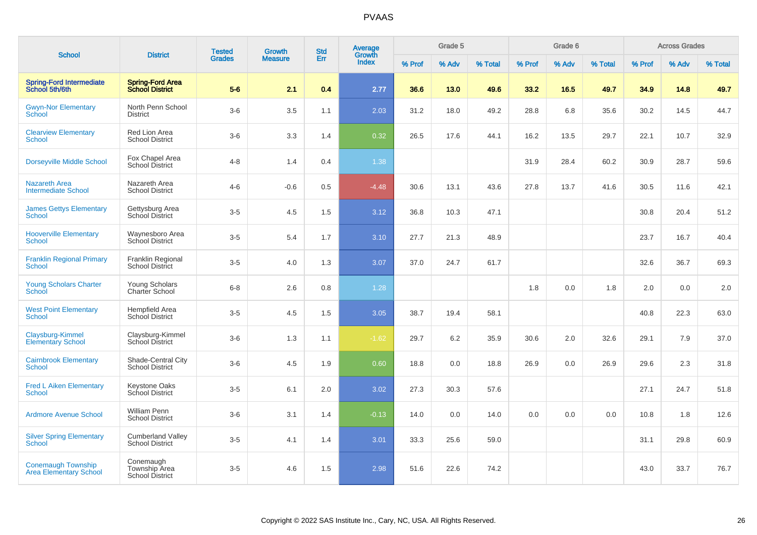# PVAAS

| School | District | Tested Grades | Growth Measure | Std Err | Average Growth Index | Grade 5 | | | Grade 6 | | | Across Grades | | |
|---|---|---|---|---|---|---|---|---|---|---|---|---|---|---|
| | | | | | | % Prof | % Adv | % Total | % Prof | % Adv | % Total | % Prof | % Adv | % Total |
| **Spring-Ford Intermediate School 5th/6th** | **Spring-Ford Area School District** | **5-6** | **2.1** | **0.4** | **2.77** | **36.6** | **13.0** | **49.6** | **33.2** | **16.5** | **49.7** | **34.9** | **14.8** | **49.7** |
| Gwyn-Nor Elementary School | North Penn School District | 3-6 | 3.5 | 1.1 | 2.03 | 31.2 | 18.0 | 49.2 | 28.8 | 6.8 | 35.6 | 30.2 | 14.5 | 44.7 |
| Clearview Elementary School | Red Lion Area School District | 3-6 | 3.3 | 1.4 | 0.32 | 26.5 | 17.6 | 44.1 | 16.2 | 13.5 | 29.7 | 22.1 | 10.7 | 32.9 |
| Dorseyville Middle School | Fox Chapel Area School District | 4-8 | 1.4 | 0.4 | 1.38 | | | | 31.9 | 28.4 | 60.2 | 30.9 | 28.7 | 59.6 |
| Nazareth Area Intermediate School | Nazareth Area School District | 4-6 | -0.6 | 0.5 | -4.48 | 30.6 | 13.1 | 43.6 | 27.8 | 13.7 | 41.6 | 30.5 | 11.6 | 42.1 |
| James Gettys Elementary School | Gettysburg Area School District | 3-5 | 4.5 | 1.5 | 3.12 | 36.8 | 10.3 | 47.1 | | | | 30.8 | 20.4 | 51.2 |
| Hooverville Elementary School | Waynesboro Area School District | 3-5 | 5.4 | 1.7 | 3.10 | 27.7 | 21.3 | 48.9 | | | | 23.7 | 16.7 | 40.4 |
| Franklin Regional Primary School | Franklin Regional School District | 3-5 | 4.0 | 1.3 | 3.07 | 37.0 | 24.7 | 61.7 | | | | 32.6 | 36.7 | 69.3 |
| Young Scholars Charter School | Young Scholars Charter School | 6-8 | 2.6 | 0.8 | 1.28 | | | | 1.8 | 0.0 | 1.8 | 2.0 | 0.0 | 2.0 |
| West Point Elementary School | Hempfield Area School District | 3-5 | 4.5 | 1.5 | 3.05 | 38.7 | 19.4 | 58.1 | | | | 40.8 | 22.3 | 63.0 |
| Claysburg-Kimmel Elementary School | Claysburg-Kimmel School District | 3-6 | 1.3 | 1.1 | -1.62 | 29.7 | 6.2 | 35.9 | 30.6 | 2.0 | 32.6 | 29.1 | 7.9 | 37.0 |
| Cairnbrook Elementary School | Shade-Central City School District | 3-6 | 4.5 | 1.9 | 0.60 | 18.8 | 0.0 | 18.8 | 26.9 | 0.0 | 26.9 | 29.6 | 2.3 | 31.8 |
| Fred L Aiken Elementary School | Keystone Oaks School District | 3-5 | 6.1 | 2.0 | 3.02 | 27.3 | 30.3 | 57.6 | | | | 27.1 | 24.7 | 51.8 |
| Ardmore Avenue School | William Penn School District | 3-6 | 3.1 | 1.4 | -0.13 | 14.0 | 0.0 | 14.0 | 0.0 | 0.0 | 0.0 | 10.8 | 1.8 | 12.6 |
| Silver Spring Elementary School | Cumberland Valley School District | 3-5 | 4.1 | 1.4 | 3.01 | 33.3 | 25.6 | 59.0 | | | | 31.1 | 29.8 | 60.9 |
| Conemaugh Township Area Elementary School | Conemaugh Township Area School District | 3-5 | 4.6 | 1.5 | 2.98 | 51.6 | 22.6 | 74.2 | | | | 43.0 | 33.7 | 76.7 |

Copyright © 2022 SAS Institute Inc., Cary, NC, USA. All Rights Reserved.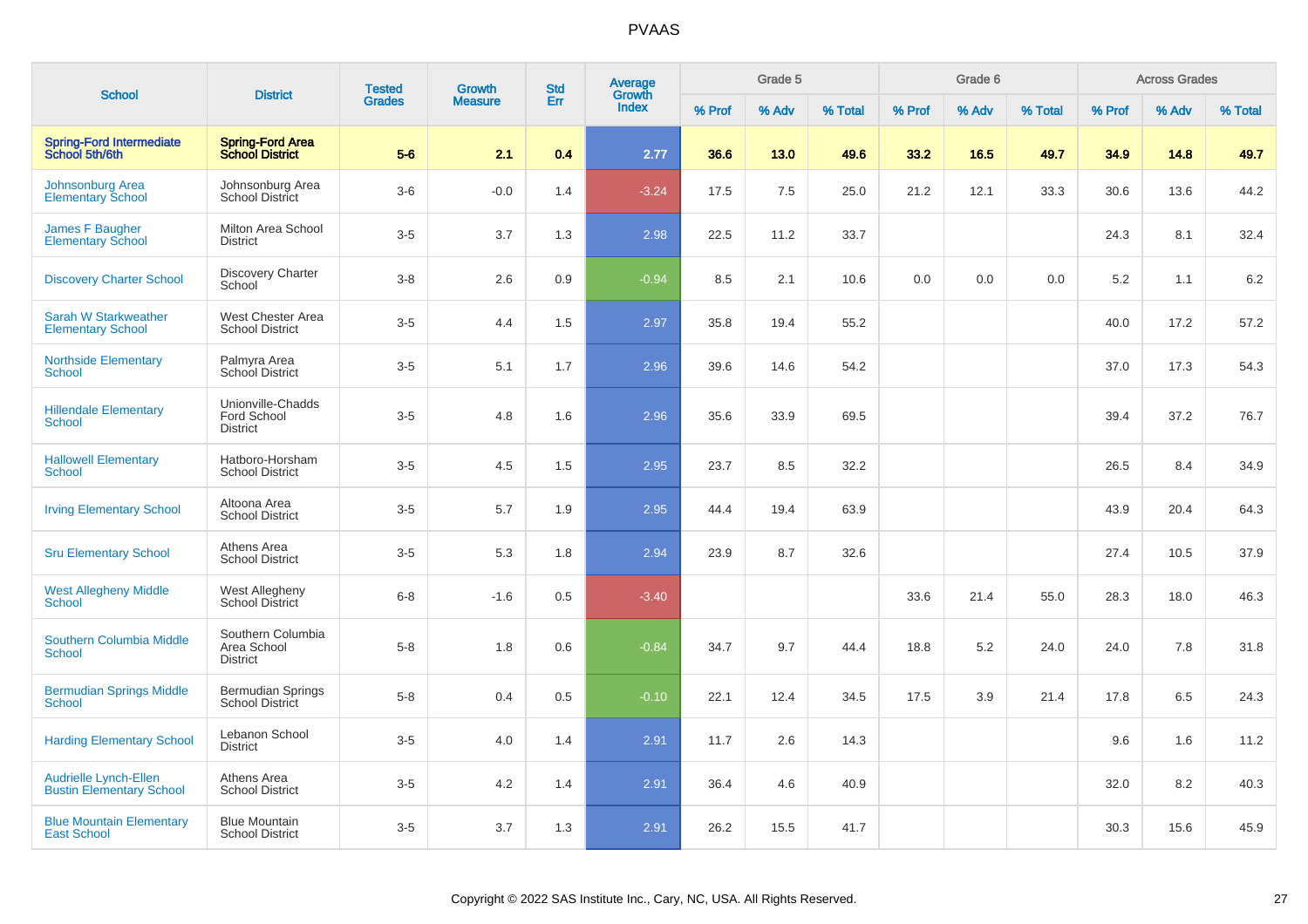# PVAAS

| School | District | Tested Grades | Growth Measure | Std Err | Average Growth Index | Grade 5 | | | Grade 6 | | | Across Grades | | |
|---|---|---|---|---|---|---|---|---|---|---|---|---|---|---|
| | | | | | | % Prof | % Adv | % Total | % Prof | % Adv | % Total | % Prof | % Adv | % Total |
| **Spring-Ford Intermediate School 5th/6th** | **Spring-Ford Area School District** | **5-6** | **2.1** | **0.4** | **2.77** | **36.6** | **13.0** | **49.6** | **33.2** | **16.5** | **49.7** | **34.9** | **14.8** | **49.7** |
| Johnsonburg Area Elementary School | Johnsonburg Area School District | 3-6 | -0.0 | 1.4 | -3.24 | 17.5 | 7.5 | 25.0 | 21.2 | 12.1 | 33.3 | 30.6 | 13.6 | 44.2 |
| James F Baugher Elementary School | Milton Area School District | 3-5 | 3.7 | 1.3 | 2.98 | 22.5 | 11.2 | 33.7 | | | | 24.3 | 8.1 | 32.4 |
| Discovery Charter School | Discovery Charter School | 3-8 | 2.6 | 0.9 | -0.94 | 8.5 | 2.1 | 10.6 | 0.0 | 0.0 | 0.0 | 5.2 | 1.1 | 6.2 |
| Sarah W Starkweather Elementary School | West Chester Area School District | 3-5 | 4.4 | 1.5 | 2.97 | 35.8 | 19.4 | 55.2 | | | | 40.0 | 17.2 | 57.2 |
| Northside Elementary School | Palmyra Area School District | 3-5 | 5.1 | 1.7 | 2.96 | 39.6 | 14.6 | 54.2 | | | | 37.0 | 17.3 | 54.3 |
| Hillendale Elementary School | Unionville-Chadds Ford School District | 3-5 | 4.8 | 1.6 | 2.96 | 35.6 | 33.9 | 69.5 | | | | 39.4 | 37.2 | 76.7 |
| Hallowell Elementary School | Hatboro-Horsham School District | 3-5 | 4.5 | 1.5 | 2.95 | 23.7 | 8.5 | 32.2 | | | | 26.5 | 8.4 | 34.9 |
| Irving Elementary School | Altoona Area School District | 3-5 | 5.7 | 1.9 | 2.95 | 44.4 | 19.4 | 63.9 | | | | 43.9 | 20.4 | 64.3 |
| Sru Elementary School | Athens Area School District | 3-5 | 5.3 | 1.8 | 2.94 | 23.9 | 8.7 | 32.6 | | | | 27.4 | 10.5 | 37.9 |
| West Allegheny Middle School | West Allegheny School District | 6-8 | -1.6 | 0.5 | -3.40 | | | | 33.6 | 21.4 | 55.0 | 28.3 | 18.0 | 46.3 |
| Southern Columbia Middle School | Southern Columbia Area School District | 5-8 | 1.8 | 0.6 | -0.84 | 34.7 | 9.7 | 44.4 | 18.8 | 5.2 | 24.0 | 24.0 | 7.8 | 31.8 |
| Bermudian Springs Middle School | Bermudian Springs School District | 5-8 | 0.4 | 0.5 | -0.10 | 22.1 | 12.4 | 34.5 | 17.5 | 3.9 | 21.4 | 17.8 | 6.5 | 24.3 |
| Harding Elementary School | Lebanon School District | 3-5 | 4.0 | 1.4 | 2.91 | 11.7 | 2.6 | 14.3 | | | | 9.6 | 1.6 | 11.2 |
| Audrielle Lynch-Ellen Bustin Elementary School | Athens Area School District | 3-5 | 4.2 | 1.4 | 2.91 | 36.4 | 4.6 | 40.9 | | | | 32.0 | 8.2 | 40.3 |
| Blue Mountain Elementary East School | Blue Mountain School District | 3-5 | 3.7 | 1.3 | 2.91 | 26.2 | 15.5 | 41.7 | | | | 30.3 | 15.6 | 45.9 |

Copyright © 2022 SAS Institute Inc., Cary, NC, USA. All Rights Reserved.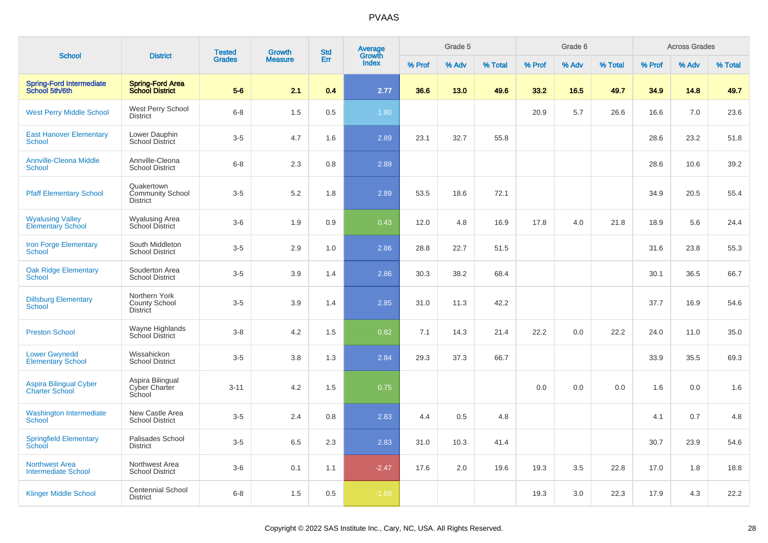# PVAAS

| School | District | Tested Grades | Growth Measure | Std Err | Average Growth Index | Grade 5 | | | Grade 6 | | | Across Grades | | |
|---|---|---|---|---|---|---|---|---|---|---|---|---|---|---|
| | | | | | | % Prof | % Adv | % Total | % Prof | % Adv | % Total | % Prof | % Adv | % Total |
| **Spring-Ford Intermediate School 5th/6th** | **Spring-Ford Area School District** | **5-6** | **2.1** | **0.4** | **2.77** | **36.6** | **13.0** | **49.6** | **33.2** | **16.5** | **49.7** | **34.9** | **14.8** | **49.7** |
| West Perry Middle School | West Perry School District | 6-8 | 1.5 | 0.5 | 1.80 | | | | 20.9 | 5.7 | 26.6 | 16.6 | 7.0 | 23.6 |
| East Hanover Elementary School | Lower Dauphin School District | 3-5 | 4.7 | 1.6 | 2.89 | 23.1 | 32.7 | 55.8 | | | | 28.6 | 23.2 | 51.8 |
| Annville-Cleona Middle School | Annville-Cleona School District | 6-8 | 2.3 | 0.8 | 2.89 | | | | | | | 28.6 | 10.6 | 39.2 |
| Pfaff Elementary School | Quakertown Community School District | 3-5 | 5.2 | 1.8 | 2.89 | 53.5 | 18.6 | 72.1 | | | | 34.9 | 20.5 | 55.4 |
| Wyalusing Valley Elementary School | Wyalusing Area School District | 3-6 | 1.9 | 0.9 | 0.43 | 12.0 | 4.8 | 16.9 | 17.8 | 4.0 | 21.8 | 18.9 | 5.6 | 24.4 |
| Iron Forge Elementary School | South Middleton School District | 3-5 | 2.9 | 1.0 | 2.86 | 28.8 | 22.7 | 51.5 | | | | 31.6 | 23.8 | 55.3 |
| Oak Ridge Elementary School | Souderton Area School District | 3-5 | 3.9 | 1.4 | 2.86 | 30.3 | 38.2 | 68.4 | | | | 30.1 | 36.5 | 66.7 |
| Dillsburg Elementary School | Northern York County School District | 3-5 | 3.9 | 1.4 | 2.85 | 31.0 | 11.3 | 42.2 | | | | 37.7 | 16.9 | 54.6 |
| Preston School | Wayne Highlands School District | 3-8 | 4.2 | 1.5 | 0.82 | 7.1 | 14.3 | 21.4 | 22.2 | 0.0 | 22.2 | 24.0 | 11.0 | 35.0 |
| Lower Gwynedd Elementary School | Wissahickon School District | 3-5 | 3.8 | 1.3 | 2.84 | 29.3 | 37.3 | 66.7 | | | | 33.9 | 35.5 | 69.3 |
| Aspira Bilingual Cyber Charter School | Aspira Bilingual Cyber Charter School | 3-11 | 4.2 | 1.5 | 0.75 | | | | 0.0 | 0.0 | 0.0 | 1.6 | 0.0 | 1.6 |
| Washington Intermediate School | New Castle Area School District | 3-5 | 2.4 | 0.8 | 2.83 | 4.4 | 0.5 | 4.8 | | | | 4.1 | 0.7 | 4.8 |
| Springfield Elementary School | Palisades School District | 3-5 | 6.5 | 2.3 | 2.83 | 31.0 | 10.3 | 41.4 | | | | 30.7 | 23.9 | 54.6 |
| Northwest Area Intermediate School | Northwest Area School District | 3-6 | 0.1 | 1.1 | -2.47 | 17.6 | 2.0 | 19.6 | 19.3 | 3.5 | 22.8 | 17.0 | 1.8 | 18.8 |
| Klinger Middle School | Centennial School District | 6-8 | 1.5 | 0.5 | -1.69 | | | | 19.3 | 3.0 | 22.3 | 17.9 | 4.3 | 22.2 |

Copyright © 2022 SAS Institute Inc., Cary, NC, USA. All Rights Reserved.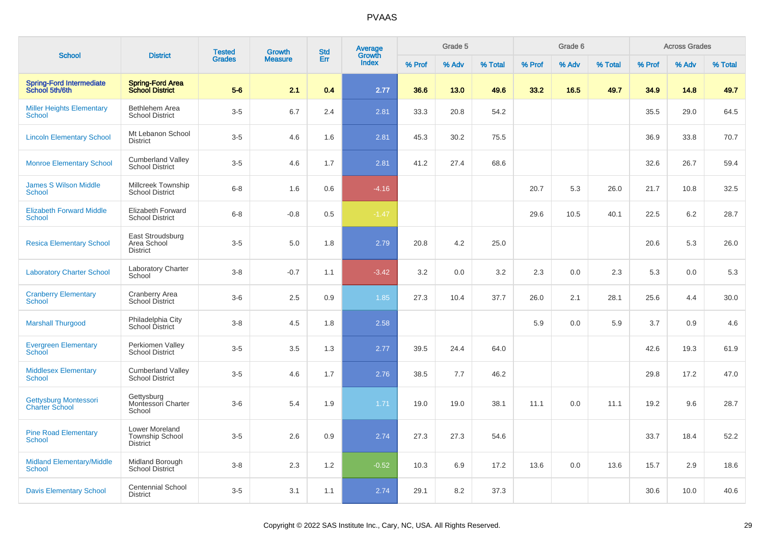PVAAS

| School | District | Tested Grades | Growth Measure | Std Err | Average Growth Index | Grade 5 | | | Grade 6 | | | Across Grades | | |
|---|---|---|---|---|---|---|---|---|---|---|---|---|---|---|
| | | | | | | % Prof | % Adv | % Total | % Prof | % Adv | % Total | % Prof | % Adv | % Total |
| **Spring-Ford Intermediate School 5th/6th** | **Spring-Ford Area School District** | **5-6** | **2.1** | **0.4** | **2.77** | **36.6** | **13.0** | **49.6** | **33.2** | **16.5** | **49.7** | **34.9** | **14.8** | **49.7** |
| Miller Heights Elementary School | Bethlehem Area School District | 3-5 | 6.7 | 2.4 | 2.81 | 33.3 | 20.8 | 54.2 | | | | 35.5 | 29.0 | 64.5 |
| Lincoln Elementary School | Mt Lebanon School District | 3-5 | 4.6 | 1.6 | 2.81 | 45.3 | 30.2 | 75.5 | | | | 36.9 | 33.8 | 70.7 |
| Monroe Elementary School | Cumberland Valley School District | 3-5 | 4.6 | 1.7 | 2.81 | 41.2 | 27.4 | 68.6 | | | | 32.6 | 26.7 | 59.4 |
| James S Wilson Middle School | Millcreek Township School District | 6-8 | 1.6 | 0.6 | -4.16 | | | | 20.7 | 5.3 | 26.0 | 21.7 | 10.8 | 32.5 |
| Elizabeth Forward Middle School | Elizabeth Forward School District | 6-8 | -0.8 | 0.5 | -1.47 | | | | 29.6 | 10.5 | 40.1 | 22.5 | 6.2 | 28.7 |
| Resica Elementary School | East Stroudsburg Area School District | 3-5 | 5.0 | 1.8 | 2.79 | 20.8 | 4.2 | 25.0 | | | | 20.6 | 5.3 | 26.0 |
| Laboratory Charter School | Laboratory Charter School | 3-8 | -0.7 | 1.1 | -3.42 | 3.2 | 0.0 | 3.2 | 2.3 | 0.0 | 2.3 | 5.3 | 0.0 | 5.3 |
| Cranberry Elementary School | Cranberry Area School District | 3-6 | 2.5 | 0.9 | 1.85 | 27.3 | 10.4 | 37.7 | 26.0 | 2.1 | 28.1 | 25.6 | 4.4 | 30.0 |
| Marshall Thurgood | Philadelphia City School District | 3-8 | 4.5 | 1.8 | 2.58 | | | | 5.9 | 0.0 | 5.9 | 3.7 | 0.9 | 4.6 |
| Evergreen Elementary School | Perkiomen Valley School District | 3-5 | 3.5 | 1.3 | 2.77 | 39.5 | 24.4 | 64.0 | | | | 42.6 | 19.3 | 61.9 |
| Middlesex Elementary School | Cumberland Valley School District | 3-5 | 4.6 | 1.7 | 2.76 | 38.5 | 7.7 | 46.2 | | | | 29.8 | 17.2 | 47.0 |
| Gettysburg Montessori Charter School | Gettysburg Montessori Charter School | 3-6 | 5.4 | 1.9 | 1.71 | 19.0 | 19.0 | 38.1 | 11.1 | 0.0 | 11.1 | 19.2 | 9.6 | 28.7 |
| Pine Road Elementary School | Lower Moreland Township School District | 3-5 | 2.6 | 0.9 | 2.74 | 27.3 | 27.3 | 54.6 | | | | 33.7 | 18.4 | 52.2 |
| Midland Elementary/Middle School | Midland Borough School District | 3-8 | 2.3 | 1.2 | -0.52 | 10.3 | 6.9 | 17.2 | 13.6 | 0.0 | 13.6 | 15.7 | 2.9 | 18.6 |
| Davis Elementary School | Centennial School District | 3-5 | 3.1 | 1.1 | 2.74 | 29.1 | 8.2 | 37.3 | | | | 30.6 | 10.0 | 40.6 |

Copyright © 2022 SAS Institute Inc., Cary, NC, USA. All Rights Reserved.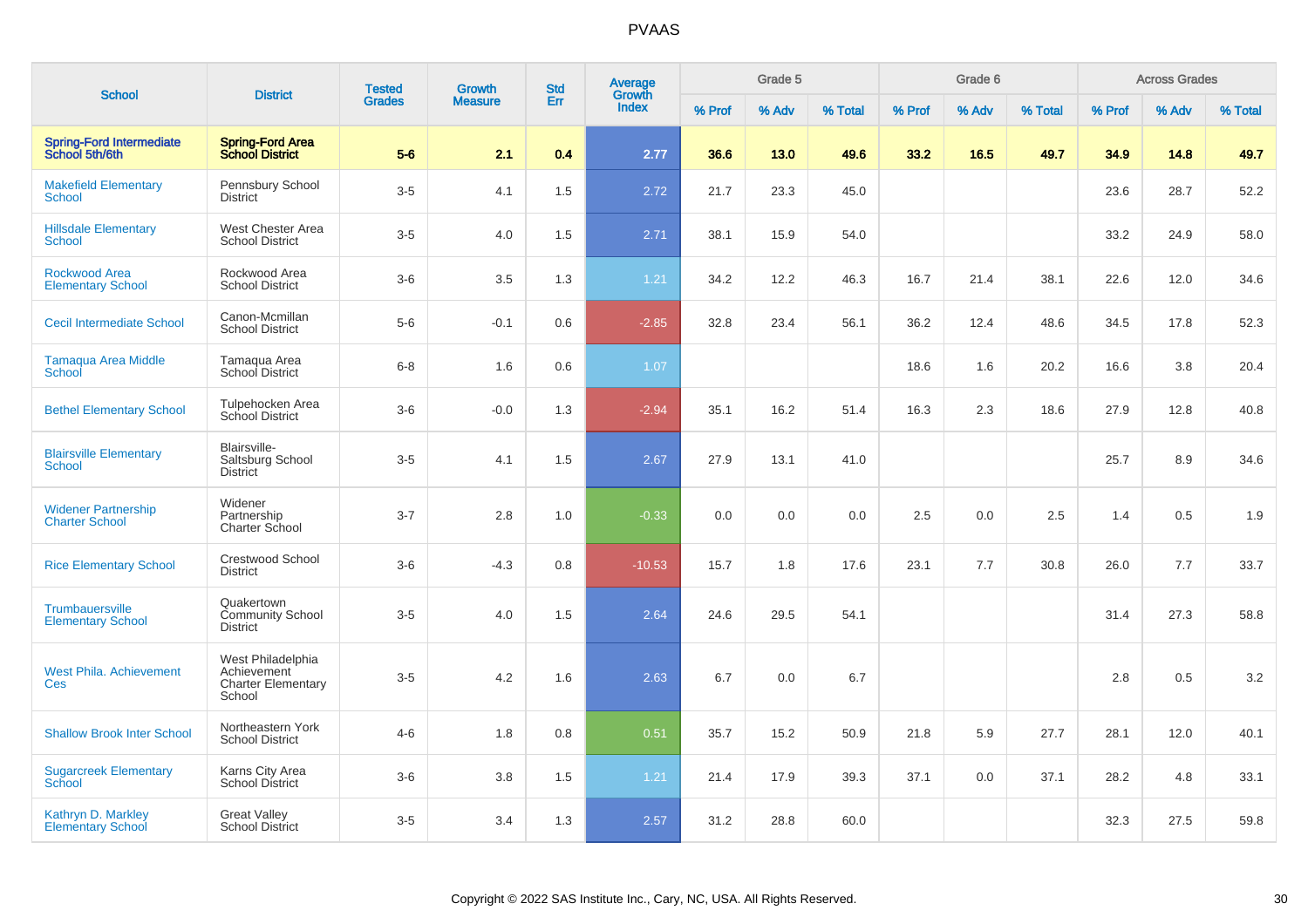# PVAAS

| School | District | Tested Grades | Growth Measure | Std Err | Average Growth Index | Grade 5 | | | Grade 6 | | | Across Grades | | |
|---|---|---|---|---|---|---|---|---|---|---|---|---|---|---|
| | | | | | | % Prof | % Adv | % Total | % Prof | % Adv | % Total | % Prof | % Adv | % Total |
| **Spring-Ford Intermediate School 5th/6th** | **Spring-Ford Area School District** | **5-6** | **2.1** | **0.4** | **2.77** | **36.6** | **13.0** | **49.6** | **33.2** | **16.5** | **49.7** | **34.9** | **14.8** | **49.7** |
| Makefield Elementary School | Pennsbury School District | 3-5 | 4.1 | 1.5 | 2.72 | 21.7 | 23.3 | 45.0 | | | | 23.6 | 28.7 | 52.2 |
| Hillsdale Elementary School | West Chester Area School District | 3-5 | 4.0 | 1.5 | 2.71 | 38.1 | 15.9 | 54.0 | | | | 33.2 | 24.9 | 58.0 |
| Rockwood Area Elementary School | Rockwood Area School District | 3-6 | 3.5 | 1.3 | 1.21 | 34.2 | 12.2 | 46.3 | 16.7 | 21.4 | 38.1 | 22.6 | 12.0 | 34.6 |
| Cecil Intermediate School | Canon-Mcmillan School District | 5-6 | -0.1 | 0.6 | -2.85 | 32.8 | 23.4 | 56.1 | 36.2 | 12.4 | 48.6 | 34.5 | 17.8 | 52.3 |
| Tamaqua Area Middle School | Tamaqua Area School District | 6-8 | 1.6 | 0.6 | 1.07 | | | | 18.6 | 1.6 | 20.2 | 16.6 | 3.8 | 20.4 |
| Bethel Elementary School | Tulpehocken Area School District | 3-6 | -0.0 | 1.3 | -2.94 | 35.1 | 16.2 | 51.4 | 16.3 | 2.3 | 18.6 | 27.9 | 12.8 | 40.8 |
| Blairsville Elementary School | Blairsville-Saltsburg School District | 3-5 | 4.1 | 1.5 | 2.67 | 27.9 | 13.1 | 41.0 | | | | 25.7 | 8.9 | 34.6 |
| Widener Partnership Charter School | Widener Partnership Charter School | 3-7 | 2.8 | 1.0 | -0.33 | 0.0 | 0.0 | 0.0 | 2.5 | 0.0 | 2.5 | 1.4 | 0.5 | 1.9 |
| Rice Elementary School | Crestwood School District | 3-6 | -4.3 | 0.8 | -10.53 | 15.7 | 1.8 | 17.6 | 23.1 | 7.7 | 30.8 | 26.0 | 7.7 | 33.7 |
| Trumbauersville Elementary School | Quakertown Community School District | 3-5 | 4.0 | 1.5 | 2.64 | 24.6 | 29.5 | 54.1 | | | | 31.4 | 27.3 | 58.8 |
| West Phila. Achievement Ces | West Philadelphia Achievement Charter Elementary School | 3-5 | 4.2 | 1.6 | 2.63 | 6.7 | 0.0 | 6.7 | | | | 2.8 | 0.5 | 3.2 |
| Shallow Brook Inter School | Northeastern York School District | 4-6 | 1.8 | 0.8 | 0.51 | 35.7 | 15.2 | 50.9 | 21.8 | 5.9 | 27.7 | 28.1 | 12.0 | 40.1 |
| Sugarcreek Elementary School | Karns City Area School District | 3-6 | 3.8 | 1.5 | 1.21 | 21.4 | 17.9 | 39.3 | 37.1 | 0.0 | 37.1 | 28.2 | 4.8 | 33.1 |
| Kathryn D. Markley Elementary School | Great Valley School District | 3-5 | 3.4 | 1.3 | 2.57 | 31.2 | 28.8 | 60.0 | | | | 32.3 | 27.5 | 59.8 |

Copyright © 2022 SAS Institute Inc., Cary, NC, USA. All Rights Reserved.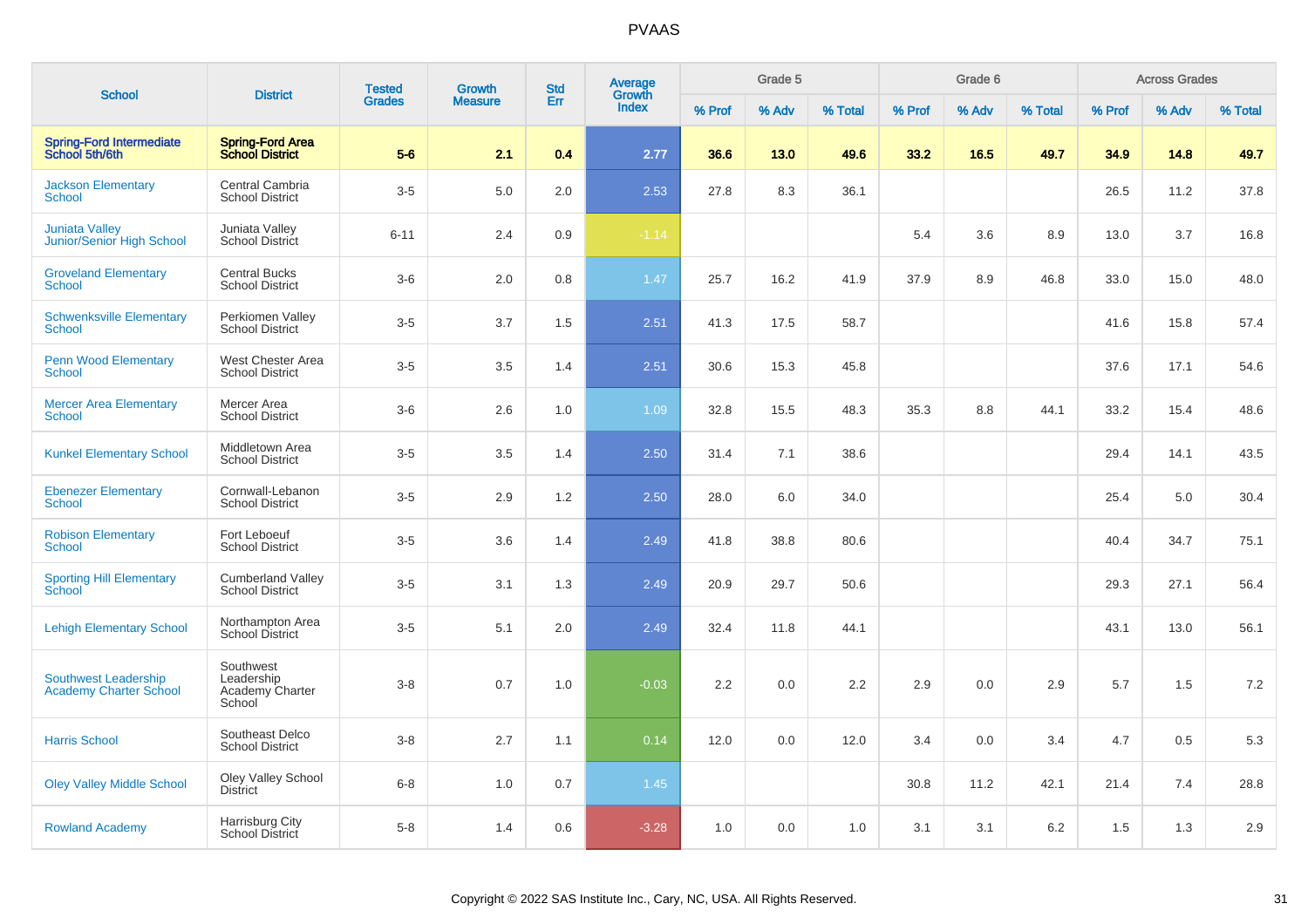# PVAAS

| School | District | Tested Grades | Growth Measure | Std Err | Average Growth Index | Grade 5 | | | Grade 6 | | | Across Grades | | |
|---|---|---|---|---|---|---|---|---|---|---|---|---|---|---|
| | | | | | | % Prof | % Adv | % Total | % Prof | % Adv | % Total | % Prof | % Adv | % Total |
| **Spring-Ford Intermediate School 5th/6th** | **Spring-Ford Area School District** | **5-6** | **2.1** | **0.4** | **2.77** | **36.6** | **13.0** | **49.6** | **33.2** | **16.5** | **49.7** | **34.9** | **14.8** | **49.7** |
| Jackson Elementary School | Central Cambria School District | 3-5 | 5.0 | 2.0 | 2.53 | 27.8 | 8.3 | 36.1 | | | | 26.5 | 11.2 | 37.8 |
| Juniata Valley Junior/Senior High School | Juniata Valley School District | 6-11 | 2.4 | 0.9 | -1.14 | | | | 5.4 | 3.6 | 8.9 | 13.0 | 3.7 | 16.8 |
| Groveland Elementary School | Central Bucks School District | 3-6 | 2.0 | 0.8 | 1.47 | 25.7 | 16.2 | 41.9 | 37.9 | 8.9 | 46.8 | 33.0 | 15.0 | 48.0 |
| Schwenksville Elementary School | Perkiomen Valley School District | 3-5 | 3.7 | 1.5 | 2.51 | 41.3 | 17.5 | 58.7 | | | | 41.6 | 15.8 | 57.4 |
| Penn Wood Elementary School | West Chester Area School District | 3-5 | 3.5 | 1.4 | 2.51 | 30.6 | 15.3 | 45.8 | | | | 37.6 | 17.1 | 54.6 |
| Mercer Area Elementary School | Mercer Area School District | 3-6 | 2.6 | 1.0 | 1.09 | 32.8 | 15.5 | 48.3 | 35.3 | 8.8 | 44.1 | 33.2 | 15.4 | 48.6 |
| Kunkel Elementary School | Middletown Area School District | 3-5 | 3.5 | 1.4 | 2.50 | 31.4 | 7.1 | 38.6 | | | | 29.4 | 14.1 | 43.5 |
| Ebenezer Elementary School | Cornwall-Lebanon School District | 3-5 | 2.9 | 1.2 | 2.50 | 28.0 | 6.0 | 34.0 | | | | 25.4 | 5.0 | 30.4 |
| Robison Elementary School | Fort Leboeuf School District | 3-5 | 3.6 | 1.4 | 2.49 | 41.8 | 38.8 | 80.6 | | | | 40.4 | 34.7 | 75.1 |
| Sporting Hill Elementary School | Cumberland Valley School District | 3-5 | 3.1 | 1.3 | 2.49 | 20.9 | 29.7 | 50.6 | | | | 29.3 | 27.1 | 56.4 |
| Lehigh Elementary School | Northampton Area School District | 3-5 | 5.1 | 2.0 | 2.49 | 32.4 | 11.8 | 44.1 | | | | 43.1 | 13.0 | 56.1 |
| Southwest Leadership Academy Charter School | Southwest Leadership Academy Charter School | 3-8 | 0.7 | 1.0 | -0.03 | 2.2 | 0.0 | 2.2 | 2.9 | 0.0 | 2.9 | 5.7 | 1.5 | 7.2 |
| Harris School | Southeast Delco School District | 3-8 | 2.7 | 1.1 | 0.14 | 12.0 | 0.0 | 12.0 | 3.4 | 0.0 | 3.4 | 4.7 | 0.5 | 5.3 |
| Oley Valley Middle School | Oley Valley School District | 6-8 | 1.0 | 0.7 | 1.45 | | | | 30.8 | 11.2 | 42.1 | 21.4 | 7.4 | 28.8 |
| Rowland Academy | Harrisburg City School District | 5-8 | 1.4 | 0.6 | -3.28 | 1.0 | 0.0 | 1.0 | 3.1 | 3.1 | 6.2 | 1.5 | 1.3 | 2.9 |

Copyright © 2022 SAS Institute Inc., Cary, NC, USA. All Rights Reserved.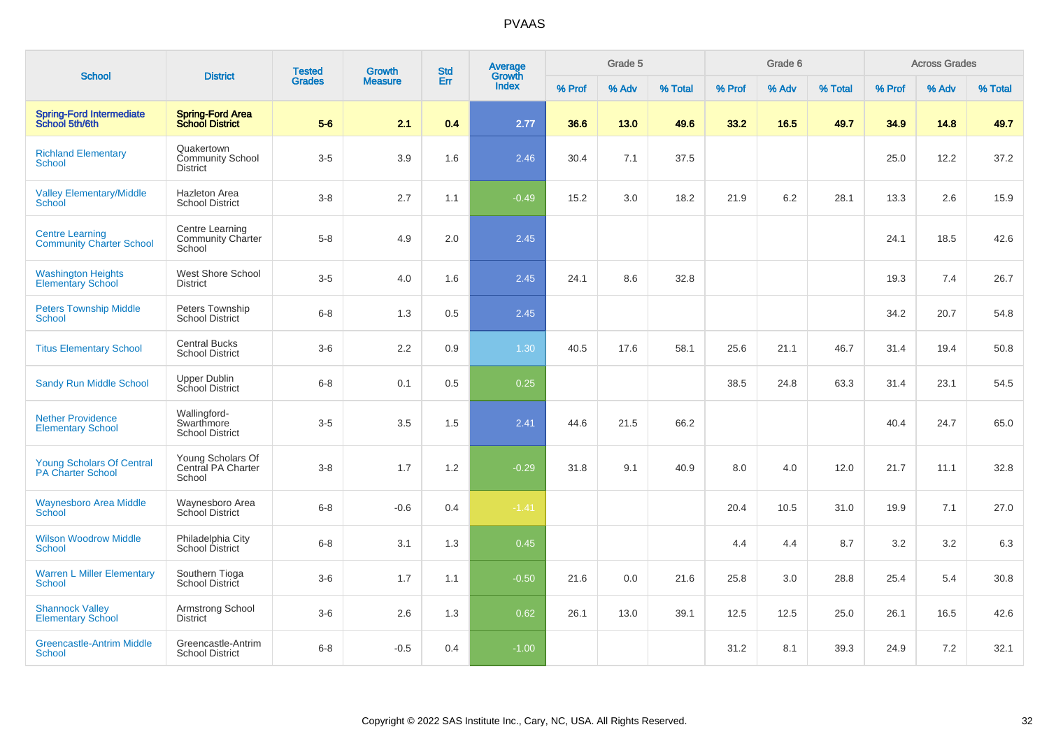# PVAAS

| School | District | Tested Grades | Growth Measure | Std Err | Average Growth Index | Grade 5 | | | Grade 6 | | | Across Grades | | |
|---|---|---|---|---|---|---|---|---|---|---|---|---|---|---|
| | | | | | | % Prof | % Adv | % Total | % Prof | % Adv | % Total | % Prof | % Adv | % Total |
| **Spring-Ford Intermediate School 5th/6th** | **Spring-Ford Area School District** | **5-6** | **2.1** | **0.4** | **2.77** | **36.6** | **13.0** | **49.6** | **33.2** | **16.5** | **49.7** | **34.9** | **14.8** | **49.7** |
| Richland Elementary School | Quakertown Community School District | 3-5 | 3.9 | 1.6 | 2.46 | 30.4 | 7.1 | 37.5 | | | | 25.0 | 12.2 | 37.2 |
| Valley Elementary/Middle School | Hazleton Area School District | 3-8 | 2.7 | 1.1 | -0.49 | 15.2 | 3.0 | 18.2 | 21.9 | 6.2 | 28.1 | 13.3 | 2.6 | 15.9 |
| Centre Learning Community Charter School | Centre Learning Community Charter School | 5-8 | 4.9 | 2.0 | 2.45 | | | | | | | 24.1 | 18.5 | 42.6 |
| Washington Heights Elementary School | West Shore School District | 3-5 | 4.0 | 1.6 | 2.45 | 24.1 | 8.6 | 32.8 | | | | 19.3 | 7.4 | 26.7 |
| Peters Township Middle School | Peters Township School District | 6-8 | 1.3 | 0.5 | 2.45 | | | | | | | 34.2 | 20.7 | 54.8 |
| Titus Elementary School | Central Bucks School District | 3-6 | 2.2 | 0.9 | 1.30 | 40.5 | 17.6 | 58.1 | 25.6 | 21.1 | 46.7 | 31.4 | 19.4 | 50.8 |
| Sandy Run Middle School | Upper Dublin School District | 6-8 | 0.1 | 0.5 | 0.25 | | | | 38.5 | 24.8 | 63.3 | 31.4 | 23.1 | 54.5 |
| Nether Providence Elementary School | Wallingford-Swarthmore School District | 3-5 | 3.5 | 1.5 | 2.41 | 44.6 | 21.5 | 66.2 | | | | 40.4 | 24.7 | 65.0 |
| Young Scholars Of Central PA Charter School | Young Scholars Of Central PA Charter School | 3-8 | 1.7 | 1.2 | -0.29 | 31.8 | 9.1 | 40.9 | 8.0 | 4.0 | 12.0 | 21.7 | 11.1 | 32.8 |
| Waynesboro Area Middle School | Waynesboro Area School District | 6-8 | -0.6 | 0.4 | -1.41 | | | | 20.4 | 10.5 | 31.0 | 19.9 | 7.1 | 27.0 |
| Wilson Woodrow Middle School | Philadelphia City School District | 6-8 | 3.1 | 1.3 | 0.45 | | | | 4.4 | 4.4 | 8.7 | 3.2 | 3.2 | 6.3 |
| Warren L Miller Elementary School | Southern Tioga School District | 3-6 | 1.7 | 1.1 | -0.50 | 21.6 | 0.0 | 21.6 | 25.8 | 3.0 | 28.8 | 25.4 | 5.4 | 30.8 |
| Shannock Valley Elementary School | Armstrong School District | 3-6 | 2.6 | 1.3 | 0.62 | 26.1 | 13.0 | 39.1 | 12.5 | 12.5 | 25.0 | 26.1 | 16.5 | 42.6 |
| Greencastle-Antrim Middle School | Greencastle-Antrim School District | 6-8 | -0.5 | 0.4 | -1.00 | | | | 31.2 | 8.1 | 39.3 | 24.9 | 7.2 | 32.1 |

Copyright © 2022 SAS Institute Inc., Cary, NC, USA. All Rights Reserved.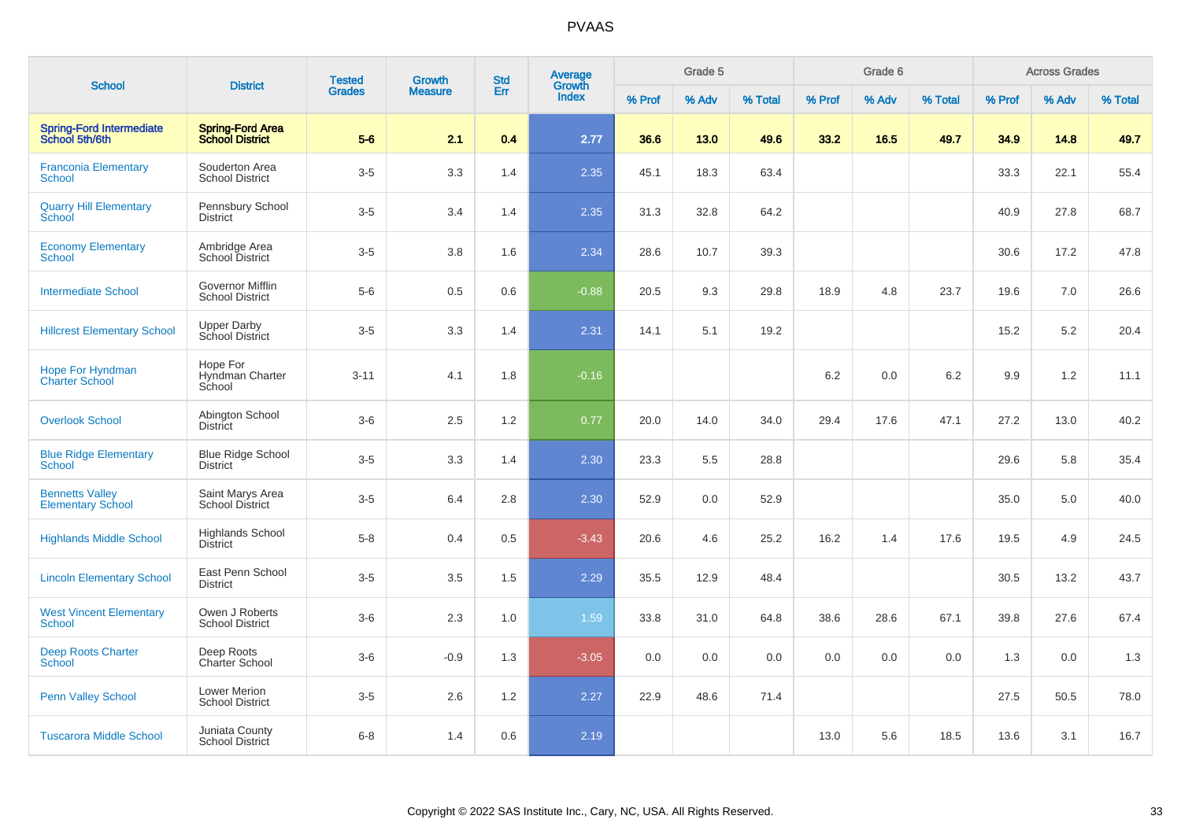# PVAAS

| School | District | Tested Grades | Growth Measure | Std Err | Average Growth Index | Grade 5 | | | Grade 6 | | | Across Grades | | |
|---|---|---|---|---|---|---|---|---|---|---|---|---|---|---|
| | | | | | | % Prof | % Adv | % Total | % Prof | % Adv | % Total | % Prof | % Adv | % Total |
| **Spring-Ford Intermediate School 5th/6th** | **Spring-Ford Area School District** | **5-6** | **2.1** | **0.4** | **2.77** | **36.6** | **13.0** | **49.6** | **33.2** | **16.5** | **49.7** | **34.9** | **14.8** | **49.7** |
| Franconia Elementary School | Souderton Area School District | 3-5 | 3.3 | 1.4 | 2.35 | 45.1 | 18.3 | 63.4 | | | | 33.3 | 22.1 | 55.4 |
| Quarry Hill Elementary School | Pennsbury School District | 3-5 | 3.4 | 1.4 | 2.35 | 31.3 | 32.8 | 64.2 | | | | 40.9 | 27.8 | 68.7 |
| Economy Elementary School | Ambridge Area School District | 3-5 | 3.8 | 1.6 | 2.34 | 28.6 | 10.7 | 39.3 | | | | 30.6 | 17.2 | 47.8 |
| Intermediate School | Governor Mifflin School District | 5-6 | 0.5 | 0.6 | -0.88 | 20.5 | 9.3 | 29.8 | 18.9 | 4.8 | 23.7 | 19.6 | 7.0 | 26.6 |
| Hillcrest Elementary School | Upper Darby School District | 3-5 | 3.3 | 1.4 | 2.31 | 14.1 | 5.1 | 19.2 | | | | 15.2 | 5.2 | 20.4 |
| Hope For Hyndman Charter School | Hope For Hyndman Charter School | 3-11 | 4.1 | 1.8 | -0.16 | | | | 6.2 | 0.0 | 6.2 | 9.9 | 1.2 | 11.1 |
| Overlook School | Abington School District | 3-6 | 2.5 | 1.2 | 0.77 | 20.0 | 14.0 | 34.0 | 29.4 | 17.6 | 47.1 | 27.2 | 13.0 | 40.2 |
| Blue Ridge Elementary School | Blue Ridge School District | 3-5 | 3.3 | 1.4 | 2.30 | 23.3 | 5.5 | 28.8 | | | | 29.6 | 5.8 | 35.4 |
| Bennetts Valley Elementary School | Saint Marys Area School District | 3-5 | 6.4 | 2.8 | 2.30 | 52.9 | 0.0 | 52.9 | | | | 35.0 | 5.0 | 40.0 |
| Highlands Middle School | Highlands School District | 5-8 | 0.4 | 0.5 | -3.43 | 20.6 | 4.6 | 25.2 | 16.2 | 1.4 | 17.6 | 19.5 | 4.9 | 24.5 |
| Lincoln Elementary School | East Penn School District | 3-5 | 3.5 | 1.5 | 2.29 | 35.5 | 12.9 | 48.4 | | | | 30.5 | 13.2 | 43.7 |
| West Vincent Elementary School | Owen J Roberts School District | 3-6 | 2.3 | 1.0 | 1.59 | 33.8 | 31.0 | 64.8 | 38.6 | 28.6 | 67.1 | 39.8 | 27.6 | 67.4 |
| Deep Roots Charter School | Deep Roots Charter School | 3-6 | -0.9 | 1.3 | -3.05 | 0.0 | 0.0 | 0.0 | 0.0 | 0.0 | 0.0 | 1.3 | 0.0 | 1.3 |
| Penn Valley School | Lower Merion School District | 3-5 | 2.6 | 1.2 | 2.27 | 22.9 | 48.6 | 71.4 | | | | 27.5 | 50.5 | 78.0 |
| Tuscarora Middle School | Juniata County School District | 6-8 | 1.4 | 0.6 | 2.19 | | | | 13.0 | 5.6 | 18.5 | 13.6 | 3.1 | 16.7 |

Copyright © 2022 SAS Institute Inc., Cary, NC, USA. All Rights Reserved.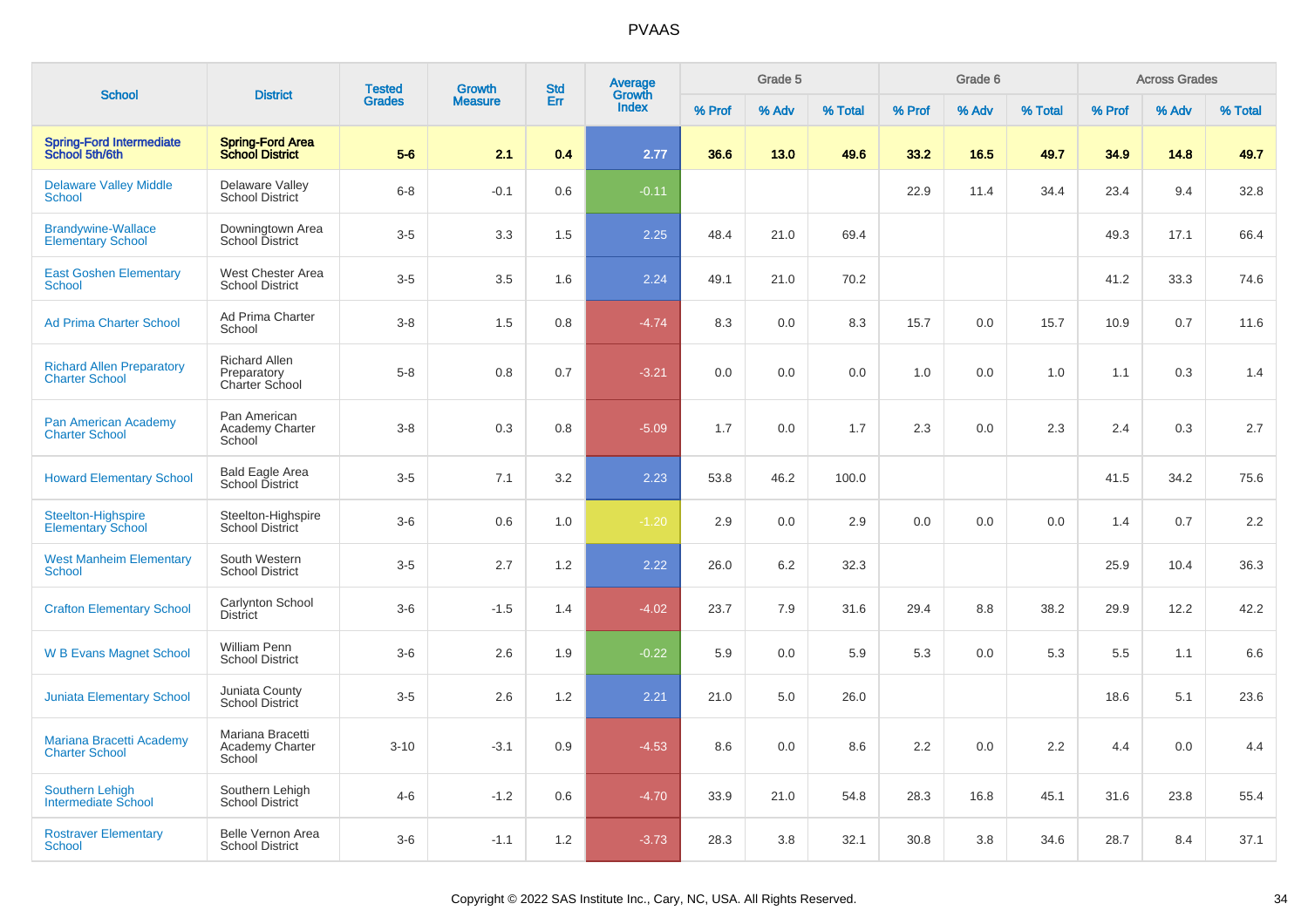# PVAAS

| School | District | Tested Grades | Growth Measure | Std Err | Average Growth Index | Grade 5 | | | Grade 6 | | | Across Grades | | |
|---|---|---|---|---|---|---|---|---|---|---|---|---|---|---|
| | | | | | | % Prof | % Adv | % Total | % Prof | % Adv | % Total | % Prof | % Adv | % Total |
| **Spring-Ford Intermediate School 5th/6th** | **Spring-Ford Area School District** | **5-6** | **2.1** | **0.4** | **2.77** | **36.6** | **13.0** | **49.6** | **33.2** | **16.5** | **49.7** | **34.9** | **14.8** | **49.7** |
| Delaware Valley Middle School | Delaware Valley School District | 6-8 | -0.1 | 0.6 | -0.11 | | | | 22.9 | 11.4 | 34.4 | 23.4 | 9.4 | 32.8 |
| Brandywine-Wallace Elementary School | Downingtown Area School District | 3-5 | 3.3 | 1.5 | 2.25 | 48.4 | 21.0 | 69.4 | | | | 49.3 | 17.1 | 66.4 |
| East Goshen Elementary School | West Chester Area School District | 3-5 | 3.5 | 1.6 | 2.24 | 49.1 | 21.0 | 70.2 | | | | 41.2 | 33.3 | 74.6 |
| Ad Prima Charter School | Ad Prima Charter School | 3-8 | 1.5 | 0.8 | -4.74 | 8.3 | 0.0 | 8.3 | 15.7 | 0.0 | 15.7 | 10.9 | 0.7 | 11.6 |
| Richard Allen Preparatory Charter School | Richard Allen Preparatory Charter School | 5-8 | 0.8 | 0.7 | -3.21 | 0.0 | 0.0 | 0.0 | 1.0 | 0.0 | 1.0 | 1.1 | 0.3 | 1.4 |
| Pan American Academy Charter School | Pan American Academy Charter School | 3-8 | 0.3 | 0.8 | -5.09 | 1.7 | 0.0 | 1.7 | 2.3 | 0.0 | 2.3 | 2.4 | 0.3 | 2.7 |
| Howard Elementary School | Bald Eagle Area School District | 3-5 | 7.1 | 3.2 | 2.23 | 53.8 | 46.2 | 100.0 | | | | 41.5 | 34.2 | 75.6 |
| Steelton-Highspire Elementary School | Steelton-Highspire School District | 3-6 | 0.6 | 1.0 | -1.20 | 2.9 | 0.0 | 2.9 | 0.0 | 0.0 | 0.0 | 1.4 | 0.7 | 2.2 |
| West Manheim Elementary School | South Western School District | 3-5 | 2.7 | 1.2 | 2.22 | 26.0 | 6.2 | 32.3 | | | | 25.9 | 10.4 | 36.3 |
| Crafton Elementary School | Carlynton School District | 3-6 | -1.5 | 1.4 | -4.02 | 23.7 | 7.9 | 31.6 | 29.4 | 8.8 | 38.2 | 29.9 | 12.2 | 42.2 |
| W B Evans Magnet School | William Penn School District | 3-6 | 2.6 | 1.9 | -0.22 | 5.9 | 0.0 | 5.9 | 5.3 | 0.0 | 5.3 | 5.5 | 1.1 | 6.6 |
| Juniata Elementary School | Juniata County School District | 3-5 | 2.6 | 1.2 | 2.21 | 21.0 | 5.0 | 26.0 | | | | 18.6 | 5.1 | 23.6 |
| Mariana Bracetti Academy Charter School | Mariana Bracetti Academy Charter School | 3-10 | -3.1 | 0.9 | -4.53 | 8.6 | 0.0 | 8.6 | 2.2 | 0.0 | 2.2 | 4.4 | 0.0 | 4.4 |
| Southern Lehigh Intermediate School | Southern Lehigh School District | 4-6 | -1.2 | 0.6 | -4.70 | 33.9 | 21.0 | 54.8 | 28.3 | 16.8 | 45.1 | 31.6 | 23.8 | 55.4 |
| Rostraver Elementary School | Belle Vernon Area School District | 3-6 | -1.1 | 1.2 | -3.73 | 28.3 | 3.8 | 32.1 | 30.8 | 3.8 | 34.6 | 28.7 | 8.4 | 37.1 |

Copyright © 2022 SAS Institute Inc., Cary, NC, USA. All Rights Reserved.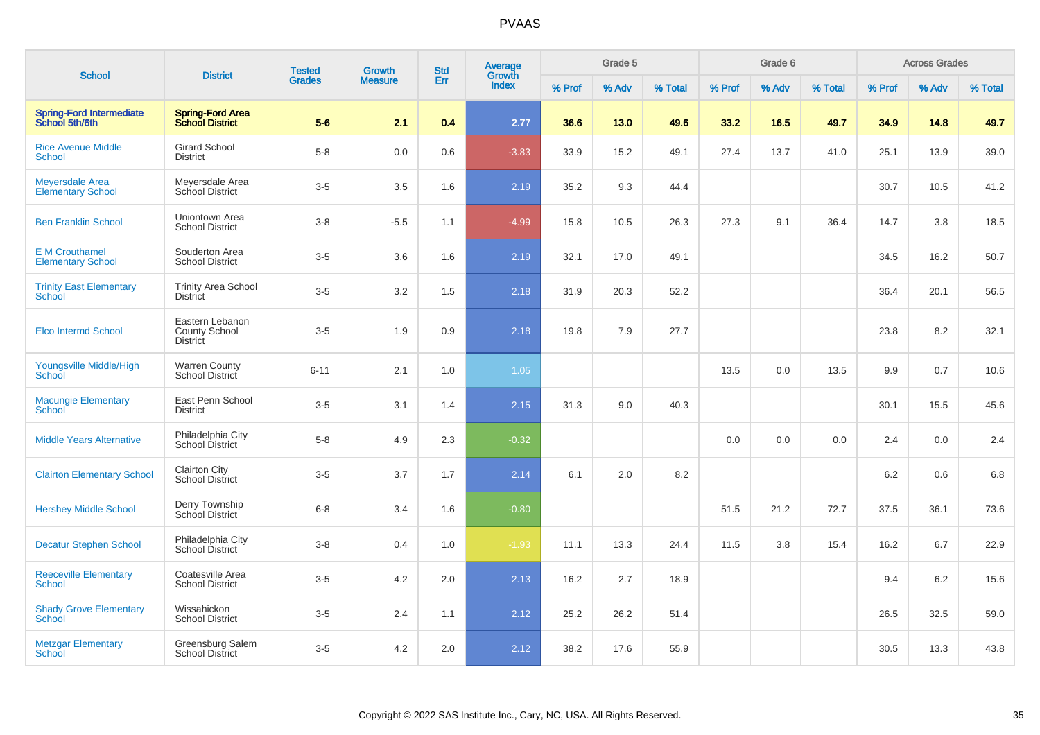# PVAAS

| School | District | Tested Grades | Growth Measure | Std Err | Average Growth Index | Grade 5 | | | Grade 6 | | | Across Grades | | |
|---|---|---|---|---|---|---|---|---|---|---|---|---|---|---|
| | | | | | | % Prof | % Adv | % Total | % Prof | % Adv | % Total | % Prof | % Adv | % Total |
| **Spring-Ford Intermediate School 5th/6th** | **Spring-Ford Area School District** | **5-6** | **2.1** | **0.4** | **2.77** | **36.6** | **13.0** | **49.6** | **33.2** | **16.5** | **49.7** | **34.9** | **14.8** | **49.7** |
| Rice Avenue Middle School | Girard School District | 5-8 | 0.0 | 0.6 | -3.83 | 33.9 | 15.2 | 49.1 | 27.4 | 13.7 | 41.0 | 25.1 | 13.9 | 39.0 |
| Meyersdale Area Elementary School | Meyersdale Area School District | 3-5 | 3.5 | 1.6 | 2.19 | 35.2 | 9.3 | 44.4 | | | | 30.7 | 10.5 | 41.2 |
| Ben Franklin School | Uniontown Area School District | 3-8 | -5.5 | 1.1 | -4.99 | 15.8 | 10.5 | 26.3 | 27.3 | 9.1 | 36.4 | 14.7 | 3.8 | 18.5 |
| E M Crouthamel Elementary School | Souderton Area School District | 3-5 | 3.6 | 1.6 | 2.19 | 32.1 | 17.0 | 49.1 | | | | 34.5 | 16.2 | 50.7 |
| Trinity East Elementary School | Trinity Area School District | 3-5 | 3.2 | 1.5 | 2.18 | 31.9 | 20.3 | 52.2 | | | | 36.4 | 20.1 | 56.5 |
| Elco Intermd School | Eastern Lebanon County School District | 3-5 | 1.9 | 0.9 | 2.18 | 19.8 | 7.9 | 27.7 | | | | 23.8 | 8.2 | 32.1 |
| Youngsville Middle/High School | Warren County School District | 6-11 | 2.1 | 1.0 | 1.05 | | | | 13.5 | 0.0 | 13.5 | 9.9 | 0.7 | 10.6 |
| Macungie Elementary School | East Penn School District | 3-5 | 3.1 | 1.4 | 2.15 | 31.3 | 9.0 | 40.3 | | | | 30.1 | 15.5 | 45.6 |
| Middle Years Alternative | Philadelphia City School District | 5-8 | 4.9 | 2.3 | -0.32 | | | | 0.0 | 0.0 | 0.0 | 2.4 | 0.0 | 2.4 |
| Clairton Elementary School | Clairton City School District | 3-5 | 3.7 | 1.7 | 2.14 | 6.1 | 2.0 | 8.2 | | | | 6.2 | 0.6 | 6.8 |
| Hershey Middle School | Derry Township School District | 6-8 | 3.4 | 1.6 | -0.80 | | | | 51.5 | 21.2 | 72.7 | 37.5 | 36.1 | 73.6 |
| Decatur Stephen School | Philadelphia City School District | 3-8 | 0.4 | 1.0 | -1.93 | 11.1 | 13.3 | 24.4 | 11.5 | 3.8 | 15.4 | 16.2 | 6.7 | 22.9 |
| Reeceville Elementary School | Coatesville Area School District | 3-5 | 4.2 | 2.0 | 2.13 | 16.2 | 2.7 | 18.9 | | | | 9.4 | 6.2 | 15.6 |
| Shady Grove Elementary School | Wissahickon School District | 3-5 | 2.4 | 1.1 | 2.12 | 25.2 | 26.2 | 51.4 | | | | 26.5 | 32.5 | 59.0 |
| Metzgar Elementary School | Greensburg Salem School District | 3-5 | 4.2 | 2.0 | 2.12 | 38.2 | 17.6 | 55.9 | | | | 30.5 | 13.3 | 43.8 |

Copyright © 2022 SAS Institute Inc., Cary, NC, USA. All Rights Reserved.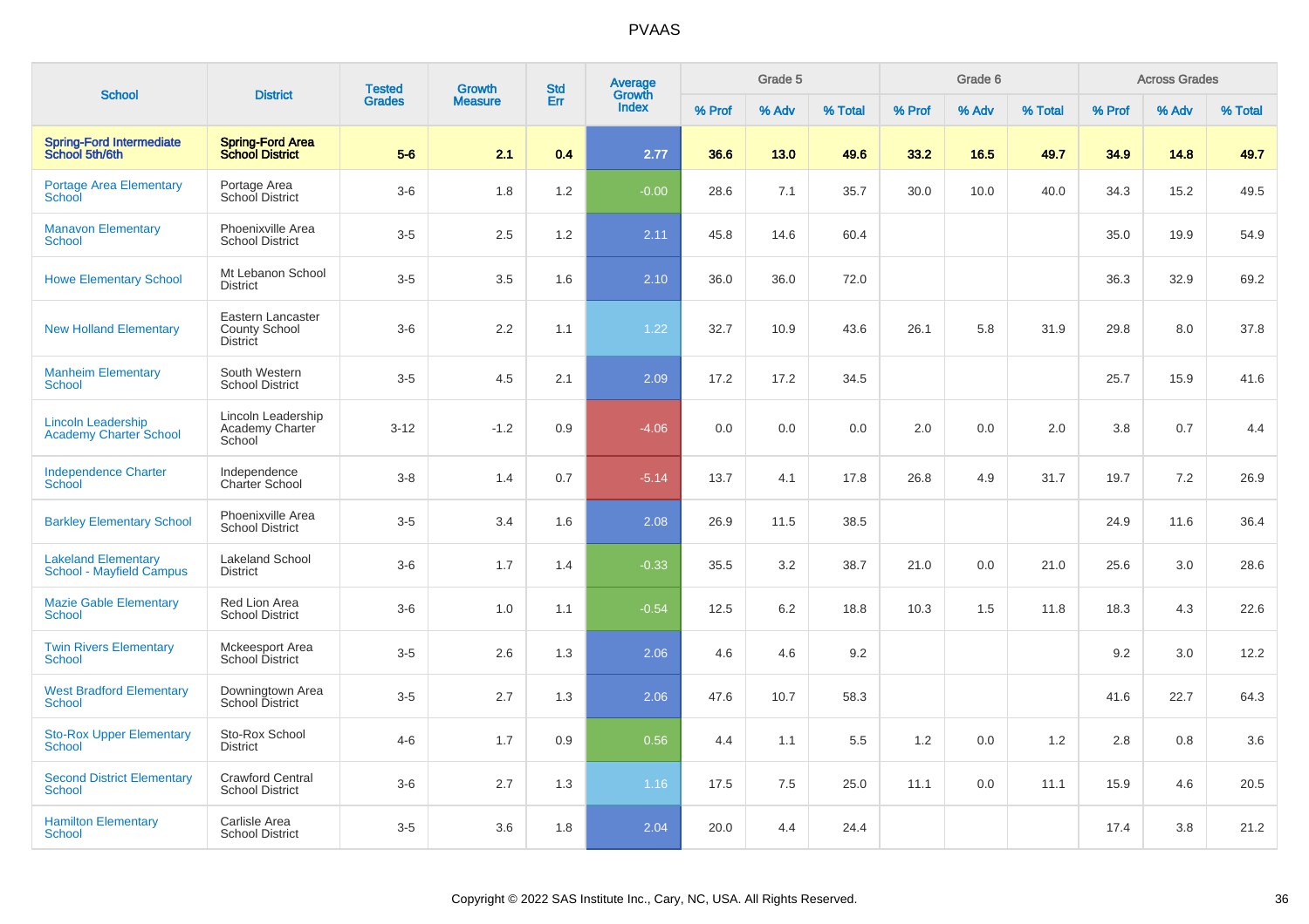# PVAAS

| School | District | Tested Grades | Growth Measure | Std Err | Average Growth Index | Grade 5 | | | Grade 6 | | | Across Grades | | |
|---|---|---|---|---|---|---|---|---|---|---|---|---|---|---|
| | | | | | | % Prof | % Adv | % Total | % Prof | % Adv | % Total | % Prof | % Adv | % Total |
| **Spring-Ford Intermediate School 5th/6th** | **Spring-Ford Area School District** | **5-6** | **2.1** | **0.4** | **2.77** | **36.6** | **13.0** | **49.6** | **33.2** | **16.5** | **49.7** | **34.9** | **14.8** | **49.7** |
| Portage Area Elementary School | Portage Area School District | 3-6 | 1.8 | 1.2 | -0.00 | 28.6 | 7.1 | 35.7 | 30.0 | 10.0 | 40.0 | 34.3 | 15.2 | 49.5 |
| Manavon Elementary School | Phoenixville Area School District | 3-5 | 2.5 | 1.2 | 2.11 | 45.8 | 14.6 | 60.4 | | | | 35.0 | 19.9 | 54.9 |
| Howe Elementary School | Mt Lebanon School District | 3-5 | 3.5 | 1.6 | 2.10 | 36.0 | 36.0 | 72.0 | | | | 36.3 | 32.9 | 69.2 |
| New Holland Elementary | Eastern Lancaster County School District | 3-6 | 2.2 | 1.1 | 1.22 | 32.7 | 10.9 | 43.6 | 26.1 | 5.8 | 31.9 | 29.8 | 8.0 | 37.8 |
| Manheim Elementary School | South Western School District | 3-5 | 4.5 | 2.1 | 2.09 | 17.2 | 17.2 | 34.5 | | | | 25.7 | 15.9 | 41.6 |
| Lincoln Leadership Academy Charter School | Lincoln Leadership Academy Charter School | 3-12 | -1.2 | 0.9 | -4.06 | 0.0 | 0.0 | 0.0 | 2.0 | 0.0 | 2.0 | 3.8 | 0.7 | 4.4 |
| Independence Charter School | Independence Charter School | 3-8 | 1.4 | 0.7 | -5.14 | 13.7 | 4.1 | 17.8 | 26.8 | 4.9 | 31.7 | 19.7 | 7.2 | 26.9 |
| Barkley Elementary School | Phoenixville Area School District | 3-5 | 3.4 | 1.6 | 2.08 | 26.9 | 11.5 | 38.5 | | | | 24.9 | 11.6 | 36.4 |
| Lakeland Elementary School - Mayfield Campus | Lakeland School District | 3-6 | 1.7 | 1.4 | -0.33 | 35.5 | 3.2 | 38.7 | 21.0 | 0.0 | 21.0 | 25.6 | 3.0 | 28.6 |
| Mazie Gable Elementary School | Red Lion Area School District | 3-6 | 1.0 | 1.1 | -0.54 | 12.5 | 6.2 | 18.8 | 10.3 | 1.5 | 11.8 | 18.3 | 4.3 | 22.6 |
| Twin Rivers Elementary School | Mckeesport Area School District | 3-5 | 2.6 | 1.3 | 2.06 | 4.6 | 4.6 | 9.2 | | | | 9.2 | 3.0 | 12.2 |
| West Bradford Elementary School | Downingtown Area School District | 3-5 | 2.7 | 1.3 | 2.06 | 47.6 | 10.7 | 58.3 | | | | 41.6 | 22.7 | 64.3 |
| Sto-Rox Upper Elementary School | Sto-Rox School District | 4-6 | 1.7 | 0.9 | 0.56 | 4.4 | 1.1 | 5.5 | 1.2 | 0.0 | 1.2 | 2.8 | 0.8 | 3.6 |
| Second District Elementary School | Crawford Central School District | 3-6 | 2.7 | 1.3 | 1.16 | 17.5 | 7.5 | 25.0 | 11.1 | 0.0 | 11.1 | 15.9 | 4.6 | 20.5 |
| Hamilton Elementary School | Carlisle Area School District | 3-5 | 3.6 | 1.8 | 2.04 | 20.0 | 4.4 | 24.4 | | | | 17.4 | 3.8 | 21.2 |

Copyright © 2022 SAS Institute Inc., Cary, NC, USA. All Rights Reserved.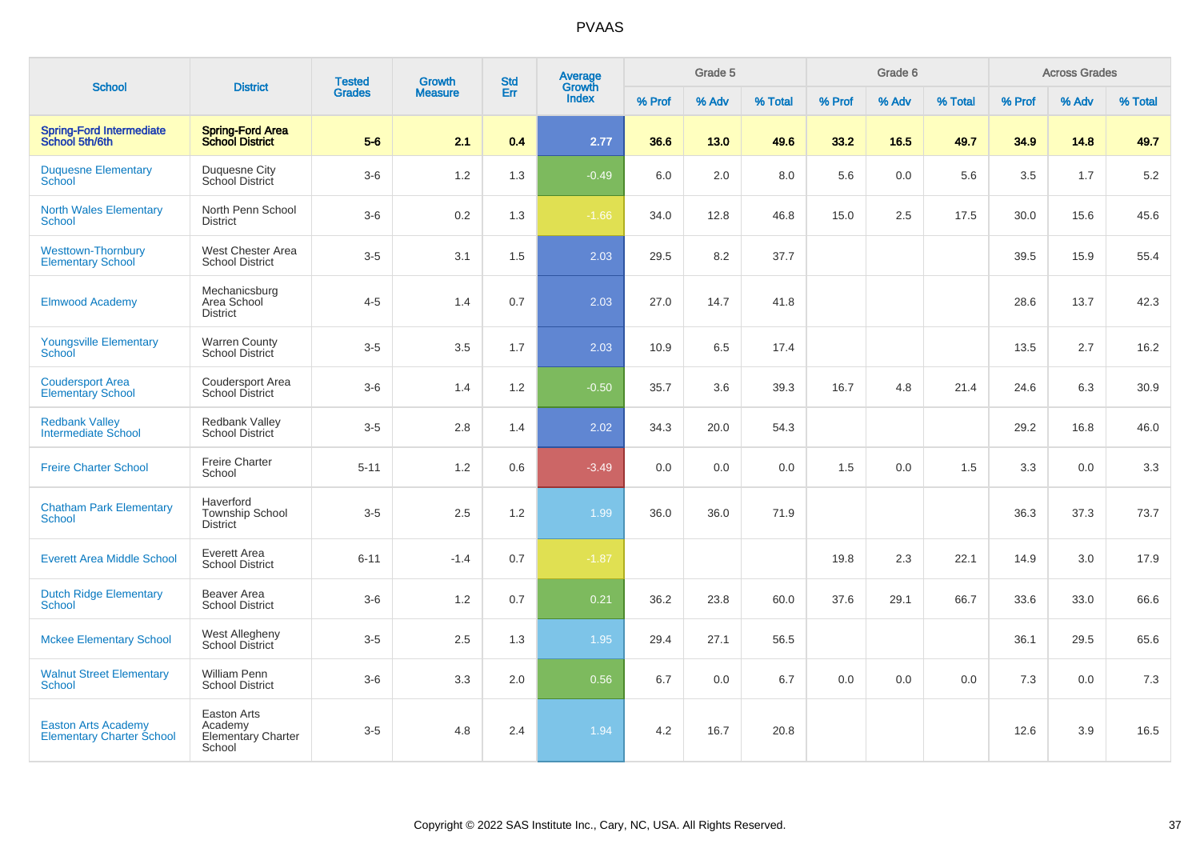# PVAAS

| School | District | Tested Grades | Growth Measure | Std Err | Average Growth Index | Grade 5 | | | Grade 6 | | | Across Grades | | |
|---|---|---|---|---|---|---|---|---|---|---|---|---|---|---|
| | | | | | | % Prof | % Adv | % Total | % Prof | % Adv | % Total | % Prof | % Adv | % Total |
| **Spring-Ford Intermediate School 5th/6th** | **Spring-Ford Area School District** | **5-6** | **2.1** | **0.4** | **2.77** | **36.6** | **13.0** | **49.6** | **33.2** | **16.5** | **49.7** | **34.9** | **14.8** | **49.7** |
| Duquesne Elementary School | Duquesne City School District | 3-6 | 1.2 | 1.3 | -0.49 | 6.0 | 2.0 | 8.0 | 5.6 | 0.0 | 5.6 | 3.5 | 1.7 | 5.2 |
| North Wales Elementary School | North Penn School District | 3-6 | 0.2 | 1.3 | -1.66 | 34.0 | 12.8 | 46.8 | 15.0 | 2.5 | 17.5 | 30.0 | 15.6 | 45.6 |
| Westtown-Thornbury Elementary School | West Chester Area School District | 3-5 | 3.1 | 1.5 | 2.03 | 29.5 | 8.2 | 37.7 | | | | 39.5 | 15.9 | 55.4 |
| Elmwood Academy | Mechanicsburg Area School District | 4-5 | 1.4 | 0.7 | 2.03 | 27.0 | 14.7 | 41.8 | | | | 28.6 | 13.7 | 42.3 |
| Youngsville Elementary School | Warren County School District | 3-5 | 3.5 | 1.7 | 2.03 | 10.9 | 6.5 | 17.4 | | | | 13.5 | 2.7 | 16.2 |
| Coudersport Area Elementary School | Coudersport Area School District | 3-6 | 1.4 | 1.2 | -0.50 | 35.7 | 3.6 | 39.3 | 16.7 | 4.8 | 21.4 | 24.6 | 6.3 | 30.9 |
| Redbank Valley Intermediate School | Redbank Valley School District | 3-5 | 2.8 | 1.4 | 2.02 | 34.3 | 20.0 | 54.3 | | | | 29.2 | 16.8 | 46.0 |
| Freire Charter School | Freire Charter School | 5-11 | 1.2 | 0.6 | -3.49 | 0.0 | 0.0 | 0.0 | 1.5 | 0.0 | 1.5 | 3.3 | 0.0 | 3.3 |
| Chatham Park Elementary School | Haverford Township School District | 3-5 | 2.5 | 1.2 | 1.99 | 36.0 | 36.0 | 71.9 | | | | 36.3 | 37.3 | 73.7 |
| Everett Area Middle School | Everett Area School District | 6-11 | -1.4 | 0.7 | -1.87 | | | | 19.8 | 2.3 | 22.1 | 14.9 | 3.0 | 17.9 |
| Dutch Ridge Elementary School | Beaver Area School District | 3-6 | 1.2 | 0.7 | 0.21 | 36.2 | 23.8 | 60.0 | 37.6 | 29.1 | 66.7 | 33.6 | 33.0 | 66.6 |
| Mckee Elementary School | West Allegheny School District | 3-5 | 2.5 | 1.3 | 1.95 | 29.4 | 27.1 | 56.5 | | | | 36.1 | 29.5 | 65.6 |
| Walnut Street Elementary School | William Penn School District | 3-6 | 3.3 | 2.0 | 0.56 | 6.7 | 0.0 | 6.7 | 0.0 | 0.0 | 0.0 | 7.3 | 0.0 | 7.3 |
| Easton Arts Academy Elementary Charter School | Easton Arts Academy Elementary Charter School | 3-5 | 4.8 | 2.4 | 1.94 | 4.2 | 16.7 | 20.8 | | | | 12.6 | 3.9 | 16.5 |

Copyright © 2022 SAS Institute Inc., Cary, NC, USA. All Rights Reserved.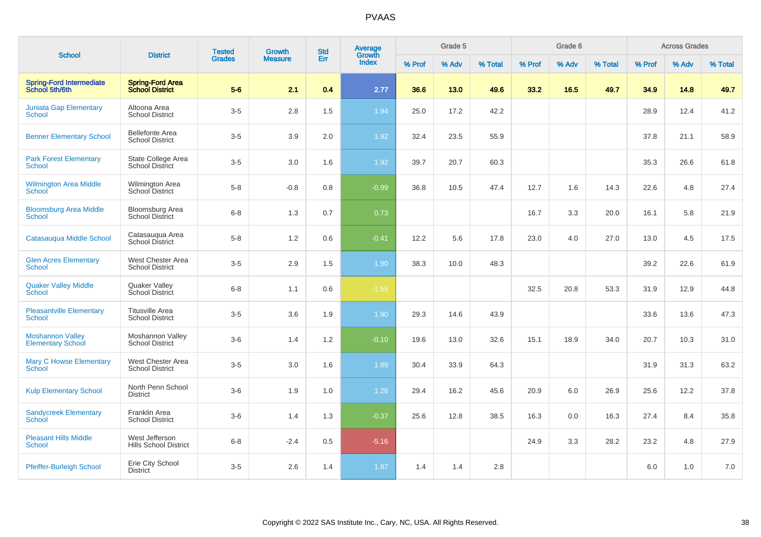# PVAAS

| School | District | Tested Grades | Growth Measure | Std Err | Average Growth Index | Grade 5 | | | Grade 6 | | | Across Grades | | |
|---|---|---|---|---|---|---|---|---|---|---|---|---|---|---|
| | | | | | | % Prof | % Adv | % Total | % Prof | % Adv | % Total | % Prof | % Adv | % Total |
| **Spring-Ford Intermediate School 5th/6th** | **Spring-Ford Area School District** | **5-6** | **2.1** | **0.4** | **2.77** | **36.6** | **13.0** | **49.6** | **33.2** | **16.5** | **49.7** | **34.9** | **14.8** | **49.7** |
| Juniata Gap Elementary School | Altoona Area School District | 3-5 | 2.8 | 1.5 | 1.94 | 25.0 | 17.2 | 42.2 | | | | 28.9 | 12.4 | 41.2 |
| Benner Elementary School | Bellefonte Area School District | 3-5 | 3.9 | 2.0 | 1.92 | 32.4 | 23.5 | 55.9 | | | | 37.8 | 21.1 | 58.9 |
| Park Forest Elementary School | State College Area School District | 3-5 | 3.0 | 1.6 | 1.92 | 39.7 | 20.7 | 60.3 | | | | 35.3 | 26.6 | 61.8 |
| Wilmington Area Middle School | Wilmington Area School District | 5-8 | -0.8 | 0.8 | -0.99 | 36.8 | 10.5 | 47.4 | 12.7 | 1.6 | 14.3 | 22.6 | 4.8 | 27.4 |
| Bloomsburg Area Middle School | Bloomsburg Area School District | 6-8 | 1.3 | 0.7 | 0.73 | | | | 16.7 | 3.3 | 20.0 | 16.1 | 5.8 | 21.9 |
| Catasauqua Middle School | Catasauqua Area School District | 5-8 | 1.2 | 0.6 | -0.41 | 12.2 | 5.6 | 17.8 | 23.0 | 4.0 | 27.0 | 13.0 | 4.5 | 17.5 |
| Glen Acres Elementary School | West Chester Area School District | 3-5 | 2.9 | 1.5 | 1.90 | 38.3 | 10.0 | 48.3 | | | | 39.2 | 22.6 | 61.9 |
| Quaker Valley Middle School | Quaker Valley School District | 6-8 | 1.1 | 0.6 | -1.55 | | | | 32.5 | 20.8 | 53.3 | 31.9 | 12.9 | 44.8 |
| Pleasantville Elementary School | Titusville Area School District | 3-5 | 3.6 | 1.9 | 1.90 | 29.3 | 14.6 | 43.9 | | | | 33.6 | 13.6 | 47.3 |
| Moshannon Valley Elementary School | Moshannon Valley School District | 3-6 | 1.4 | 1.2 | -0.10 | 19.6 | 13.0 | 32.6 | 15.1 | 18.9 | 34.0 | 20.7 | 10.3 | 31.0 |
| Mary C Howse Elementary School | West Chester Area School District | 3-5 | 3.0 | 1.6 | 1.89 | 30.4 | 33.9 | 64.3 | | | | 31.9 | 31.3 | 63.2 |
| Kulp Elementary School | North Penn School District | 3-6 | 1.9 | 1.0 | 1.26 | 29.4 | 16.2 | 45.6 | 20.9 | 6.0 | 26.9 | 25.6 | 12.2 | 37.8 |
| Sandycreek Elementary School | Franklin Area School District | 3-6 | 1.4 | 1.3 | -0.37 | 25.6 | 12.8 | 38.5 | 16.3 | 0.0 | 16.3 | 27.4 | 8.4 | 35.8 |
| Pleasant Hills Middle School | West Jefferson Hills School District | 6-8 | -2.4 | 0.5 | -5.16 | | | | 24.9 | 3.3 | 28.2 | 23.2 | 4.8 | 27.9 |
| Pfeiffer-Burleigh School | Erie City School District | 3-5 | 2.6 | 1.4 | 1.87 | 1.4 | 1.4 | 2.8 | | | | 6.0 | 1.0 | 7.0 |

Copyright © 2022 SAS Institute Inc., Cary, NC, USA. All Rights Reserved.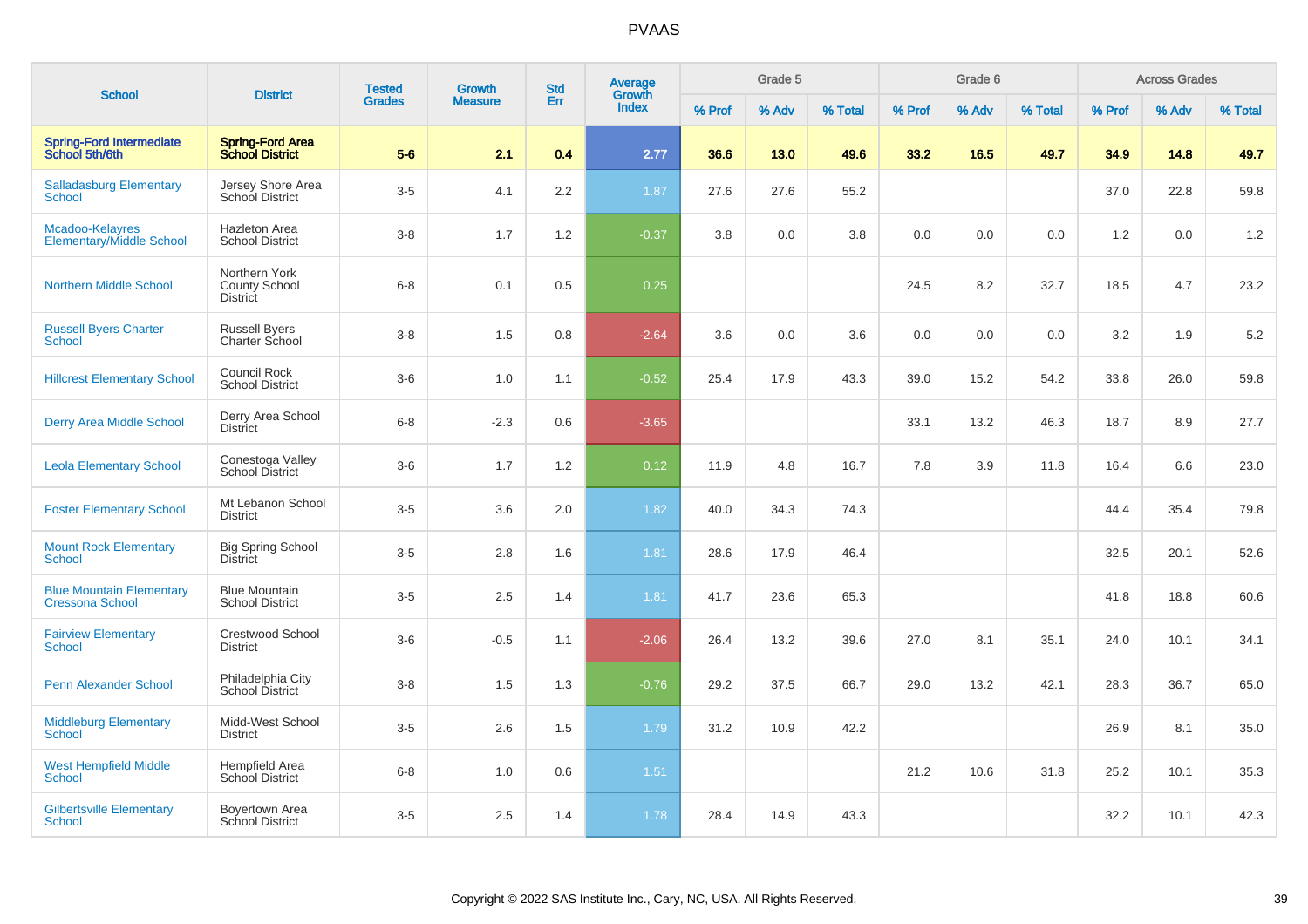# PVAAS

| School | District | Tested Grades | Growth Measure | Std Err | Average Growth Index | Grade 5 | | | Grade 6 | | | Across Grades | | |
|---|---|---|---|---|---|---|---|---|---|---|---|---|---|---|
| | | | | | | % Prof | % Adv | % Total | % Prof | % Adv | % Total | % Prof | % Adv | % Total |
| **Spring-Ford Intermediate School 5th/6th** | **Spring-Ford Area School District** | **5-6** | **2.1** | **0.4** | **2.77** | **36.6** | **13.0** | **49.6** | **33.2** | **16.5** | **49.7** | **34.9** | **14.8** | **49.7** |
| Salladasburg Elementary School | Jersey Shore Area School District | 3-5 | 4.1 | 2.2 | 1.87 | 27.6 | 27.6 | 55.2 | | | | 37.0 | 22.8 | 59.8 |
| Mcadoo-Kelayres Elementary/Middle School | Hazleton Area School District | 3-8 | 1.7 | 1.2 | -0.37 | 3.8 | 0.0 | 3.8 | 0.0 | 0.0 | 0.0 | 1.2 | 0.0 | 1.2 |
| Northern Middle School | Northern York County School District | 6-8 | 0.1 | 0.5 | 0.25 | | | | 24.5 | 8.2 | 32.7 | 18.5 | 4.7 | 23.2 |
| Russell Byers Charter School | Russell Byers Charter School | 3-8 | 1.5 | 0.8 | -2.64 | 3.6 | 0.0 | 3.6 | 0.0 | 0.0 | 0.0 | 3.2 | 1.9 | 5.2 |
| Hillcrest Elementary School | Council Rock School District | 3-6 | 1.0 | 1.1 | -0.52 | 25.4 | 17.9 | 43.3 | 39.0 | 15.2 | 54.2 | 33.8 | 26.0 | 59.8 |
| Derry Area Middle School | Derry Area School District | 6-8 | -2.3 | 0.6 | -3.65 | | | | 33.1 | 13.2 | 46.3 | 18.7 | 8.9 | 27.7 |
| Leola Elementary School | Conestoga Valley School District | 3-6 | 1.7 | 1.2 | 0.12 | 11.9 | 4.8 | 16.7 | 7.8 | 3.9 | 11.8 | 16.4 | 6.6 | 23.0 |
| Foster Elementary School | Mt Lebanon School District | 3-5 | 3.6 | 2.0 | 1.82 | 40.0 | 34.3 | 74.3 | | | | 44.4 | 35.4 | 79.8 |
| Mount Rock Elementary School | Big Spring School District | 3-5 | 2.8 | 1.6 | 1.81 | 28.6 | 17.9 | 46.4 | | | | 32.5 | 20.1 | 52.6 |
| Blue Mountain Elementary Cressona School | Blue Mountain School District | 3-5 | 2.5 | 1.4 | 1.81 | 41.7 | 23.6 | 65.3 | | | | 41.8 | 18.8 | 60.6 |
| Fairview Elementary School | Crestwood School District | 3-6 | -0.5 | 1.1 | -2.06 | 26.4 | 13.2 | 39.6 | 27.0 | 8.1 | 35.1 | 24.0 | 10.1 | 34.1 |
| Penn Alexander School | Philadelphia City School District | 3-8 | 1.5 | 1.3 | -0.76 | 29.2 | 37.5 | 66.7 | 29.0 | 13.2 | 42.1 | 28.3 | 36.7 | 65.0 |
| Middleburg Elementary School | Midd-West School District | 3-5 | 2.6 | 1.5 | 1.79 | 31.2 | 10.9 | 42.2 | | | | 26.9 | 8.1 | 35.0 |
| West Hempfield Middle School | Hempfield Area School District | 6-8 | 1.0 | 0.6 | 1.51 | | | | 21.2 | 10.6 | 31.8 | 25.2 | 10.1 | 35.3 |
| Gilbertsville Elementary School | Boyertown Area School District | 3-5 | 2.5 | 1.4 | 1.78 | 28.4 | 14.9 | 43.3 | | | | 32.2 | 10.1 | 42.3 |

Copyright © 2022 SAS Institute Inc., Cary, NC, USA. All Rights Reserved.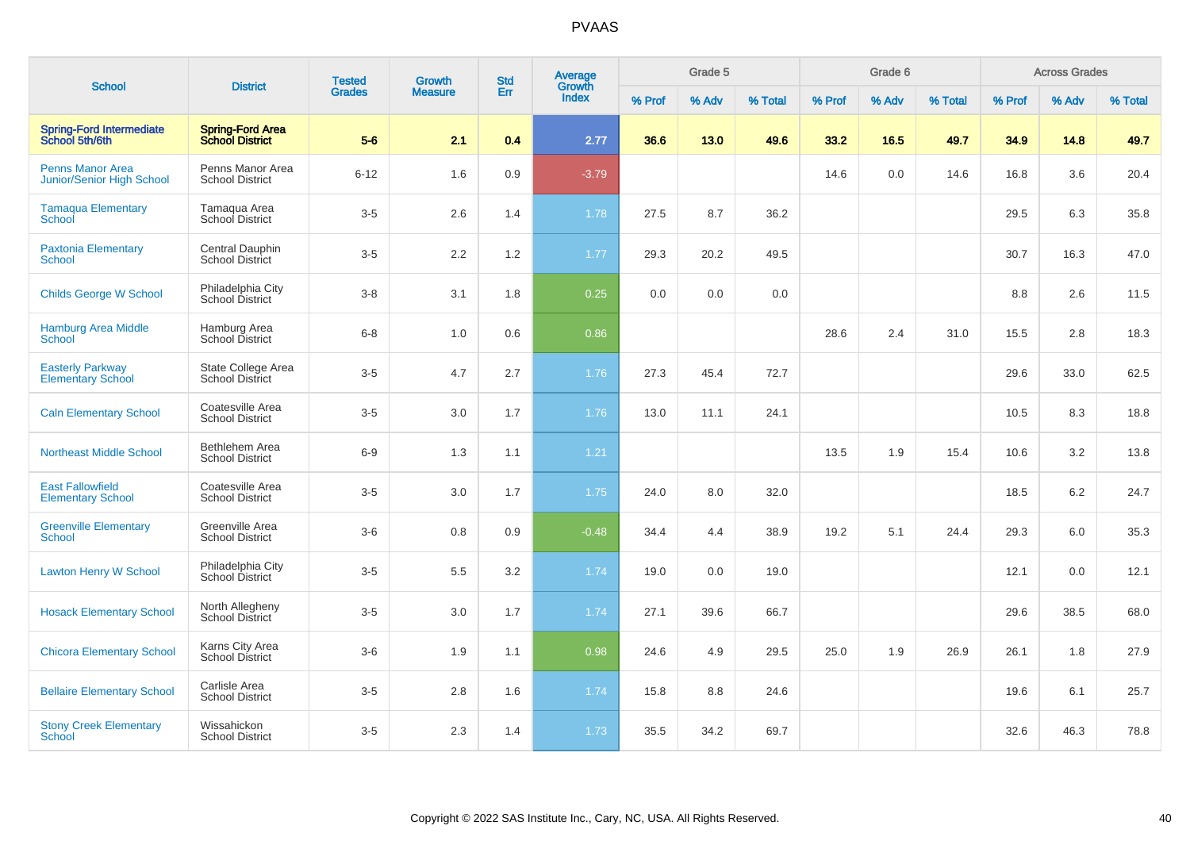# PVAAS

| School | District | Tested Grades | Growth Measure | Std Err | Average Growth Index | Grade 5 | | | Grade 6 | | | Across Grades | | |
|---|---|---|---|---|---|---|---|---|---|---|---|---|---|---|
| | | | | | | % Prof | % Adv | % Total | % Prof | % Adv | % Total | % Prof | % Adv | % Total |
| **Spring-Ford Intermediate School 5th/6th** | **Spring-Ford Area School District** | **5-6** | **2.1** | **0.4** | **2.77** | **36.6** | **13.0** | **49.6** | **33.2** | **16.5** | **49.7** | **34.9** | **14.8** | **49.7** |
| Penns Manor Area Junior/Senior High School | Penns Manor Area School District | 6-12 | 1.6 | 0.9 | -3.79 | | | | 14.6 | 0.0 | 14.6 | 16.8 | 3.6 | 20.4 |
| Tamaqua Elementary School | Tamaqua Area School District | 3-5 | 2.6 | 1.4 | 1.78 | 27.5 | 8.7 | 36.2 | | | | 29.5 | 6.3 | 35.8 |
| Paxtonia Elementary School | Central Dauphin School District | 3-5 | 2.2 | 1.2 | 1.77 | 29.3 | 20.2 | 49.5 | | | | 30.7 | 16.3 | 47.0 |
| Childs George W School | Philadelphia City School District | 3-8 | 3.1 | 1.8 | 0.25 | 0.0 | 0.0 | 0.0 | | | | 8.8 | 2.6 | 11.5 |
| Hamburg Area Middle School | Hamburg Area School District | 6-8 | 1.0 | 0.6 | 0.86 | | | | 28.6 | 2.4 | 31.0 | 15.5 | 2.8 | 18.3 |
| Easterly Parkway Elementary School | State College Area School District | 3-5 | 4.7 | 2.7 | 1.76 | 27.3 | 45.4 | 72.7 | | | | 29.6 | 33.0 | 62.5 |
| Caln Elementary School | Coatesville Area School District | 3-5 | 3.0 | 1.7 | 1.76 | 13.0 | 11.1 | 24.1 | | | | 10.5 | 8.3 | 18.8 |
| Northeast Middle School | Bethlehem Area School District | 6-9 | 1.3 | 1.1 | 1.21 | | | | 13.5 | 1.9 | 15.4 | 10.6 | 3.2 | 13.8 |
| East Fallowfield Elementary School | Coatesville Area School District | 3-5 | 3.0 | 1.7 | 1.75 | 24.0 | 8.0 | 32.0 | | | | 18.5 | 6.2 | 24.7 |
| Greenville Elementary School | Greenville Area School District | 3-6 | 0.8 | 0.9 | -0.48 | 34.4 | 4.4 | 38.9 | 19.2 | 5.1 | 24.4 | 29.3 | 6.0 | 35.3 |
| Lawton Henry W School | Philadelphia City School District | 3-5 | 5.5 | 3.2 | 1.74 | 19.0 | 0.0 | 19.0 | | | | 12.1 | 0.0 | 12.1 |
| Hosack Elementary School | North Allegheny School District | 3-5 | 3.0 | 1.7 | 1.74 | 27.1 | 39.6 | 66.7 | | | | 29.6 | 38.5 | 68.0 |
| Chicora Elementary School | Karns City Area School District | 3-6 | 1.9 | 1.1 | 0.98 | 24.6 | 4.9 | 29.5 | 25.0 | 1.9 | 26.9 | 26.1 | 1.8 | 27.9 |
| Bellaire Elementary School | Carlisle Area School District | 3-5 | 2.8 | 1.6 | 1.74 | 15.8 | 8.8 | 24.6 | | | | 19.6 | 6.1 | 25.7 |
| Stony Creek Elementary School | Wissahickon School District | 3-5 | 2.3 | 1.4 | 1.73 | 35.5 | 34.2 | 69.7 | | | | 32.6 | 46.3 | 78.8 |

Copyright © 2022 SAS Institute Inc., Cary, NC, USA. All Rights Reserved.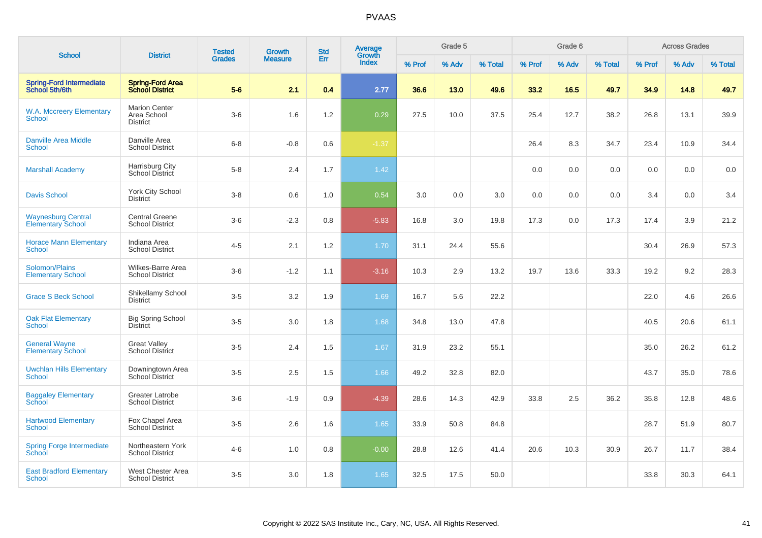# PVAAS

| School | District | Tested Grades | Growth Measure | Std Err | Average Growth Index | Grade 5 | | | Grade 6 | | | Across Grades | | |
|---|---|---|---|---|---|---|---|---|---|---|---|---|---|---|
| | | | | | | % Prof | % Adv | % Total | % Prof | % Adv | % Total | % Prof | % Adv | % Total |
| **Spring-Ford Intermediate School 5th/6th** | **Spring-Ford Area School District** | **5-6** | **2.1** | **0.4** | **2.77** | **36.6** | **13.0** | **49.6** | **33.2** | **16.5** | **49.7** | **34.9** | **14.8** | **49.7** |
| W.A. Mccreery Elementary School | Marion Center Area School District | 3-6 | 1.6 | 1.2 | 0.29 | 27.5 | 10.0 | 37.5 | 25.4 | 12.7 | 38.2 | 26.8 | 13.1 | 39.9 |
| Danville Area Middle School | Danville Area School District | 6-8 | -0.8 | 0.6 | -1.37 | | | | 26.4 | 8.3 | 34.7 | 23.4 | 10.9 | 34.4 |
| Marshall Academy | Harrisburg City School District | 5-8 | 2.4 | 1.7 | 1.42 | | | | 0.0 | 0.0 | 0.0 | 0.0 | 0.0 | 0.0 |
| Davis School | York City School District | 3-8 | 0.6 | 1.0 | 0.54 | 3.0 | 0.0 | 3.0 | 0.0 | 0.0 | 0.0 | 3.4 | 0.0 | 3.4 |
| Waynesburg Central Elementary School | Central Greene School District | 3-6 | -2.3 | 0.8 | -5.83 | 16.8 | 3.0 | 19.8 | 17.3 | 0.0 | 17.3 | 17.4 | 3.9 | 21.2 |
| Horace Mann Elementary School | Indiana Area School District | 4-5 | 2.1 | 1.2 | 1.70 | 31.1 | 24.4 | 55.6 | | | | 30.4 | 26.9 | 57.3 |
| Solomon/Plains Elementary School | Wilkes-Barre Area School District | 3-6 | -1.2 | 1.1 | -3.16 | 10.3 | 2.9 | 13.2 | 19.7 | 13.6 | 33.3 | 19.2 | 9.2 | 28.3 |
| Grace S Beck School | Shikellamy School District | 3-5 | 3.2 | 1.9 | 1.69 | 16.7 | 5.6 | 22.2 | | | | 22.0 | 4.6 | 26.6 |
| Oak Flat Elementary School | Big Spring School District | 3-5 | 3.0 | 1.8 | 1.68 | 34.8 | 13.0 | 47.8 | | | | 40.5 | 20.6 | 61.1 |
| General Wayne Elementary School | Great Valley School District | 3-5 | 2.4 | 1.5 | 1.67 | 31.9 | 23.2 | 55.1 | | | | 35.0 | 26.2 | 61.2 |
| Uwchlan Hills Elementary School | Downingtown Area School District | 3-5 | 2.5 | 1.5 | 1.66 | 49.2 | 32.8 | 82.0 | | | | 43.7 | 35.0 | 78.6 |
| Baggaley Elementary School | Greater Latrobe School District | 3-6 | -1.9 | 0.9 | -4.39 | 28.6 | 14.3 | 42.9 | 33.8 | 2.5 | 36.2 | 35.8 | 12.8 | 48.6 |
| Hartwood Elementary School | Fox Chapel Area School District | 3-5 | 2.6 | 1.6 | 1.65 | 33.9 | 50.8 | 84.8 | | | | 28.7 | 51.9 | 80.7 |
| Spring Forge Intermediate School | Northeastern York School District | 4-6 | 1.0 | 0.8 | -0.00 | 28.8 | 12.6 | 41.4 | 20.6 | 10.3 | 30.9 | 26.7 | 11.7 | 38.4 |
| East Bradford Elementary School | West Chester Area School District | 3-5 | 3.0 | 1.8 | 1.65 | 32.5 | 17.5 | 50.0 | | | | 33.8 | 30.3 | 64.1 |

Copyright © 2022 SAS Institute Inc., Cary, NC, USA. All Rights Reserved.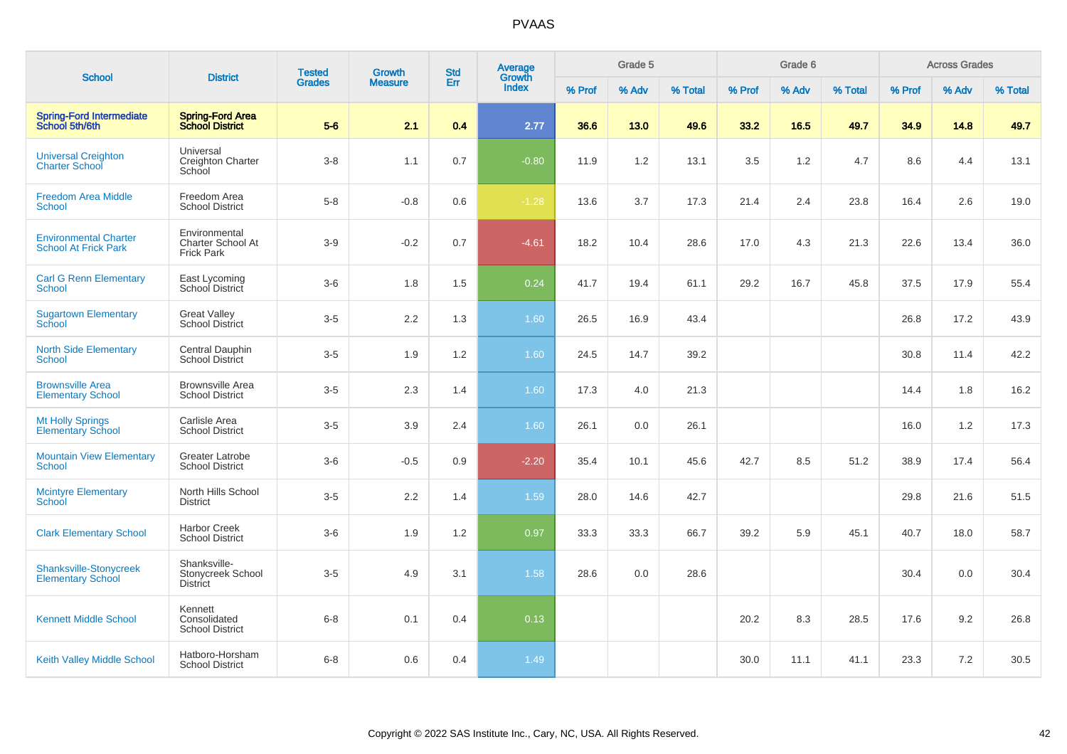PVAAS

| School | District | Tested Grades | Growth Measure | Std Err | Average Growth Index | Grade 5 | | | Grade 6 | | | Across Grades | | |
|---|---|---|---|---|---|---|---|---|---|---|---|---|---|---|
| | | | | | | % Prof | % Adv | % Total | % Prof | % Adv | % Total | % Prof | % Adv | % Total |
| **Spring-Ford Intermediate School 5th/6th** | **Spring-Ford Area School District** | **5-6** | **2.1** | **0.4** | **2.77** | **36.6** | **13.0** | **49.6** | **33.2** | **16.5** | **49.7** | **34.9** | **14.8** | **49.7** |
| Universal Creighton Charter School | Universal Creighton Charter School | 3-8 | 1.1 | 0.7 | -0.80 | 11.9 | 1.2 | 13.1 | 3.5 | 1.2 | 4.7 | 8.6 | 4.4 | 13.1 |
| Freedom Area Middle School | Freedom Area School District | 5-8 | -0.8 | 0.6 | -1.28 | 13.6 | 3.7 | 17.3 | 21.4 | 2.4 | 23.8 | 16.4 | 2.6 | 19.0 |
| Environmental Charter School At Frick Park | Environmental Charter School At Frick Park | 3-9 | -0.2 | 0.7 | -4.61 | 18.2 | 10.4 | 28.6 | 17.0 | 4.3 | 21.3 | 22.6 | 13.4 | 36.0 |
| Carl G Renn Elementary School | East Lycoming School District | 3-6 | 1.8 | 1.5 | 0.24 | 41.7 | 19.4 | 61.1 | 29.2 | 16.7 | 45.8 | 37.5 | 17.9 | 55.4 |
| Sugartown Elementary School | Great Valley School District | 3-5 | 2.2 | 1.3 | 1.60 | 26.5 | 16.9 | 43.4 | | | | 26.8 | 17.2 | 43.9 |
| North Side Elementary School | Central Dauphin School District | 3-5 | 1.9 | 1.2 | 1.60 | 24.5 | 14.7 | 39.2 | | | | 30.8 | 11.4 | 42.2 |
| Brownsville Area Elementary School | Brownsville Area School District | 3-5 | 2.3 | 1.4 | 1.60 | 17.3 | 4.0 | 21.3 | | | | 14.4 | 1.8 | 16.2 |
| Mt Holly Springs Elementary School | Carlisle Area School District | 3-5 | 3.9 | 2.4 | 1.60 | 26.1 | 0.0 | 26.1 | | | | 16.0 | 1.2 | 17.3 |
| Mountain View Elementary School | Greater Latrobe School District | 3-6 | -0.5 | 0.9 | -2.20 | 35.4 | 10.1 | 45.6 | 42.7 | 8.5 | 51.2 | 38.9 | 17.4 | 56.4 |
| Mcintyre Elementary School | North Hills School District | 3-5 | 2.2 | 1.4 | 1.59 | 28.0 | 14.6 | 42.7 | | | | 29.8 | 21.6 | 51.5 |
| Clark Elementary School | Harbor Creek School District | 3-6 | 1.9 | 1.2 | 0.97 | 33.3 | 33.3 | 66.7 | 39.2 | 5.9 | 45.1 | 40.7 | 18.0 | 58.7 |
| Shanksville-Stonycreek Elementary School | Shanksville-Stonycreek School District | 3-5 | 4.9 | 3.1 | 1.58 | 28.6 | 0.0 | 28.6 | | | | 30.4 | 0.0 | 30.4 |
| Kennett Middle School | Kennett Consolidated School District | 6-8 | 0.1 | 0.4 | 0.13 | | | | 20.2 | 8.3 | 28.5 | 17.6 | 9.2 | 26.8 |
| Keith Valley Middle School | Hatboro-Horsham School District | 6-8 | 0.6 | 0.4 | 1.49 | | | | 30.0 | 11.1 | 41.1 | 23.3 | 7.2 | 30.5 |

Copyright © 2022 SAS Institute Inc., Cary, NC, USA. All Rights Reserved.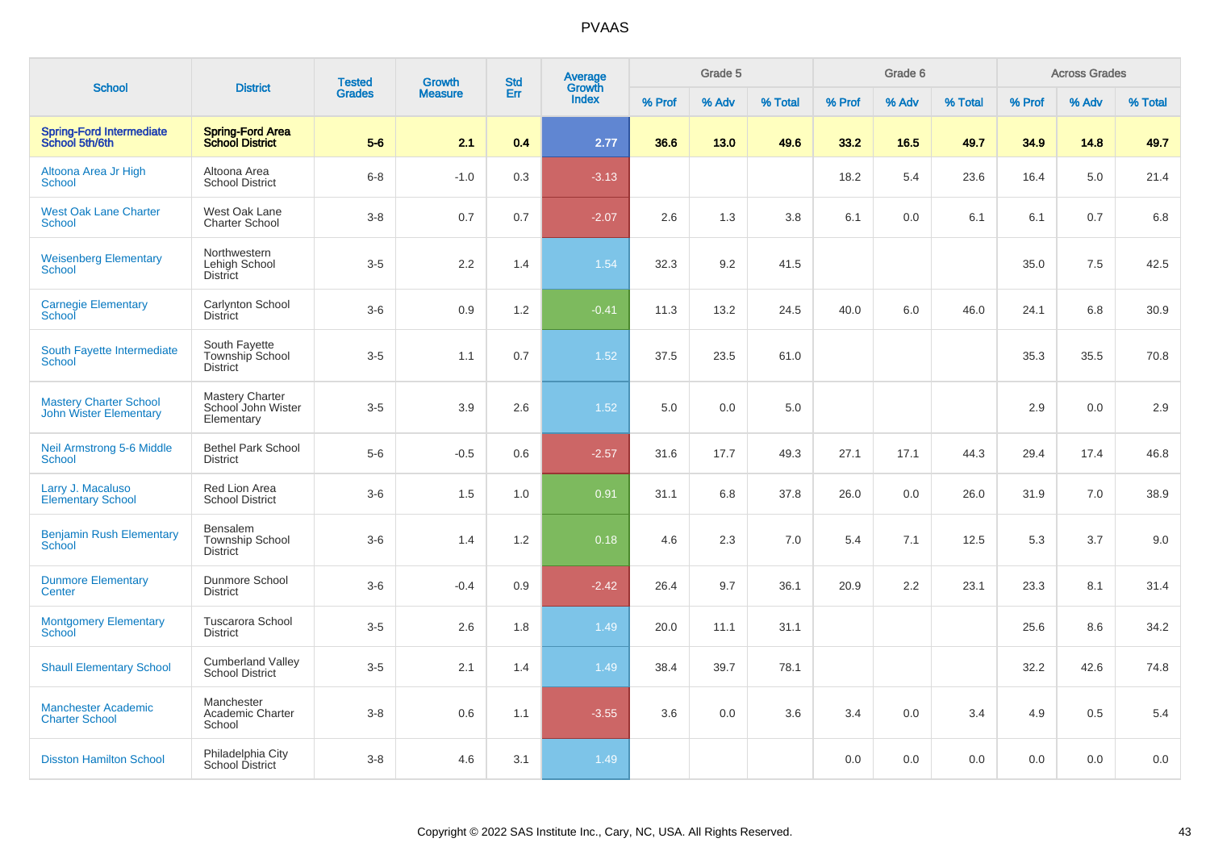| School | District | Tested Grades | Growth Measure | Std Err | Average Growth Index | Grade 5 | | | Grade 6 | | | Across Grades | | |
|---|---|---|---|---|---|---|---|---|---|---|---|---|---|---|
| | | | | | | % Prof | % Adv | % Total | % Prof | % Adv | % Total | % Prof | % Adv | % Total |
| **Spring-Ford Intermediate School 5th/6th** | **Spring-Ford Area School District** | **5-6** | **2.1** | **0.4** | **2.77** | **36.6** | **13.0** | **49.6** | **33.2** | **16.5** | **49.7** | **34.9** | **14.8** | **49.7** |
| Altoona Area Jr High School | Altoona Area School District | 6-8 | -1.0 | 0.3 | -3.13 | | | | 18.2 | 5.4 | 23.6 | 16.4 | 5.0 | 21.4 |
| West Oak Lane Charter School | West Oak Lane Charter School | 3-8 | 0.7 | 0.7 | -2.07 | 2.6 | 1.3 | 3.8 | 6.1 | 0.0 | 6.1 | 6.1 | 0.7 | 6.8 |
| Weisenberg Elementary School | Northwestern Lehigh School District | 3-5 | 2.2 | 1.4 | 1.54 | 32.3 | 9.2 | 41.5 | | | | 35.0 | 7.5 | 42.5 |
| Carnegie Elementary School | Carlynton School District | 3-6 | 0.9 | 1.2 | -0.41 | 11.3 | 13.2 | 24.5 | 40.0 | 6.0 | 46.0 | 24.1 | 6.8 | 30.9 |
| South Fayette Intermediate School | South Fayette Township School District | 3-5 | 1.1 | 0.7 | 1.52 | 37.5 | 23.5 | 61.0 | | | | 35.3 | 35.5 | 70.8 |
| Mastery Charter School John Wister Elementary | Mastery Charter School John Wister Elementary | 3-5 | 3.9 | 2.6 | 1.52 | 5.0 | 0.0 | 5.0 | | | | 2.9 | 0.0 | 2.9 |
| Neil Armstrong 5-6 Middle School | Bethel Park School District | 5-6 | -0.5 | 0.6 | -2.57 | 31.6 | 17.7 | 49.3 | 27.1 | 17.1 | 44.3 | 29.4 | 17.4 | 46.8 |
| Larry J. Macaluso Elementary School | Red Lion Area School District | 3-6 | 1.5 | 1.0 | 0.91 | 31.1 | 6.8 | 37.8 | 26.0 | 0.0 | 26.0 | 31.9 | 7.0 | 38.9 |
| Benjamin Rush Elementary School | Bensalem Township School District | 3-6 | 1.4 | 1.2 | 0.18 | 4.6 | 2.3 | 7.0 | 5.4 | 7.1 | 12.5 | 5.3 | 3.7 | 9.0 |
| Dunmore Elementary Center | Dunmore School District | 3-6 | -0.4 | 0.9 | -2.42 | 26.4 | 9.7 | 36.1 | 20.9 | 2.2 | 23.1 | 23.3 | 8.1 | 31.4 |
| Montgomery Elementary School | Tuscarora School District | 3-5 | 2.6 | 1.8 | 1.49 | 20.0 | 11.1 | 31.1 | | | | 25.6 | 8.6 | 34.2 |
| Shaull Elementary School | Cumberland Valley School District | 3-5 | 2.1 | 1.4 | 1.49 | 38.4 | 39.7 | 78.1 | | | | 32.2 | 42.6 | 74.8 |
| Manchester Academic Charter School | Manchester Academic Charter School | 3-8 | 0.6 | 1.1 | -3.55 | 3.6 | 0.0 | 3.6 | 3.4 | 0.0 | 3.4 | 4.9 | 0.5 | 5.4 |
| Disston Hamilton School | Philadelphia City School District | 3-8 | 4.6 | 3.1 | 1.49 | | | | 0.0 | 0.0 | 0.0 | 0.0 | 0.0 | 0.0 |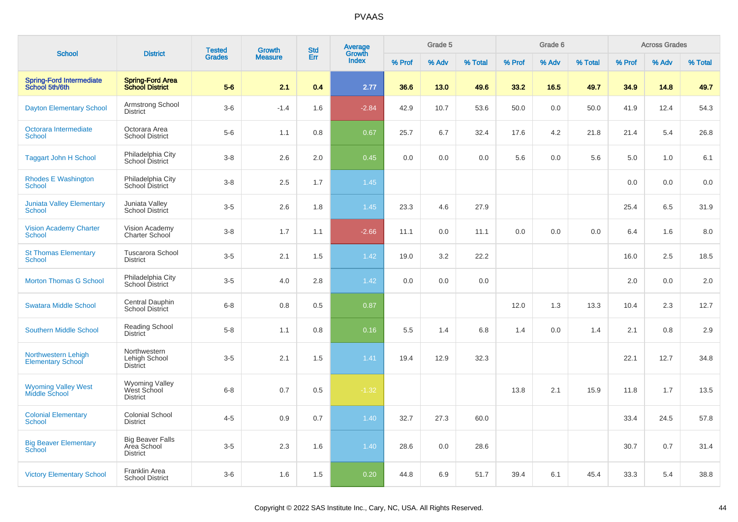# PVAAS

| School | District | Tested Grades | Growth Measure | Std Err | Average Growth Index | Grade 5 | | | Grade 6 | | | Across Grades | | |
|---|---|---|---|---|---|---|---|---|---|---|---|---|---|---|
| | | | | | | % Prof | % Adv | % Total | % Prof | % Adv | % Total | % Prof | % Adv | % Total |
| **Spring-Ford Intermediate School 5th/6th** | **Spring-Ford Area School District** | **5-6** | **2.1** | **0.4** | **2.77** | **36.6** | **13.0** | **49.6** | **33.2** | **16.5** | **49.7** | **34.9** | **14.8** | **49.7** |
| Dayton Elementary School | Armstrong School District | 3-6 | -1.4 | 1.6 | -2.84 | 42.9 | 10.7 | 53.6 | 50.0 | 0.0 | 50.0 | 41.9 | 12.4 | 54.3 |
| Octorara Intermediate School | Octorara Area School District | 5-6 | 1.1 | 0.8 | 0.67 | 25.7 | 6.7 | 32.4 | 17.6 | 4.2 | 21.8 | 21.4 | 5.4 | 26.8 |
| Taggart John H School | Philadelphia City School District | 3-8 | 2.6 | 2.0 | 0.45 | 0.0 | 0.0 | 0.0 | 5.6 | 0.0 | 5.6 | 5.0 | 1.0 | 6.1 |
| Rhodes E Washington School | Philadelphia City School District | 3-8 | 2.5 | 1.7 | 1.45 | | | | | | | 0.0 | 0.0 | 0.0 |
| Juniata Valley Elementary School | Juniata Valley School District | 3-5 | 2.6 | 1.8 | 1.45 | 23.3 | 4.6 | 27.9 | | | | 25.4 | 6.5 | 31.9 |
| Vision Academy Charter School | Vision Academy Charter School | 3-8 | 1.7 | 1.1 | -2.66 | 11.1 | 0.0 | 11.1 | 0.0 | 0.0 | 0.0 | 6.4 | 1.6 | 8.0 |
| St Thomas Elementary School | Tuscarora School District | 3-5 | 2.1 | 1.5 | 1.42 | 19.0 | 3.2 | 22.2 | | | | 16.0 | 2.5 | 18.5 |
| Morton Thomas G School | Philadelphia City School District | 3-5 | 4.0 | 2.8 | 1.42 | 0.0 | 0.0 | 0.0 | | | | 2.0 | 0.0 | 2.0 |
| Swatara Middle School | Central Dauphin School District | 6-8 | 0.8 | 0.5 | 0.87 | | | | 12.0 | 1.3 | 13.3 | 10.4 | 2.3 | 12.7 |
| Southern Middle School | Reading School District | 5-8 | 1.1 | 0.8 | 0.16 | 5.5 | 1.4 | 6.8 | 1.4 | 0.0 | 1.4 | 2.1 | 0.8 | 2.9 |
| Northwestern Lehigh Elementary School | Northwestern Lehigh School District | 3-5 | 2.1 | 1.5 | 1.41 | 19.4 | 12.9 | 32.3 | | | | 22.1 | 12.7 | 34.8 |
| Wyoming Valley West Middle School | Wyoming Valley West School District | 6-8 | 0.7 | 0.5 | -1.32 | | | | 13.8 | 2.1 | 15.9 | 11.8 | 1.7 | 13.5 |
| Colonial Elementary School | Colonial School District | 4-5 | 0.9 | 0.7 | 1.40 | 32.7 | 27.3 | 60.0 | | | | 33.4 | 24.5 | 57.8 |
| Big Beaver Elementary School | Big Beaver Falls Area School District | 3-5 | 2.3 | 1.6 | 1.40 | 28.6 | 0.0 | 28.6 | | | | 30.7 | 0.7 | 31.4 |
| Victory Elementary School | Franklin Area School District | 3-6 | 1.6 | 1.5 | 0.20 | 44.8 | 6.9 | 51.7 | 39.4 | 6.1 | 45.4 | 33.3 | 5.4 | 38.8 |

Copyright © 2022 SAS Institute Inc., Cary, NC, USA. All Rights Reserved.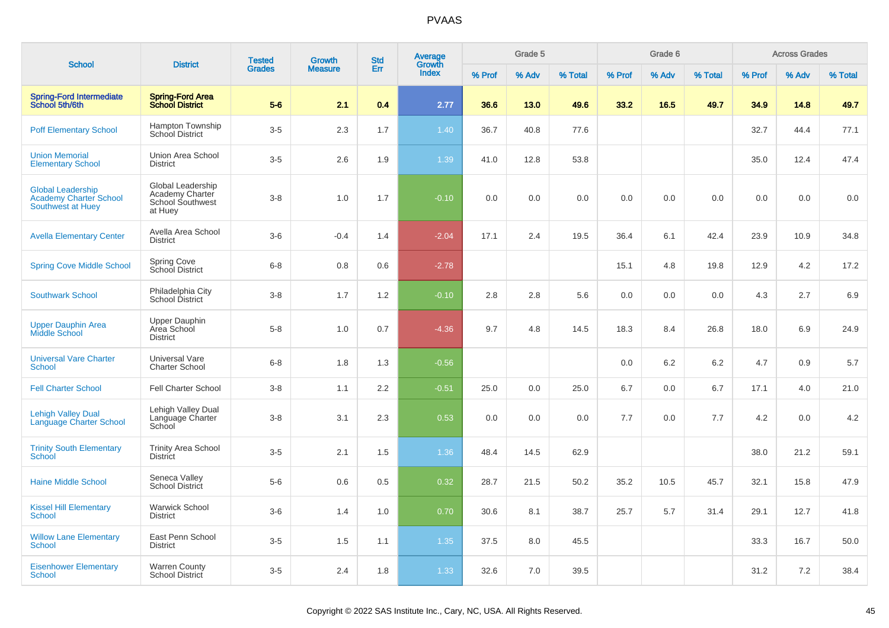# PVAAS

| School | District | Tested Grades | Growth Measure | Std Err | Average Growth Index | Grade 5 | | | Grade 6 | | | Across Grades | | |
|---|---|---|---|---|---|---|---|---|---|---|---|---|---|---|
| | | | | | | % Prof | % Adv | % Total | % Prof | % Adv | % Total | % Prof | % Adv | % Total |
| **Spring-Ford Intermediate School 5th/6th** | **Spring-Ford Area School District** | **5-6** | **2.1** | **0.4** | **2.77** | **36.6** | **13.0** | **49.6** | **33.2** | **16.5** | **49.7** | **34.9** | **14.8** | **49.7** |
| Poff Elementary School | Hampton Township School District | 3-5 | 2.3 | 1.7 | 1.40 | 36.7 | 40.8 | 77.6 | | | | 32.7 | 44.4 | 77.1 |
| Union Memorial Elementary School | Union Area School District | 3-5 | 2.6 | 1.9 | 1.39 | 41.0 | 12.8 | 53.8 | | | | 35.0 | 12.4 | 47.4 |
| Global Leadership Academy Charter School Southwest at Huey | Global Leadership Academy Charter School Southwest at Huey | 3-8 | 1.0 | 1.7 | -0.10 | 0.0 | 0.0 | 0.0 | 0.0 | 0.0 | 0.0 | 0.0 | 0.0 | 0.0 |
| Avella Elementary Center | Avella Area School District | 3-6 | -0.4 | 1.4 | -2.04 | 17.1 | 2.4 | 19.5 | 36.4 | 6.1 | 42.4 | 23.9 | 10.9 | 34.8 |
| Spring Cove Middle School | Spring Cove School District | 6-8 | 0.8 | 0.6 | -2.78 | | | | 15.1 | 4.8 | 19.8 | 12.9 | 4.2 | 17.2 |
| Southwark School | Philadelphia City School District | 3-8 | 1.7 | 1.2 | -0.10 | 2.8 | 2.8 | 5.6 | 0.0 | 0.0 | 0.0 | 4.3 | 2.7 | 6.9 |
| Upper Dauphin Area Middle School | Upper Dauphin Area School District | 5-8 | 1.0 | 0.7 | -4.36 | 9.7 | 4.8 | 14.5 | 18.3 | 8.4 | 26.8 | 18.0 | 6.9 | 24.9 |
| Universal Vare Charter School | Universal Vare Charter School | 6-8 | 1.8 | 1.3 | -0.56 | | | | 0.0 | 6.2 | 6.2 | 4.7 | 0.9 | 5.7 |
| Fell Charter School | Fell Charter School | 3-8 | 1.1 | 2.2 | -0.51 | 25.0 | 0.0 | 25.0 | 6.7 | 0.0 | 6.7 | 17.1 | 4.0 | 21.0 |
| Lehigh Valley Dual Language Charter School | Lehigh Valley Dual Language Charter School | 3-8 | 3.1 | 2.3 | 0.53 | 0.0 | 0.0 | 0.0 | 7.7 | 0.0 | 7.7 | 4.2 | 0.0 | 4.2 |
| Trinity South Elementary School | Trinity Area School District | 3-5 | 2.1 | 1.5 | 1.36 | 48.4 | 14.5 | 62.9 | | | | 38.0 | 21.2 | 59.1 |
| Haine Middle School | Seneca Valley School District | 5-6 | 0.6 | 0.5 | 0.32 | 28.7 | 21.5 | 50.2 | 35.2 | 10.5 | 45.7 | 32.1 | 15.8 | 47.9 |
| Kissel Hill Elementary School | Warwick School District | 3-6 | 1.4 | 1.0 | 0.70 | 30.6 | 8.1 | 38.7 | 25.7 | 5.7 | 31.4 | 29.1 | 12.7 | 41.8 |
| Willow Lane Elementary School | East Penn School District | 3-5 | 1.5 | 1.1 | 1.35 | 37.5 | 8.0 | 45.5 | | | | 33.3 | 16.7 | 50.0 |
| Eisenhower Elementary School | Warren County School District | 3-5 | 2.4 | 1.8 | 1.33 | 32.6 | 7.0 | 39.5 | | | | 31.2 | 7.2 | 38.4 |

Copyright © 2022 SAS Institute Inc., Cary, NC, USA. All Rights Reserved.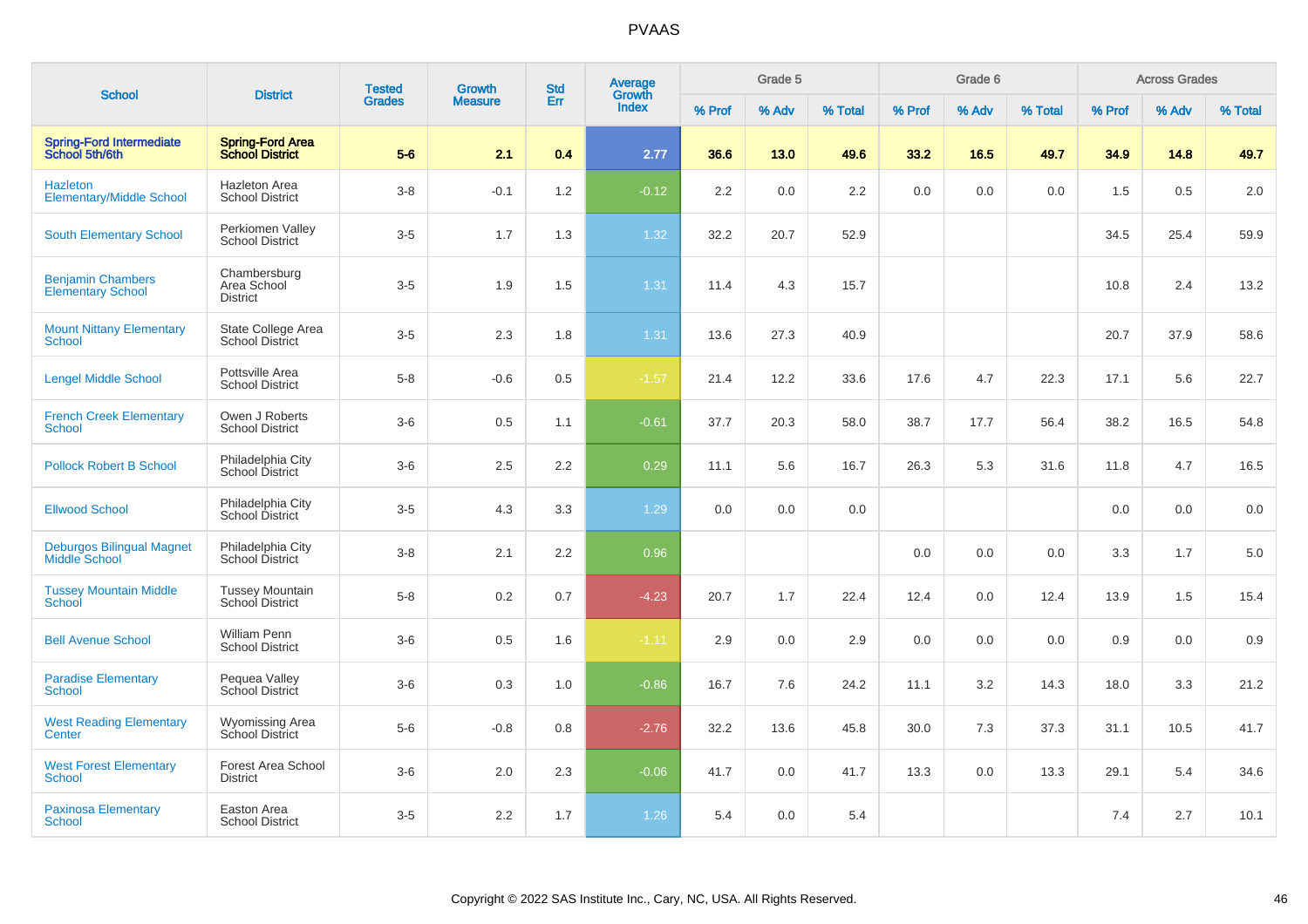# PVAAS

| School | District | Tested Grades | Growth Measure | Std Err | Average Growth Index | Grade 5 | | | Grade 6 | | | Across Grades | | |
|---|---|---|---|---|---|---|---|---|---|---|---|---|---|---|
| | | | | | | % Prof | % Adv | % Total | % Prof | % Adv | % Total | % Prof | % Adv | % Total |
| **Spring-Ford Intermediate School 5th/6th** | **Spring-Ford Area School District** | **5-6** | **2.1** | **0.4** | **2.77** | **36.6** | **13.0** | **49.6** | **33.2** | **16.5** | **49.7** | **34.9** | **14.8** | **49.7** |
| Hazleton Elementary/Middle School | Hazleton Area School District | 3-8 | -0.1 | 1.2 | -0.12 | 2.2 | 0.0 | 2.2 | 0.0 | 0.0 | 0.0 | 1.5 | 0.5 | 2.0 |
| South Elementary School | Perkiomen Valley School District | 3-5 | 1.7 | 1.3 | 1.32 | 32.2 | 20.7 | 52.9 | | | | 34.5 | 25.4 | 59.9 |
| Benjamin Chambers Elementary School | Chambersburg Area School District | 3-5 | 1.9 | 1.5 | 1.31 | 11.4 | 4.3 | 15.7 | | | | 10.8 | 2.4 | 13.2 |
| Mount Nittany Elementary School | State College Area School District | 3-5 | 2.3 | 1.8 | 1.31 | 13.6 | 27.3 | 40.9 | | | | 20.7 | 37.9 | 58.6 |
| Lengel Middle School | Pottsville Area School District | 5-8 | -0.6 | 0.5 | -1.57 | 21.4 | 12.2 | 33.6 | 17.6 | 4.7 | 22.3 | 17.1 | 5.6 | 22.7 |
| French Creek Elementary School | Owen J Roberts School District | 3-6 | 0.5 | 1.1 | -0.61 | 37.7 | 20.3 | 58.0 | 38.7 | 17.7 | 56.4 | 38.2 | 16.5 | 54.8 |
| Pollock Robert B School | Philadelphia City School District | 3-6 | 2.5 | 2.2 | 0.29 | 11.1 | 5.6 | 16.7 | 26.3 | 5.3 | 31.6 | 11.8 | 4.7 | 16.5 |
| Ellwood School | Philadelphia City School District | 3-5 | 4.3 | 3.3 | 1.29 | 0.0 | 0.0 | 0.0 | | | | 0.0 | 0.0 | 0.0 |
| Deburgos Bilingual Magnet Middle School | Philadelphia City School District | 3-8 | 2.1 | 2.2 | 0.96 | | | | 0.0 | 0.0 | 0.0 | 3.3 | 1.7 | 5.0 |
| Tussey Mountain Middle School | Tussey Mountain School District | 5-8 | 0.2 | 0.7 | -4.23 | 20.7 | 1.7 | 22.4 | 12.4 | 0.0 | 12.4 | 13.9 | 1.5 | 15.4 |
| Bell Avenue School | William Penn School District | 3-6 | 0.5 | 1.6 | -1.11 | 2.9 | 0.0 | 2.9 | 0.0 | 0.0 | 0.0 | 0.9 | 0.0 | 0.9 |
| Paradise Elementary School | Pequea Valley School District | 3-6 | 0.3 | 1.0 | -0.86 | 16.7 | 7.6 | 24.2 | 11.1 | 3.2 | 14.3 | 18.0 | 3.3 | 21.2 |
| West Reading Elementary Center | Wyomissing Area School District | 5-6 | -0.8 | 0.8 | -2.76 | 32.2 | 13.6 | 45.8 | 30.0 | 7.3 | 37.3 | 31.1 | 10.5 | 41.7 |
| West Forest Elementary School | Forest Area School District | 3-6 | 2.0 | 2.3 | -0.06 | 41.7 | 0.0 | 41.7 | 13.3 | 0.0 | 13.3 | 29.1 | 5.4 | 34.6 |
| Paxinosa Elementary School | Easton Area School District | 3-5 | 2.2 | 1.7 | 1.26 | 5.4 | 0.0 | 5.4 | | | | 7.4 | 2.7 | 10.1 |

Copyright © 2022 SAS Institute Inc., Cary, NC, USA. All Rights Reserved.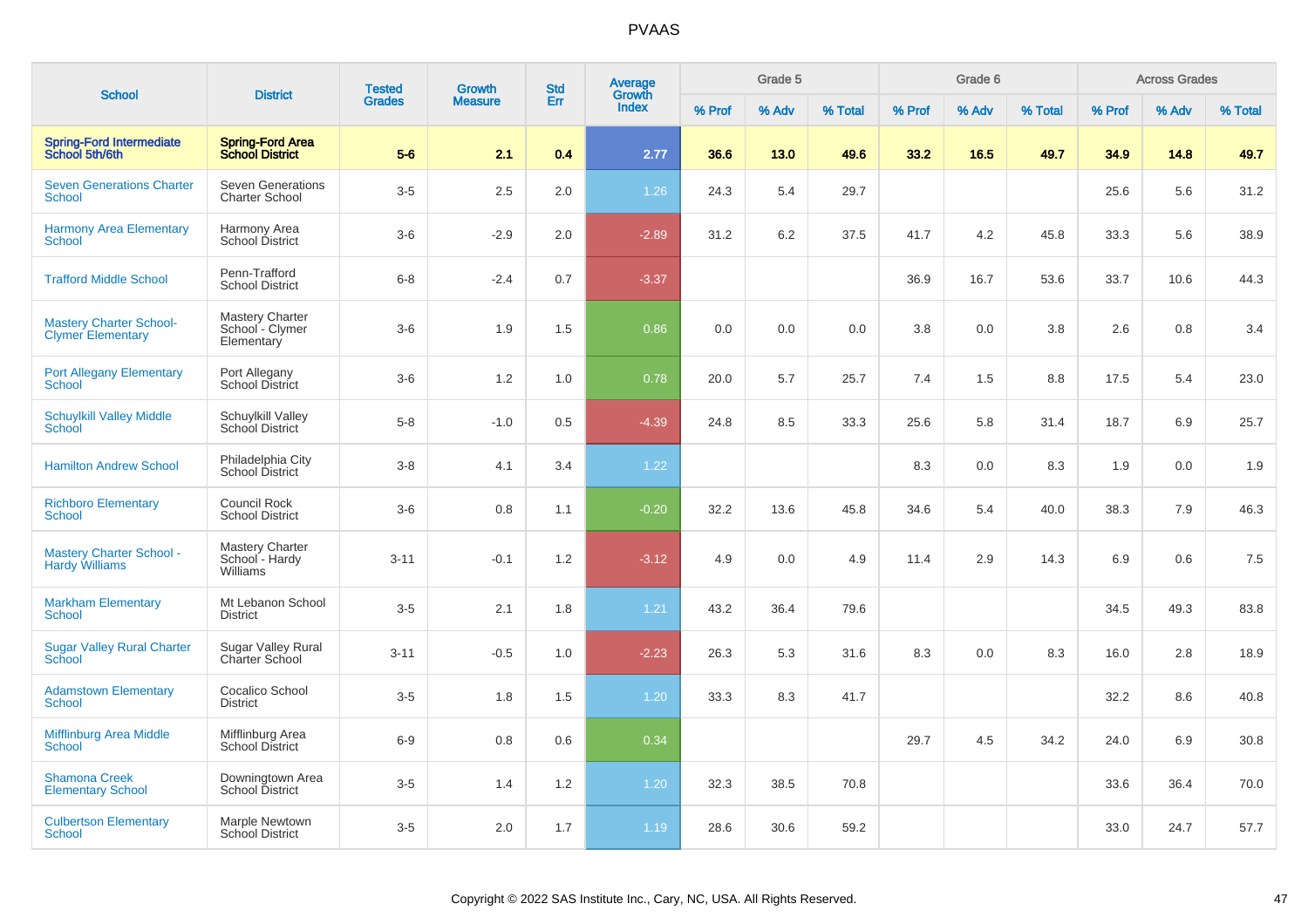# PVAAS

| School | District | Tested Grades | Growth Measure | Std Err | Average Growth Index | Grade 5 | | | Grade 6 | | | Across Grades | | |
|---|---|---|---|---|---|---|---|---|---|---|---|---|---|---|
| | | | | | | % Prof | % Adv | % Total | % Prof | % Adv | % Total | % Prof | % Adv | % Total |
| **Spring-Ford Intermediate School 5th/6th** | **Spring-Ford Area School District** | **5-6** | **2.1** | **0.4** | **2.77** | **36.6** | **13.0** | **49.6** | **33.2** | **16.5** | **49.7** | **34.9** | **14.8** | **49.7** |
| Seven Generations Charter School | Seven Generations Charter School | 3-5 | 2.5 | 2.0 | 1.26 | 24.3 | 5.4 | 29.7 | | | | 25.6 | 5.6 | 31.2 |
| Harmony Area Elementary School | Harmony Area School District | 3-6 | -2.9 | 2.0 | -2.89 | 31.2 | 6.2 | 37.5 | 41.7 | 4.2 | 45.8 | 33.3 | 5.6 | 38.9 |
| Trafford Middle School | Penn-Trafford School District | 6-8 | -2.4 | 0.7 | -3.37 | | | | 36.9 | 16.7 | 53.6 | 33.7 | 10.6 | 44.3 |
| Mastery Charter School-Clymer Elementary | Mastery Charter School - Clymer Elementary | 3-6 | 1.9 | 1.5 | 0.86 | 0.0 | 0.0 | 0.0 | 3.8 | 0.0 | 3.8 | 2.6 | 0.8 | 3.4 |
| Port Allegany Elementary School | Port Allegany School District | 3-6 | 1.2 | 1.0 | 0.78 | 20.0 | 5.7 | 25.7 | 7.4 | 1.5 | 8.8 | 17.5 | 5.4 | 23.0 |
| Schuylkill Valley Middle School | Schuylkill Valley School District | 5-8 | -1.0 | 0.5 | -4.39 | 24.8 | 8.5 | 33.3 | 25.6 | 5.8 | 31.4 | 18.7 | 6.9 | 25.7 |
| Hamilton Andrew School | Philadelphia City School District | 3-8 | 4.1 | 3.4 | 1.22 | | | | 8.3 | 0.0 | 8.3 | 1.9 | 0.0 | 1.9 |
| Richboro Elementary School | Council Rock School District | 3-6 | 0.8 | 1.1 | -0.20 | 32.2 | 13.6 | 45.8 | 34.6 | 5.4 | 40.0 | 38.3 | 7.9 | 46.3 |
| Mastery Charter School - Hardy Williams | Mastery Charter School - Hardy Williams | 3-11 | -0.1 | 1.2 | -3.12 | 4.9 | 0.0 | 4.9 | 11.4 | 2.9 | 14.3 | 6.9 | 0.6 | 7.5 |
| Markham Elementary School | Mt Lebanon School District | 3-5 | 2.1 | 1.8 | 1.21 | 43.2 | 36.4 | 79.6 | | | | 34.5 | 49.3 | 83.8 |
| Sugar Valley Rural Charter School | Sugar Valley Rural Charter School | 3-11 | -0.5 | 1.0 | -2.23 | 26.3 | 5.3 | 31.6 | 8.3 | 0.0 | 8.3 | 16.0 | 2.8 | 18.9 |
| Adamstown Elementary School | Cocalico School District | 3-5 | 1.8 | 1.5 | 1.20 | 33.3 | 8.3 | 41.7 | | | | 32.2 | 8.6 | 40.8 |
| Mifflinburg Area Middle School | Mifflinburg Area School District | 6-9 | 0.8 | 0.6 | 0.34 | | | | 29.7 | 4.5 | 34.2 | 24.0 | 6.9 | 30.8 |
| Shamona Creek Elementary School | Downingtown Area School District | 3-5 | 1.4 | 1.2 | 1.20 | 32.3 | 38.5 | 70.8 | | | | 33.6 | 36.4 | 70.0 |
| Culbertson Elementary School | Marple Newtown School District | 3-5 | 2.0 | 1.7 | 1.19 | 28.6 | 30.6 | 59.2 | | | | 33.0 | 24.7 | 57.7 |

Copyright © 2022 SAS Institute Inc., Cary, NC, USA. All Rights Reserved.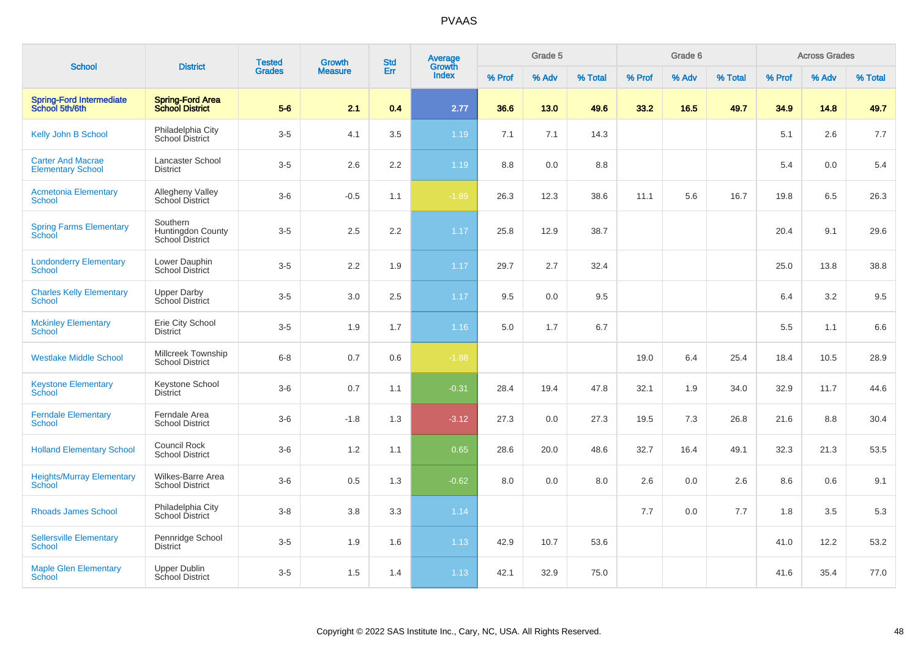# PVAAS

| School | District | Tested Grades | Growth Measure | Std Err | Average Growth Index | Grade 5 | | | Grade 6 | | | Across Grades | | |
|---|---|---|---|---|---|---|---|---|---|---|---|---|---|---|
| | | | | | | % Prof | % Adv | % Total | % Prof | % Adv | % Total | % Prof | % Adv | % Total |
| **Spring-Ford Intermediate School 5th/6th** | **Spring-Ford Area School District** | **5-6** | **2.1** | **0.4** | **2.77** | **36.6** | **13.0** | **49.6** | **33.2** | **16.5** | **49.7** | **34.9** | **14.8** | **49.7** |
| Kelly John B School | Philadelphia City School District | 3-5 | 4.1 | 3.5 | 1.19 | 7.1 | 7.1 | 14.3 | | | | 5.1 | 2.6 | 7.7 |
| Carter And Macrae Elementary School | Lancaster School District | 3-5 | 2.6 | 2.2 | 1.19 | 8.8 | 0.0 | 8.8 | | | | 5.4 | 0.0 | 5.4 |
| Acmetonia Elementary School | Allegheny Valley School District | 3-6 | -0.5 | 1.1 | -1.89 | 26.3 | 12.3 | 38.6 | 11.1 | 5.6 | 16.7 | 19.8 | 6.5 | 26.3 |
| Spring Farms Elementary School | Southern Huntingdon County School District | 3-5 | 2.5 | 2.2 | 1.17 | 25.8 | 12.9 | 38.7 | | | | 20.4 | 9.1 | 29.6 |
| Londonderry Elementary School | Lower Dauphin School District | 3-5 | 2.2 | 1.9 | 1.17 | 29.7 | 2.7 | 32.4 | | | | 25.0 | 13.8 | 38.8 |
| Charles Kelly Elementary School | Upper Darby School District | 3-5 | 3.0 | 2.5 | 1.17 | 9.5 | 0.0 | 9.5 | | | | 6.4 | 3.2 | 9.5 |
| Mckinley Elementary School | Erie City School District | 3-5 | 1.9 | 1.7 | 1.16 | 5.0 | 1.7 | 6.7 | | | | 5.5 | 1.1 | 6.6 |
| Westlake Middle School | Millcreek Township School District | 6-8 | 0.7 | 0.6 | -1.88 | | | | 19.0 | 6.4 | 25.4 | 18.4 | 10.5 | 28.9 |
| Keystone Elementary School | Keystone School District | 3-6 | 0.7 | 1.1 | -0.31 | 28.4 | 19.4 | 47.8 | 32.1 | 1.9 | 34.0 | 32.9 | 11.7 | 44.6 |
| Ferndale Elementary School | Ferndale Area School District | 3-6 | -1.8 | 1.3 | -3.12 | 27.3 | 0.0 | 27.3 | 19.5 | 7.3 | 26.8 | 21.6 | 8.8 | 30.4 |
| Holland Elementary School | Council Rock School District | 3-6 | 1.2 | 1.1 | 0.65 | 28.6 | 20.0 | 48.6 | 32.7 | 16.4 | 49.1 | 32.3 | 21.3 | 53.5 |
| Heights/Murray Elementary School | Wilkes-Barre Area School District | 3-6 | 0.5 | 1.3 | -0.62 | 8.0 | 0.0 | 8.0 | 2.6 | 0.0 | 2.6 | 8.6 | 0.6 | 9.1 |
| Rhoads James School | Philadelphia City School District | 3-8 | 3.8 | 3.3 | 1.14 | | | | 7.7 | 0.0 | 7.7 | 1.8 | 3.5 | 5.3 |
| Sellersville Elementary School | Pennridge School District | 3-5 | 1.9 | 1.6 | 1.13 | 42.9 | 10.7 | 53.6 | | | | 41.0 | 12.2 | 53.2 |
| Maple Glen Elementary School | Upper Dublin School District | 3-5 | 1.5 | 1.4 | 1.13 | 42.1 | 32.9 | 75.0 | | | | 41.6 | 35.4 | 77.0 |

Copyright © 2022 SAS Institute Inc., Cary, NC, USA. All Rights Reserved.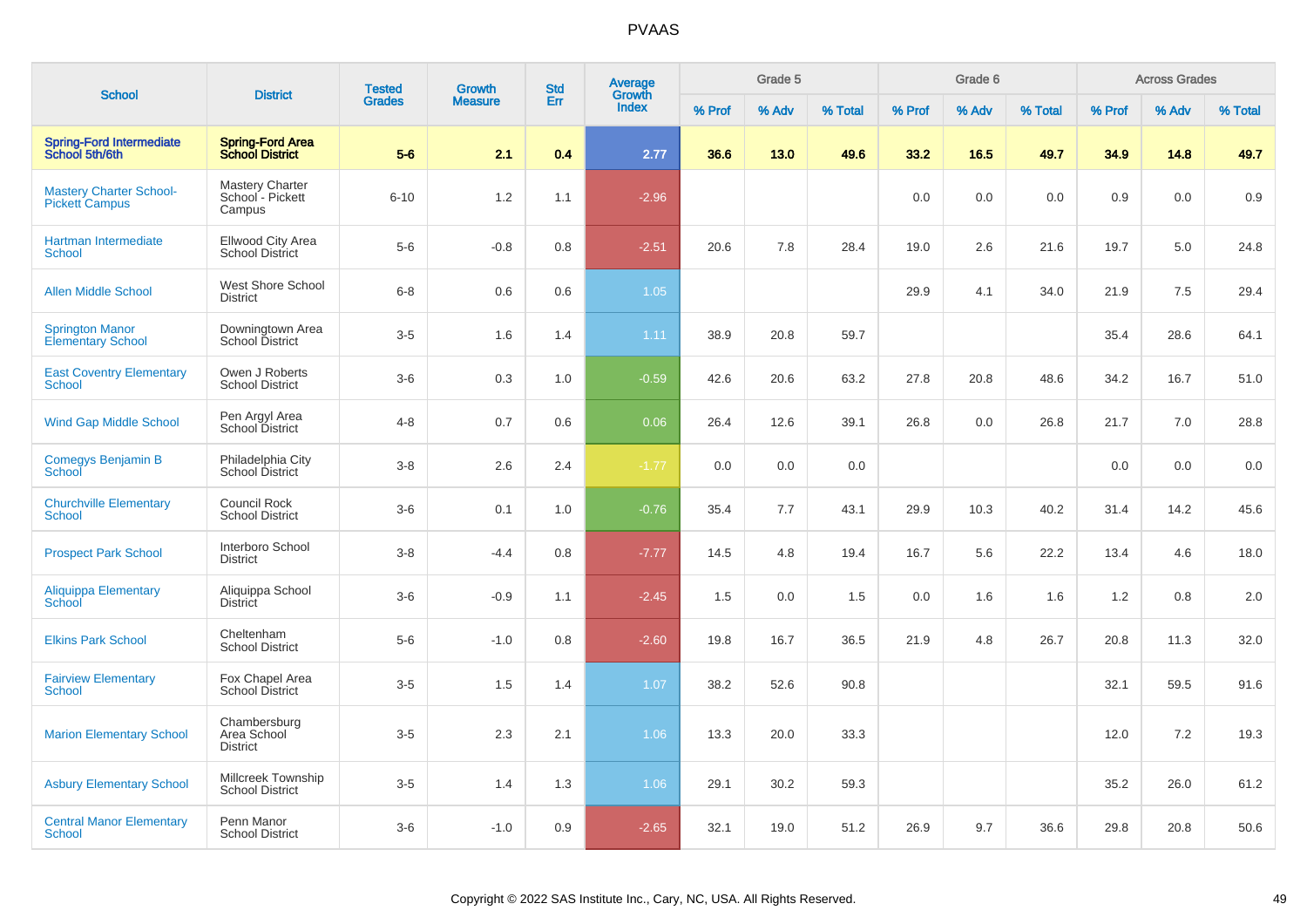# PVAAS

| School | District | Tested Grades | Growth Measure | Std Err | Average Growth Index | Grade 5 | | | Grade 6 | | | Across Grades | | |
|---|---|---|---|---|---|---|---|---|---|---|---|---|---|---|
| | | | | | | % Prof | % Adv | % Total | % Prof | % Adv | % Total | % Prof | % Adv | % Total |
| **Spring-Ford Intermediate School 5th/6th** | **Spring-Ford Area School District** | **5-6** | **2.1** | **0.4** | **2.77** | **36.6** | **13.0** | **49.6** | **33.2** | **16.5** | **49.7** | **34.9** | **14.8** | **49.7** |
| Mastery Charter School-Pickett Campus | Mastery Charter School - Pickett Campus | 6-10 | 1.2 | 1.1 | -2.96 | | | | 0.0 | 0.0 | 0.0 | 0.9 | 0.0 | 0.9 |
| Hartman Intermediate School | Ellwood City Area School District | 5-6 | -0.8 | 0.8 | -2.51 | 20.6 | 7.8 | 28.4 | 19.0 | 2.6 | 21.6 | 19.7 | 5.0 | 24.8 |
| Allen Middle School | West Shore School District | 6-8 | 0.6 | 0.6 | 1.05 | | | | 29.9 | 4.1 | 34.0 | 21.9 | 7.5 | 29.4 |
| Springton Manor Elementary School | Downingtown Area School District | 3-5 | 1.6 | 1.4 | 1.11 | 38.9 | 20.8 | 59.7 | | | | 35.4 | 28.6 | 64.1 |
| East Coventry Elementary School | Owen J Roberts School District | 3-6 | 0.3 | 1.0 | -0.59 | 42.6 | 20.6 | 63.2 | 27.8 | 20.8 | 48.6 | 34.2 | 16.7 | 51.0 |
| Wind Gap Middle School | Pen Argyl Area School District | 4-8 | 0.7 | 0.6 | 0.06 | 26.4 | 12.6 | 39.1 | 26.8 | 0.0 | 26.8 | 21.7 | 7.0 | 28.8 |
| Comegys Benjamin B School | Philadelphia City School District | 3-8 | 2.6 | 2.4 | -1.77 | 0.0 | 0.0 | 0.0 | | | | 0.0 | 0.0 | 0.0 |
| Churchville Elementary School | Council Rock School District | 3-6 | 0.1 | 1.0 | -0.76 | 35.4 | 7.7 | 43.1 | 29.9 | 10.3 | 40.2 | 31.4 | 14.2 | 45.6 |
| Prospect Park School | Interboro School District | 3-8 | -4.4 | 0.8 | -7.77 | 14.5 | 4.8 | 19.4 | 16.7 | 5.6 | 22.2 | 13.4 | 4.6 | 18.0 |
| Aliquippa Elementary School | Aliquippa School District | 3-6 | -0.9 | 1.1 | -2.45 | 1.5 | 0.0 | 1.5 | 0.0 | 1.6 | 1.6 | 1.2 | 0.8 | 2.0 |
| Elkins Park School | Cheltenham School District | 5-6 | -1.0 | 0.8 | -2.60 | 19.8 | 16.7 | 36.5 | 21.9 | 4.8 | 26.7 | 20.8 | 11.3 | 32.0 |
| Fairview Elementary School | Fox Chapel Area School District | 3-5 | 1.5 | 1.4 | 1.07 | 38.2 | 52.6 | 90.8 | | | | 32.1 | 59.5 | 91.6 |
| Marion Elementary School | Chambersburg Area School District | 3-5 | 2.3 | 2.1 | 1.06 | 13.3 | 20.0 | 33.3 | | | | 12.0 | 7.2 | 19.3 |
| Asbury Elementary School | Millcreek Township School District | 3-5 | 1.4 | 1.3 | 1.06 | 29.1 | 30.2 | 59.3 | | | | 35.2 | 26.0 | 61.2 |
| Central Manor Elementary School | Penn Manor School District | 3-6 | -1.0 | 0.9 | -2.65 | 32.1 | 19.0 | 51.2 | 26.9 | 9.7 | 36.6 | 29.8 | 20.8 | 50.6 |

Copyright © 2022 SAS Institute Inc., Cary, NC, USA. All Rights Reserved.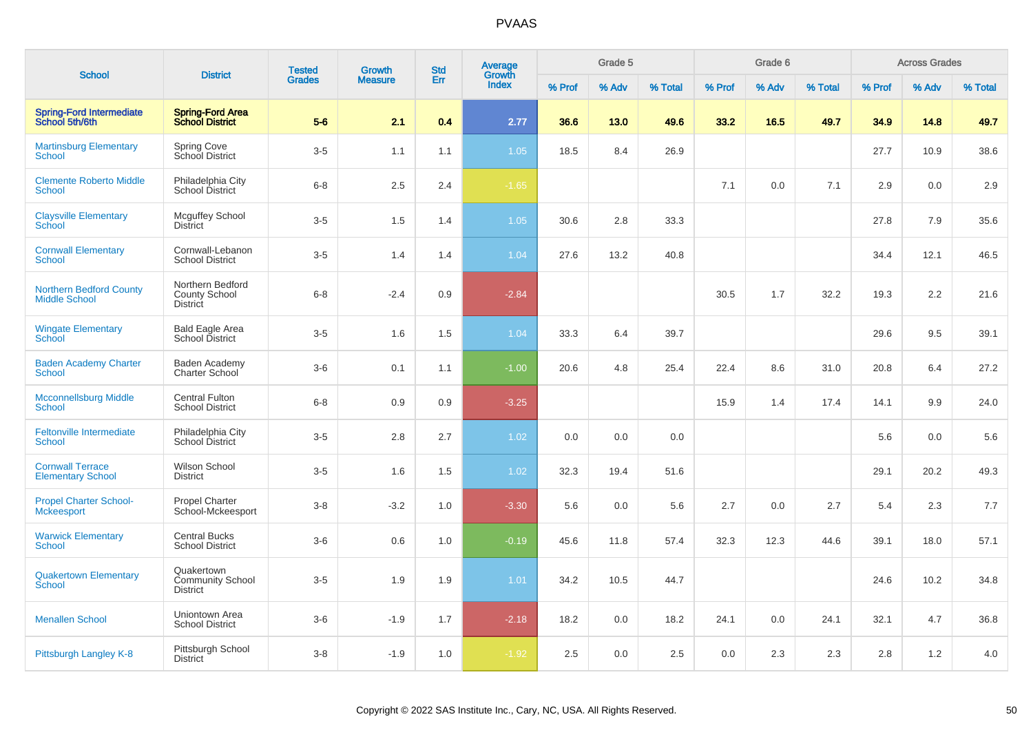# PVAAS

| School | District | Tested Grades | Growth Measure | Std Err | Average Growth Index | Grade 5 | | | Grade 6 | | | Across Grades | | |
|---|---|---|---|---|---|---|---|---|---|---|---|---|---|---|
| | | | | | | % Prof | % Adv | % Total | % Prof | % Adv | % Total | % Prof | % Adv | % Total |
| **Spring-Ford Intermediate School 5th/6th** | **Spring-Ford Area School District** | **5-6** | **2.1** | **0.4** | **2.77** | **36.6** | **13.0** | **49.6** | **33.2** | **16.5** | **49.7** | **34.9** | **14.8** | **49.7** |
| Martinsburg Elementary School | Spring Cove School District | 3-5 | 1.1 | 1.1 | 1.05 | 18.5 | 8.4 | 26.9 | | | | 27.7 | 10.9 | 38.6 |
| Clemente Roberto Middle School | Philadelphia City School District | 6-8 | 2.5 | 2.4 | -1.65 | | | | 7.1 | 0.0 | 7.1 | 2.9 | 0.0 | 2.9 |
| Claysville Elementary School | Mcguffey School District | 3-5 | 1.5 | 1.4 | 1.05 | 30.6 | 2.8 | 33.3 | | | | 27.8 | 7.9 | 35.6 |
| Cornwall Elementary School | Cornwall-Lebanon School District | 3-5 | 1.4 | 1.4 | 1.04 | 27.6 | 13.2 | 40.8 | | | | 34.4 | 12.1 | 46.5 |
| Northern Bedford County Middle School | Northern Bedford County School District | 6-8 | -2.4 | 0.9 | -2.84 | | | | 30.5 | 1.7 | 32.2 | 19.3 | 2.2 | 21.6 |
| Wingate Elementary School | Bald Eagle Area School District | 3-5 | 1.6 | 1.5 | 1.04 | 33.3 | 6.4 | 39.7 | | | | 29.6 | 9.5 | 39.1 |
| Baden Academy Charter School | Baden Academy Charter School | 3-6 | 0.1 | 1.1 | -1.00 | 20.6 | 4.8 | 25.4 | 22.4 | 8.6 | 31.0 | 20.8 | 6.4 | 27.2 |
| Mcconnellsburg Middle School | Central Fulton School District | 6-8 | 0.9 | 0.9 | -3.25 | | | | 15.9 | 1.4 | 17.4 | 14.1 | 9.9 | 24.0 |
| Feltonville Intermediate School | Philadelphia City School District | 3-5 | 2.8 | 2.7 | 1.02 | 0.0 | 0.0 | 0.0 | | | | 5.6 | 0.0 | 5.6 |
| Cornwall Terrace Elementary School | Wilson School District | 3-5 | 1.6 | 1.5 | 1.02 | 32.3 | 19.4 | 51.6 | | | | 29.1 | 20.2 | 49.3 |
| Propel Charter School-Mckeesport | Propel Charter School-Mckeesport | 3-8 | -3.2 | 1.0 | -3.30 | 5.6 | 0.0 | 5.6 | 2.7 | 0.0 | 2.7 | 5.4 | 2.3 | 7.7 |
| Warwick Elementary School | Central Bucks School District | 3-6 | 0.6 | 1.0 | -0.19 | 45.6 | 11.8 | 57.4 | 32.3 | 12.3 | 44.6 | 39.1 | 18.0 | 57.1 |
| Quakertown Elementary School | Quakertown Community School District | 3-5 | 1.9 | 1.9 | 1.01 | 34.2 | 10.5 | 44.7 | | | | 24.6 | 10.2 | 34.8 |
| Menallen School | Uniontown Area School District | 3-6 | -1.9 | 1.7 | -2.18 | 18.2 | 0.0 | 18.2 | 24.1 | 0.0 | 24.1 | 32.1 | 4.7 | 36.8 |
| Pittsburgh Langley K-8 | Pittsburgh School District | 3-8 | -1.9 | 1.0 | -1.92 | 2.5 | 0.0 | 2.5 | 0.0 | 2.3 | 2.3 | 2.8 | 1.2 | 4.0 |

Copyright © 2022 SAS Institute Inc., Cary, NC, USA. All Rights Reserved.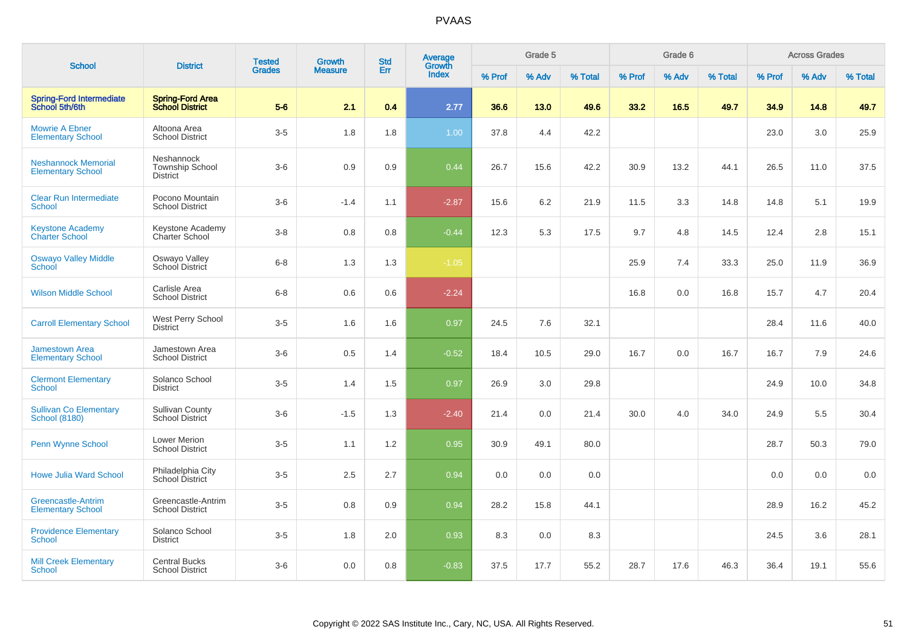# PVAAS

| School | District | Tested Grades | Growth Measure | Std Err | Average Growth Index | Grade 5 | | | Grade 6 | | | Across Grades | | |
|---|---|---|---|---|---|---|---|---|---|---|---|---|---|---|
| | | | | | | % Prof | % Adv | % Total | % Prof | % Adv | % Total | % Prof | % Adv | % Total |
| **Spring-Ford Intermediate School 5th/6th** | **Spring-Ford Area School District** | **5-6** | **2.1** | **0.4** | **2.77** | **36.6** | **13.0** | **49.6** | **33.2** | **16.5** | **49.7** | **34.9** | **14.8** | **49.7** |
| Mowrie A Ebner Elementary School | Altoona Area School District | 3-5 | 1.8 | 1.8 | 1.00 | 37.8 | 4.4 | 42.2 | | | | 23.0 | 3.0 | 25.9 |
| Neshannock Memorial Elementary School | Neshannock Township School District | 3-6 | 0.9 | 0.9 | 0.44 | 26.7 | 15.6 | 42.2 | 30.9 | 13.2 | 44.1 | 26.5 | 11.0 | 37.5 |
| Clear Run Intermediate School | Pocono Mountain School District | 3-6 | -1.4 | 1.1 | -2.87 | 15.6 | 6.2 | 21.9 | 11.5 | 3.3 | 14.8 | 14.8 | 5.1 | 19.9 |
| Keystone Academy Charter School | Keystone Academy Charter School | 3-8 | 0.8 | 0.8 | -0.44 | 12.3 | 5.3 | 17.5 | 9.7 | 4.8 | 14.5 | 12.4 | 2.8 | 15.1 |
| Oswayo Valley Middle School | Oswayo Valley School District | 6-8 | 1.3 | 1.3 | -1.05 | | | | 25.9 | 7.4 | 33.3 | 25.0 | 11.9 | 36.9 |
| Wilson Middle School | Carlisle Area School District | 6-8 | 0.6 | 0.6 | -2.24 | | | | 16.8 | 0.0 | 16.8 | 15.7 | 4.7 | 20.4 |
| Carroll Elementary School | West Perry School District | 3-5 | 1.6 | 1.6 | 0.97 | 24.5 | 7.6 | 32.1 | | | | 28.4 | 11.6 | 40.0 |
| Jamestown Area Elementary School | Jamestown Area School District | 3-6 | 0.5 | 1.4 | -0.52 | 18.4 | 10.5 | 29.0 | 16.7 | 0.0 | 16.7 | 16.7 | 7.9 | 24.6 |
| Clermont Elementary School | Solanco School District | 3-5 | 1.4 | 1.5 | 0.97 | 26.9 | 3.0 | 29.8 | | | | 24.9 | 10.0 | 34.8 |
| Sullivan Co Elementary School (8180) | Sullivan County School District | 3-6 | -1.5 | 1.3 | -2.40 | 21.4 | 0.0 | 21.4 | 30.0 | 4.0 | 34.0 | 24.9 | 5.5 | 30.4 |
| Penn Wynne School | Lower Merion School District | 3-5 | 1.1 | 1.2 | 0.95 | 30.9 | 49.1 | 80.0 | | | | 28.7 | 50.3 | 79.0 |
| Howe Julia Ward School | Philadelphia City School District | 3-5 | 2.5 | 2.7 | 0.94 | 0.0 | 0.0 | 0.0 | | | | 0.0 | 0.0 | 0.0 |
| Greencastle-Antrim Elementary School | Greencastle-Antrim School District | 3-5 | 0.8 | 0.9 | 0.94 | 28.2 | 15.8 | 44.1 | | | | 28.9 | 16.2 | 45.2 |
| Providence Elementary School | Solanco School District | 3-5 | 1.8 | 2.0 | 0.93 | 8.3 | 0.0 | 8.3 | | | | 24.5 | 3.6 | 28.1 |
| Mill Creek Elementary School | Central Bucks School District | 3-6 | 0.0 | 0.8 | -0.83 | 37.5 | 17.7 | 55.2 | 28.7 | 17.6 | 46.3 | 36.4 | 19.1 | 55.6 |

Copyright © 2022 SAS Institute Inc., Cary, NC, USA. All Rights Reserved.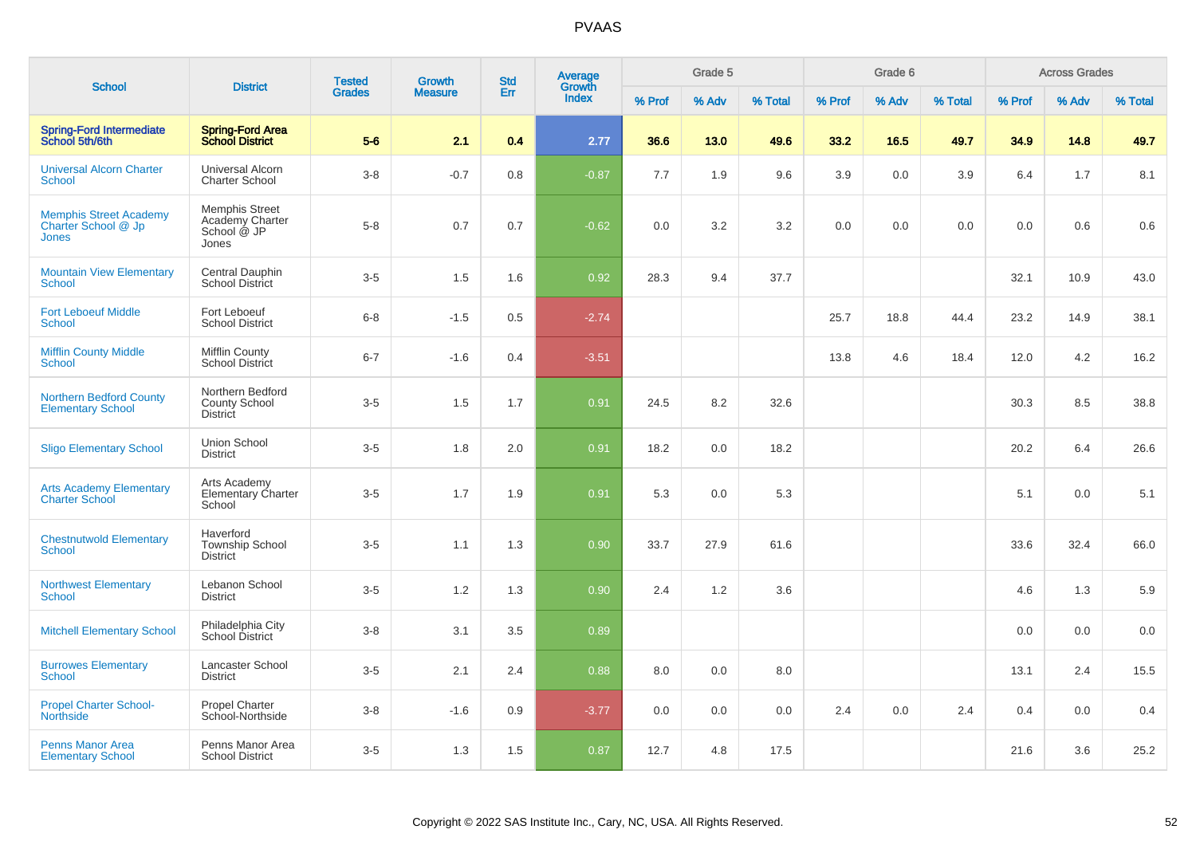# PVAAS

| School | District | Tested Grades | Growth Measure | Std Err | Average Growth Index | Grade 5 | | | Grade 6 | | | Across Grades | | |
|---|---|---|---|---|---|---|---|---|---|---|---|---|---|---|
| | | | | | | % Prof | % Adv | % Total | % Prof | % Adv | % Total | % Prof | % Adv | % Total |
| **Spring-Ford Intermediate School 5th/6th** | **Spring-Ford Area School District** | **5-6** | **2.1** | **0.4** | **2.77** | **36.6** | **13.0** | **49.6** | **33.2** | **16.5** | **49.7** | **34.9** | **14.8** | **49.7** |
| Universal Alcorn Charter School | Universal Alcorn Charter School | 3-8 | -0.7 | 0.8 | -0.87 | 7.7 | 1.9 | 9.6 | 3.9 | 0.0 | 3.9 | 6.4 | 1.7 | 8.1 |
| Memphis Street Academy Charter School @ Jp Jones | Memphis Street Academy Charter School @ JP Jones | 5-8 | 0.7 | 0.7 | -0.62 | 0.0 | 3.2 | 3.2 | 0.0 | 0.0 | 0.0 | 0.0 | 0.6 | 0.6 |
| Mountain View Elementary School | Central Dauphin School District | 3-5 | 1.5 | 1.6 | 0.92 | 28.3 | 9.4 | 37.7 | | | | 32.1 | 10.9 | 43.0 |
| Fort Leboeuf Middle School | Fort Leboeuf School District | 6-8 | -1.5 | 0.5 | -2.74 | | | | 25.7 | 18.8 | 44.4 | 23.2 | 14.9 | 38.1 |
| Mifflin County Middle School | Mifflin County School District | 6-7 | -1.6 | 0.4 | -3.51 | | | | 13.8 | 4.6 | 18.4 | 12.0 | 4.2 | 16.2 |
| Northern Bedford County Elementary School | Northern Bedford County School District | 3-5 | 1.5 | 1.7 | 0.91 | 24.5 | 8.2 | 32.6 | | | | 30.3 | 8.5 | 38.8 |
| Sligo Elementary School | Union School District | 3-5 | 1.8 | 2.0 | 0.91 | 18.2 | 0.0 | 18.2 | | | | 20.2 | 6.4 | 26.6 |
| Arts Academy Elementary Charter School | Arts Academy Elementary Charter School | 3-5 | 1.7 | 1.9 | 0.91 | 5.3 | 0.0 | 5.3 | | | | 5.1 | 0.0 | 5.1 |
| Chestnutwold Elementary School | Haverford Township School District | 3-5 | 1.1 | 1.3 | 0.90 | 33.7 | 27.9 | 61.6 | | | | 33.6 | 32.4 | 66.0 |
| Northwest Elementary School | Lebanon School District | 3-5 | 1.2 | 1.3 | 0.90 | 2.4 | 1.2 | 3.6 | | | | 4.6 | 1.3 | 5.9 |
| Mitchell Elementary School | Philadelphia City School District | 3-8 | 3.1 | 3.5 | 0.89 | | | | | | | 0.0 | 0.0 | 0.0 |
| Burrowes Elementary School | Lancaster School District | 3-5 | 2.1 | 2.4 | 0.88 | 8.0 | 0.0 | 8.0 | | | | 13.1 | 2.4 | 15.5 |
| Propel Charter School-Northside | Propel Charter School-Northside | 3-8 | -1.6 | 0.9 | -3.77 | 0.0 | 0.0 | 0.0 | 2.4 | 0.0 | 2.4 | 0.4 | 0.0 | 0.4 |
| Penns Manor Area Elementary School | Penns Manor Area School District | 3-5 | 1.3 | 1.5 | 0.87 | 12.7 | 4.8 | 17.5 | | | | 21.6 | 3.6 | 25.2 |

Copyright © 2022 SAS Institute Inc., Cary, NC, USA. All Rights Reserved.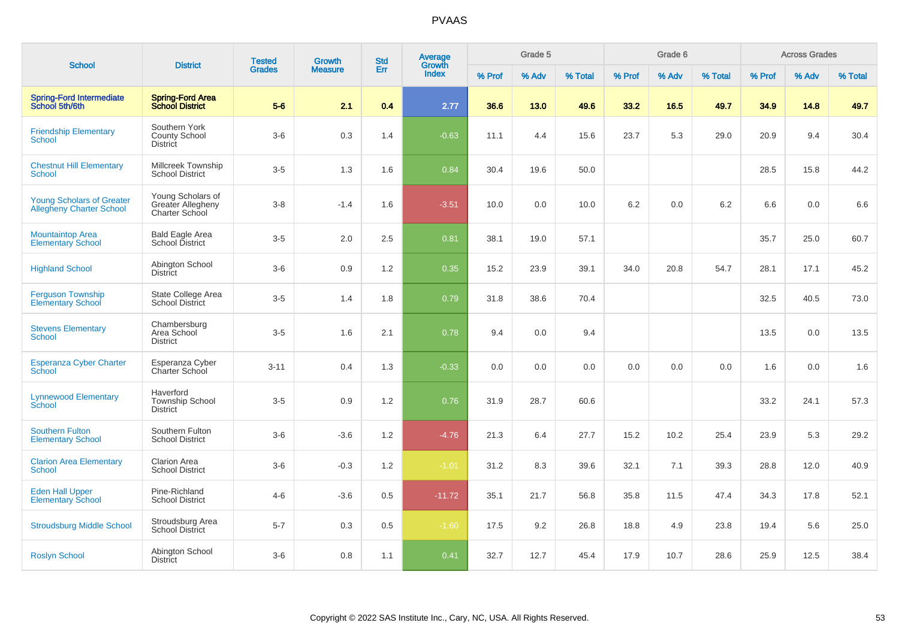# PVAAS

| School | District | Tested Grades | Growth Measure | Std Err | Average Growth Index | Grade 5 | | | Grade 6 | | | Across Grades | | |
|---|---|---|---|---|---|---|---|---|---|---|---|---|---|---|
| | | | | | | % Prof | % Adv | % Total | % Prof | % Adv | % Total | % Prof | % Adv | % Total |
| **Spring-Ford Intermediate School 5th/6th** | **Spring-Ford Area School District** | **5-6** | **2.1** | **0.4** | **2.77** | **36.6** | **13.0** | **49.6** | **33.2** | **16.5** | **49.7** | **34.9** | **14.8** | **49.7** |
| Friendship Elementary School | Southern York County School District | 3-6 | 0.3 | 1.4 | -0.63 | 11.1 | 4.4 | 15.6 | 23.7 | 5.3 | 29.0 | 20.9 | 9.4 | 30.4 |
| Chestnut Hill Elementary School | Millcreek Township School District | 3-5 | 1.3 | 1.6 | 0.84 | 30.4 | 19.6 | 50.0 | | | | 28.5 | 15.8 | 44.2 |
| Young Scholars of Greater Allegheny Charter School | Young Scholars of Greater Allegheny Charter School | 3-8 | -1.4 | 1.6 | -3.51 | 10.0 | 0.0 | 10.0 | 6.2 | 0.0 | 6.2 | 6.6 | 0.0 | 6.6 |
| Mountaintop Area Elementary School | Bald Eagle Area School District | 3-5 | 2.0 | 2.5 | 0.81 | 38.1 | 19.0 | 57.1 | | | | 35.7 | 25.0 | 60.7 |
| Highland School | Abington School District | 3-6 | 0.9 | 1.2 | 0.35 | 15.2 | 23.9 | 39.1 | 34.0 | 20.8 | 54.7 | 28.1 | 17.1 | 45.2 |
| Ferguson Township Elementary School | State College Area School District | 3-5 | 1.4 | 1.8 | 0.79 | 31.8 | 38.6 | 70.4 | | | | 32.5 | 40.5 | 73.0 |
| Stevens Elementary School | Chambersburg Area School District | 3-5 | 1.6 | 2.1 | 0.78 | 9.4 | 0.0 | 9.4 | | | | 13.5 | 0.0 | 13.5 |
| Esperanza Cyber Charter School | Esperanza Cyber Charter School | 3-11 | 0.4 | 1.3 | -0.33 | 0.0 | 0.0 | 0.0 | 0.0 | 0.0 | 0.0 | 1.6 | 0.0 | 1.6 |
| Lynnewood Elementary School | Haverford Township School District | 3-5 | 0.9 | 1.2 | 0.76 | 31.9 | 28.7 | 60.6 | | | | 33.2 | 24.1 | 57.3 |
| Southern Fulton Elementary School | Southern Fulton School District | 3-6 | -3.6 | 1.2 | -4.76 | 21.3 | 6.4 | 27.7 | 15.2 | 10.2 | 25.4 | 23.9 | 5.3 | 29.2 |
| Clarion Area Elementary School | Clarion Area School District | 3-6 | -0.3 | 1.2 | -1.01 | 31.2 | 8.3 | 39.6 | 32.1 | 7.1 | 39.3 | 28.8 | 12.0 | 40.9 |
| Eden Hall Upper Elementary School | Pine-Richland School District | 4-6 | -3.6 | 0.5 | -11.72 | 35.1 | 21.7 | 56.8 | 35.8 | 11.5 | 47.4 | 34.3 | 17.8 | 52.1 |
| Stroudsburg Middle School | Stroudsburg Area School District | 5-7 | 0.3 | 0.5 | -1.60 | 17.5 | 9.2 | 26.8 | 18.8 | 4.9 | 23.8 | 19.4 | 5.6 | 25.0 |
| Roslyn School | Abington School District | 3-6 | 0.8 | 1.1 | 0.41 | 32.7 | 12.7 | 45.4 | 17.9 | 10.7 | 28.6 | 25.9 | 12.5 | 38.4 |

Copyright © 2022 SAS Institute Inc., Cary, NC, USA. All Rights Reserved.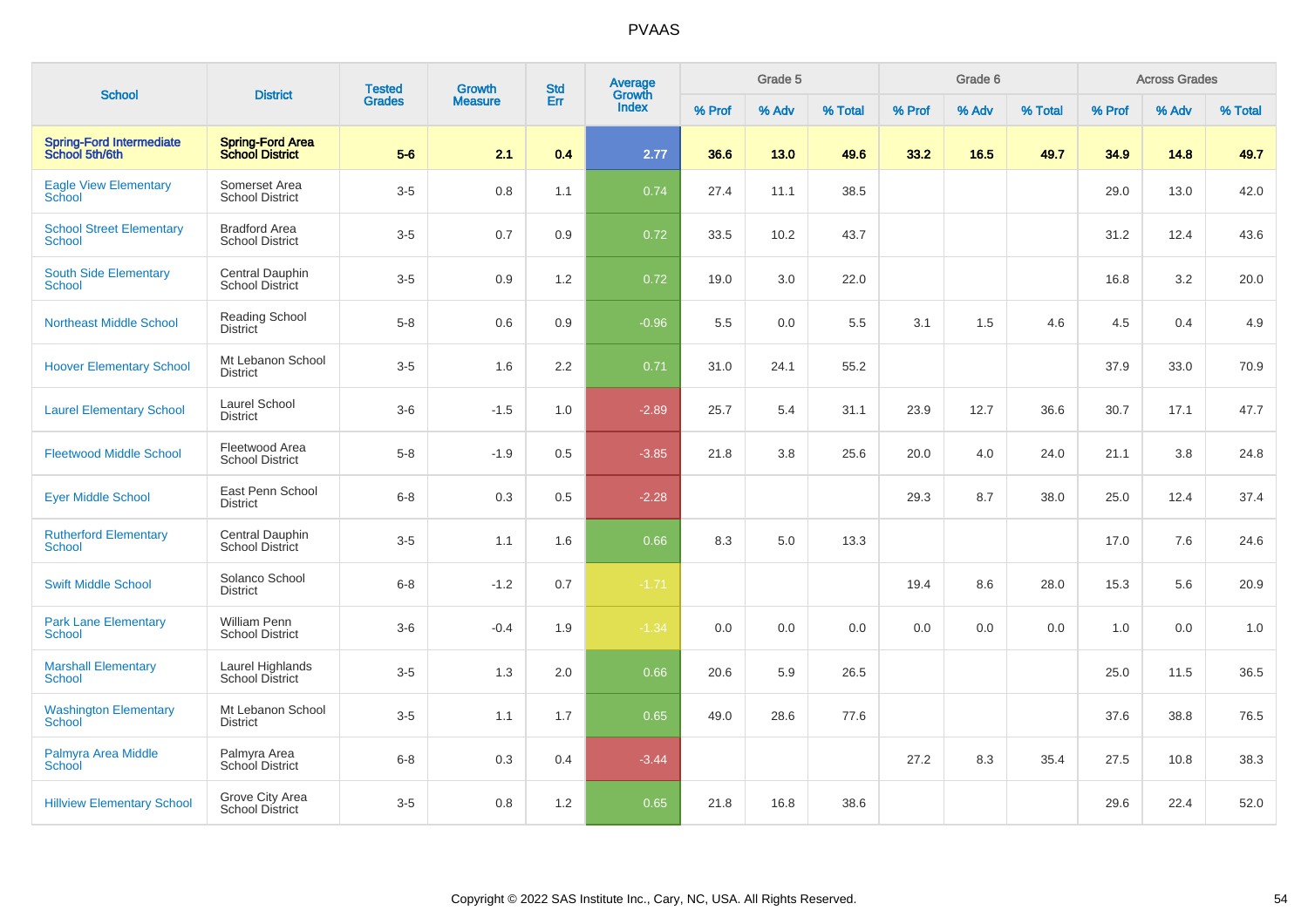# PVAAS

| School | District | Tested Grades | Growth Measure | Std Err | Average Growth Index | Grade 5 | | | Grade 6 | | | Across Grades | | |
|---|---|---|---|---|---|---|---|---|---|---|---|---|---|---|
| | | | | | | % Prof | % Adv | % Total | % Prof | % Adv | % Total | % Prof | % Adv | % Total |
| **Spring-Ford Intermediate School 5th/6th** | **Spring-Ford Area School District** | **5-6** | **2.1** | **0.4** | **2.77** | **36.6** | **13.0** | **49.6** | **33.2** | **16.5** | **49.7** | **34.9** | **14.8** | **49.7** |
| Eagle View Elementary School | Somerset Area School District | 3-5 | 0.8 | 1.1 | 0.74 | 27.4 | 11.1 | 38.5 | | | | 29.0 | 13.0 | 42.0 |
| School Street Elementary School | Bradford Area School District | 3-5 | 0.7 | 0.9 | 0.72 | 33.5 | 10.2 | 43.7 | | | | 31.2 | 12.4 | 43.6 |
| South Side Elementary School | Central Dauphin School District | 3-5 | 0.9 | 1.2 | 0.72 | 19.0 | 3.0 | 22.0 | | | | 16.8 | 3.2 | 20.0 |
| Northeast Middle School | Reading School District | 5-8 | 0.6 | 0.9 | -0.96 | 5.5 | 0.0 | 5.5 | 3.1 | 1.5 | 4.6 | 4.5 | 0.4 | 4.9 |
| Hoover Elementary School | Mt Lebanon School District | 3-5 | 1.6 | 2.2 | 0.71 | 31.0 | 24.1 | 55.2 | | | | 37.9 | 33.0 | 70.9 |
| Laurel Elementary School | Laurel School District | 3-6 | -1.5 | 1.0 | -2.89 | 25.7 | 5.4 | 31.1 | 23.9 | 12.7 | 36.6 | 30.7 | 17.1 | 47.7 |
| Fleetwood Middle School | Fleetwood Area School District | 5-8 | -1.9 | 0.5 | -3.85 | 21.8 | 3.8 | 25.6 | 20.0 | 4.0 | 24.0 | 21.1 | 3.8 | 24.8 |
| Eyer Middle School | East Penn School District | 6-8 | 0.3 | 0.5 | -2.28 | | | | 29.3 | 8.7 | 38.0 | 25.0 | 12.4 | 37.4 |
| Rutherford Elementary School | Central Dauphin School District | 3-5 | 1.1 | 1.6 | 0.66 | 8.3 | 5.0 | 13.3 | | | | 17.0 | 7.6 | 24.6 |
| Swift Middle School | Solanco School District | 6-8 | -1.2 | 0.7 | -1.71 | | | | 19.4 | 8.6 | 28.0 | 15.3 | 5.6 | 20.9 |
| Park Lane Elementary School | William Penn School District | 3-6 | -0.4 | 1.9 | -1.34 | 0.0 | 0.0 | 0.0 | 0.0 | 0.0 | 0.0 | 1.0 | 0.0 | 1.0 |
| Marshall Elementary School | Laurel Highlands School District | 3-5 | 1.3 | 2.0 | 0.66 | 20.6 | 5.9 | 26.5 | | | | 25.0 | 11.5 | 36.5 |
| Washington Elementary School | Mt Lebanon School District | 3-5 | 1.1 | 1.7 | 0.65 | 49.0 | 28.6 | 77.6 | | | | 37.6 | 38.8 | 76.5 |
| Palmyra Area Middle School | Palmyra Area School District | 6-8 | 0.3 | 0.4 | -3.44 | | | | 27.2 | 8.3 | 35.4 | 27.5 | 10.8 | 38.3 |
| Hillview Elementary School | Grove City Area School District | 3-5 | 0.8 | 1.2 | 0.65 | 21.8 | 16.8 | 38.6 | | | | 29.6 | 22.4 | 52.0 |

Copyright © 2022 SAS Institute Inc., Cary, NC, USA. All Rights Reserved.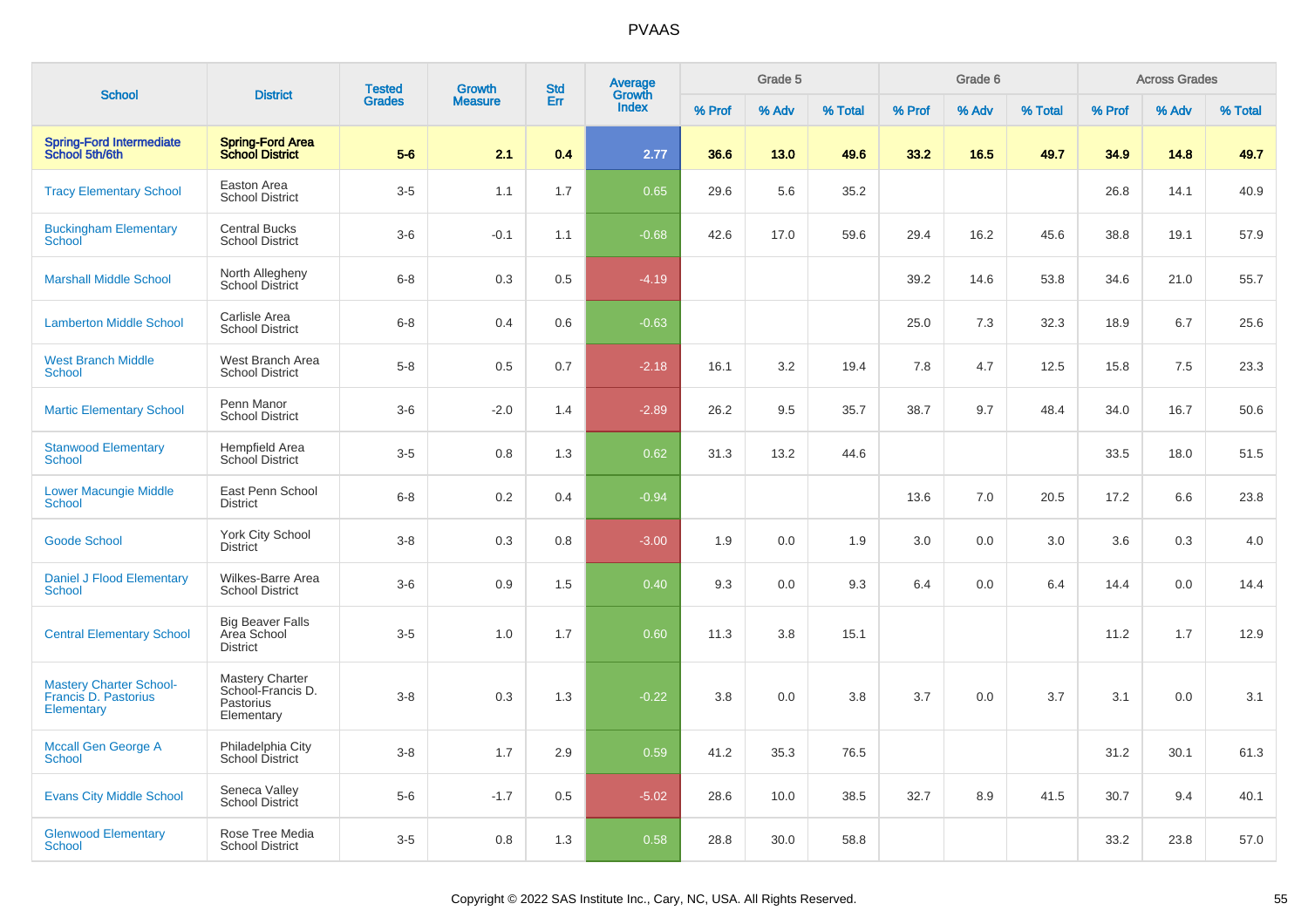# PVAAS

| School | District | Tested Grades | Growth Measure | Std Err | Average Growth Index | Grade 5 | | | Grade 6 | | | Across Grades | | |
|---|---|---|---|---|---|---|---|---|---|---|---|---|---|---|
| | | | | | | % Prof | % Adv | % Total | % Prof | % Adv | % Total | % Prof | % Adv | % Total |
| **Spring-Ford Intermediate School 5th/6th** | **Spring-Ford Area School District** | **5-6** | **2.1** | **0.4** | **2.77** | **36.6** | **13.0** | **49.6** | **33.2** | **16.5** | **49.7** | **34.9** | **14.8** | **49.7** |
| Tracy Elementary School | Easton Area School District | 3-5 | 1.1 | 1.7 | 0.65 | 29.6 | 5.6 | 35.2 | | | | 26.8 | 14.1 | 40.9 |
| Buckingham Elementary School | Central Bucks School District | 3-6 | -0.1 | 1.1 | -0.68 | 42.6 | 17.0 | 59.6 | 29.4 | 16.2 | 45.6 | 38.8 | 19.1 | 57.9 |
| Marshall Middle School | North Allegheny School District | 6-8 | 0.3 | 0.5 | -4.19 | | | | 39.2 | 14.6 | 53.8 | 34.6 | 21.0 | 55.7 |
| Lamberton Middle School | Carlisle Area School District | 6-8 | 0.4 | 0.6 | -0.63 | | | | 25.0 | 7.3 | 32.3 | 18.9 | 6.7 | 25.6 |
| West Branch Middle School | West Branch Area School District | 5-8 | 0.5 | 0.7 | -2.18 | 16.1 | 3.2 | 19.4 | 7.8 | 4.7 | 12.5 | 15.8 | 7.5 | 23.3 |
| Martic Elementary School | Penn Manor School District | 3-6 | -2.0 | 1.4 | -2.89 | 26.2 | 9.5 | 35.7 | 38.7 | 9.7 | 48.4 | 34.0 | 16.7 | 50.6 |
| Stanwood Elementary School | Hempfield Area School District | 3-5 | 0.8 | 1.3 | 0.62 | 31.3 | 13.2 | 44.6 | | | | 33.5 | 18.0 | 51.5 |
| Lower Macungie Middle School | East Penn School District | 6-8 | 0.2 | 0.4 | -0.94 | | | | 13.6 | 7.0 | 20.5 | 17.2 | 6.6 | 23.8 |
| Goode School | York City School District | 3-8 | 0.3 | 0.8 | -3.00 | 1.9 | 0.0 | 1.9 | 3.0 | 0.0 | 3.0 | 3.6 | 0.3 | 4.0 |
| Daniel J Flood Elementary School | Wilkes-Barre Area School District | 3-6 | 0.9 | 1.5 | 0.40 | 9.3 | 0.0 | 9.3 | 6.4 | 0.0 | 6.4 | 14.4 | 0.0 | 14.4 |
| Central Elementary School | Big Beaver Falls Area School District | 3-5 | 1.0 | 1.7 | 0.60 | 11.3 | 3.8 | 15.1 | | | | 11.2 | 1.7 | 12.9 |
| Mastery Charter School-Francis D. Pastorius Elementary | Mastery Charter School-Francis D. Pastorius Elementary | 3-8 | 0.3 | 1.3 | -0.22 | 3.8 | 0.0 | 3.8 | 3.7 | 0.0 | 3.7 | 3.1 | 0.0 | 3.1 |
| Mccall Gen George A School | Philadelphia City School District | 3-8 | 1.7 | 2.9 | 0.59 | 41.2 | 35.3 | 76.5 | | | | 31.2 | 30.1 | 61.3 |
| Evans City Middle School | Seneca Valley School District | 5-6 | -1.7 | 0.5 | -5.02 | 28.6 | 10.0 | 38.5 | 32.7 | 8.9 | 41.5 | 30.7 | 9.4 | 40.1 |
| Glenwood Elementary School | Rose Tree Media School District | 3-5 | 0.8 | 1.3 | 0.58 | 28.8 | 30.0 | 58.8 | | | | 33.2 | 23.8 | 57.0 |

Copyright © 2022 SAS Institute Inc., Cary, NC, USA. All Rights Reserved.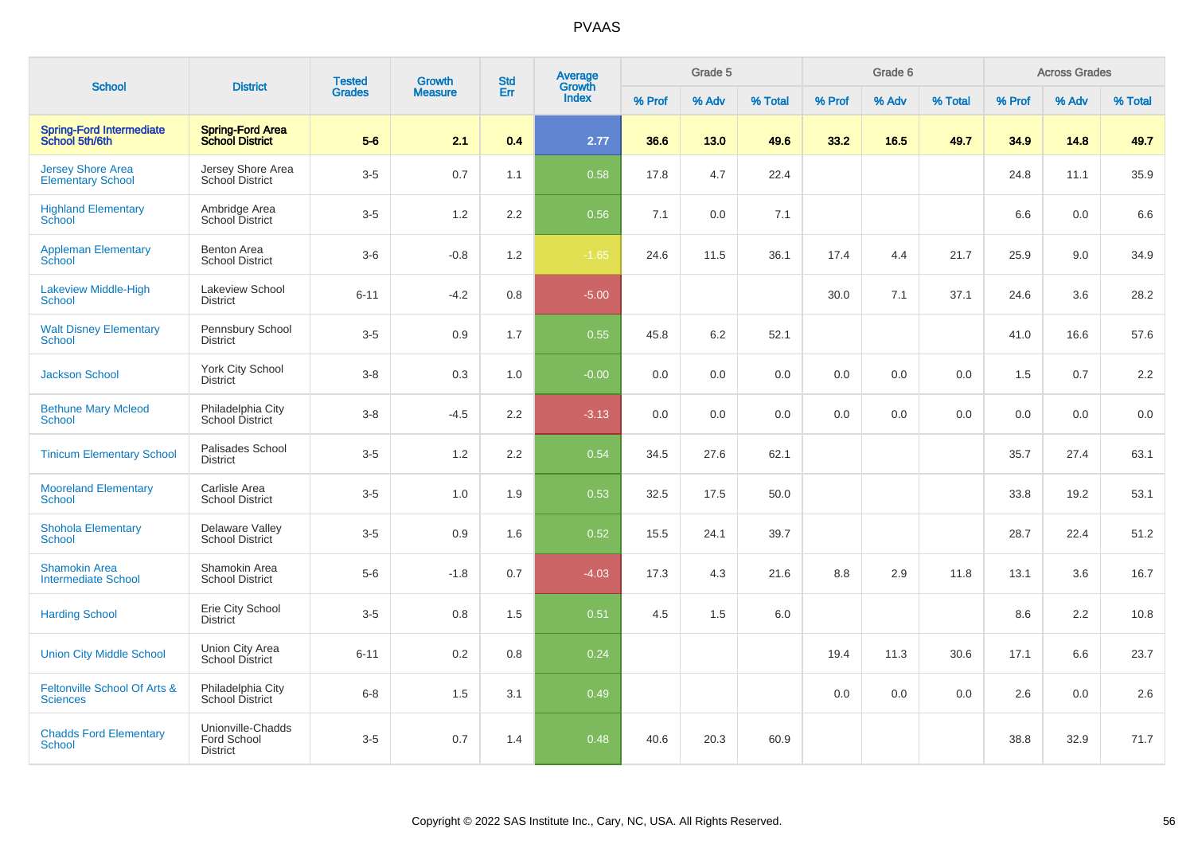# PVAAS

| School | District | Tested Grades | Growth Measure | Std Err | Average Growth Index | Grade 5 | | | Grade 6 | | | Across Grades | | |
|---|---|---|---|---|---|---|---|---|---|---|---|---|---|---|
| | | | | | | % Prof | % Adv | % Total | % Prof | % Adv | % Total | % Prof | % Adv | % Total |
| **Spring-Ford Intermediate School 5th/6th** | **Spring-Ford Area School District** | **5-6** | **2.1** | **0.4** | **2.77** | **36.6** | **13.0** | **49.6** | **33.2** | **16.5** | **49.7** | **34.9** | **14.8** | **49.7** |
| Jersey Shore Area Elementary School | Jersey Shore Area School District | 3-5 | 0.7 | 1.1 | 0.58 | 17.8 | 4.7 | 22.4 | | | | 24.8 | 11.1 | 35.9 |
| Highland Elementary School | Ambridge Area School District | 3-5 | 1.2 | 2.2 | 0.56 | 7.1 | 0.0 | 7.1 | | | | 6.6 | 0.0 | 6.6 |
| Appleman Elementary School | Benton Area School District | 3-6 | -0.8 | 1.2 | -1.65 | 24.6 | 11.5 | 36.1 | 17.4 | 4.4 | 21.7 | 25.9 | 9.0 | 34.9 |
| Lakeview Middle-High School | Lakeview School District | 6-11 | -4.2 | 0.8 | -5.00 | | | | 30.0 | 7.1 | 37.1 | 24.6 | 3.6 | 28.2 |
| Walt Disney Elementary School | Pennsbury School District | 3-5 | 0.9 | 1.7 | 0.55 | 45.8 | 6.2 | 52.1 | | | | 41.0 | 16.6 | 57.6 |
| Jackson School | York City School District | 3-8 | 0.3 | 1.0 | -0.00 | 0.0 | 0.0 | 0.0 | 0.0 | 0.0 | 0.0 | 1.5 | 0.7 | 2.2 |
| Bethune Mary Mcleod School | Philadelphia City School District | 3-8 | -4.5 | 2.2 | -3.13 | 0.0 | 0.0 | 0.0 | 0.0 | 0.0 | 0.0 | 0.0 | 0.0 | 0.0 |
| Tinicum Elementary School | Palisades School District | 3-5 | 1.2 | 2.2 | 0.54 | 34.5 | 27.6 | 62.1 | | | | 35.7 | 27.4 | 63.1 |
| Mooreland Elementary School | Carlisle Area School District | 3-5 | 1.0 | 1.9 | 0.53 | 32.5 | 17.5 | 50.0 | | | | 33.8 | 19.2 | 53.1 |
| Shohola Elementary School | Delaware Valley School District | 3-5 | 0.9 | 1.6 | 0.52 | 15.5 | 24.1 | 39.7 | | | | 28.7 | 22.4 | 51.2 |
| Shamokin Area Intermediate School | Shamokin Area School District | 5-6 | -1.8 | 0.7 | -4.03 | 17.3 | 4.3 | 21.6 | 8.8 | 2.9 | 11.8 | 13.1 | 3.6 | 16.7 |
| Harding School | Erie City School District | 3-5 | 0.8 | 1.5 | 0.51 | 4.5 | 1.5 | 6.0 | | | | 8.6 | 2.2 | 10.8 |
| Union City Middle School | Union City Area School District | 6-11 | 0.2 | 0.8 | 0.24 | | | | 19.4 | 11.3 | 30.6 | 17.1 | 6.6 | 23.7 |
| Feltonville School Of Arts & Sciences | Philadelphia City School District | 6-8 | 1.5 | 3.1 | 0.49 | | | | 0.0 | 0.0 | 0.0 | 2.6 | 0.0 | 2.6 |
| Chadds Ford Elementary School | Unionville-Chadds Ford School District | 3-5 | 0.7 | 1.4 | 0.48 | 40.6 | 20.3 | 60.9 | | | | 38.8 | 32.9 | 71.7 |

Copyright © 2022 SAS Institute Inc., Cary, NC, USA. All Rights Reserved.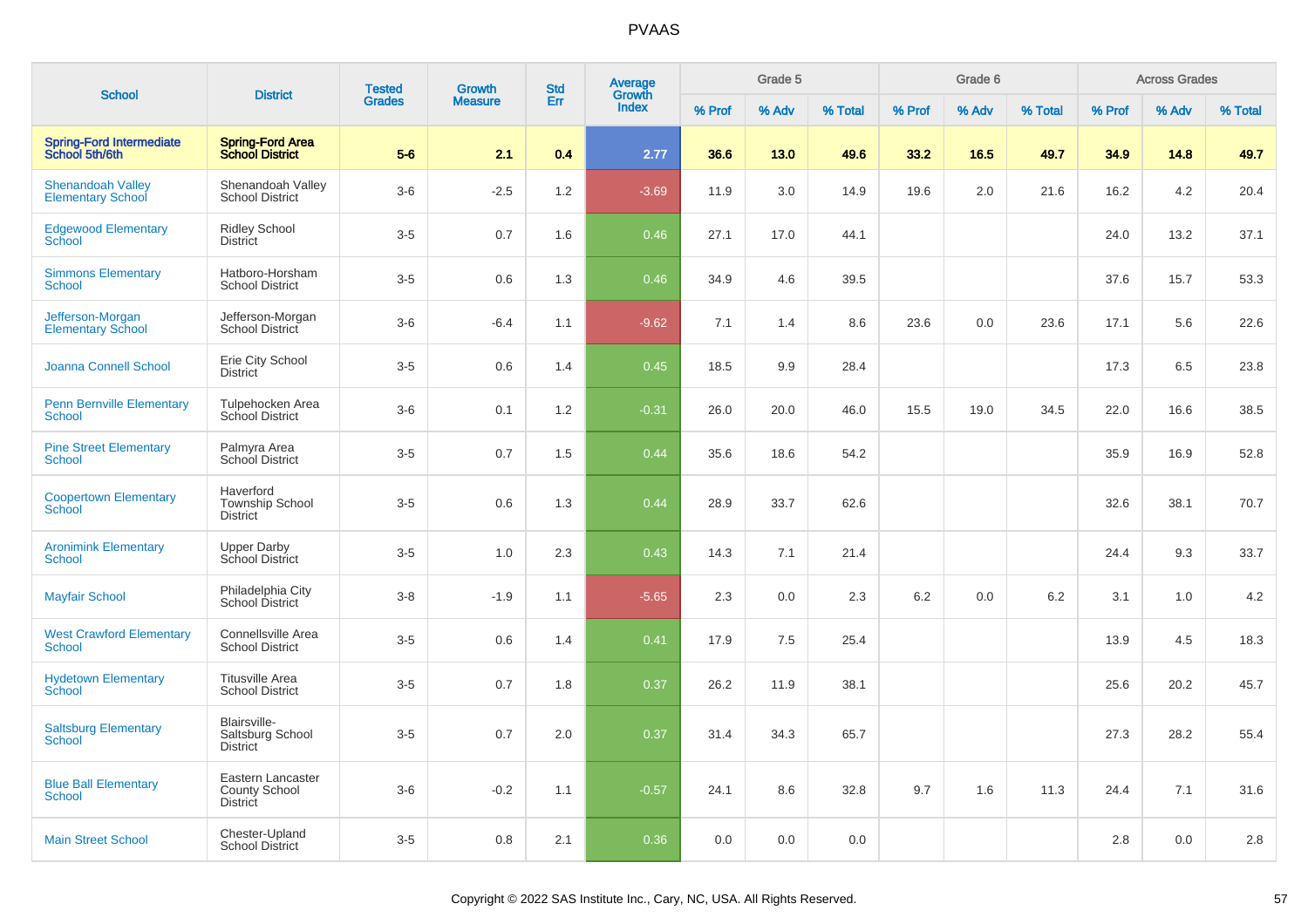# PVAAS

| School | District | Tested Grades | Growth Measure | Std Err | Average Growth Index | Grade 5 | | | Grade 6 | | | Across Grades | | |
|---|---|---|---|---|---|---|---|---|---|---|---|---|---|---|
| | | | | | | % Prof | % Adv | % Total | % Prof | % Adv | % Total | % Prof | % Adv | % Total |
| **Spring-Ford Intermediate School 5th/6th** | **Spring-Ford Area School District** | **5-6** | **2.1** | **0.4** | **2.77** | **36.6** | **13.0** | **49.6** | **33.2** | **16.5** | **49.7** | **34.9** | **14.8** | **49.7** |
| Shenandoah Valley Elementary School | Shenandoah Valley School District | 3-6 | -2.5 | 1.2 | -3.69 | 11.9 | 3.0 | 14.9 | 19.6 | 2.0 | 21.6 | 16.2 | 4.2 | 20.4 |
| Edgewood Elementary School | Ridley School District | 3-5 | 0.7 | 1.6 | 0.46 | 27.1 | 17.0 | 44.1 | | | | 24.0 | 13.2 | 37.1 |
| Simmons Elementary School | Hatboro-Horsham School District | 3-5 | 0.6 | 1.3 | 0.46 | 34.9 | 4.6 | 39.5 | | | | 37.6 | 15.7 | 53.3 |
| Jefferson-Morgan Elementary School | Jefferson-Morgan School District | 3-6 | -6.4 | 1.1 | -9.62 | 7.1 | 1.4 | 8.6 | 23.6 | 0.0 | 23.6 | 17.1 | 5.6 | 22.6 |
| Joanna Connell School | Erie City School District | 3-5 | 0.6 | 1.4 | 0.45 | 18.5 | 9.9 | 28.4 | | | | 17.3 | 6.5 | 23.8 |
| Penn Bernville Elementary School | Tulpehocken Area School District | 3-6 | 0.1 | 1.2 | -0.31 | 26.0 | 20.0 | 46.0 | 15.5 | 19.0 | 34.5 | 22.0 | 16.6 | 38.5 |
| Pine Street Elementary School | Palmyra Area School District | 3-5 | 0.7 | 1.5 | 0.44 | 35.6 | 18.6 | 54.2 | | | | 35.9 | 16.9 | 52.8 |
| Coopertown Elementary School | Haverford Township School District | 3-5 | 0.6 | 1.3 | 0.44 | 28.9 | 33.7 | 62.6 | | | | 32.6 | 38.1 | 70.7 |
| Aronimink Elementary School | Upper Darby School District | 3-5 | 1.0 | 2.3 | 0.43 | 14.3 | 7.1 | 21.4 | | | | 24.4 | 9.3 | 33.7 |
| Mayfair School | Philadelphia City School District | 3-8 | -1.9 | 1.1 | -5.65 | 2.3 | 0.0 | 2.3 | 6.2 | 0.0 | 6.2 | 3.1 | 1.0 | 4.2 |
| West Crawford Elementary School | Connellsville Area School District | 3-5 | 0.6 | 1.4 | 0.41 | 17.9 | 7.5 | 25.4 | | | | 13.9 | 4.5 | 18.3 |
| Hydetown Elementary School | Titusville Area School District | 3-5 | 0.7 | 1.8 | 0.37 | 26.2 | 11.9 | 38.1 | | | | 25.6 | 20.2 | 45.7 |
| Saltsburg Elementary School | Blairsville-Saltsburg School District | 3-5 | 0.7 | 2.0 | 0.37 | 31.4 | 34.3 | 65.7 | | | | 27.3 | 28.2 | 55.4 |
| Blue Ball Elementary School | Eastern Lancaster County School District | 3-6 | -0.2 | 1.1 | -0.57 | 24.1 | 8.6 | 32.8 | 9.7 | 1.6 | 11.3 | 24.4 | 7.1 | 31.6 |
| Main Street School | Chester-Upland School District | 3-5 | 0.8 | 2.1 | 0.36 | 0.0 | 0.0 | 0.0 | | | | 2.8 | 0.0 | 2.8 |

Copyright © 2022 SAS Institute Inc., Cary, NC, USA. All Rights Reserved.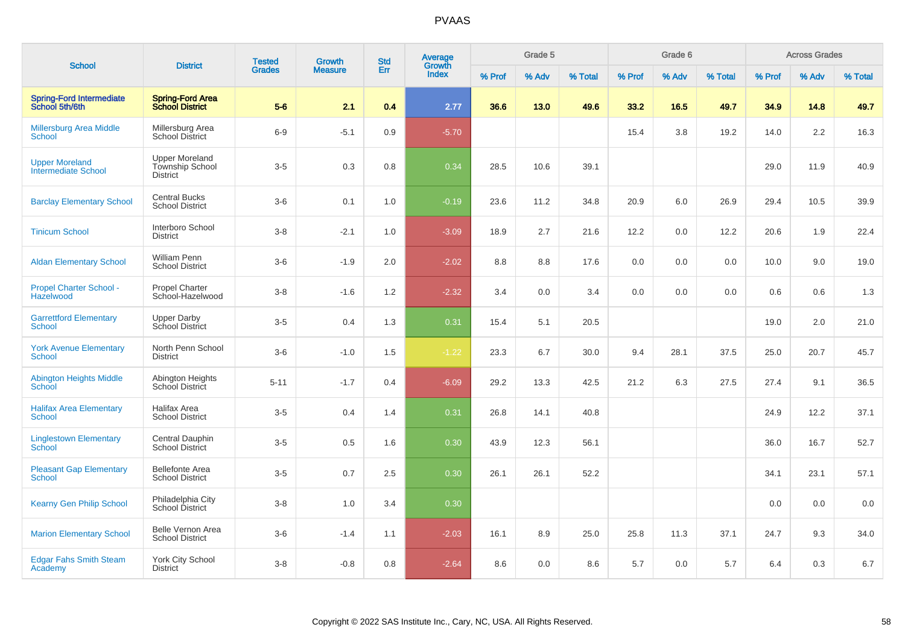# PVAAS

| School | District | Tested Grades | Growth Measure | Std Err | Average Growth Index | Grade 5 | | | Grade 6 | | | Across Grades | | |
|---|---|---|---|---|---|---|---|---|---|---|---|---|---|---|
| | | | | | | % Prof | % Adv | % Total | % Prof | % Adv | % Total | % Prof | % Adv | % Total |
| **Spring-Ford Intermediate School 5th/6th** | **Spring-Ford Area School District** | **5-6** | **2.1** | **0.4** | **2.77** | **36.6** | **13.0** | **49.6** | **33.2** | **16.5** | **49.7** | **34.9** | **14.8** | **49.7** |
| Millersburg Area Middle School | Millersburg Area School District | 6-9 | -5.1 | 0.9 | -5.70 | | | | 15.4 | 3.8 | 19.2 | 14.0 | 2.2 | 16.3 |
| Upper Moreland Intermediate School | Upper Moreland Township School District | 3-5 | 0.3 | 0.8 | 0.34 | 28.5 | 10.6 | 39.1 | | | | 29.0 | 11.9 | 40.9 |
| Barclay Elementary School | Central Bucks School District | 3-6 | 0.1 | 1.0 | -0.19 | 23.6 | 11.2 | 34.8 | 20.9 | 6.0 | 26.9 | 29.4 | 10.5 | 39.9 |
| Tinicum School | Interboro School District | 3-8 | -2.1 | 1.0 | -3.09 | 18.9 | 2.7 | 21.6 | 12.2 | 0.0 | 12.2 | 20.6 | 1.9 | 22.4 |
| Aldan Elementary School | William Penn School District | 3-6 | -1.9 | 2.0 | -2.02 | 8.8 | 8.8 | 17.6 | 0.0 | 0.0 | 0.0 | 10.0 | 9.0 | 19.0 |
| Propel Charter School - Hazelwood | Propel Charter School-Hazelwood | 3-8 | -1.6 | 1.2 | -2.32 | 3.4 | 0.0 | 3.4 | 0.0 | 0.0 | 0.0 | 0.6 | 0.6 | 1.3 |
| Garrettford Elementary School | Upper Darby School District | 3-5 | 0.4 | 1.3 | 0.31 | 15.4 | 5.1 | 20.5 | | | | 19.0 | 2.0 | 21.0 |
| York Avenue Elementary School | North Penn School District | 3-6 | -1.0 | 1.5 | -1.22 | 23.3 | 6.7 | 30.0 | 9.4 | 28.1 | 37.5 | 25.0 | 20.7 | 45.7 |
| Abington Heights Middle School | Abington Heights School District | 5-11 | -1.7 | 0.4 | -6.09 | 29.2 | 13.3 | 42.5 | 21.2 | 6.3 | 27.5 | 27.4 | 9.1 | 36.5 |
| Halifax Area Elementary School | Halifax Area School District | 3-5 | 0.4 | 1.4 | 0.31 | 26.8 | 14.1 | 40.8 | | | | 24.9 | 12.2 | 37.1 |
| Linglestown Elementary School | Central Dauphin School District | 3-5 | 0.5 | 1.6 | 0.30 | 43.9 | 12.3 | 56.1 | | | | 36.0 | 16.7 | 52.7 |
| Pleasant Gap Elementary School | Bellefonte Area School District | 3-5 | 0.7 | 2.5 | 0.30 | 26.1 | 26.1 | 52.2 | | | | 34.1 | 23.1 | 57.1 |
| Kearny Gen Philip School | Philadelphia City School District | 3-8 | 1.0 | 3.4 | 0.30 | | | | | | | 0.0 | 0.0 | 0.0 |
| Marion Elementary School | Belle Vernon Area School District | 3-6 | -1.4 | 1.1 | -2.03 | 16.1 | 8.9 | 25.0 | 25.8 | 11.3 | 37.1 | 24.7 | 9.3 | 34.0 |
| Edgar Fahs Smith Steam Academy | York City School District | 3-8 | -0.8 | 0.8 | -2.64 | 8.6 | 0.0 | 8.6 | 5.7 | 0.0 | 5.7 | 6.4 | 0.3 | 6.7 |

Copyright © 2022 SAS Institute Inc., Cary, NC, USA. All Rights Reserved.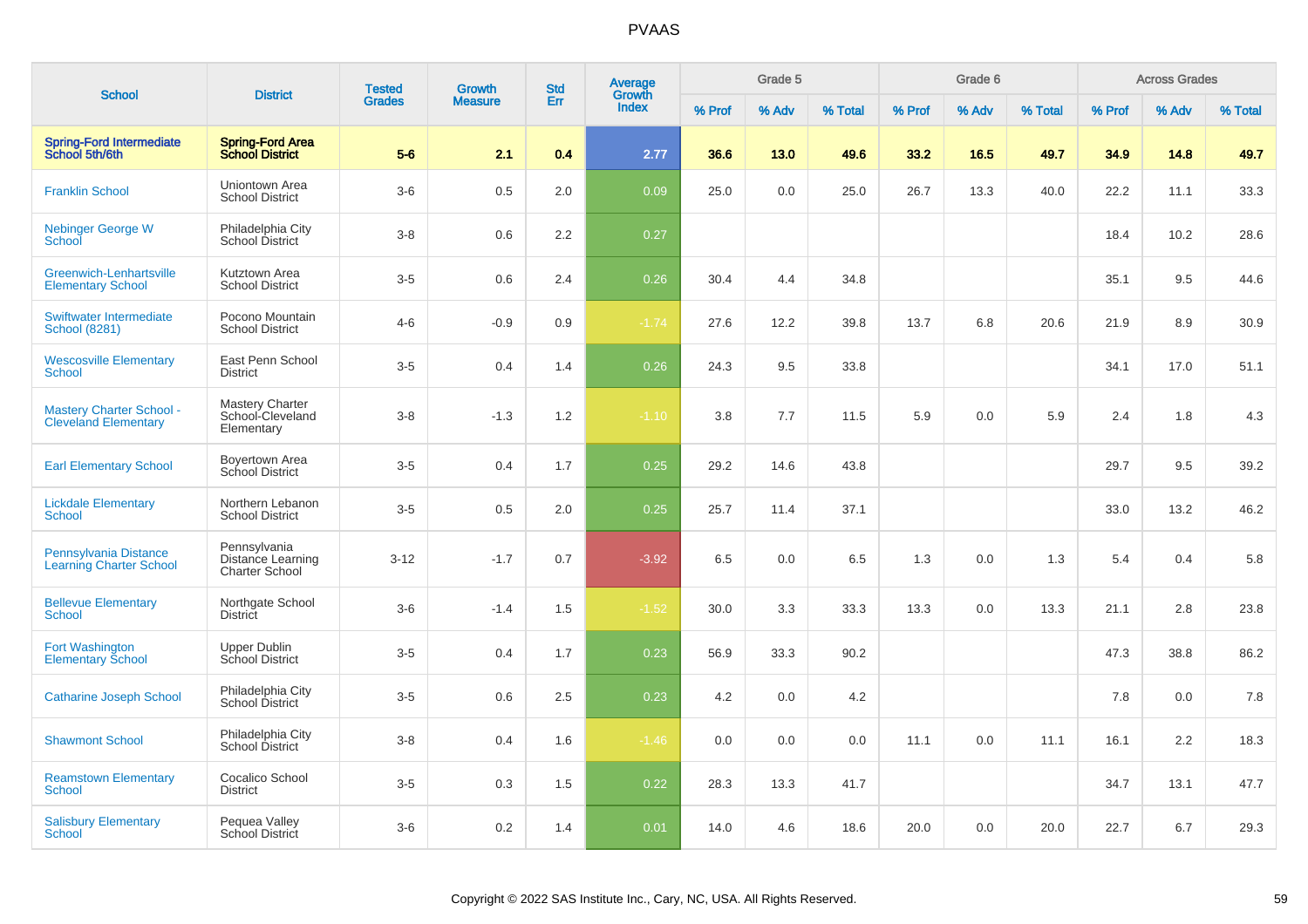# PVAAS

| School | District | Tested Grades | Growth Measure | Std Err | Average Growth Index | Grade 5 | | | Grade 6 | | | Across Grades | | |
|---|---|---|---|---|---|---|---|---|---|---|---|---|---|---|
| | | | | | | % Prof | % Adv | % Total | % Prof | % Adv | % Total | % Prof | % Adv | % Total |
| **Spring-Ford Intermediate School 5th/6th** | **Spring-Ford Area School District** | **5-6** | **2.1** | **0.4** | **2.77** | **36.6** | **13.0** | **49.6** | **33.2** | **16.5** | **49.7** | **34.9** | **14.8** | **49.7** |
| Franklin School | Uniontown Area School District | 3-6 | 0.5 | 2.0 | 0.09 | 25.0 | 0.0 | 25.0 | 26.7 | 13.3 | 40.0 | 22.2 | 11.1 | 33.3 |
| Nebinger George W School | Philadelphia City School District | 3-8 | 0.6 | 2.2 | 0.27 | | | | | | | 18.4 | 10.2 | 28.6 |
| Greenwich-Lenhartsville Elementary School | Kutztown Area School District | 3-5 | 0.6 | 2.4 | 0.26 | 30.4 | 4.4 | 34.8 | | | | 35.1 | 9.5 | 44.6 |
| Swiftwater Intermediate School (8281) | Pocono Mountain School District | 4-6 | -0.9 | 0.9 | -1.74 | 27.6 | 12.2 | 39.8 | 13.7 | 6.8 | 20.6 | 21.9 | 8.9 | 30.9 |
| Wescosville Elementary School | East Penn School District | 3-5 | 0.4 | 1.4 | 0.26 | 24.3 | 9.5 | 33.8 | | | | 34.1 | 17.0 | 51.1 |
| Mastery Charter School - Cleveland Elementary | Mastery Charter School-Cleveland Elementary | 3-8 | -1.3 | 1.2 | -1.10 | 3.8 | 7.7 | 11.5 | 5.9 | 0.0 | 5.9 | 2.4 | 1.8 | 4.3 |
| Earl Elementary School | Boyertown Area School District | 3-5 | 0.4 | 1.7 | 0.25 | 29.2 | 14.6 | 43.8 | | | | 29.7 | 9.5 | 39.2 |
| Lickdale Elementary School | Northern Lebanon School District | 3-5 | 0.5 | 2.0 | 0.25 | 25.7 | 11.4 | 37.1 | | | | 33.0 | 13.2 | 46.2 |
| Pennsylvania Distance Learning Charter School | Pennsylvania Distance Learning Charter School | 3-12 | -1.7 | 0.7 | -3.92 | 6.5 | 0.0 | 6.5 | 1.3 | 0.0 | 1.3 | 5.4 | 0.4 | 5.8 |
| Bellevue Elementary School | Northgate School District | 3-6 | -1.4 | 1.5 | -1.52 | 30.0 | 3.3 | 33.3 | 13.3 | 0.0 | 13.3 | 21.1 | 2.8 | 23.8 |
| Fort Washington Elementary School | Upper Dublin School District | 3-5 | 0.4 | 1.7 | 0.23 | 56.9 | 33.3 | 90.2 | | | | 47.3 | 38.8 | 86.2 |
| Catharine Joseph School | Philadelphia City School District | 3-5 | 0.6 | 2.5 | 0.23 | 4.2 | 0.0 | 4.2 | | | | 7.8 | 0.0 | 7.8 |
| Shawmont School | Philadelphia City School District | 3-8 | 0.4 | 1.6 | -1.46 | 0.0 | 0.0 | 0.0 | 11.1 | 0.0 | 11.1 | 16.1 | 2.2 | 18.3 |
| Reamstown Elementary School | Cocalico School District | 3-5 | 0.3 | 1.5 | 0.22 | 28.3 | 13.3 | 41.7 | | | | 34.7 | 13.1 | 47.7 |
| Salisbury Elementary School | Pequea Valley School District | 3-6 | 0.2 | 1.4 | 0.01 | 14.0 | 4.6 | 18.6 | 20.0 | 0.0 | 20.0 | 22.7 | 6.7 | 29.3 |

Copyright © 2022 SAS Institute Inc., Cary, NC, USA. All Rights Reserved.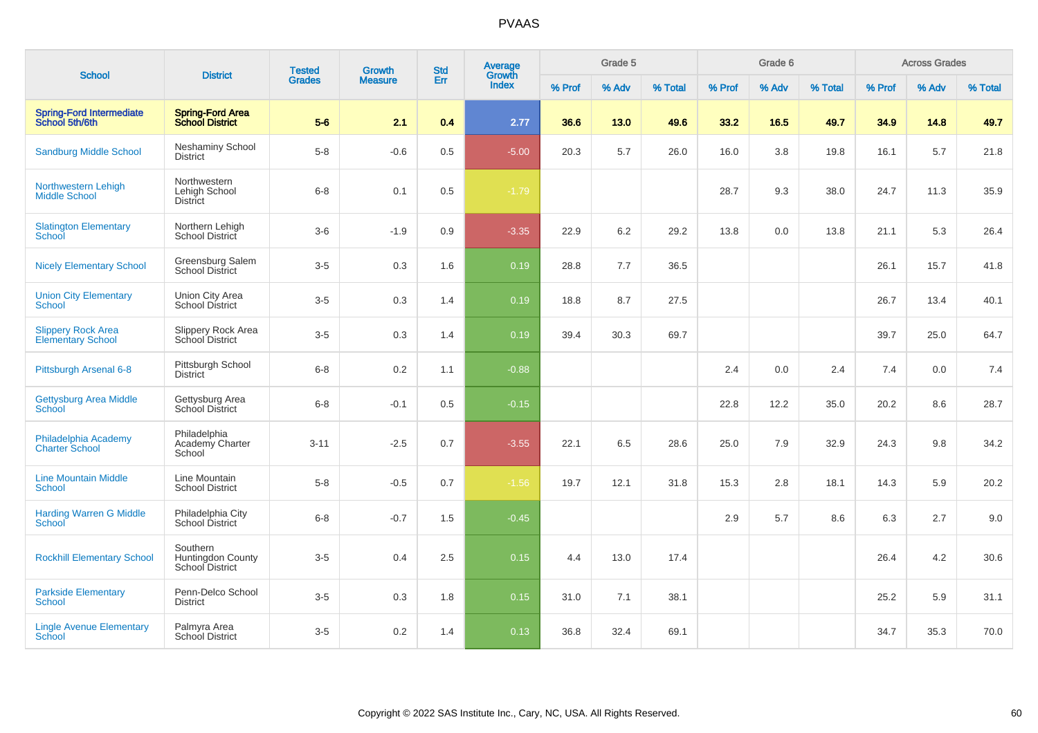# PVAAS

| School | District | Tested Grades | Growth Measure | Std Err | Average Growth Index | Grade 5 | | | Grade 6 | | | Across Grades | | |
|---|---|---|---|---|---|---|---|---|---|---|---|---|---|---|
| | | | | | | % Prof | % Adv | % Total | % Prof | % Adv | % Total | % Prof | % Adv | % Total |
| **Spring-Ford Intermediate School 5th/6th** | **Spring-Ford Area School District** | **5-6** | **2.1** | **0.4** | **2.77** | **36.6** | **13.0** | **49.6** | **33.2** | **16.5** | **49.7** | **34.9** | **14.8** | **49.7** |
| Sandburg Middle School | Neshaminy School District | 5-8 | -0.6 | 0.5 | -5.00 | 20.3 | 5.7 | 26.0 | 16.0 | 3.8 | 19.8 | 16.1 | 5.7 | 21.8 |
| Northwestern Lehigh Middle School | Northwestern Lehigh School District | 6-8 | 0.1 | 0.5 | -1.79 | | | | 28.7 | 9.3 | 38.0 | 24.7 | 11.3 | 35.9 |
| Slatington Elementary School | Northern Lehigh School District | 3-6 | -1.9 | 0.9 | -3.35 | 22.9 | 6.2 | 29.2 | 13.8 | 0.0 | 13.8 | 21.1 | 5.3 | 26.4 |
| Nicely Elementary School | Greensburg Salem School District | 3-5 | 0.3 | 1.6 | 0.19 | 28.8 | 7.7 | 36.5 | | | | 26.1 | 15.7 | 41.8 |
| Union City Elementary School | Union City Area School District | 3-5 | 0.3 | 1.4 | 0.19 | 18.8 | 8.7 | 27.5 | | | | 26.7 | 13.4 | 40.1 |
| Slippery Rock Area Elementary School | Slippery Rock Area School District | 3-5 | 0.3 | 1.4 | 0.19 | 39.4 | 30.3 | 69.7 | | | | 39.7 | 25.0 | 64.7 |
| Pittsburgh Arsenal 6-8 | Pittsburgh School District | 6-8 | 0.2 | 1.1 | -0.88 | | | | 2.4 | 0.0 | 2.4 | 7.4 | 0.0 | 7.4 |
| Gettysburg Area Middle School | Gettysburg Area School District | 6-8 | -0.1 | 0.5 | -0.15 | | | | 22.8 | 12.2 | 35.0 | 20.2 | 8.6 | 28.7 |
| Philadelphia Academy Charter School | Philadelphia Academy Charter School | 3-11 | -2.5 | 0.7 | -3.55 | 22.1 | 6.5 | 28.6 | 25.0 | 7.9 | 32.9 | 24.3 | 9.8 | 34.2 |
| Line Mountain Middle School | Line Mountain School District | 5-8 | -0.5 | 0.7 | -1.56 | 19.7 | 12.1 | 31.8 | 15.3 | 2.8 | 18.1 | 14.3 | 5.9 | 20.2 |
| Harding Warren G Middle School | Philadelphia City School District | 6-8 | -0.7 | 1.5 | -0.45 | | | | 2.9 | 5.7 | 8.6 | 6.3 | 2.7 | 9.0 |
| Rockhill Elementary School | Southern Huntingdon County School District | 3-5 | 0.4 | 2.5 | 0.15 | 4.4 | 13.0 | 17.4 | | | | 26.4 | 4.2 | 30.6 |
| Parkside Elementary School | Penn-Delco School District | 3-5 | 0.3 | 1.8 | 0.15 | 31.0 | 7.1 | 38.1 | | | | 25.2 | 5.9 | 31.1 |
| Lingle Avenue Elementary School | Palmyra Area School District | 3-5 | 0.2 | 1.4 | 0.13 | 36.8 | 32.4 | 69.1 | | | | 34.7 | 35.3 | 70.0 |

Copyright © 2022 SAS Institute Inc., Cary, NC, USA. All Rights Reserved.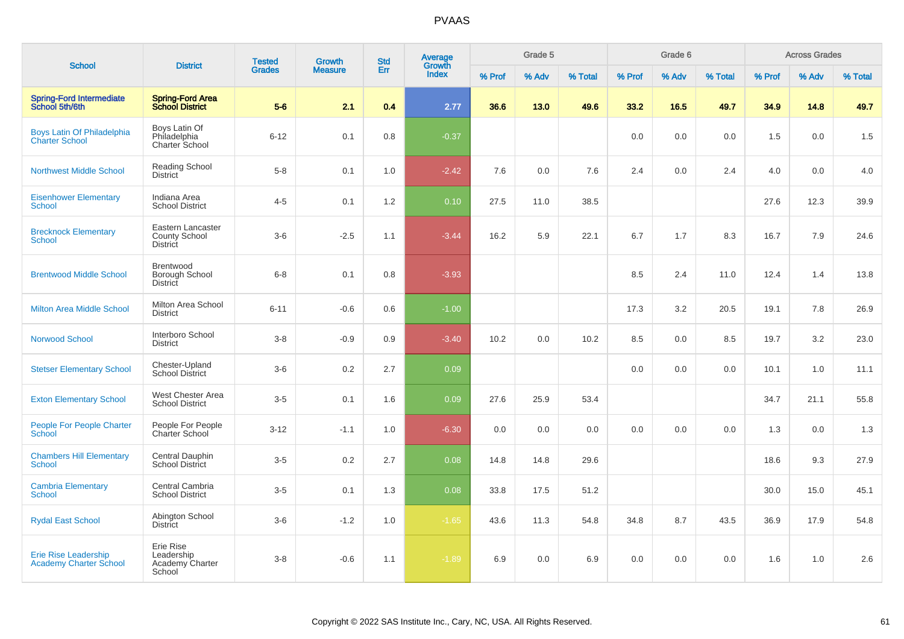# PVAAS

| School | District | Tested Grades | Growth Measure | Std Err | Average Growth Index | Grade 5 | | | Grade 6 | | | Across Grades | | |
|---|---|---|---|---|---|---|---|---|---|---|---|---|---|---|
| | | | | | | % Prof | % Adv | % Total | % Prof | % Adv | % Total | % Prof | % Adv | % Total |
| **Spring-Ford Intermediate School 5th/6th** | **Spring-Ford Area School District** | **5-6** | **2.1** | **0.4** | **2.77** | **36.6** | **13.0** | **49.6** | **33.2** | **16.5** | **49.7** | **34.9** | **14.8** | **49.7** |
| Boys Latin Of Philadelphia Charter School | Boys Latin Of Philadelphia Charter School | 6-12 | 0.1 | 0.8 | -0.37 | | | | 0.0 | 0.0 | 0.0 | 1.5 | 0.0 | 1.5 |
| Northwest Middle School | Reading School District | 5-8 | 0.1 | 1.0 | -2.42 | 7.6 | 0.0 | 7.6 | 2.4 | 0.0 | 2.4 | 4.0 | 0.0 | 4.0 |
| Eisenhower Elementary School | Indiana Area School District | 4-5 | 0.1 | 1.2 | 0.10 | 27.5 | 11.0 | 38.5 | | | | 27.6 | 12.3 | 39.9 |
| Brecknock Elementary School | Eastern Lancaster County School District | 3-6 | -2.5 | 1.1 | -3.44 | 16.2 | 5.9 | 22.1 | 6.7 | 1.7 | 8.3 | 16.7 | 7.9 | 24.6 |
| Brentwood Middle School | Brentwood Borough School District | 6-8 | 0.1 | 0.8 | -3.93 | | | | 8.5 | 2.4 | 11.0 | 12.4 | 1.4 | 13.8 |
| Milton Area Middle School | Milton Area School District | 6-11 | -0.6 | 0.6 | -1.00 | | | | 17.3 | 3.2 | 20.5 | 19.1 | 7.8 | 26.9 |
| Norwood School | Interboro School District | 3-8 | -0.9 | 0.9 | -3.40 | 10.2 | 0.0 | 10.2 | 8.5 | 0.0 | 8.5 | 19.7 | 3.2 | 23.0 |
| Stetser Elementary School | Chester-Upland School District | 3-6 | 0.2 | 2.7 | 0.09 | | | | 0.0 | 0.0 | 0.0 | 10.1 | 1.0 | 11.1 |
| Exton Elementary School | West Chester Area School District | 3-5 | 0.1 | 1.6 | 0.09 | 27.6 | 25.9 | 53.4 | | | | 34.7 | 21.1 | 55.8 |
| People For People Charter School | People For People Charter School | 3-12 | -1.1 | 1.0 | -6.30 | 0.0 | 0.0 | 0.0 | 0.0 | 0.0 | 0.0 | 1.3 | 0.0 | 1.3 |
| Chambers Hill Elementary School | Central Dauphin School District | 3-5 | 0.2 | 2.7 | 0.08 | 14.8 | 14.8 | 29.6 | | | | 18.6 | 9.3 | 27.9 |
| Cambria Elementary School | Central Cambria School District | 3-5 | 0.1 | 1.3 | 0.08 | 33.8 | 17.5 | 51.2 | | | | 30.0 | 15.0 | 45.1 |
| Rydal East School | Abington School District | 3-6 | -1.2 | 1.0 | -1.65 | 43.6 | 11.3 | 54.8 | 34.8 | 8.7 | 43.5 | 36.9 | 17.9 | 54.8 |
| Erie Rise Leadership Academy Charter School | Erie Rise Leadership Academy Charter School | 3-8 | -0.6 | 1.1 | -1.89 | 6.9 | 0.0 | 6.9 | 0.0 | 0.0 | 0.0 | 1.6 | 1.0 | 2.6 |

Copyright © 2022 SAS Institute Inc., Cary, NC, USA. All Rights Reserved.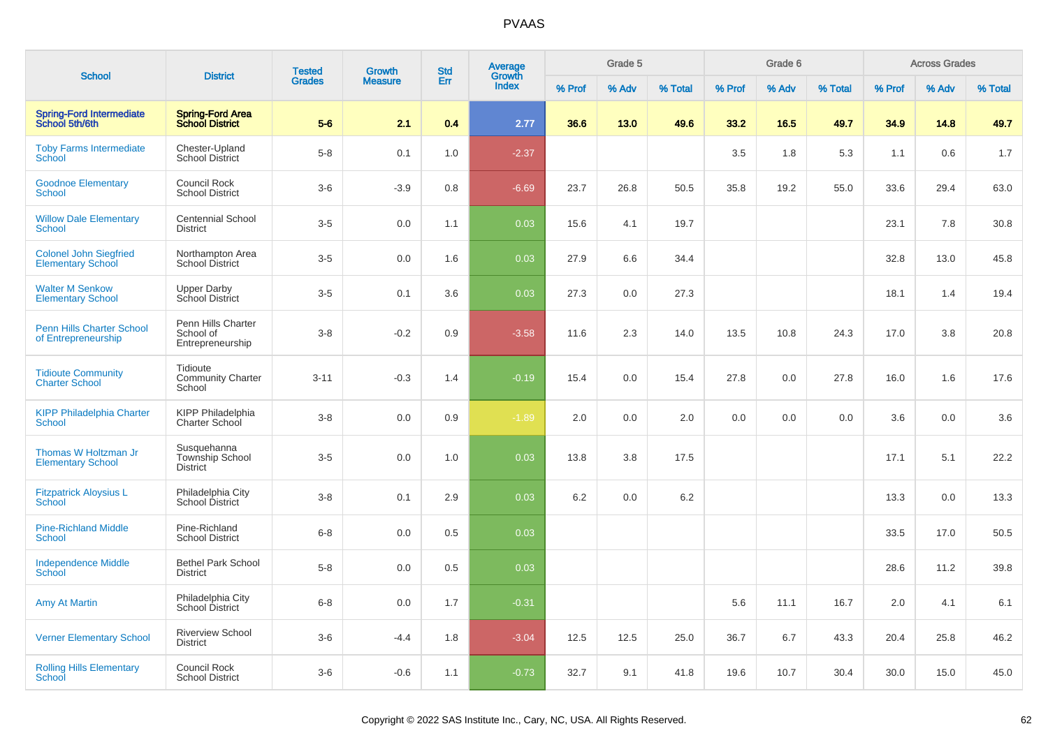# PVAAS

| School | District | Tested Grades | Growth Measure | Std Err | Average Growth Index | Grade 5 | | | Grade 6 | | | Across Grades | | |
|---|---|---|---|---|---|---|---|---|---|---|---|---|---|---|
| | | | | | | % Prof | % Adv | % Total | % Prof | % Adv | % Total | % Prof | % Adv | % Total |
| **Spring-Ford Intermediate School 5th/6th** | **Spring-Ford Area School District** | **5-6** | **2.1** | **0.4** | **2.77** | **36.6** | **13.0** | **49.6** | **33.2** | **16.5** | **49.7** | **34.9** | **14.8** | **49.7** |
| Toby Farms Intermediate School | Chester-Upland School District | 5-8 | 0.1 | 1.0 | -2.37 | | | | 3.5 | 1.8 | 5.3 | 1.1 | 0.6 | 1.7 |
| Goodnoe Elementary School | Council Rock School District | 3-6 | -3.9 | 0.8 | -6.69 | 23.7 | 26.8 | 50.5 | 35.8 | 19.2 | 55.0 | 33.6 | 29.4 | 63.0 |
| Willow Dale Elementary School | Centennial School District | 3-5 | 0.0 | 1.1 | 0.03 | 15.6 | 4.1 | 19.7 | | | | 23.1 | 7.8 | 30.8 |
| Colonel John Siegfried Elementary School | Northampton Area School District | 3-5 | 0.0 | 1.6 | 0.03 | 27.9 | 6.6 | 34.4 | | | | 32.8 | 13.0 | 45.8 |
| Walter M Senkow Elementary School | Upper Darby School District | 3-5 | 0.1 | 3.6 | 0.03 | 27.3 | 0.0 | 27.3 | | | | 18.1 | 1.4 | 19.4 |
| Penn Hills Charter School of Entrepreneurship | Penn Hills Charter School of Entrepreneurship | 3-8 | -0.2 | 0.9 | -3.58 | 11.6 | 2.3 | 14.0 | 13.5 | 10.8 | 24.3 | 17.0 | 3.8 | 20.8 |
| Tidioute Community Charter School | Tidioute Community Charter School | 3-11 | -0.3 | 1.4 | -0.19 | 15.4 | 0.0 | 15.4 | 27.8 | 0.0 | 27.8 | 16.0 | 1.6 | 17.6 |
| KIPP Philadelphia Charter School | KIPP Philadelphia Charter School | 3-8 | 0.0 | 0.9 | -1.89 | 2.0 | 0.0 | 2.0 | 0.0 | 0.0 | 0.0 | 3.6 | 0.0 | 3.6 |
| Thomas W Holtzman Jr Elementary School | Susquehanna Township School District | 3-5 | 0.0 | 1.0 | 0.03 | 13.8 | 3.8 | 17.5 | | | | 17.1 | 5.1 | 22.2 |
| Fitzpatrick Aloysius L School | Philadelphia City School District | 3-8 | 0.1 | 2.9 | 0.03 | 6.2 | 0.0 | 6.2 | | | | 13.3 | 0.0 | 13.3 |
| Pine-Richland Middle School | Pine-Richland School District | 6-8 | 0.0 | 0.5 | 0.03 | | | | | | | 33.5 | 17.0 | 50.5 |
| Independence Middle School | Bethel Park School District | 5-8 | 0.0 | 0.5 | 0.03 | | | | | | | 28.6 | 11.2 | 39.8 |
| Amy At Martin | Philadelphia City School District | 6-8 | 0.0 | 1.7 | -0.31 | | | | 5.6 | 11.1 | 16.7 | 2.0 | 4.1 | 6.1 |
| Verner Elementary School | Riverview School District | 3-6 | -4.4 | 1.8 | -3.04 | 12.5 | 12.5 | 25.0 | 36.7 | 6.7 | 43.3 | 20.4 | 25.8 | 46.2 |
| Rolling Hills Elementary School | Council Rock School District | 3-6 | -0.6 | 1.1 | -0.73 | 32.7 | 9.1 | 41.8 | 19.6 | 10.7 | 30.4 | 30.0 | 15.0 | 45.0 |

Copyright © 2022 SAS Institute Inc., Cary, NC, USA. All Rights Reserved.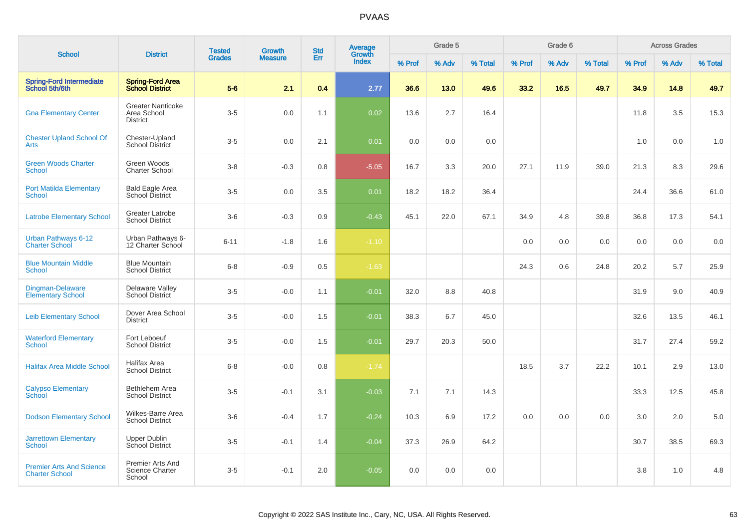# PVAAS

| School | District | Tested Grades | Growth Measure | Std Err | Average Growth Index | Grade 5 | | | Grade 6 | | | Across Grades | | |
|---|---|---|---|---|---|---|---|---|---|---|---|---|---|---|
| | | | | | | % Prof | % Adv | % Total | % Prof | % Adv | % Total | % Prof | % Adv | % Total |
| **Spring-Ford Intermediate School 5th/6th** | **Spring-Ford Area School District** | **5-6** | **2.1** | **0.4** | **2.77** | **36.6** | **13.0** | **49.6** | **33.2** | **16.5** | **49.7** | **34.9** | **14.8** | **49.7** |
| Gna Elementary Center | Greater Nanticoke Area School District | 3-5 | 0.0 | 1.1 | 0.02 | 13.6 | 2.7 | 16.4 | | | | 11.8 | 3.5 | 15.3 |
| Chester Upland School Of Arts | Chester-Upland School District | 3-5 | 0.0 | 2.1 | 0.01 | 0.0 | 0.0 | 0.0 | | | | 1.0 | 0.0 | 1.0 |
| Green Woods Charter School | Green Woods Charter School | 3-8 | -0.3 | 0.8 | -5.05 | 16.7 | 3.3 | 20.0 | 27.1 | 11.9 | 39.0 | 21.3 | 8.3 | 29.6 |
| Port Matilda Elementary School | Bald Eagle Area School District | 3-5 | 0.0 | 3.5 | 0.01 | 18.2 | 18.2 | 36.4 | | | | 24.4 | 36.6 | 61.0 |
| Latrobe Elementary School | Greater Latrobe School District | 3-6 | -0.3 | 0.9 | -0.43 | 45.1 | 22.0 | 67.1 | 34.9 | 4.8 | 39.8 | 36.8 | 17.3 | 54.1 |
| Urban Pathways 6-12 Charter School | Urban Pathways 6-12 Charter School | 6-11 | -1.8 | 1.6 | -1.10 | | | | 0.0 | 0.0 | 0.0 | 0.0 | 0.0 | 0.0 |
| Blue Mountain Middle School | Blue Mountain School District | 6-8 | -0.9 | 0.5 | -1.63 | | | | 24.3 | 0.6 | 24.8 | 20.2 | 5.7 | 25.9 |
| Dingman-Delaware Elementary School | Delaware Valley School District | 3-5 | -0.0 | 1.1 | -0.01 | 32.0 | 8.8 | 40.8 | | | | 31.9 | 9.0 | 40.9 |
| Leib Elementary School | Dover Area School District | 3-5 | -0.0 | 1.5 | -0.01 | 38.3 | 6.7 | 45.0 | | | | 32.6 | 13.5 | 46.1 |
| Waterford Elementary School | Fort Leboeuf School District | 3-5 | -0.0 | 1.5 | -0.01 | 29.7 | 20.3 | 50.0 | | | | 31.7 | 27.4 | 59.2 |
| Halifax Area Middle School | Halifax Area School District | 6-8 | -0.0 | 0.8 | -1.74 | | | | 18.5 | 3.7 | 22.2 | 10.1 | 2.9 | 13.0 |
| Calypso Elementary School | Bethlehem Area School District | 3-5 | -0.1 | 3.1 | -0.03 | 7.1 | 7.1 | 14.3 | | | | 33.3 | 12.5 | 45.8 |
| Dodson Elementary School | Wilkes-Barre Area School District | 3-6 | -0.4 | 1.7 | -0.24 | 10.3 | 6.9 | 17.2 | 0.0 | 0.0 | 0.0 | 3.0 | 2.0 | 5.0 |
| Jarrettown Elementary School | Upper Dublin School District | 3-5 | -0.1 | 1.4 | -0.04 | 37.3 | 26.9 | 64.2 | | | | 30.7 | 38.5 | 69.3 |
| Premier Arts And Science Charter School | Premier Arts And Science Charter School | 3-5 | -0.1 | 2.0 | -0.05 | 0.0 | 0.0 | 0.0 | | | | 3.8 | 1.0 | 4.8 |

Copyright © 2022 SAS Institute Inc., Cary, NC, USA. All Rights Reserved.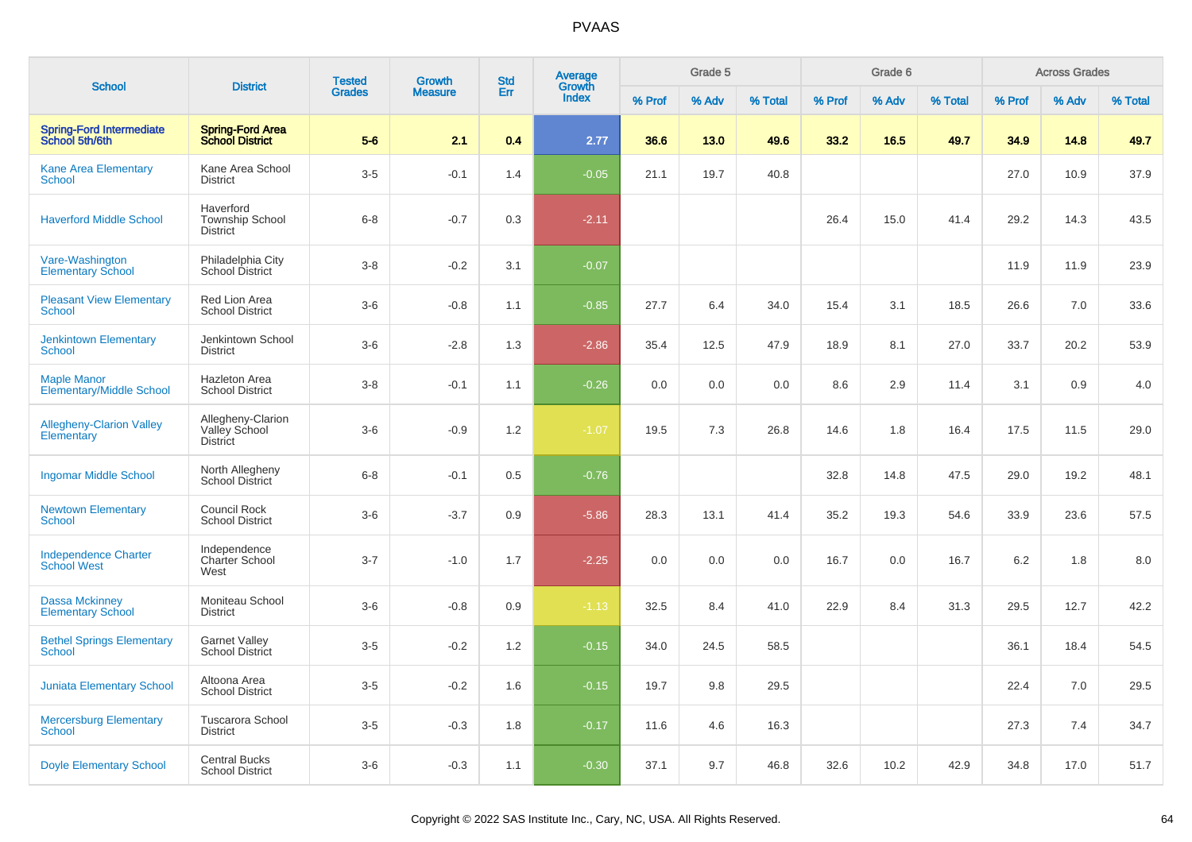# PVAAS

| School | District | Tested Grades | Growth Measure | Std Err | Average Growth Index | Grade 5 | | | Grade 6 | | | Across Grades | | |
|---|---|---|---|---|---|---|---|---|---|---|---|---|---|---|
| | | | | | | % Prof | % Adv | % Total | % Prof | % Adv | % Total | % Prof | % Adv | % Total |
| **Spring-Ford Intermediate School 5th/6th** | **Spring-Ford Area School District** | **5-6** | **2.1** | **0.4** | **2.77** | **36.6** | **13.0** | **49.6** | **33.2** | **16.5** | **49.7** | **34.9** | **14.8** | **49.7** |
| Kane Area Elementary School | Kane Area School District | 3-5 | -0.1 | 1.4 | -0.05 | 21.1 | 19.7 | 40.8 | | | | 27.0 | 10.9 | 37.9 |
| Haverford Middle School | Haverford Township School District | 6-8 | -0.7 | 0.3 | -2.11 | | | | 26.4 | 15.0 | 41.4 | 29.2 | 14.3 | 43.5 |
| Vare-Washington Elementary School | Philadelphia City School District | 3-8 | -0.2 | 3.1 | -0.07 | | | | | | | 11.9 | 11.9 | 23.9 |
| Pleasant View Elementary School | Red Lion Area School District | 3-6 | -0.8 | 1.1 | -0.85 | 27.7 | 6.4 | 34.0 | 15.4 | 3.1 | 18.5 | 26.6 | 7.0 | 33.6 |
| Jenkintown Elementary School | Jenkintown School District | 3-6 | -2.8 | 1.3 | -2.86 | 35.4 | 12.5 | 47.9 | 18.9 | 8.1 | 27.0 | 33.7 | 20.2 | 53.9 |
| Maple Manor Elementary/Middle School | Hazleton Area School District | 3-8 | -0.1 | 1.1 | -0.26 | 0.0 | 0.0 | 0.0 | 8.6 | 2.9 | 11.4 | 3.1 | 0.9 | 4.0 |
| Allegheny-Clarion Valley Elementary | Allegheny-Clarion Valley School District | 3-6 | -0.9 | 1.2 | -1.07 | 19.5 | 7.3 | 26.8 | 14.6 | 1.8 | 16.4 | 17.5 | 11.5 | 29.0 |
| Ingomar Middle School | North Allegheny School District | 6-8 | -0.1 | 0.5 | -0.76 | | | | 32.8 | 14.8 | 47.5 | 29.0 | 19.2 | 48.1 |
| Newtown Elementary School | Council Rock School District | 3-6 | -3.7 | 0.9 | -5.86 | 28.3 | 13.1 | 41.4 | 35.2 | 19.3 | 54.6 | 33.9 | 23.6 | 57.5 |
| Independence Charter School West | Independence Charter School West | 3-7 | -1.0 | 1.7 | -2.25 | 0.0 | 0.0 | 0.0 | 16.7 | 0.0 | 16.7 | 6.2 | 1.8 | 8.0 |
| Dassa Mckinney Elementary School | Moniteau School District | 3-6 | -0.8 | 0.9 | -1.13 | 32.5 | 8.4 | 41.0 | 22.9 | 8.4 | 31.3 | 29.5 | 12.7 | 42.2 |
| Bethel Springs Elementary School | Garnet Valley School District | 3-5 | -0.2 | 1.2 | -0.15 | 34.0 | 24.5 | 58.5 | | | | 36.1 | 18.4 | 54.5 |
| Juniata Elementary School | Altoona Area School District | 3-5 | -0.2 | 1.6 | -0.15 | 19.7 | 9.8 | 29.5 | | | | 22.4 | 7.0 | 29.5 |
| Mercersburg Elementary School | Tuscarora School District | 3-5 | -0.3 | 1.8 | -0.17 | 11.6 | 4.6 | 16.3 | | | | 27.3 | 7.4 | 34.7 |
| Doyle Elementary School | Central Bucks School District | 3-6 | -0.3 | 1.1 | -0.30 | 37.1 | 9.7 | 46.8 | 32.6 | 10.2 | 42.9 | 34.8 | 17.0 | 51.7 |

Copyright © 2022 SAS Institute Inc., Cary, NC, USA. All Rights Reserved.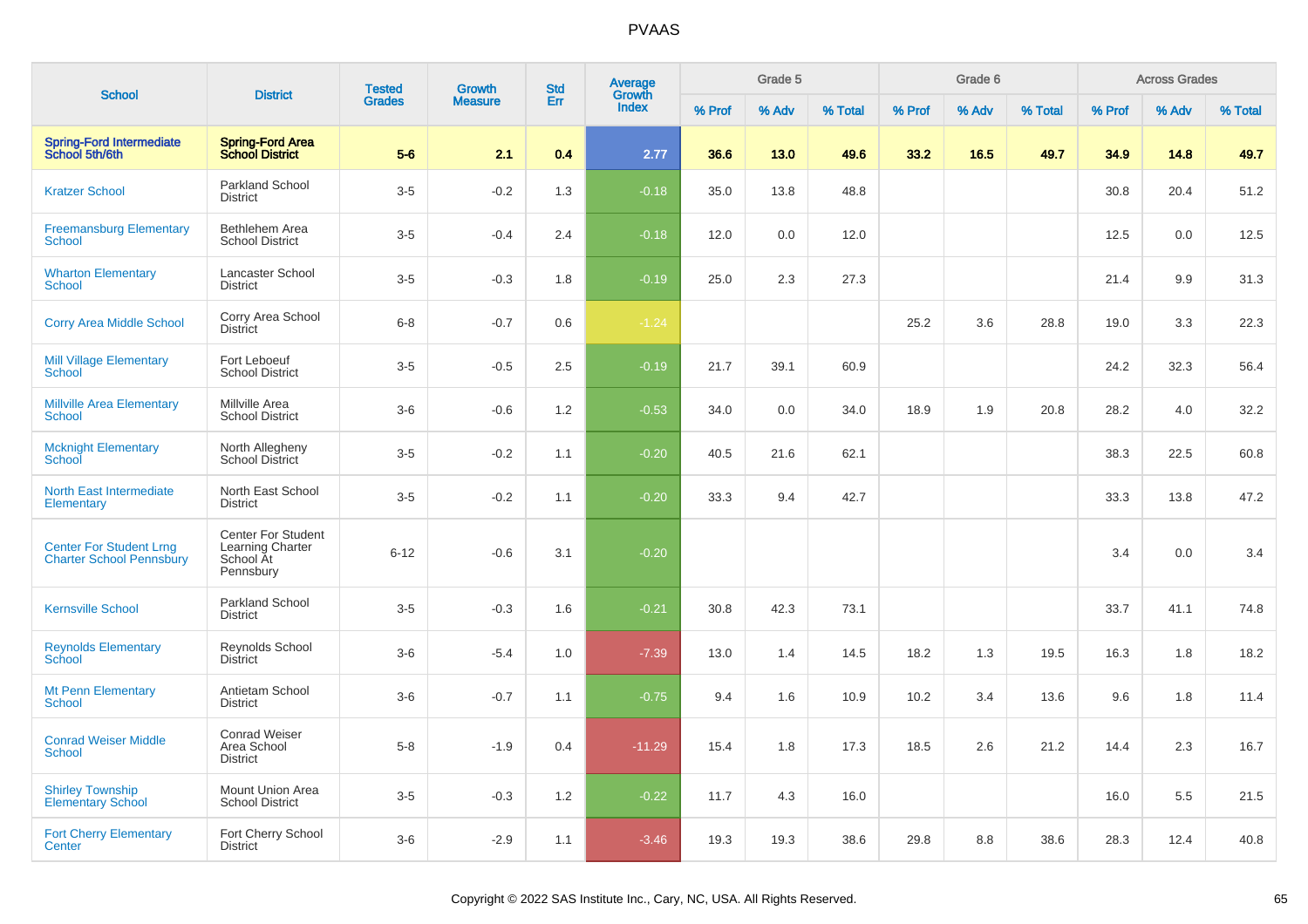# PVAAS

| School | District | Tested Grades | Growth Measure | Std Err | Average Growth Index | Grade 5 | | | Grade 6 | | | Across Grades | | |
|---|---|---|---|---|---|---|---|---|---|---|---|---|---|---|
| | | | | | | % Prof | % Adv | % Total | % Prof | % Adv | % Total | % Prof | % Adv | % Total |
| **Spring-Ford Intermediate School 5th/6th** | **Spring-Ford Area School District** | **5-6** | **2.1** | **0.4** | **2.77** | **36.6** | **13.0** | **49.6** | **33.2** | **16.5** | **49.7** | **34.9** | **14.8** | **49.7** |
| Kratzer School | Parkland School District | 3-5 | -0.2 | 1.3 | -0.18 | 35.0 | 13.8 | 48.8 | | | | 30.8 | 20.4 | 51.2 |
| Freemansburg Elementary School | Bethlehem Area School District | 3-5 | -0.4 | 2.4 | -0.18 | 12.0 | 0.0 | 12.0 | | | | 12.5 | 0.0 | 12.5 |
| Wharton Elementary School | Lancaster School District | 3-5 | -0.3 | 1.8 | -0.19 | 25.0 | 2.3 | 27.3 | | | | 21.4 | 9.9 | 31.3 |
| Corry Area Middle School | Corry Area School District | 6-8 | -0.7 | 0.6 | -1.24 | | | | 25.2 | 3.6 | 28.8 | 19.0 | 3.3 | 22.3 |
| Mill Village Elementary School | Fort Leboeuf School District | 3-5 | -0.5 | 2.5 | -0.19 | 21.7 | 39.1 | 60.9 | | | | 24.2 | 32.3 | 56.4 |
| Millville Area Elementary School | Millville Area School District | 3-6 | -0.6 | 1.2 | -0.53 | 34.0 | 0.0 | 34.0 | 18.9 | 1.9 | 20.8 | 28.2 | 4.0 | 32.2 |
| Mcknight Elementary School | North Allegheny School District | 3-5 | -0.2 | 1.1 | -0.20 | 40.5 | 21.6 | 62.1 | | | | 38.3 | 22.5 | 60.8 |
| North East Intermediate Elementary | North East School District | 3-5 | -0.2 | 1.1 | -0.20 | 33.3 | 9.4 | 42.7 | | | | 33.3 | 13.8 | 47.2 |
| Center For Student Lrng Charter School Pennsbury | Center For Student Learning Charter School At Pennsbury | 6-12 | -0.6 | 3.1 | -0.20 | | | | | | | 3.4 | 0.0 | 3.4 |
| Kernsville School | Parkland School District | 3-5 | -0.3 | 1.6 | -0.21 | 30.8 | 42.3 | 73.1 | | | | 33.7 | 41.1 | 74.8 |
| Reynolds Elementary School | Reynolds School District | 3-6 | -5.4 | 1.0 | -7.39 | 13.0 | 1.4 | 14.5 | 18.2 | 1.3 | 19.5 | 16.3 | 1.8 | 18.2 |
| Mt Penn Elementary School | Antietam School District | 3-6 | -0.7 | 1.1 | -0.75 | 9.4 | 1.6 | 10.9 | 10.2 | 3.4 | 13.6 | 9.6 | 1.8 | 11.4 |
| Conrad Weiser Middle School | Conrad Weiser Area School District | 5-8 | -1.9 | 0.4 | -11.29 | 15.4 | 1.8 | 17.3 | 18.5 | 2.6 | 21.2 | 14.4 | 2.3 | 16.7 |
| Shirley Township Elementary School | Mount Union Area School District | 3-5 | -0.3 | 1.2 | -0.22 | 11.7 | 4.3 | 16.0 | | | | 16.0 | 5.5 | 21.5 |
| Fort Cherry Elementary Center | Fort Cherry School District | 3-6 | -2.9 | 1.1 | -3.46 | 19.3 | 19.3 | 38.6 | 29.8 | 8.8 | 38.6 | 28.3 | 12.4 | 40.8 |

Copyright © 2022 SAS Institute Inc., Cary, NC, USA. All Rights Reserved.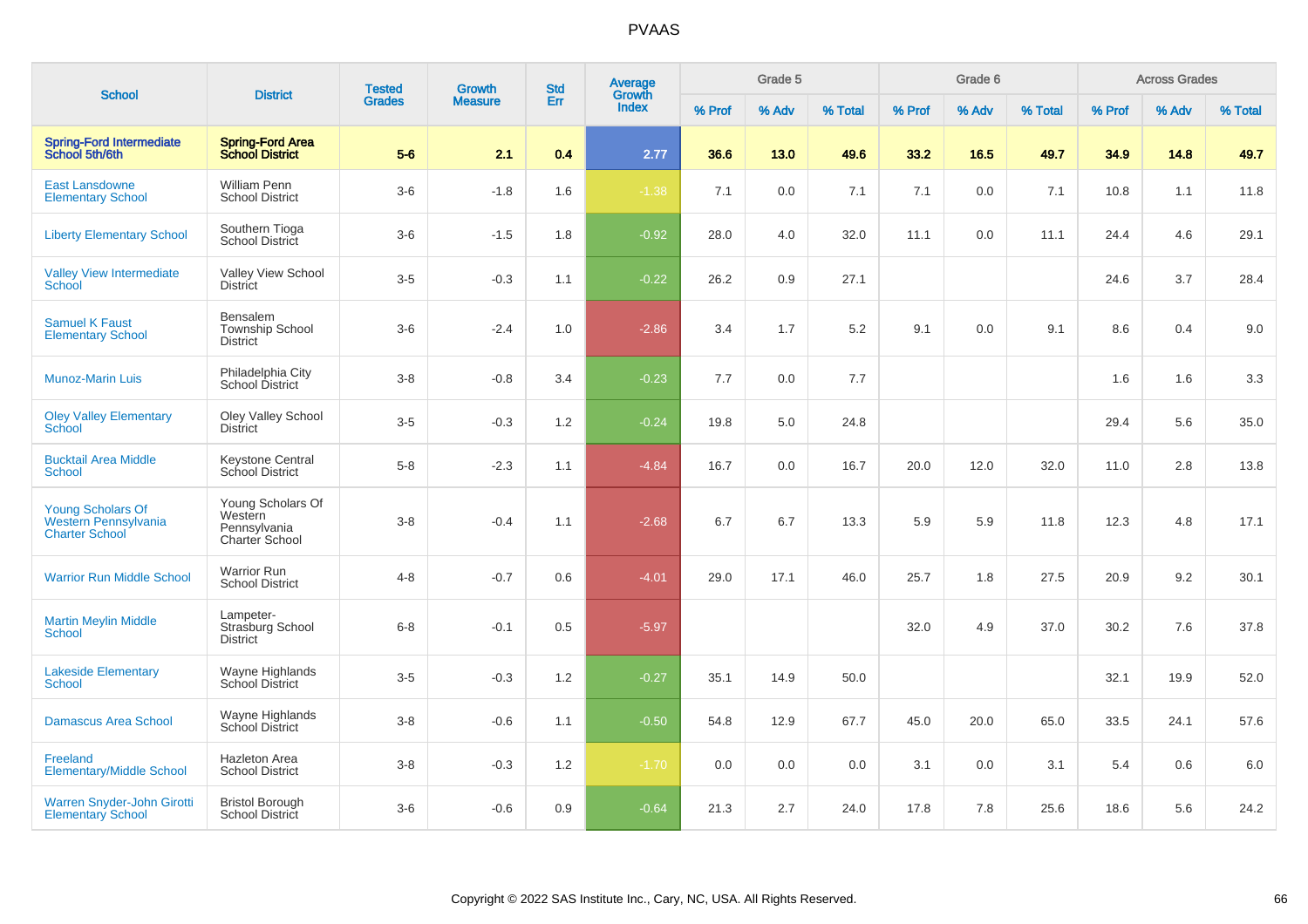# PVAAS

| School | District | Tested Grades | Growth Measure | Std Err | Average Growth Index | Grade 5 | | | Grade 6 | | | Across Grades | | |
|---|---|---|---|---|---|---|---|---|---|---|---|---|---|---|
| | | | | | | % Prof | % Adv | % Total | % Prof | % Adv | % Total | % Prof | % Adv | % Total |
| **Spring-Ford Intermediate School 5th/6th** | **Spring-Ford Area School District** | **5-6** | **2.1** | **0.4** | **2.77** | **36.6** | **13.0** | **49.6** | **33.2** | **16.5** | **49.7** | **34.9** | **14.8** | **49.7** |
| East Lansdowne Elementary School | William Penn School District | 3-6 | -1.8 | 1.6 | -1.38 | 7.1 | 0.0 | 7.1 | 7.1 | 0.0 | 7.1 | 10.8 | 1.1 | 11.8 |
| Liberty Elementary School | Southern Tioga School District | 3-6 | -1.5 | 1.8 | -0.92 | 28.0 | 4.0 | 32.0 | 11.1 | 0.0 | 11.1 | 24.4 | 4.6 | 29.1 |
| Valley View Intermediate School | Valley View School District | 3-5 | -0.3 | 1.1 | -0.22 | 26.2 | 0.9 | 27.1 | | | | 24.6 | 3.7 | 28.4 |
| Samuel K Faust Elementary School | Bensalem Township School District | 3-6 | -2.4 | 1.0 | -2.86 | 3.4 | 1.7 | 5.2 | 9.1 | 0.0 | 9.1 | 8.6 | 0.4 | 9.0 |
| Munoz-Marin Luis | Philadelphia City School District | 3-8 | -0.8 | 3.4 | -0.23 | 7.7 | 0.0 | 7.7 | | | | 1.6 | 1.6 | 3.3 |
| Oley Valley Elementary School | Oley Valley School District | 3-5 | -0.3 | 1.2 | -0.24 | 19.8 | 5.0 | 24.8 | | | | 29.4 | 5.6 | 35.0 |
| Bucktail Area Middle School | Keystone Central School District | 5-8 | -2.3 | 1.1 | -4.84 | 16.7 | 0.0 | 16.7 | 20.0 | 12.0 | 32.0 | 11.0 | 2.8 | 13.8 |
| Young Scholars Of Western Pennsylvania Charter School | Young Scholars Of Western Pennsylvania Charter School | 3-8 | -0.4 | 1.1 | -2.68 | 6.7 | 6.7 | 13.3 | 5.9 | 5.9 | 11.8 | 12.3 | 4.8 | 17.1 |
| Warrior Run Middle School | Warrior Run School District | 4-8 | -0.7 | 0.6 | -4.01 | 29.0 | 17.1 | 46.0 | 25.7 | 1.8 | 27.5 | 20.9 | 9.2 | 30.1 |
| Martin Meylin Middle School | Lampeter-Strasburg School District | 6-8 | -0.1 | 0.5 | -5.97 | | | | 32.0 | 4.9 | 37.0 | 30.2 | 7.6 | 37.8 |
| Lakeside Elementary School | Wayne Highlands School District | 3-5 | -0.3 | 1.2 | -0.27 | 35.1 | 14.9 | 50.0 | | | | 32.1 | 19.9 | 52.0 |
| Damascus Area School | Wayne Highlands School District | 3-8 | -0.6 | 1.1 | -0.50 | 54.8 | 12.9 | 67.7 | 45.0 | 20.0 | 65.0 | 33.5 | 24.1 | 57.6 |
| Freeland Elementary/Middle School | Hazleton Area School District | 3-8 | -0.3 | 1.2 | -1.70 | 0.0 | 0.0 | 0.0 | 3.1 | 0.0 | 3.1 | 5.4 | 0.6 | 6.0 |
| Warren Snyder-John Girotti Elementary School | Bristol Borough School District | 3-6 | -0.6 | 0.9 | -0.64 | 21.3 | 2.7 | 24.0 | 17.8 | 7.8 | 25.6 | 18.6 | 5.6 | 24.2 |

Copyright © 2022 SAS Institute Inc., Cary, NC, USA. All Rights Reserved.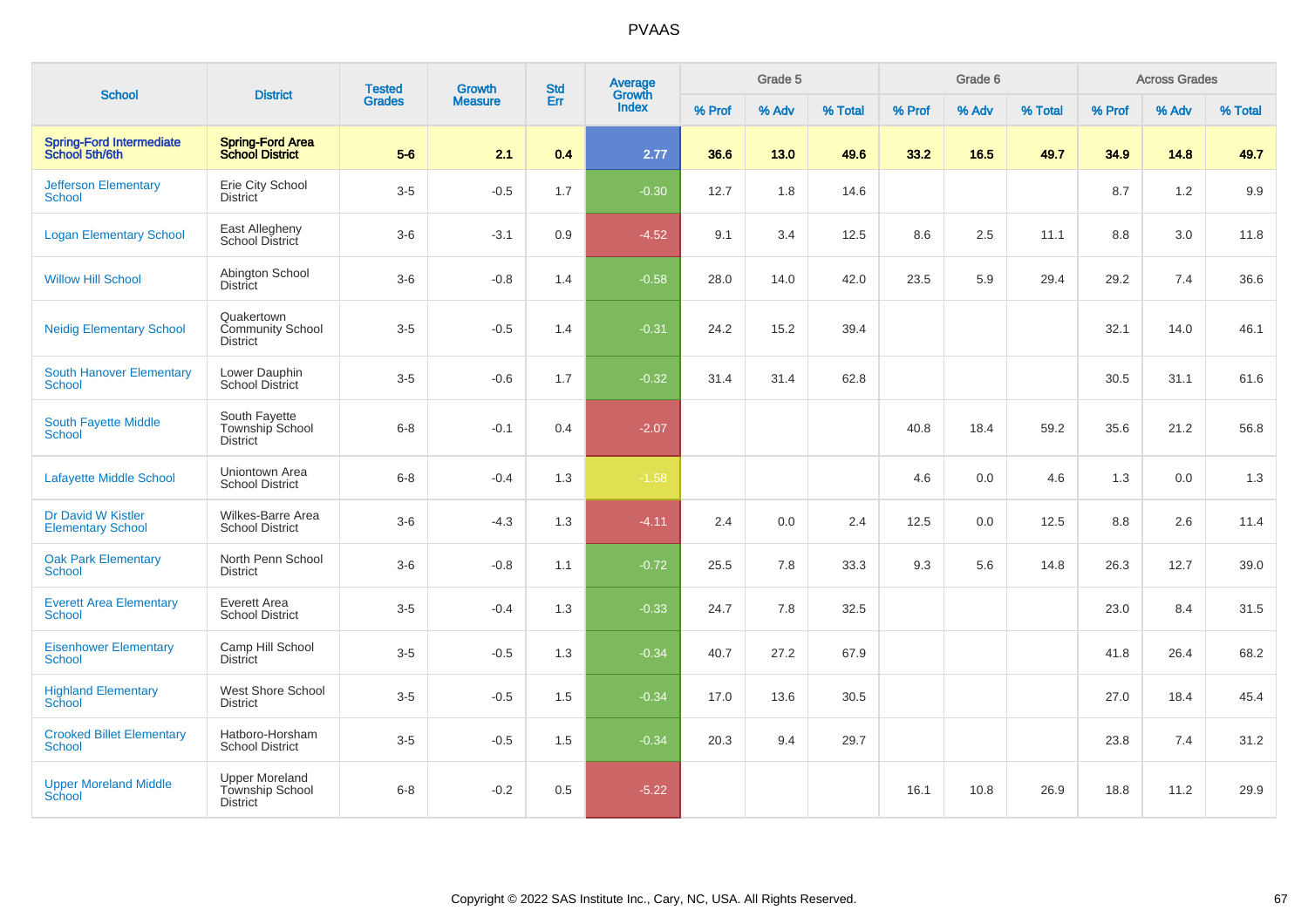# PVAAS

| School | District | Tested Grades | Growth Measure | Std Err | Average Growth Index | Grade 5 | | | Grade 6 | | | Across Grades | | |
|---|---|---|---|---|---|---|---|---|---|---|---|---|---|---|
| | | | | | | % Prof | % Adv | % Total | % Prof | % Adv | % Total | % Prof | % Adv | % Total |
| **Spring-Ford Intermediate School 5th/6th** | **Spring-Ford Area School District** | **5-6** | **2.1** | **0.4** | **2.77** | **36.6** | **13.0** | **49.6** | **33.2** | **16.5** | **49.7** | **34.9** | **14.8** | **49.7** |
| Jefferson Elementary School | Erie City School District | 3-5 | -0.5 | 1.7 | -0.30 | 12.7 | 1.8 | 14.6 | | | | 8.7 | 1.2 | 9.9 |
| Logan Elementary School | East Allegheny School District | 3-6 | -3.1 | 0.9 | -4.52 | 9.1 | 3.4 | 12.5 | 8.6 | 2.5 | 11.1 | 8.8 | 3.0 | 11.8 |
| Willow Hill School | Abington School District | 3-6 | -0.8 | 1.4 | -0.58 | 28.0 | 14.0 | 42.0 | 23.5 | 5.9 | 29.4 | 29.2 | 7.4 | 36.6 |
| Neidig Elementary School | Quakertown Community School District | 3-5 | -0.5 | 1.4 | -0.31 | 24.2 | 15.2 | 39.4 | | | | 32.1 | 14.0 | 46.1 |
| South Hanover Elementary School | Lower Dauphin School District | 3-5 | -0.6 | 1.7 | -0.32 | 31.4 | 31.4 | 62.8 | | | | 30.5 | 31.1 | 61.6 |
| South Fayette Middle School | South Fayette Township School District | 6-8 | -0.1 | 0.4 | -2.07 | | | | 40.8 | 18.4 | 59.2 | 35.6 | 21.2 | 56.8 |
| Lafayette Middle School | Uniontown Area School District | 6-8 | -0.4 | 1.3 | -1.58 | | | | 4.6 | 0.0 | 4.6 | 1.3 | 0.0 | 1.3 |
| Dr David W Kistler Elementary School | Wilkes-Barre Area School District | 3-6 | -4.3 | 1.3 | -4.11 | 2.4 | 0.0 | 2.4 | 12.5 | 0.0 | 12.5 | 8.8 | 2.6 | 11.4 |
| Oak Park Elementary School | North Penn School District | 3-6 | -0.8 | 1.1 | -0.72 | 25.5 | 7.8 | 33.3 | 9.3 | 5.6 | 14.8 | 26.3 | 12.7 | 39.0 |
| Everett Area Elementary School | Everett Area School District | 3-5 | -0.4 | 1.3 | -0.33 | 24.7 | 7.8 | 32.5 | | | | 23.0 | 8.4 | 31.5 |
| Eisenhower Elementary School | Camp Hill School District | 3-5 | -0.5 | 1.3 | -0.34 | 40.7 | 27.2 | 67.9 | | | | 41.8 | 26.4 | 68.2 |
| Highland Elementary School | West Shore School District | 3-5 | -0.5 | 1.5 | -0.34 | 17.0 | 13.6 | 30.5 | | | | 27.0 | 18.4 | 45.4 |
| Crooked Billet Elementary School | Hatboro-Horsham School District | 3-5 | -0.5 | 1.5 | -0.34 | 20.3 | 9.4 | 29.7 | | | | 23.8 | 7.4 | 31.2 |
| Upper Moreland Middle School | Upper Moreland Township School District | 6-8 | -0.2 | 0.5 | -5.22 | | | | 16.1 | 10.8 | 26.9 | 18.8 | 11.2 | 29.9 |

Copyright © 2022 SAS Institute Inc., Cary, NC, USA. All Rights Reserved.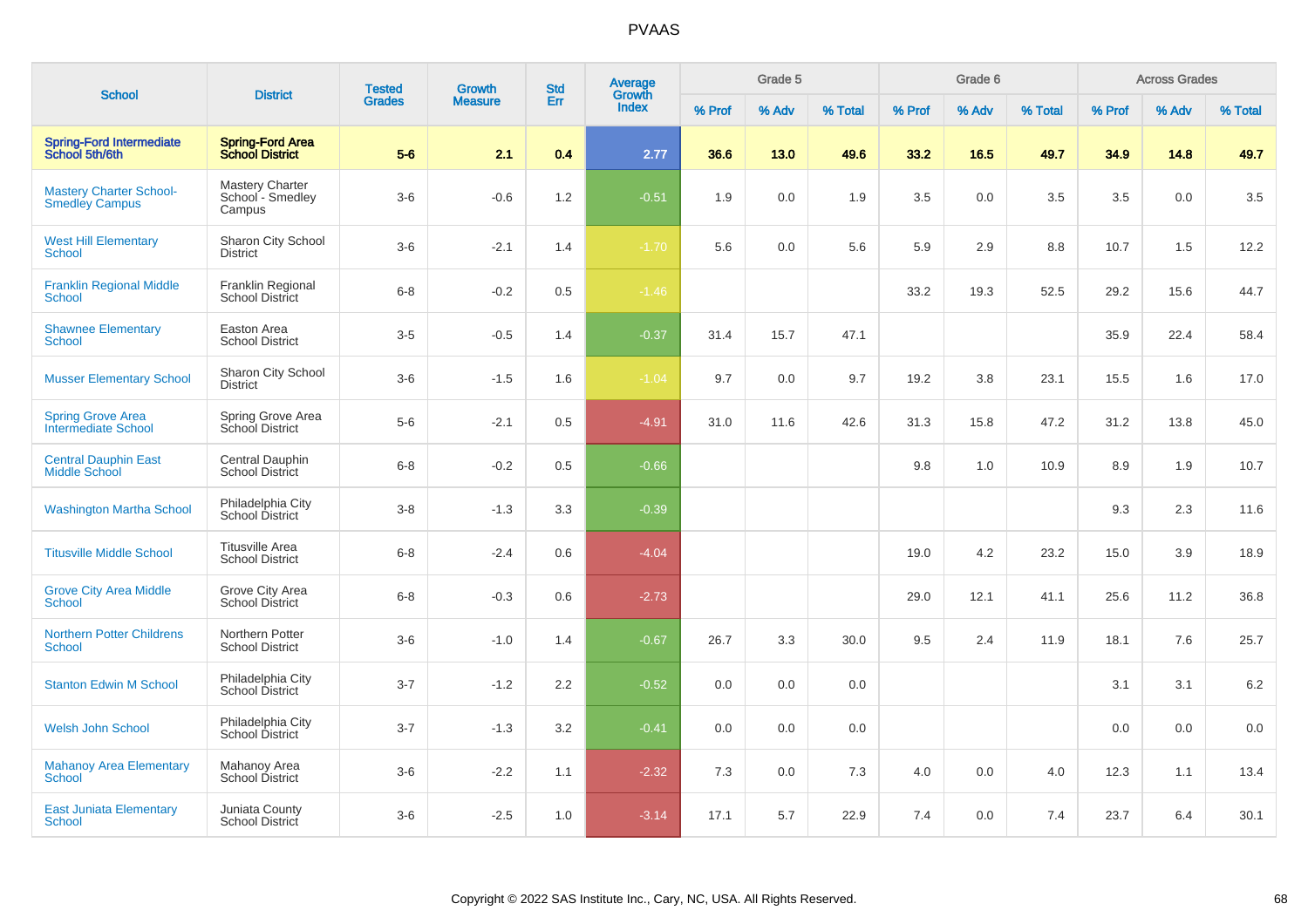| School | District | Tested Grades | Growth Measure | Std Err | Average Growth Index | Grade 5 | | | Grade 6 | | | Across Grades | | |
|---|---|---|---|---|---|---|---|---|---|---|---|---|---|---|
| | | | | | | % Prof | % Adv | % Total | % Prof | % Adv | % Total | % Prof | % Adv | % Total |
| **Spring-Ford Intermediate School 5th/6th** | **Spring-Ford Area School District** | **5-6** | **2.1** | **0.4** | **2.77** | **36.6** | **13.0** | **49.6** | **33.2** | **16.5** | **49.7** | **34.9** | **14.8** | **49.7** |
| Mastery Charter School-Smedley Campus | Mastery Charter School - Smedley Campus | 3-6 | -0.6 | 1.2 | -0.51 | 1.9 | 0.0 | 1.9 | 3.5 | 0.0 | 3.5 | 3.5 | 0.0 | 3.5 |
| West Hill Elementary School | Sharon City School District | 3-6 | -2.1 | 1.4 | -1.70 | 5.6 | 0.0 | 5.6 | 5.9 | 2.9 | 8.8 | 10.7 | 1.5 | 12.2 |
| Franklin Regional Middle School | Franklin Regional School District | 6-8 | -0.2 | 0.5 | -1.46 | | | | 33.2 | 19.3 | 52.5 | 29.2 | 15.6 | 44.7 |
| Shawnee Elementary School | Easton Area School District | 3-5 | -0.5 | 1.4 | -0.37 | 31.4 | 15.7 | 47.1 | | | | 35.9 | 22.4 | 58.4 |
| Musser Elementary School | Sharon City School District | 3-6 | -1.5 | 1.6 | -1.04 | 9.7 | 0.0 | 9.7 | 19.2 | 3.8 | 23.1 | 15.5 | 1.6 | 17.0 |
| Spring Grove Area Intermediate School | Spring Grove Area School District | 5-6 | -2.1 | 0.5 | -4.91 | 31.0 | 11.6 | 42.6 | 31.3 | 15.8 | 47.2 | 31.2 | 13.8 | 45.0 |
| Central Dauphin East Middle School | Central Dauphin School District | 6-8 | -0.2 | 0.5 | -0.66 | | | | 9.8 | 1.0 | 10.9 | 8.9 | 1.9 | 10.7 |
| Washington Martha School | Philadelphia City School District | 3-8 | -1.3 | 3.3 | -0.39 | | | | | | | 9.3 | 2.3 | 11.6 |
| Titusville Middle School | Titusville Area School District | 6-8 | -2.4 | 0.6 | -4.04 | | | | 19.0 | 4.2 | 23.2 | 15.0 | 3.9 | 18.9 |
| Grove City Area Middle School | Grove City Area School District | 6-8 | -0.3 | 0.6 | -2.73 | | | | 29.0 | 12.1 | 41.1 | 25.6 | 11.2 | 36.8 |
| Northern Potter Childrens School | Northern Potter School District | 3-6 | -1.0 | 1.4 | -0.67 | 26.7 | 3.3 | 30.0 | 9.5 | 2.4 | 11.9 | 18.1 | 7.6 | 25.7 |
| Stanton Edwin M School | Philadelphia City School District | 3-7 | -1.2 | 2.2 | -0.52 | 0.0 | 0.0 | 0.0 | | | | 3.1 | 3.1 | 6.2 |
| Welsh John School | Philadelphia City School District | 3-7 | -1.3 | 3.2 | -0.41 | 0.0 | 0.0 | 0.0 | | | | 0.0 | 0.0 | 0.0 |
| Mahanoy Area Elementary School | Mahanoy Area School District | 3-6 | -2.2 | 1.1 | -2.32 | 7.3 | 0.0 | 7.3 | 4.0 | 0.0 | 4.0 | 12.3 | 1.1 | 13.4 |
| East Juniata Elementary School | Juniata County School District | 3-6 | -2.5 | 1.0 | -3.14 | 17.1 | 5.7 | 22.9 | 7.4 | 0.0 | 7.4 | 23.7 | 6.4 | 30.1 |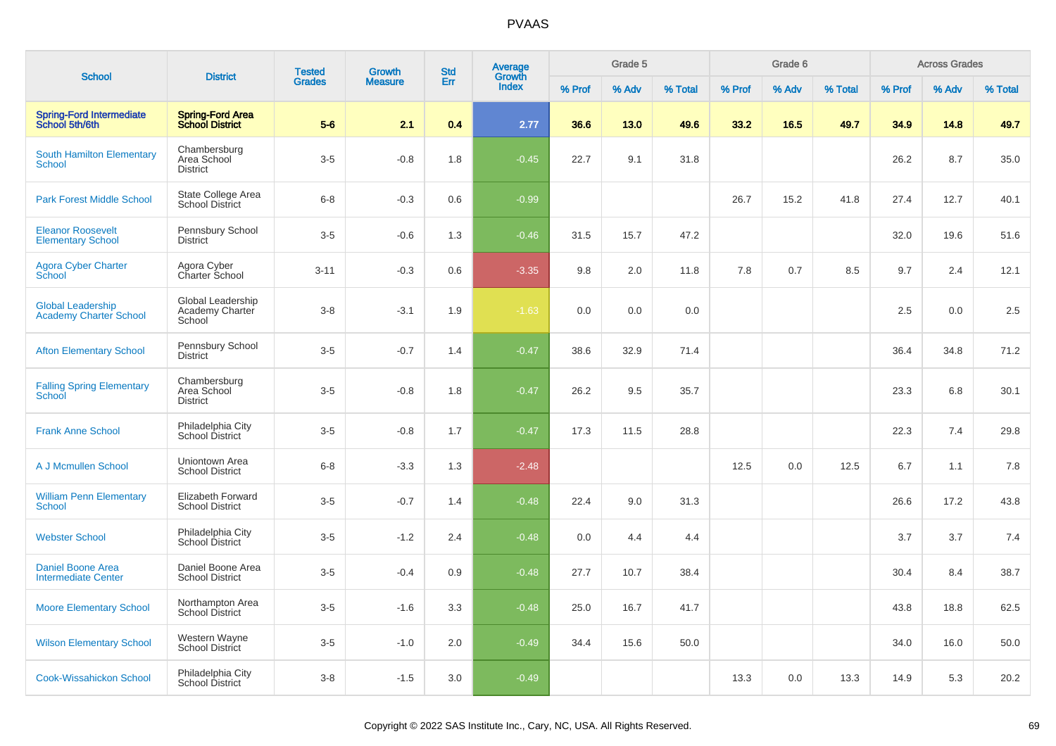# PVAAS

| School | District | Tested Grades | Growth Measure | Std Err | Average Growth Index | Grade 5 | | | Grade 6 | | | Across Grades | | |
|---|---|---|---|---|---|---|---|---|---|---|---|---|---|---|
| | | | | | | % Prof | % Adv | % Total | % Prof | % Adv | % Total | % Prof | % Adv | % Total |
| **Spring-Ford Intermediate School 5th/6th** | **Spring-Ford Area School District** | **5-6** | **2.1** | **0.4** | **2.77** | **36.6** | **13.0** | **49.6** | **33.2** | **16.5** | **49.7** | **34.9** | **14.8** | **49.7** |
| South Hamilton Elementary School | Chambersburg Area School District | 3-5 | -0.8 | 1.8 | -0.45 | 22.7 | 9.1 | 31.8 | | | | 26.2 | 8.7 | 35.0 |
| Park Forest Middle School | State College Area School District | 6-8 | -0.3 | 0.6 | -0.99 | | | | 26.7 | 15.2 | 41.8 | 27.4 | 12.7 | 40.1 |
| Eleanor Roosevelt Elementary School | Pennsbury School District | 3-5 | -0.6 | 1.3 | -0.46 | 31.5 | 15.7 | 47.2 | | | | 32.0 | 19.6 | 51.6 |
| Agora Cyber Charter School | Agora Cyber Charter School | 3-11 | -0.3 | 0.6 | -3.35 | 9.8 | 2.0 | 11.8 | 7.8 | 0.7 | 8.5 | 9.7 | 2.4 | 12.1 |
| Global Leadership Academy Charter School | Global Leadership Academy Charter School | 3-8 | -3.1 | 1.9 | -1.63 | 0.0 | 0.0 | 0.0 | | | | 2.5 | 0.0 | 2.5 |
| Afton Elementary School | Pennsbury School District | 3-5 | -0.7 | 1.4 | -0.47 | 38.6 | 32.9 | 71.4 | | | | 36.4 | 34.8 | 71.2 |
| Falling Spring Elementary School | Chambersburg Area School District | 3-5 | -0.8 | 1.8 | -0.47 | 26.2 | 9.5 | 35.7 | | | | 23.3 | 6.8 | 30.1 |
| Frank Anne School | Philadelphia City School District | 3-5 | -0.8 | 1.7 | -0.47 | 17.3 | 11.5 | 28.8 | | | | 22.3 | 7.4 | 29.8 |
| A J Mcmullen School | Uniontown Area School District | 6-8 | -3.3 | 1.3 | -2.48 | | | | 12.5 | 0.0 | 12.5 | 6.7 | 1.1 | 7.8 |
| William Penn Elementary School | Elizabeth Forward School District | 3-5 | -0.7 | 1.4 | -0.48 | 22.4 | 9.0 | 31.3 | | | | 26.6 | 17.2 | 43.8 |
| Webster School | Philadelphia City School District | 3-5 | -1.2 | 2.4 | -0.48 | 0.0 | 4.4 | 4.4 | | | | 3.7 | 3.7 | 7.4 |
| Daniel Boone Area Intermediate Center | Daniel Boone Area School District | 3-5 | -0.4 | 0.9 | -0.48 | 27.7 | 10.7 | 38.4 | | | | 30.4 | 8.4 | 38.7 |
| Moore Elementary School | Northampton Area School District | 3-5 | -1.6 | 3.3 | -0.48 | 25.0 | 16.7 | 41.7 | | | | 43.8 | 18.8 | 62.5 |
| Wilson Elementary School | Western Wayne School District | 3-5 | -1.0 | 2.0 | -0.49 | 34.4 | 15.6 | 50.0 | | | | 34.0 | 16.0 | 50.0 |
| Cook-Wissahickon School | Philadelphia City School District | 3-8 | -1.5 | 3.0 | -0.49 | | | | 13.3 | 0.0 | 13.3 | 14.9 | 5.3 | 20.2 |

Copyright © 2022 SAS Institute Inc., Cary, NC, USA. All Rights Reserved.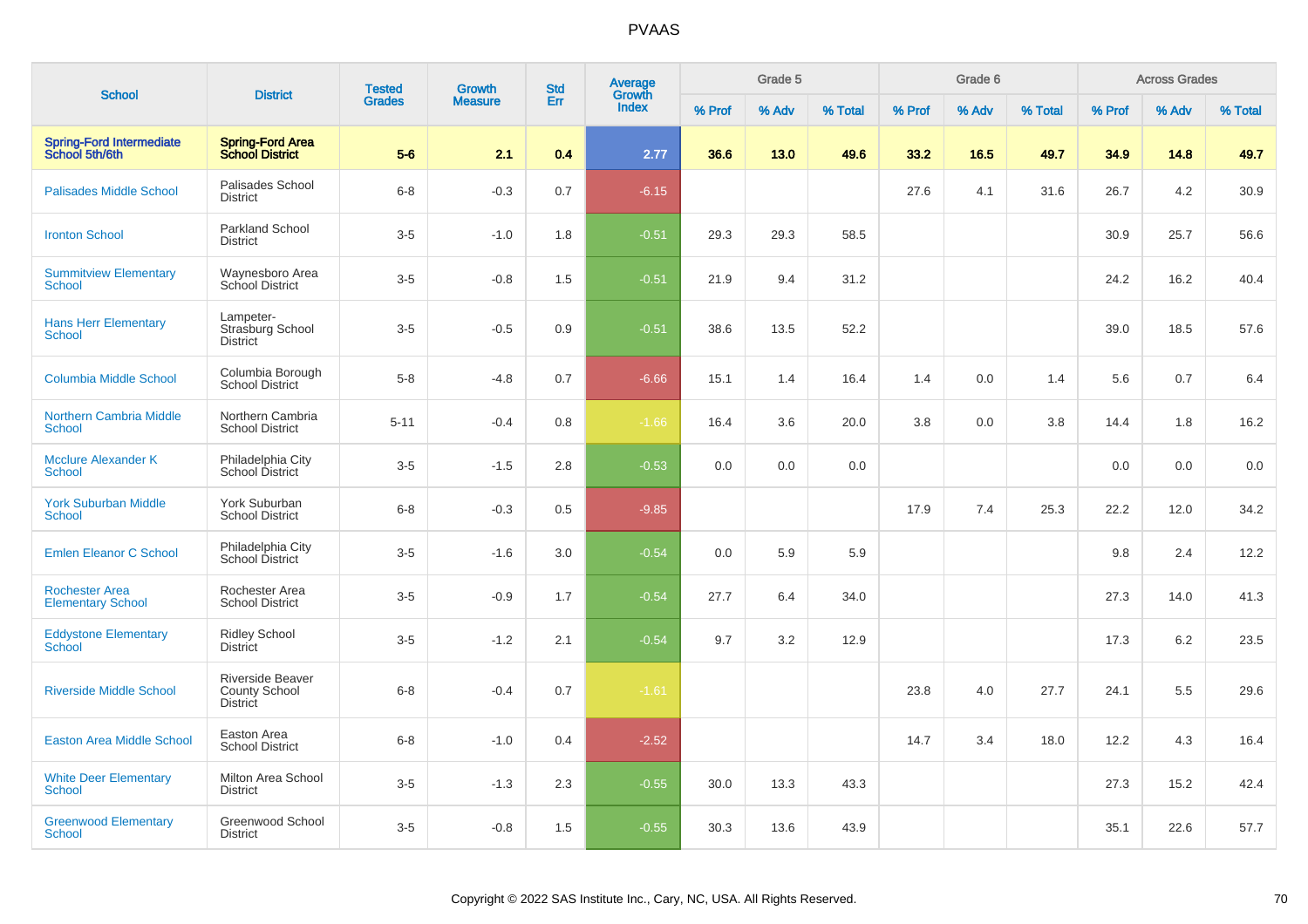# PVAAS

| School | District | Tested Grades | Growth Measure | Std Err | Average Growth Index | Grade 5 | | | Grade 6 | | | Across Grades | | |
|---|---|---|---|---|---|---|---|---|---|---|---|---|---|---|
| | | | | | | % Prof | % Adv | % Total | % Prof | % Adv | % Total | % Prof | % Adv | % Total |
| **Spring-Ford Intermediate School 5th/6th** | **Spring-Ford Area School District** | **5-6** | **2.1** | **0.4** | **2.77** | **36.6** | **13.0** | **49.6** | **33.2** | **16.5** | **49.7** | **34.9** | **14.8** | **49.7** |
| Palisades Middle School | Palisades School District | 6-8 | -0.3 | 0.7 | -6.15 | | | | 27.6 | 4.1 | 31.6 | 26.7 | 4.2 | 30.9 |
| Ironton School | Parkland School District | 3-5 | -1.0 | 1.8 | -0.51 | 29.3 | 29.3 | 58.5 | | | | 30.9 | 25.7 | 56.6 |
| Summitview Elementary School | Waynesboro Area School District | 3-5 | -0.8 | 1.5 | -0.51 | 21.9 | 9.4 | 31.2 | | | | 24.2 | 16.2 | 40.4 |
| Hans Herr Elementary School | Lampeter-Strasburg School District | 3-5 | -0.5 | 0.9 | -0.51 | 38.6 | 13.5 | 52.2 | | | | 39.0 | 18.5 | 57.6 |
| Columbia Middle School | Columbia Borough School District | 5-8 | -4.8 | 0.7 | -6.66 | 15.1 | 1.4 | 16.4 | 1.4 | 0.0 | 1.4 | 5.6 | 0.7 | 6.4 |
| Northern Cambria Middle School | Northern Cambria School District | 5-11 | -0.4 | 0.8 | -1.66 | 16.4 | 3.6 | 20.0 | 3.8 | 0.0 | 3.8 | 14.4 | 1.8 | 16.2 |
| Mcclure Alexander K School | Philadelphia City School District | 3-5 | -1.5 | 2.8 | -0.53 | 0.0 | 0.0 | 0.0 | | | | 0.0 | 0.0 | 0.0 |
| York Suburban Middle School | York Suburban School District | 6-8 | -0.3 | 0.5 | -9.85 | | | | 17.9 | 7.4 | 25.3 | 22.2 | 12.0 | 34.2 |
| Emlen Eleanor C School | Philadelphia City School District | 3-5 | -1.6 | 3.0 | -0.54 | 0.0 | 5.9 | 5.9 | | | | 9.8 | 2.4 | 12.2 |
| Rochester Area Elementary School | Rochester Area School District | 3-5 | -0.9 | 1.7 | -0.54 | 27.7 | 6.4 | 34.0 | | | | 27.3 | 14.0 | 41.3 |
| Eddystone Elementary School | Ridley School District | 3-5 | -1.2 | 2.1 | -0.54 | 9.7 | 3.2 | 12.9 | | | | 17.3 | 6.2 | 23.5 |
| Riverside Middle School | Riverside Beaver County School District | 6-8 | -0.4 | 0.7 | -1.61 | | | | 23.8 | 4.0 | 27.7 | 24.1 | 5.5 | 29.6 |
| Easton Area Middle School | Easton Area School District | 6-8 | -1.0 | 0.4 | -2.52 | | | | 14.7 | 3.4 | 18.0 | 12.2 | 4.3 | 16.4 |
| White Deer Elementary School | Milton Area School District | 3-5 | -1.3 | 2.3 | -0.55 | 30.0 | 13.3 | 43.3 | | | | 27.3 | 15.2 | 42.4 |
| Greenwood Elementary School | Greenwood School District | 3-5 | -0.8 | 1.5 | -0.55 | 30.3 | 13.6 | 43.9 | | | | 35.1 | 22.6 | 57.7 |

Copyright © 2022 SAS Institute Inc., Cary, NC, USA. All Rights Reserved.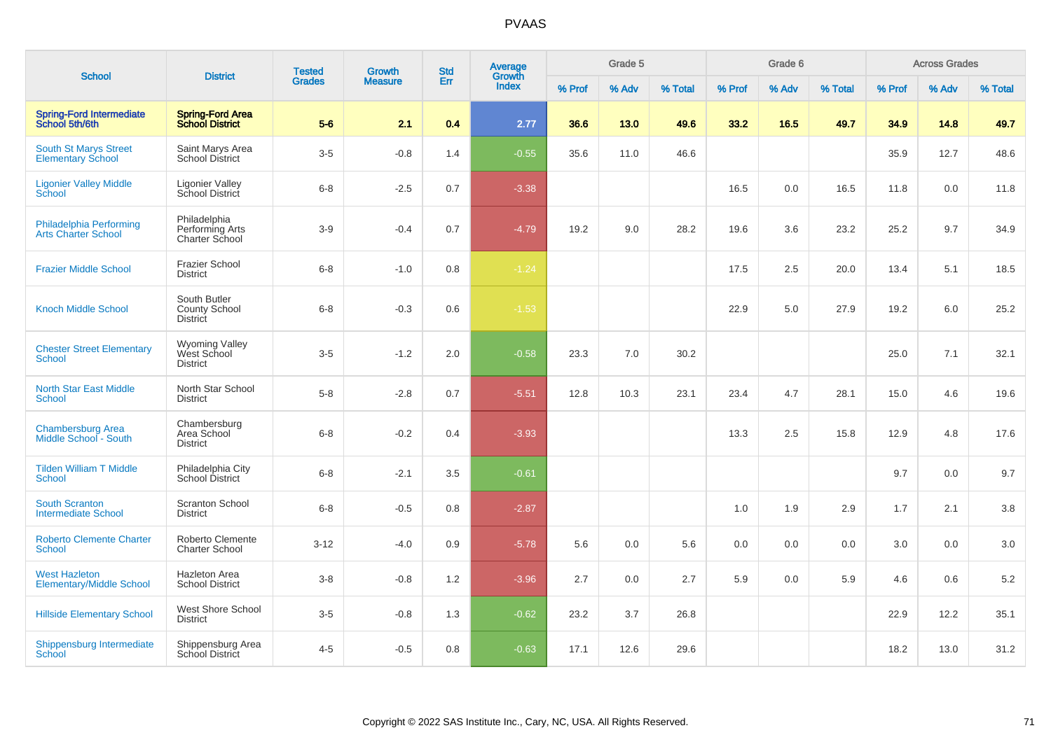# PVAAS

| School | District | Tested Grades | Growth Measure | Std Err | Average Growth Index | Grade 5 | | | Grade 6 | | | Across Grades | | |
|---|---|---|---|---|---|---|---|---|---|---|---|---|---|---|
| | | | | | | % Prof | % Adv | % Total | % Prof | % Adv | % Total | % Prof | % Adv | % Total |
| **Spring-Ford Intermediate School 5th/6th** | **Spring-Ford Area School District** | **5-6** | **2.1** | **0.4** | **2.77** | **36.6** | **13.0** | **49.6** | **33.2** | **16.5** | **49.7** | **34.9** | **14.8** | **49.7** |
| South St Marys Street Elementary School | Saint Marys Area School District | 3-5 | -0.8 | 1.4 | -0.55 | 35.6 | 11.0 | 46.6 | | | | 35.9 | 12.7 | 48.6 |
| Ligonier Valley Middle School | Ligonier Valley School District | 6-8 | -2.5 | 0.7 | -3.38 | | | | 16.5 | 0.0 | 16.5 | 11.8 | 0.0 | 11.8 |
| Philadelphia Performing Arts Charter School | Philadelphia Performing Arts Charter School | 3-9 | -0.4 | 0.7 | -4.79 | 19.2 | 9.0 | 28.2 | 19.6 | 3.6 | 23.2 | 25.2 | 9.7 | 34.9 |
| Frazier Middle School | Frazier School District | 6-8 | -1.0 | 0.8 | -1.24 | | | | 17.5 | 2.5 | 20.0 | 13.4 | 5.1 | 18.5 |
| Knoch Middle School | South Butler County School District | 6-8 | -0.3 | 0.6 | -1.53 | | | | 22.9 | 5.0 | 27.9 | 19.2 | 6.0 | 25.2 |
| Chester Street Elementary School | Wyoming Valley West School District | 3-5 | -1.2 | 2.0 | -0.58 | 23.3 | 7.0 | 30.2 | | | | 25.0 | 7.1 | 32.1 |
| North Star East Middle School | North Star School District | 5-8 | -2.8 | 0.7 | -5.51 | 12.8 | 10.3 | 23.1 | 23.4 | 4.7 | 28.1 | 15.0 | 4.6 | 19.6 |
| Chambersburg Area Middle School - South | Chambersburg Area School District | 6-8 | -0.2 | 0.4 | -3.93 | | | | 13.3 | 2.5 | 15.8 | 12.9 | 4.8 | 17.6 |
| Tilden William T Middle School | Philadelphia City School District | 6-8 | -2.1 | 3.5 | -0.61 | | | | | | | 9.7 | 0.0 | 9.7 |
| South Scranton Intermediate School | Scranton School District | 6-8 | -0.5 | 0.8 | -2.87 | | | | 1.0 | 1.9 | 2.9 | 1.7 | 2.1 | 3.8 |
| Roberto Clemente Charter School | Roberto Clemente Charter School | 3-12 | -4.0 | 0.9 | -5.78 | 5.6 | 0.0 | 5.6 | 0.0 | 0.0 | 0.0 | 3.0 | 0.0 | 3.0 |
| West Hazleton Elementary/Middle School | Hazleton Area School District | 3-8 | -0.8 | 1.2 | -3.96 | 2.7 | 0.0 | 2.7 | 5.9 | 0.0 | 5.9 | 4.6 | 0.6 | 5.2 |
| Hillside Elementary School | West Shore School District | 3-5 | -0.8 | 1.3 | -0.62 | 23.2 | 3.7 | 26.8 | | | | 22.9 | 12.2 | 35.1 |
| Shippensburg Intermediate School | Shippensburg Area School District | 4-5 | -0.5 | 0.8 | -0.63 | 17.1 | 12.6 | 29.6 | | | | 18.2 | 13.0 | 31.2 |

Copyright © 2022 SAS Institute Inc., Cary, NC, USA. All Rights Reserved.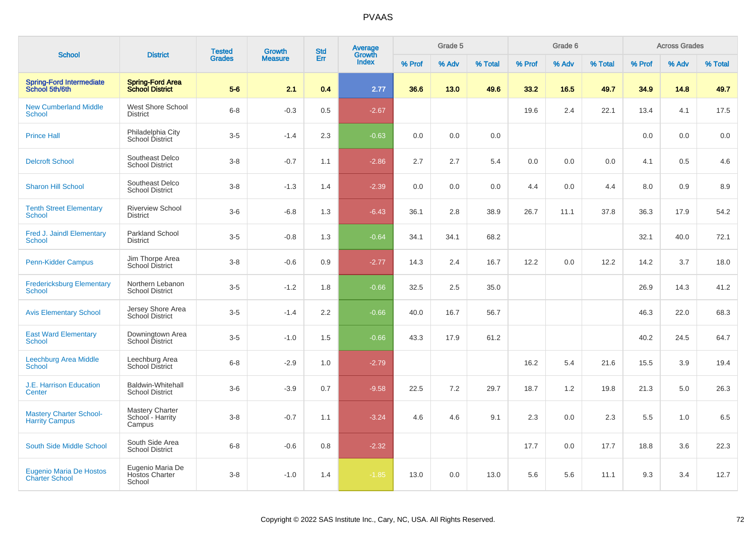# PVAAS

| School | District | Tested Grades | Growth Measure | Std Err | Average Growth Index | Grade 5 | | | Grade 6 | | | Across Grades | | |
|---|---|---|---|---|---|---|---|---|---|---|---|---|---|---|
| | | | | | | % Prof | % Adv | % Total | % Prof | % Adv | % Total | % Prof | % Adv | % Total |
| **Spring-Ford Intermediate School 5th/6th** | **Spring-Ford Area School District** | **5-6** | **2.1** | **0.4** | **2.77** | **36.6** | **13.0** | **49.6** | **33.2** | **16.5** | **49.7** | **34.9** | **14.8** | **49.7** |
| New Cumberland Middle School | West Shore School District | 6-8 | -0.3 | 0.5 | -2.67 | | | | 19.6 | 2.4 | 22.1 | 13.4 | 4.1 | 17.5 |
| Prince Hall | Philadelphia City School District | 3-5 | -1.4 | 2.3 | -0.63 | 0.0 | 0.0 | 0.0 | | | | 0.0 | 0.0 | 0.0 |
| Delcroft School | Southeast Delco School District | 3-8 | -0.7 | 1.1 | -2.86 | 2.7 | 2.7 | 5.4 | 0.0 | 0.0 | 0.0 | 4.1 | 0.5 | 4.6 |
| Sharon Hill School | Southeast Delco School District | 3-8 | -1.3 | 1.4 | -2.39 | 0.0 | 0.0 | 0.0 | 4.4 | 0.0 | 4.4 | 8.0 | 0.9 | 8.9 |
| Tenth Street Elementary School | Riverview School District | 3-6 | -6.8 | 1.3 | -6.43 | 36.1 | 2.8 | 38.9 | 26.7 | 11.1 | 37.8 | 36.3 | 17.9 | 54.2 |
| Fred J. Jaindl Elementary School | Parkland School District | 3-5 | -0.8 | 1.3 | -0.64 | 34.1 | 34.1 | 68.2 | | | | 32.1 | 40.0 | 72.1 |
| Penn-Kidder Campus | Jim Thorpe Area School District | 3-8 | -0.6 | 0.9 | -2.77 | 14.3 | 2.4 | 16.7 | 12.2 | 0.0 | 12.2 | 14.2 | 3.7 | 18.0 |
| Fredericksburg Elementary School | Northern Lebanon School District | 3-5 | -1.2 | 1.8 | -0.66 | 32.5 | 2.5 | 35.0 | | | | 26.9 | 14.3 | 41.2 |
| Avis Elementary School | Jersey Shore Area School District | 3-5 | -1.4 | 2.2 | -0.66 | 40.0 | 16.7 | 56.7 | | | | 46.3 | 22.0 | 68.3 |
| East Ward Elementary School | Downingtown Area School District | 3-5 | -1.0 | 1.5 | -0.66 | 43.3 | 17.9 | 61.2 | | | | 40.2 | 24.5 | 64.7 |
| Leechburg Area Middle School | Leechburg Area School District | 6-8 | -2.9 | 1.0 | -2.79 | | | | 16.2 | 5.4 | 21.6 | 15.5 | 3.9 | 19.4 |
| J.E. Harrison Education Center | Baldwin-Whitehall School District | 3-6 | -3.9 | 0.7 | -9.58 | 22.5 | 7.2 | 29.7 | 18.7 | 1.2 | 19.8 | 21.3 | 5.0 | 26.3 |
| Mastery Charter School-Harrity Campus | Mastery Charter School - Harrity Campus | 3-8 | -0.7 | 1.1 | -3.24 | 4.6 | 4.6 | 9.1 | 2.3 | 0.0 | 2.3 | 5.5 | 1.0 | 6.5 |
| South Side Middle School | South Side Area School District | 6-8 | -0.6 | 0.8 | -2.32 | | | | 17.7 | 0.0 | 17.7 | 18.8 | 3.6 | 22.3 |
| Eugenio Maria De Hostos Charter School | Eugenio Maria De Hostos Charter School | 3-8 | -1.0 | 1.4 | -1.85 | 13.0 | 0.0 | 13.0 | 5.6 | 5.6 | 11.1 | 9.3 | 3.4 | 12.7 |

Copyright © 2022 SAS Institute Inc., Cary, NC, USA. All Rights Reserved.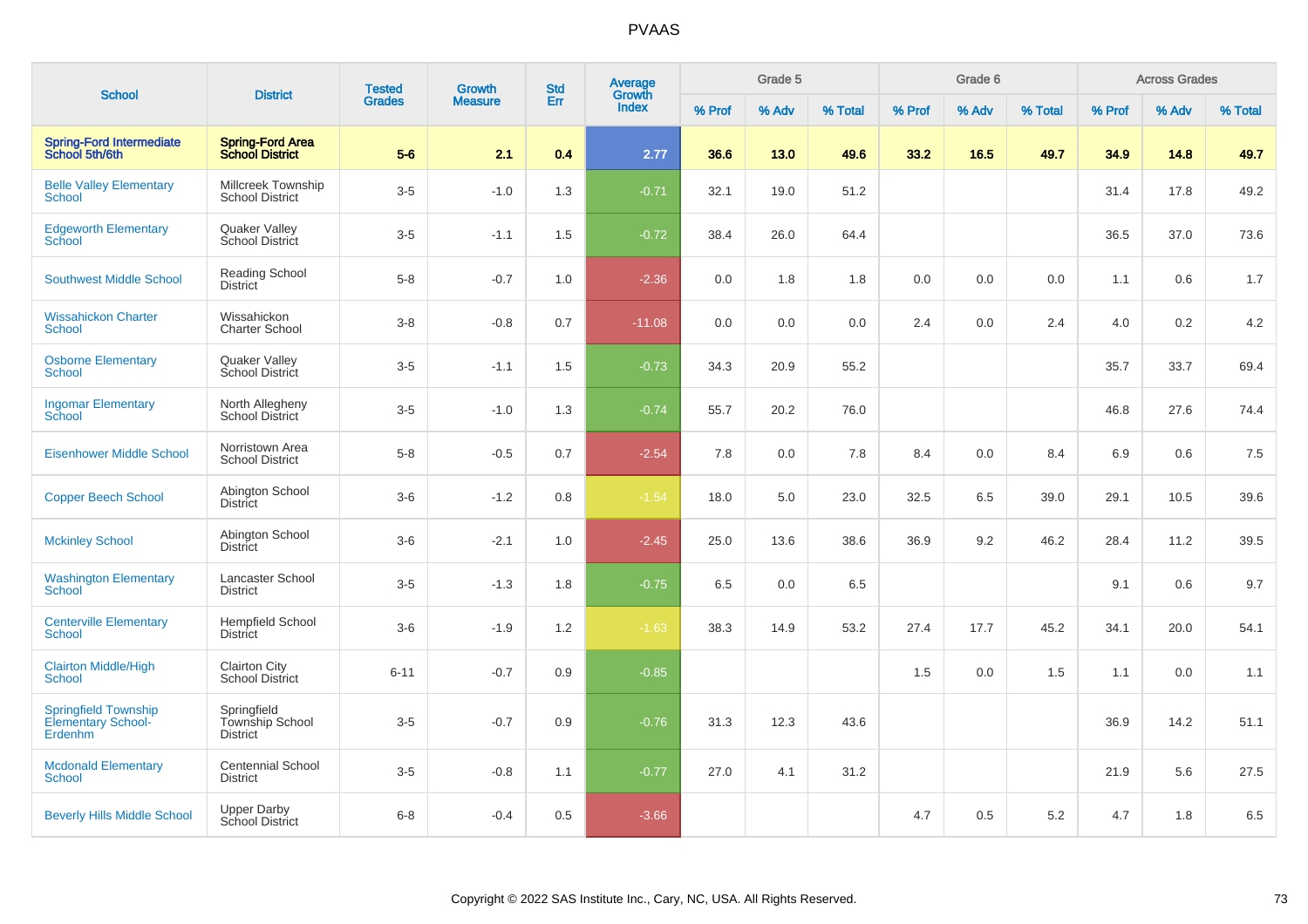PVAAS

| School | District | Tested Grades | Growth Measure | Std Err | Average Growth Index | Grade 5 | | | Grade 6 | | | Across Grades | | |
|---|---|---|---|---|---|---|---|---|---|---|---|---|---|---|
| | | | | | | % Prof | % Adv | % Total | % Prof | % Adv | % Total | % Prof | % Adv | % Total |
| **Spring-Ford Intermediate School 5th/6th** | **Spring-Ford Area School District** | **5-6** | **2.1** | **0.4** | **2.77** | **36.6** | **13.0** | **49.6** | **33.2** | **16.5** | **49.7** | **34.9** | **14.8** | **49.7** |
| Belle Valley Elementary School | Millcreek Township School District | 3-5 | -1.0 | 1.3 | -0.71 | 32.1 | 19.0 | 51.2 | | | | 31.4 | 17.8 | 49.2 |
| Edgeworth Elementary School | Quaker Valley School District | 3-5 | -1.1 | 1.5 | -0.72 | 38.4 | 26.0 | 64.4 | | | | 36.5 | 37.0 | 73.6 |
| Southwest Middle School | Reading School District | 5-8 | -0.7 | 1.0 | -2.36 | 0.0 | 1.8 | 1.8 | 0.0 | 0.0 | 0.0 | 1.1 | 0.6 | 1.7 |
| Wissahickon Charter School | Wissahickon Charter School | 3-8 | -0.8 | 0.7 | -11.08 | 0.0 | 0.0 | 0.0 | 2.4 | 0.0 | 2.4 | 4.0 | 0.2 | 4.2 |
| Osborne Elementary School | Quaker Valley School District | 3-5 | -1.1 | 1.5 | -0.73 | 34.3 | 20.9 | 55.2 | | | | 35.7 | 33.7 | 69.4 |
| Ingomar Elementary School | North Allegheny School District | 3-5 | -1.0 | 1.3 | -0.74 | 55.7 | 20.2 | 76.0 | | | | 46.8 | 27.6 | 74.4 |
| Eisenhower Middle School | Norristown Area School District | 5-8 | -0.5 | 0.7 | -2.54 | 7.8 | 0.0 | 7.8 | 8.4 | 0.0 | 8.4 | 6.9 | 0.6 | 7.5 |
| Copper Beech School | Abington School District | 3-6 | -1.2 | 0.8 | -1.54 | 18.0 | 5.0 | 23.0 | 32.5 | 6.5 | 39.0 | 29.1 | 10.5 | 39.6 |
| Mckinley School | Abington School District | 3-6 | -2.1 | 1.0 | -2.45 | 25.0 | 13.6 | 38.6 | 36.9 | 9.2 | 46.2 | 28.4 | 11.2 | 39.5 |
| Washington Elementary School | Lancaster School District | 3-5 | -1.3 | 1.8 | -0.75 | 6.5 | 0.0 | 6.5 | | | | 9.1 | 0.6 | 9.7 |
| Centerville Elementary School | Hempfield School District | 3-6 | -1.9 | 1.2 | -1.63 | 38.3 | 14.9 | 53.2 | 27.4 | 17.7 | 45.2 | 34.1 | 20.0 | 54.1 |
| Clairton Middle/High School | Clairton City School District | 6-11 | -0.7 | 0.9 | -0.85 | | | | 1.5 | 0.0 | 1.5 | 1.1 | 0.0 | 1.1 |
| Springfield Township Elementary School-Erdenhm | Springfield Township School District | 3-5 | -0.7 | 0.9 | -0.76 | 31.3 | 12.3 | 43.6 | | | | 36.9 | 14.2 | 51.1 |
| Mcdonald Elementary School | Centennial School District | 3-5 | -0.8 | 1.1 | -0.77 | 27.0 | 4.1 | 31.2 | | | | 21.9 | 5.6 | 27.5 |
| Beverly Hills Middle School | Upper Darby School District | 6-8 | -0.4 | 0.5 | -3.66 | | | | 4.7 | 0.5 | 5.2 | 4.7 | 1.8 | 6.5 |

Copyright © 2022 SAS Institute Inc., Cary, NC, USA. All Rights Reserved.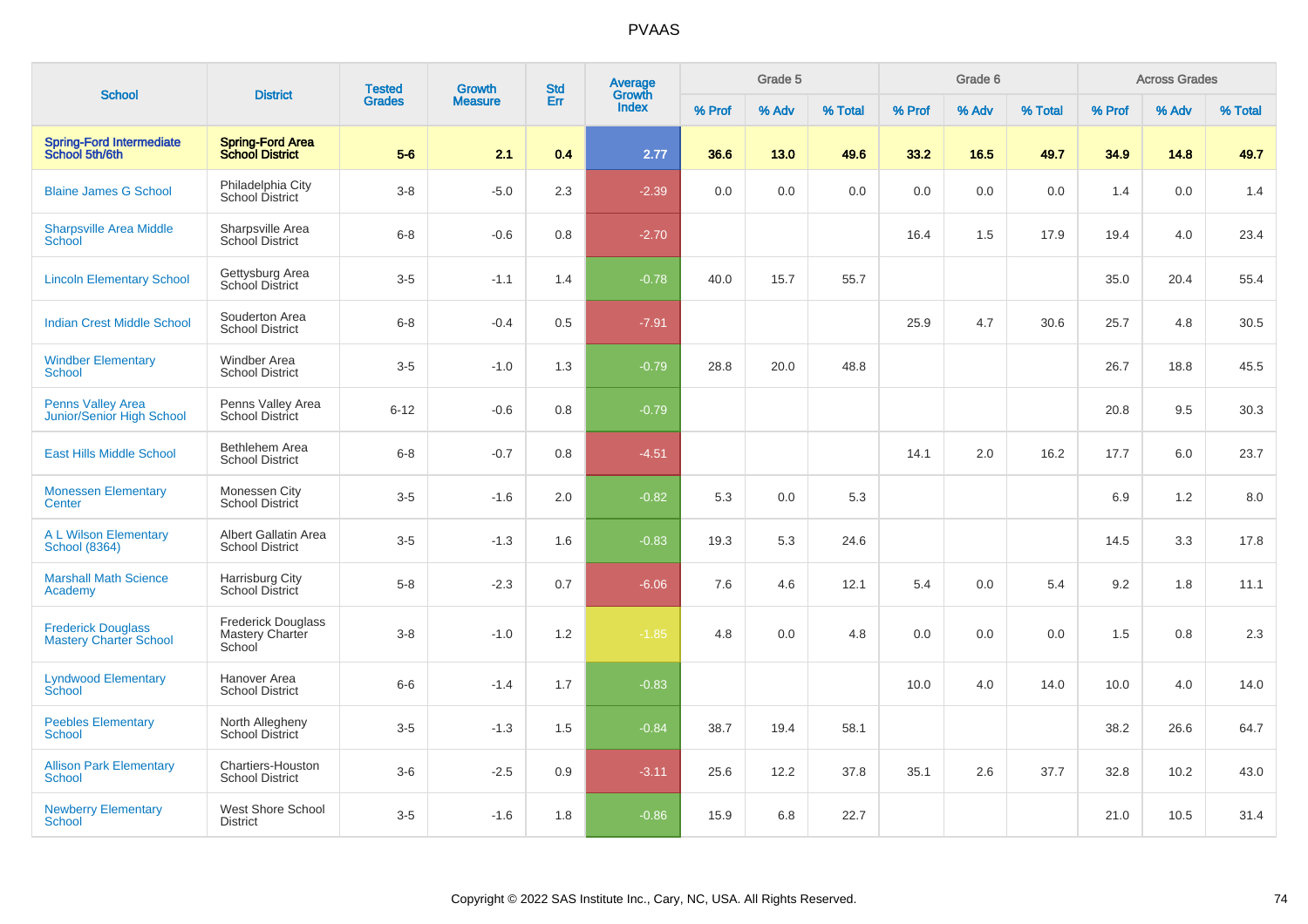# PVAAS

| School | District | Tested Grades | Growth Measure | Std Err | Average Growth Index | Grade 5 | | | Grade 6 | | | Across Grades | | |
|---|---|---|---|---|---|---|---|---|---|---|---|---|---|---|
| | | | | | | % Prof | % Adv | % Total | % Prof | % Adv | % Total | % Prof | % Adv | % Total |
| **Spring-Ford Intermediate School 5th/6th** | **Spring-Ford Area School District** | **5-6** | **2.1** | **0.4** | **2.77** | **36.6** | **13.0** | **49.6** | **33.2** | **16.5** | **49.7** | **34.9** | **14.8** | **49.7** |
| Blaine James G School | Philadelphia City School District | 3-8 | -5.0 | 2.3 | -2.39 | 0.0 | 0.0 | 0.0 | 0.0 | 0.0 | 0.0 | 1.4 | 0.0 | 1.4 |
| Sharpsville Area Middle School | Sharpsville Area School District | 6-8 | -0.6 | 0.8 | -2.70 | | | | 16.4 | 1.5 | 17.9 | 19.4 | 4.0 | 23.4 |
| Lincoln Elementary School | Gettysburg Area School District | 3-5 | -1.1 | 1.4 | -0.78 | 40.0 | 15.7 | 55.7 | | | | 35.0 | 20.4 | 55.4 |
| Indian Crest Middle School | Souderton Area School District | 6-8 | -0.4 | 0.5 | -7.91 | | | | 25.9 | 4.7 | 30.6 | 25.7 | 4.8 | 30.5 |
| Windber Elementary School | Windber Area School District | 3-5 | -1.0 | 1.3 | -0.79 | 28.8 | 20.0 | 48.8 | | | | 26.7 | 18.8 | 45.5 |
| Penns Valley Area Junior/Senior High School | Penns Valley Area School District | 6-12 | -0.6 | 0.8 | -0.79 | | | | | | | 20.8 | 9.5 | 30.3 |
| East Hills Middle School | Bethlehem Area School District | 6-8 | -0.7 | 0.8 | -4.51 | | | | 14.1 | 2.0 | 16.2 | 17.7 | 6.0 | 23.7 |
| Monessen Elementary Center | Monessen City School District | 3-5 | -1.6 | 2.0 | -0.82 | 5.3 | 0.0 | 5.3 | | | | 6.9 | 1.2 | 8.0 |
| A L Wilson Elementary School (8364) | Albert Gallatin Area School District | 3-5 | -1.3 | 1.6 | -0.83 | 19.3 | 5.3 | 24.6 | | | | 14.5 | 3.3 | 17.8 |
| Marshall Math Science Academy | Harrisburg City School District | 5-8 | -2.3 | 0.7 | -6.06 | 7.6 | 4.6 | 12.1 | 5.4 | 0.0 | 5.4 | 9.2 | 1.8 | 11.1 |
| Frederick Douglass Mastery Charter School | Frederick Douglass Mastery Charter School | 3-8 | -1.0 | 1.2 | -1.85 | 4.8 | 0.0 | 4.8 | 0.0 | 0.0 | 0.0 | 1.5 | 0.8 | 2.3 |
| Lyndwood Elementary School | Hanover Area School District | 6-6 | -1.4 | 1.7 | -0.83 | | | | 10.0 | 4.0 | 14.0 | 10.0 | 4.0 | 14.0 |
| Peebles Elementary School | North Allegheny School District | 3-5 | -1.3 | 1.5 | -0.84 | 38.7 | 19.4 | 58.1 | | | | 38.2 | 26.6 | 64.7 |
| Allison Park Elementary School | Chartiers-Houston School District | 3-6 | -2.5 | 0.9 | -3.11 | 25.6 | 12.2 | 37.8 | 35.1 | 2.6 | 37.7 | 32.8 | 10.2 | 43.0 |
| Newberry Elementary School | West Shore School District | 3-5 | -1.6 | 1.8 | -0.86 | 15.9 | 6.8 | 22.7 | | | | 21.0 | 10.5 | 31.4 |

Copyright © 2022 SAS Institute Inc., Cary, NC, USA. All Rights Reserved.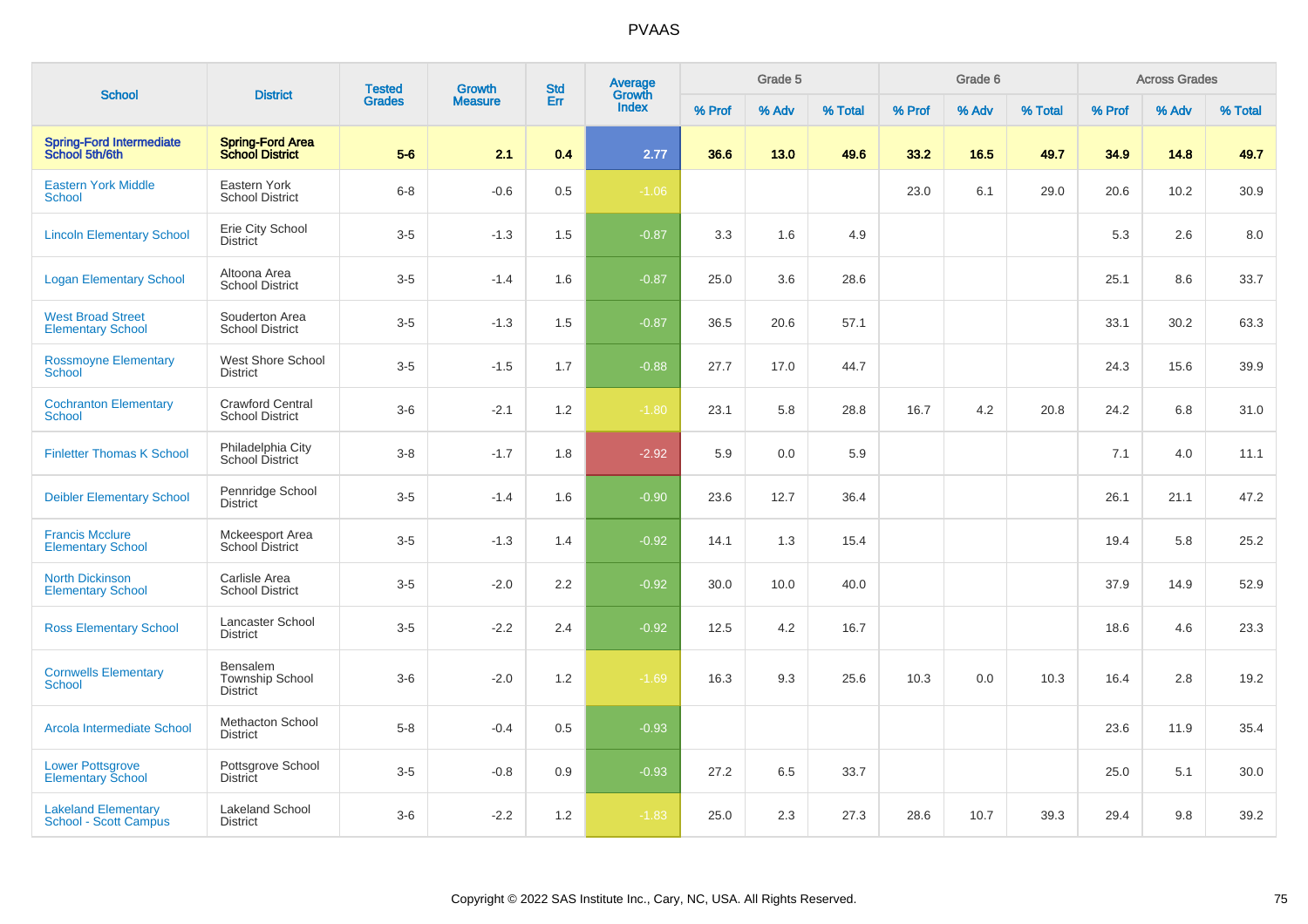# PVAAS

| School | District | Tested Grades | Growth Measure | Std Err | Average Growth Index | Grade 5 | | | Grade 6 | | | Across Grades | | |
|---|---|---|---|---|---|---|---|---|---|---|---|---|---|---|
| | | | | | | % Prof | % Adv | % Total | % Prof | % Adv | % Total | % Prof | % Adv | % Total |
| **Spring-Ford Intermediate School 5th/6th** | **Spring-Ford Area School District** | **5-6** | **2.1** | **0.4** | **2.77** | **36.6** | **13.0** | **49.6** | **33.2** | **16.5** | **49.7** | **34.9** | **14.8** | **49.7** |
| Eastern York Middle School | Eastern York School District | 6-8 | -0.6 | 0.5 | -1.06 | | | | 23.0 | 6.1 | 29.0 | 20.6 | 10.2 | 30.9 |
| Lincoln Elementary School | Erie City School District | 3-5 | -1.3 | 1.5 | -0.87 | 3.3 | 1.6 | 4.9 | | | | 5.3 | 2.6 | 8.0 |
| Logan Elementary School | Altoona Area School District | 3-5 | -1.4 | 1.6 | -0.87 | 25.0 | 3.6 | 28.6 | | | | 25.1 | 8.6 | 33.7 |
| West Broad Street Elementary School | Souderton Area School District | 3-5 | -1.3 | 1.5 | -0.87 | 36.5 | 20.6 | 57.1 | | | | 33.1 | 30.2 | 63.3 |
| Rossmoyne Elementary School | West Shore School District | 3-5 | -1.5 | 1.7 | -0.88 | 27.7 | 17.0 | 44.7 | | | | 24.3 | 15.6 | 39.9 |
| Cochranton Elementary School | Crawford Central School District | 3-6 | -2.1 | 1.2 | -1.80 | 23.1 | 5.8 | 28.8 | 16.7 | 4.2 | 20.8 | 24.2 | 6.8 | 31.0 |
| Finletter Thomas K School | Philadelphia City School District | 3-8 | -1.7 | 1.8 | -2.92 | 5.9 | 0.0 | 5.9 | | | | 7.1 | 4.0 | 11.1 |
| Deibler Elementary School | Pennridge School District | 3-5 | -1.4 | 1.6 | -0.90 | 23.6 | 12.7 | 36.4 | | | | 26.1 | 21.1 | 47.2 |
| Francis Mcclure Elementary School | Mckeesport Area School District | 3-5 | -1.3 | 1.4 | -0.92 | 14.1 | 1.3 | 15.4 | | | | 19.4 | 5.8 | 25.2 |
| North Dickinson Elementary School | Carlisle Area School District | 3-5 | -2.0 | 2.2 | -0.92 | 30.0 | 10.0 | 40.0 | | | | 37.9 | 14.9 | 52.9 |
| Ross Elementary School | Lancaster School District | 3-5 | -2.2 | 2.4 | -0.92 | 12.5 | 4.2 | 16.7 | | | | 18.6 | 4.6 | 23.3 |
| Cornwells Elementary School | Bensalem Township School District | 3-6 | -2.0 | 1.2 | -1.69 | 16.3 | 9.3 | 25.6 | 10.3 | 0.0 | 10.3 | 16.4 | 2.8 | 19.2 |
| Arcola Intermediate School | Methacton School District | 5-8 | -0.4 | 0.5 | -0.93 | | | | | | | 23.6 | 11.9 | 35.4 |
| Lower Pottsgrove Elementary School | Pottsgrove School District | 3-5 | -0.8 | 0.9 | -0.93 | 27.2 | 6.5 | 33.7 | | | | 25.0 | 5.1 | 30.0 |
| Lakeland Elementary School - Scott Campus | Lakeland School District | 3-6 | -2.2 | 1.2 | -1.83 | 25.0 | 2.3 | 27.3 | 28.6 | 10.7 | 39.3 | 29.4 | 9.8 | 39.2 |

Copyright © 2022 SAS Institute Inc., Cary, NC, USA. All Rights Reserved.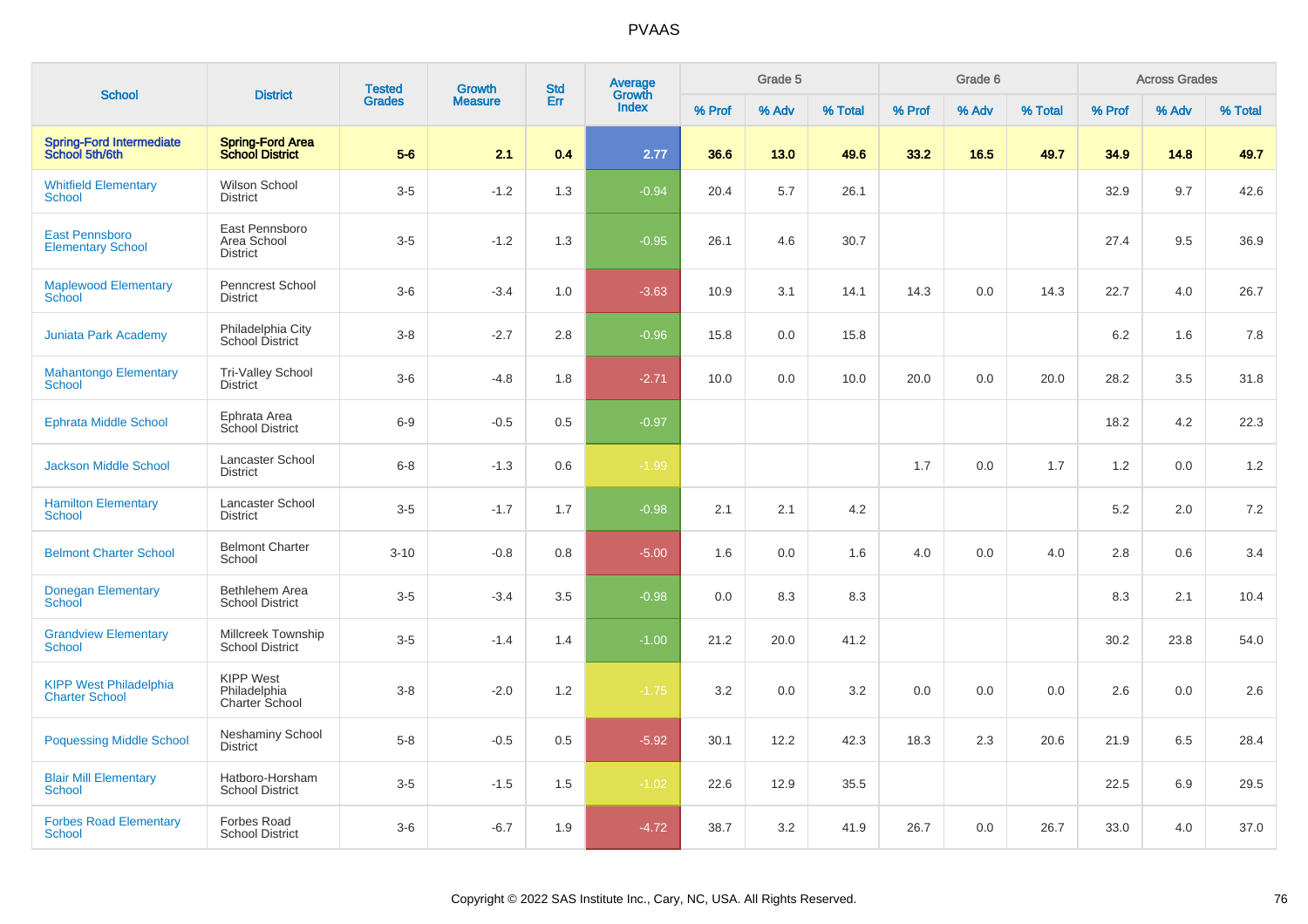# PVAAS

| School | District | Tested Grades | Growth Measure | Std Err | Average Growth Index | Grade 5 | | | Grade 6 | | | Across Grades | | |
|---|---|---|---|---|---|---|---|---|---|---|---|---|---|---|
| | | | | | | % Prof | % Adv | % Total | % Prof | % Adv | % Total | % Prof | % Adv | % Total |
| **Spring-Ford Intermediate School 5th/6th** | **Spring-Ford Area School District** | **5-6** | **2.1** | **0.4** | **2.77** | **36.6** | **13.0** | **49.6** | **33.2** | **16.5** | **49.7** | **34.9** | **14.8** | **49.7** |
| Whitfield Elementary School | Wilson School District | 3-5 | -1.2 | 1.3 | -0.94 | 20.4 | 5.7 | 26.1 | | | | 32.9 | 9.7 | 42.6 |
| East Pennsboro Elementary School | East Pennsboro Area School District | 3-5 | -1.2 | 1.3 | -0.95 | 26.1 | 4.6 | 30.7 | | | | 27.4 | 9.5 | 36.9 |
| Maplewood Elementary School | Penncrest School District | 3-6 | -3.4 | 1.0 | -3.63 | 10.9 | 3.1 | 14.1 | 14.3 | 0.0 | 14.3 | 22.7 | 4.0 | 26.7 |
| Juniata Park Academy | Philadelphia City School District | 3-8 | -2.7 | 2.8 | -0.96 | 15.8 | 0.0 | 15.8 | | | | 6.2 | 1.6 | 7.8 |
| Mahantongo Elementary School | Tri-Valley School District | 3-6 | -4.8 | 1.8 | -2.71 | 10.0 | 0.0 | 10.0 | 20.0 | 0.0 | 20.0 | 28.2 | 3.5 | 31.8 |
| Ephrata Middle School | Ephrata Area School District | 6-9 | -0.5 | 0.5 | -0.97 | | | | | | | 18.2 | 4.2 | 22.3 |
| Jackson Middle School | Lancaster School District | 6-8 | -1.3 | 0.6 | -1.99 | | | | 1.7 | 0.0 | 1.7 | 1.2 | 0.0 | 1.2 |
| Hamilton Elementary School | Lancaster School District | 3-5 | -1.7 | 1.7 | -0.98 | 2.1 | 2.1 | 4.2 | | | | 5.2 | 2.0 | 7.2 |
| Belmont Charter School | Belmont Charter School | 3-10 | -0.8 | 0.8 | -5.00 | 1.6 | 0.0 | 1.6 | 4.0 | 0.0 | 4.0 | 2.8 | 0.6 | 3.4 |
| Donegan Elementary School | Bethlehem Area School District | 3-5 | -3.4 | 3.5 | -0.98 | 0.0 | 8.3 | 8.3 | | | | 8.3 | 2.1 | 10.4 |
| Grandview Elementary School | Millcreek Township School District | 3-5 | -1.4 | 1.4 | -1.00 | 21.2 | 20.0 | 41.2 | | | | 30.2 | 23.8 | 54.0 |
| KIPP West Philadelphia Charter School | KIPP West Philadelphia Charter School | 3-8 | -2.0 | 1.2 | -1.75 | 3.2 | 0.0 | 3.2 | 0.0 | 0.0 | 0.0 | 2.6 | 0.0 | 2.6 |
| Poquessing Middle School | Neshaminy School District | 5-8 | -0.5 | 0.5 | -5.92 | 30.1 | 12.2 | 42.3 | 18.3 | 2.3 | 20.6 | 21.9 | 6.5 | 28.4 |
| Blair Mill Elementary School | Hatboro-Horsham School District | 3-5 | -1.5 | 1.5 | -1.02 | 22.6 | 12.9 | 35.5 | | | | 22.5 | 6.9 | 29.5 |
| Forbes Road Elementary School | Forbes Road School District | 3-6 | -6.7 | 1.9 | -4.72 | 38.7 | 3.2 | 41.9 | 26.7 | 0.0 | 26.7 | 33.0 | 4.0 | 37.0 |

Copyright © 2022 SAS Institute Inc., Cary, NC, USA. All Rights Reserved.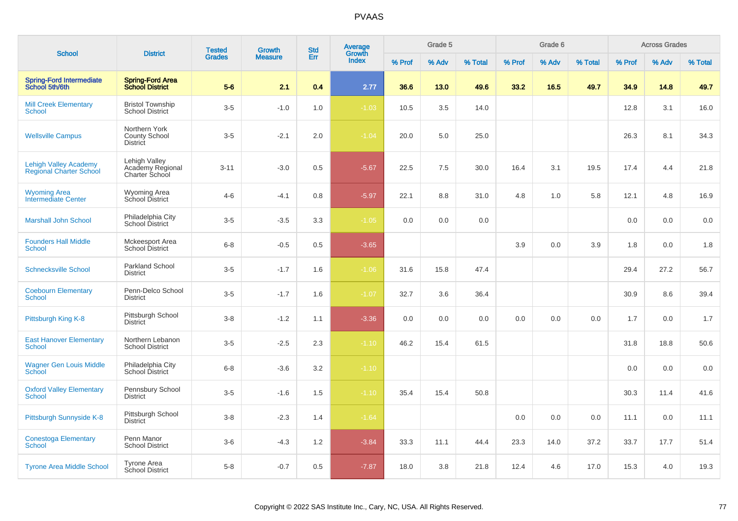# PVAAS

| School | District | Tested Grades | Growth Measure | Std Err | Average Growth Index | Grade 5 | | | Grade 6 | | | Across Grades | | |
|---|---|---|---|---|---|---|---|---|---|---|---|---|---|---|
| | | | | | | % Prof | % Adv | % Total | % Prof | % Adv | % Total | % Prof | % Adv | % Total |
| **Spring-Ford Intermediate School 5th/6th** | **Spring-Ford Area School District** | **5-6** | **2.1** | **0.4** | **2.77** | **36.6** | **13.0** | **49.6** | **33.2** | **16.5** | **49.7** | **34.9** | **14.8** | **49.7** |
| Mill Creek Elementary School | Bristol Township School District | 3-5 | -1.0 | 1.0 | -1.03 | 10.5 | 3.5 | 14.0 | | | | 12.8 | 3.1 | 16.0 |
| Wellsville Campus | Northern York County School District | 3-5 | -2.1 | 2.0 | -1.04 | 20.0 | 5.0 | 25.0 | | | | 26.3 | 8.1 | 34.3 |
| Lehigh Valley Academy Regional Charter School | Lehigh Valley Academy Regional Charter School | 3-11 | -3.0 | 0.5 | -5.67 | 22.5 | 7.5 | 30.0 | 16.4 | 3.1 | 19.5 | 17.4 | 4.4 | 21.8 |
| Wyoming Area Intermediate Center | Wyoming Area School District | 4-6 | -4.1 | 0.8 | -5.97 | 22.1 | 8.8 | 31.0 | 4.8 | 1.0 | 5.8 | 12.1 | 4.8 | 16.9 |
| Marshall John School | Philadelphia City School District | 3-5 | -3.5 | 3.3 | -1.05 | 0.0 | 0.0 | 0.0 | | | | 0.0 | 0.0 | 0.0 |
| Founders Hall Middle School | Mckeesport Area School District | 6-8 | -0.5 | 0.5 | -3.65 | | | | 3.9 | 0.0 | 3.9 | 1.8 | 0.0 | 1.8 |
| Schnecksville School | Parkland School District | 3-5 | -1.7 | 1.6 | -1.06 | 31.6 | 15.8 | 47.4 | | | | 29.4 | 27.2 | 56.7 |
| Coebourn Elementary School | Penn-Delco School District | 3-5 | -1.7 | 1.6 | -1.07 | 32.7 | 3.6 | 36.4 | | | | 30.9 | 8.6 | 39.4 |
| Pittsburgh King K-8 | Pittsburgh School District | 3-8 | -1.2 | 1.1 | -3.36 | 0.0 | 0.0 | 0.0 | 0.0 | 0.0 | 0.0 | 1.7 | 0.0 | 1.7 |
| East Hanover Elementary School | Northern Lebanon School District | 3-5 | -2.5 | 2.3 | -1.10 | 46.2 | 15.4 | 61.5 | | | | 31.8 | 18.8 | 50.6 |
| Wagner Gen Louis Middle School | Philadelphia City School District | 6-8 | -3.6 | 3.2 | -1.10 | | | | | | | 0.0 | 0.0 | 0.0 |
| Oxford Valley Elementary School | Pennsbury School District | 3-5 | -1.6 | 1.5 | -1.10 | 35.4 | 15.4 | 50.8 | | | | 30.3 | 11.4 | 41.6 |
| Pittsburgh Sunnyside K-8 | Pittsburgh School District | 3-8 | -2.3 | 1.4 | -1.64 | | | | 0.0 | 0.0 | 0.0 | 11.1 | 0.0 | 11.1 |
| Conestoga Elementary School | Penn Manor School District | 3-6 | -4.3 | 1.2 | -3.84 | 33.3 | 11.1 | 44.4 | 23.3 | 14.0 | 37.2 | 33.7 | 17.7 | 51.4 |
| Tyrone Area Middle School | Tyrone Area School District | 5-8 | -0.7 | 0.5 | -7.87 | 18.0 | 3.8 | 21.8 | 12.4 | 4.6 | 17.0 | 15.3 | 4.0 | 19.3 |

Copyright © 2022 SAS Institute Inc., Cary, NC, USA. All Rights Reserved.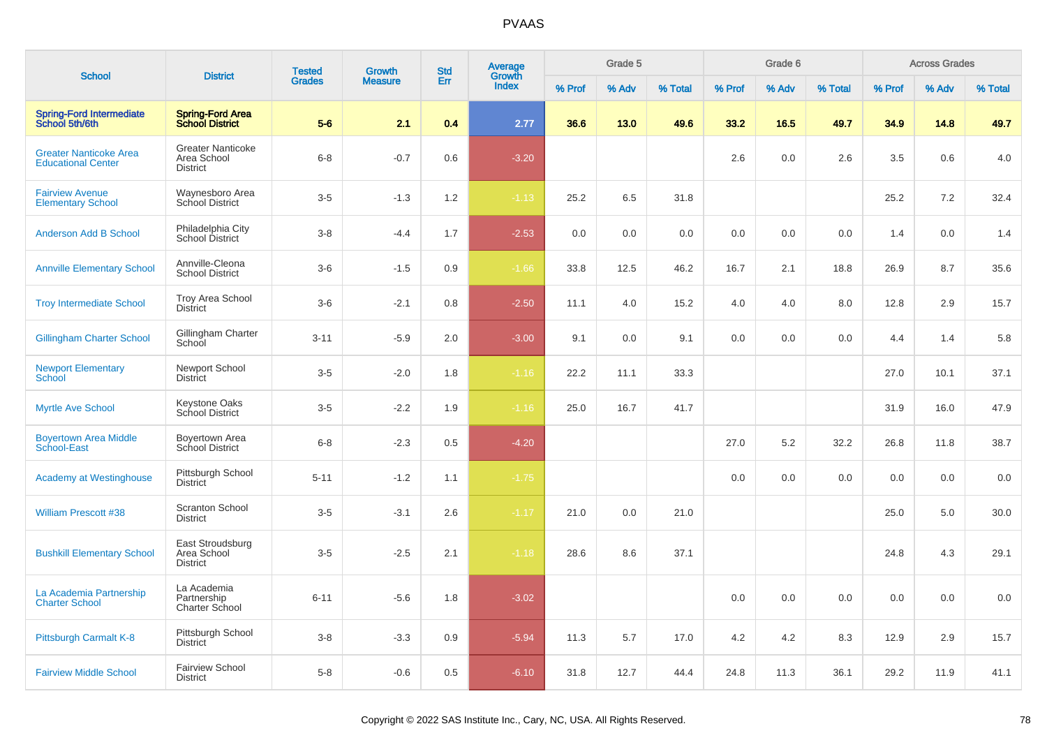# PVAAS

| School | District | Tested Grades | Growth Measure | Std Err | Average Growth Index | Grade 5 | | | Grade 6 | | | Across Grades | | |
|---|---|---|---|---|---|---|---|---|---|---|---|---|---|---|
| | | | | | | % Prof | % Adv | % Total | % Prof | % Adv | % Total | % Prof | % Adv | % Total |
| **Spring-Ford Intermediate School 5th/6th** | **Spring-Ford Area School District** | **5-6** | **2.1** | **0.4** | **2.77** | **36.6** | **13.0** | **49.6** | **33.2** | **16.5** | **49.7** | **34.9** | **14.8** | **49.7** |
| Greater Nanticoke Area Educational Center | Greater Nanticoke Area School District | 6-8 | -0.7 | 0.6 | -3.20 | | | | 2.6 | 0.0 | 2.6 | 3.5 | 0.6 | 4.0 |
| Fairview Avenue Elementary School | Waynesboro Area School District | 3-5 | -1.3 | 1.2 | -1.13 | 25.2 | 6.5 | 31.8 | | | | 25.2 | 7.2 | 32.4 |
| Anderson Add B School | Philadelphia City School District | 3-8 | -4.4 | 1.7 | -2.53 | 0.0 | 0.0 | 0.0 | 0.0 | 0.0 | 0.0 | 1.4 | 0.0 | 1.4 |
| Annville Elementary School | Annville-Cleona School District | 3-6 | -1.5 | 0.9 | -1.66 | 33.8 | 12.5 | 46.2 | 16.7 | 2.1 | 18.8 | 26.9 | 8.7 | 35.6 |
| Troy Intermediate School | Troy Area School District | 3-6 | -2.1 | 0.8 | -2.50 | 11.1 | 4.0 | 15.2 | 4.0 | 4.0 | 8.0 | 12.8 | 2.9 | 15.7 |
| Gillingham Charter School | Gillingham Charter School | 3-11 | -5.9 | 2.0 | -3.00 | 9.1 | 0.0 | 9.1 | 0.0 | 0.0 | 0.0 | 4.4 | 1.4 | 5.8 |
| Newport Elementary School | Newport School District | 3-5 | -2.0 | 1.8 | -1.16 | 22.2 | 11.1 | 33.3 | | | | 27.0 | 10.1 | 37.1 |
| Myrtle Ave School | Keystone Oaks School District | 3-5 | -2.2 | 1.9 | -1.16 | 25.0 | 16.7 | 41.7 | | | | 31.9 | 16.0 | 47.9 |
| Boyertown Area Middle School-East | Boyertown Area School District | 6-8 | -2.3 | 0.5 | -4.20 | | | | 27.0 | 5.2 | 32.2 | 26.8 | 11.8 | 38.7 |
| Academy at Westinghouse | Pittsburgh School District | 5-11 | -1.2 | 1.1 | -1.75 | | | | 0.0 | 0.0 | 0.0 | 0.0 | 0.0 | 0.0 |
| William Prescott #38 | Scranton School District | 3-5 | -3.1 | 2.6 | -1.17 | 21.0 | 0.0 | 21.0 | | | | 25.0 | 5.0 | 30.0 |
| Bushkill Elementary School | East Stroudsburg Area School District | 3-5 | -2.5 | 2.1 | -1.18 | 28.6 | 8.6 | 37.1 | | | | 24.8 | 4.3 | 29.1 |
| La Academia Partnership Charter School | La Academia Partnership Charter School | 6-11 | -5.6 | 1.8 | -3.02 | | | | 0.0 | 0.0 | 0.0 | 0.0 | 0.0 | 0.0 |
| Pittsburgh Carmalt K-8 | Pittsburgh School District | 3-8 | -3.3 | 0.9 | -5.94 | 11.3 | 5.7 | 17.0 | 4.2 | 4.2 | 8.3 | 12.9 | 2.9 | 15.7 |
| Fairview Middle School | Fairview School District | 5-8 | -0.6 | 0.5 | -6.10 | 31.8 | 12.7 | 44.4 | 24.8 | 11.3 | 36.1 | 29.2 | 11.9 | 41.1 |

Copyright © 2022 SAS Institute Inc., Cary, NC, USA. All Rights Reserved.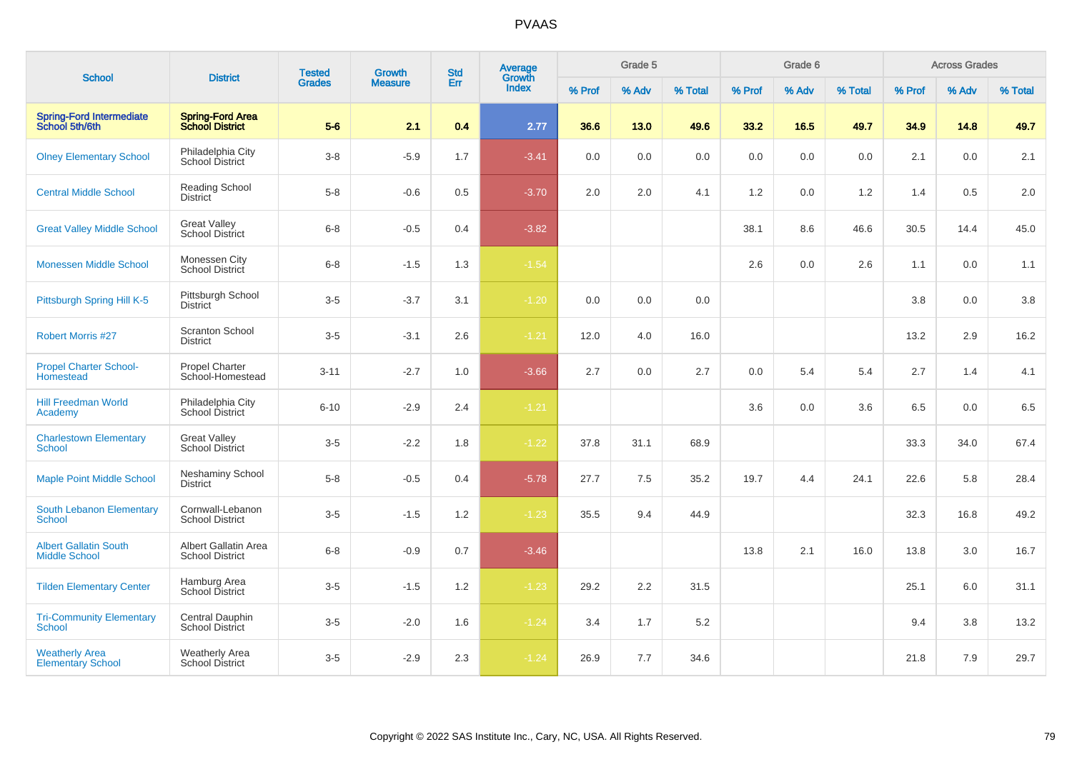| School | District | Tested Grades | Growth Measure | Std Err | Average Growth Index | Grade 5 | | | Grade 6 | | | Across Grades | | |
|---|---|---|---|---|---|---|---|---|---|---|---|---|---|---|
| | | | | | | % Prof | % Adv | % Total | % Prof | % Adv | % Total | % Prof | % Adv | % Total |
| **Spring-Ford Intermediate School 5th/6th** | **Spring-Ford Area School District** | **5-6** | **2.1** | **0.4** | **2.77** | **36.6** | **13.0** | **49.6** | **33.2** | **16.5** | **49.7** | **34.9** | **14.8** | **49.7** |
| Olney Elementary School | Philadelphia City School District | 3-8 | -5.9 | 1.7 | -3.41 | 0.0 | 0.0 | 0.0 | 0.0 | 0.0 | 0.0 | 2.1 | 0.0 | 2.1 |
| Central Middle School | Reading School District | 5-8 | -0.6 | 0.5 | -3.70 | 2.0 | 2.0 | 4.1 | 1.2 | 0.0 | 1.2 | 1.4 | 0.5 | 2.0 |
| Great Valley Middle School | Great Valley School District | 6-8 | -0.5 | 0.4 | -3.82 | | | | 38.1 | 8.6 | 46.6 | 30.5 | 14.4 | 45.0 |
| Monessen Middle School | Monessen City School District | 6-8 | -1.5 | 1.3 | -1.54 | | | | 2.6 | 0.0 | 2.6 | 1.1 | 0.0 | 1.1 |
| Pittsburgh Spring Hill K-5 | Pittsburgh School District | 3-5 | -3.7 | 3.1 | -1.20 | 0.0 | 0.0 | 0.0 | | | | 3.8 | 0.0 | 3.8 |
| Robert Morris #27 | Scranton School District | 3-5 | -3.1 | 2.6 | -1.21 | 12.0 | 4.0 | 16.0 | | | | 13.2 | 2.9 | 16.2 |
| Propel Charter School-Homestead | Propel Charter School-Homestead | 3-11 | -2.7 | 1.0 | -3.66 | 2.7 | 0.0 | 2.7 | 0.0 | 5.4 | 5.4 | 2.7 | 1.4 | 4.1 |
| Hill Freedman World Academy | Philadelphia City School District | 6-10 | -2.9 | 2.4 | -1.21 | | | | 3.6 | 0.0 | 3.6 | 6.5 | 0.0 | 6.5 |
| Charlestown Elementary School | Great Valley School District | 3-5 | -2.2 | 1.8 | -1.22 | 37.8 | 31.1 | 68.9 | | | | 33.3 | 34.0 | 67.4 |
| Maple Point Middle School | Neshaminy School District | 5-8 | -0.5 | 0.4 | -5.78 | 27.7 | 7.5 | 35.2 | 19.7 | 4.4 | 24.1 | 22.6 | 5.8 | 28.4 |
| South Lebanon Elementary School | Cornwall-Lebanon School District | 3-5 | -1.5 | 1.2 | -1.23 | 35.5 | 9.4 | 44.9 | | | | 32.3 | 16.8 | 49.2 |
| Albert Gallatin South Middle School | Albert Gallatin Area School District | 6-8 | -0.9 | 0.7 | -3.46 | | | | 13.8 | 2.1 | 16.0 | 13.8 | 3.0 | 16.7 |
| Tilden Elementary Center | Hamburg Area School District | 3-5 | -1.5 | 1.2 | -1.23 | 29.2 | 2.2 | 31.5 | | | | 25.1 | 6.0 | 31.1 |
| Tri-Community Elementary School | Central Dauphin School District | 3-5 | -2.0 | 1.6 | -1.24 | 3.4 | 1.7 | 5.2 | | | | 9.4 | 3.8 | 13.2 |
| Weatherly Area Elementary School | Weatherly Area School District | 3-5 | -2.9 | 2.3 | -1.24 | 26.9 | 7.7 | 34.6 | | | | 21.8 | 7.9 | 29.7 |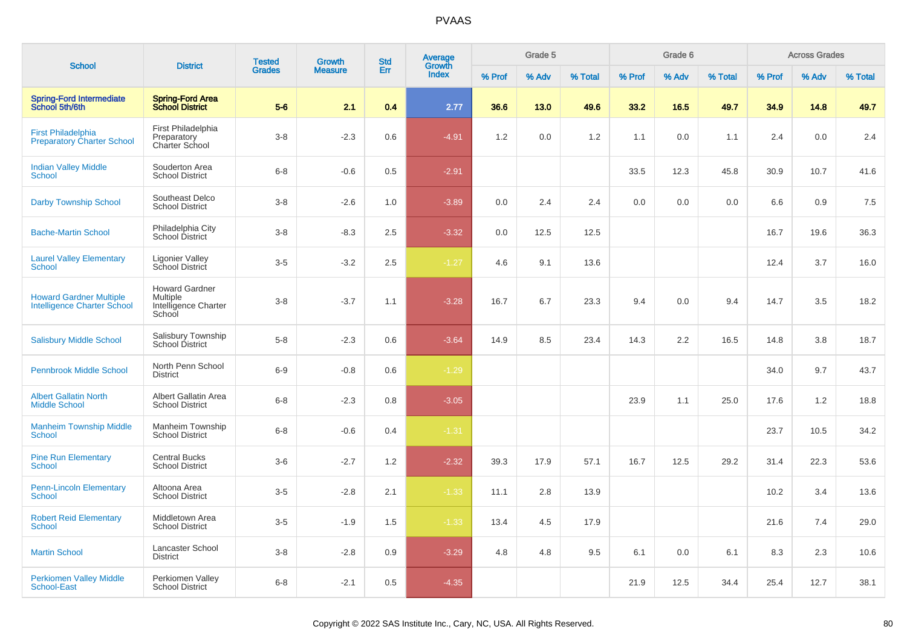# PVAAS

| School | District | Tested Grades | Growth Measure | Std Err | Average Growth Index | Grade 5 | | | Grade 6 | | | Across Grades | | |
|---|---|---|---|---|---|---|---|---|---|---|---|---|---|---|
| | | | | | | % Prof | % Adv | % Total | % Prof | % Adv | % Total | % Prof | % Adv | % Total |
| **Spring-Ford Intermediate School 5th/6th** | **Spring-Ford Area School District** | **5-6** | **2.1** | **0.4** | **2.77** | **36.6** | **13.0** | **49.6** | **33.2** | **16.5** | **49.7** | **34.9** | **14.8** | **49.7** |
| First Philadelphia Preparatory Charter School | First Philadelphia Preparatory Charter School | 3-8 | -2.3 | 0.6 | -4.91 | 1.2 | 0.0 | 1.2 | 1.1 | 0.0 | 1.1 | 2.4 | 0.0 | 2.4 |
| Indian Valley Middle School | Souderton Area School District | 6-8 | -0.6 | 0.5 | -2.91 | | | | 33.5 | 12.3 | 45.8 | 30.9 | 10.7 | 41.6 |
| Darby Township School | Southeast Delco School District | 3-8 | -2.6 | 1.0 | -3.89 | 0.0 | 2.4 | 2.4 | 0.0 | 0.0 | 0.0 | 6.6 | 0.9 | 7.5 |
| Bache-Martin School | Philadelphia City School District | 3-8 | -8.3 | 2.5 | -3.32 | 0.0 | 12.5 | 12.5 | | | | 16.7 | 19.6 | 36.3 |
| Laurel Valley Elementary School | Ligonier Valley School District | 3-5 | -3.2 | 2.5 | -1.27 | 4.6 | 9.1 | 13.6 | | | | 12.4 | 3.7 | 16.0 |
| Howard Gardner Multiple Intelligence Charter School | Howard Gardner Multiple Intelligence Charter School | 3-8 | -3.7 | 1.1 | -3.28 | 16.7 | 6.7 | 23.3 | 9.4 | 0.0 | 9.4 | 14.7 | 3.5 | 18.2 |
| Salisbury Middle School | Salisbury Township School District | 5-8 | -2.3 | 0.6 | -3.64 | 14.9 | 8.5 | 23.4 | 14.3 | 2.2 | 16.5 | 14.8 | 3.8 | 18.7 |
| Pennbrook Middle School | North Penn School District | 6-9 | -0.8 | 0.6 | -1.29 | | | | | | | 34.0 | 9.7 | 43.7 |
| Albert Gallatin North Middle School | Albert Gallatin Area School District | 6-8 | -2.3 | 0.8 | -3.05 | | | | 23.9 | 1.1 | 25.0 | 17.6 | 1.2 | 18.8 |
| Manheim Township Middle School | Manheim Township School District | 6-8 | -0.6 | 0.4 | -1.31 | | | | | | | 23.7 | 10.5 | 34.2 |
| Pine Run Elementary School | Central Bucks School District | 3-6 | -2.7 | 1.2 | -2.32 | 39.3 | 17.9 | 57.1 | 16.7 | 12.5 | 29.2 | 31.4 | 22.3 | 53.6 |
| Penn-Lincoln Elementary School | Altoona Area School District | 3-5 | -2.8 | 2.1 | -1.33 | 11.1 | 2.8 | 13.9 | | | | 10.2 | 3.4 | 13.6 |
| Robert Reid Elementary School | Middletown Area School District | 3-5 | -1.9 | 1.5 | -1.33 | 13.4 | 4.5 | 17.9 | | | | 21.6 | 7.4 | 29.0 |
| Martin School | Lancaster School District | 3-8 | -2.8 | 0.9 | -3.29 | 4.8 | 4.8 | 9.5 | 6.1 | 0.0 | 6.1 | 8.3 | 2.3 | 10.6 |
| Perkiomen Valley Middle School-East | Perkiomen Valley School District | 6-8 | -2.1 | 0.5 | -4.35 | | | | 21.9 | 12.5 | 34.4 | 25.4 | 12.7 | 38.1 |

Copyright © 2022 SAS Institute Inc., Cary, NC, USA. All Rights Reserved.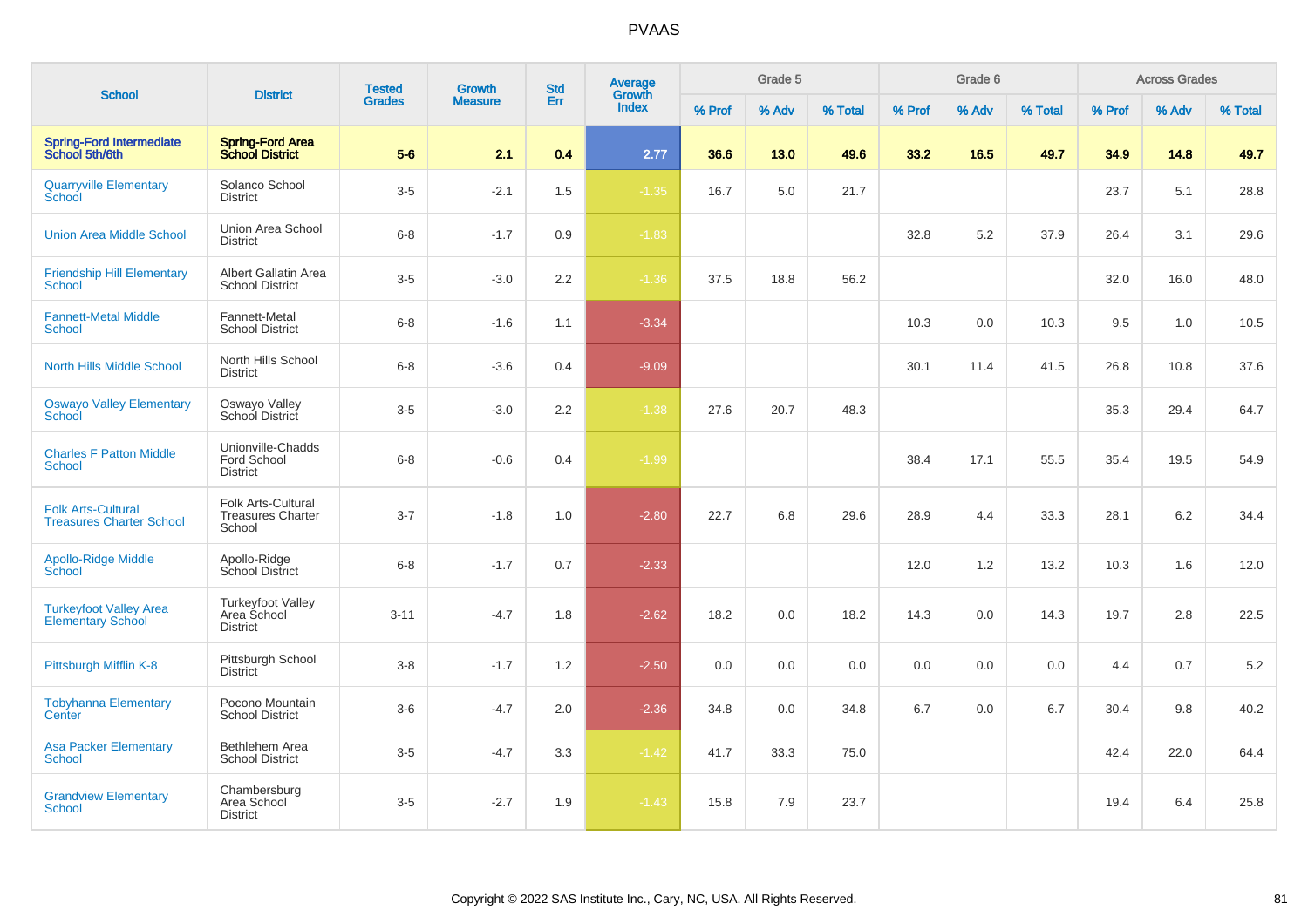# PVAAS

| School | District | Tested Grades | Growth Measure | Std Err | Average Growth Index | Grade 5 | | | Grade 6 | | | Across Grades | | |
|---|---|---|---|---|---|---|---|---|---|---|---|---|---|---|
| | | | | | | % Prof | % Adv | % Total | % Prof | % Adv | % Total | % Prof | % Adv | % Total |
| **Spring-Ford Intermediate School 5th/6th** | **Spring-Ford Area School District** | **5-6** | **2.1** | **0.4** | **2.77** | **36.6** | **13.0** | **49.6** | **33.2** | **16.5** | **49.7** | **34.9** | **14.8** | **49.7** |
| Quarryville Elementary School | Solanco School District | 3-5 | -2.1 | 1.5 | -1.35 | 16.7 | 5.0 | 21.7 | | | | 23.7 | 5.1 | 28.8 |
| Union Area Middle School | Union Area School District | 6-8 | -1.7 | 0.9 | -1.83 | | | | 32.8 | 5.2 | 37.9 | 26.4 | 3.1 | 29.6 |
| Friendship Hill Elementary School | Albert Gallatin Area School District | 3-5 | -3.0 | 2.2 | -1.36 | 37.5 | 18.8 | 56.2 | | | | 32.0 | 16.0 | 48.0 |
| Fannett-Metal Middle School | Fannett-Metal School District | 6-8 | -1.6 | 1.1 | -3.34 | | | | 10.3 | 0.0 | 10.3 | 9.5 | 1.0 | 10.5 |
| North Hills Middle School | North Hills School District | 6-8 | -3.6 | 0.4 | -9.09 | | | | 30.1 | 11.4 | 41.5 | 26.8 | 10.8 | 37.6 |
| Oswayo Valley Elementary School | Oswayo Valley School District | 3-5 | -3.0 | 2.2 | -1.38 | 27.6 | 20.7 | 48.3 | | | | 35.3 | 29.4 | 64.7 |
| Charles F Patton Middle School | Unionville-Chadds Ford School District | 6-8 | -0.6 | 0.4 | -1.99 | | | | 38.4 | 17.1 | 55.5 | 35.4 | 19.5 | 54.9 |
| Folk Arts-Cultural Treasures Charter School | Folk Arts-Cultural Treasures Charter School | 3-7 | -1.8 | 1.0 | -2.80 | 22.7 | 6.8 | 29.6 | 28.9 | 4.4 | 33.3 | 28.1 | 6.2 | 34.4 |
| Apollo-Ridge Middle School | Apollo-Ridge School District | 6-8 | -1.7 | 0.7 | -2.33 | | | | 12.0 | 1.2 | 13.2 | 10.3 | 1.6 | 12.0 |
| Turkeyfoot Valley Area Elementary School | Turkeyfoot Valley Area School District | 3-11 | -4.7 | 1.8 | -2.62 | 18.2 | 0.0 | 18.2 | 14.3 | 0.0 | 14.3 | 19.7 | 2.8 | 22.5 |
| Pittsburgh Mifflin K-8 | Pittsburgh School District | 3-8 | -1.7 | 1.2 | -2.50 | 0.0 | 0.0 | 0.0 | 0.0 | 0.0 | 0.0 | 4.4 | 0.7 | 5.2 |
| Tobyhanna Elementary Center | Pocono Mountain School District | 3-6 | -4.7 | 2.0 | -2.36 | 34.8 | 0.0 | 34.8 | 6.7 | 0.0 | 6.7 | 30.4 | 9.8 | 40.2 |
| Asa Packer Elementary School | Bethlehem Area School District | 3-5 | -4.7 | 3.3 | -1.42 | 41.7 | 33.3 | 75.0 | | | | 42.4 | 22.0 | 64.4 |
| Grandview Elementary School | Chambersburg Area School District | 3-5 | -2.7 | 1.9 | -1.43 | 15.8 | 7.9 | 23.7 | | | | 19.4 | 6.4 | 25.8 |

Copyright © 2022 SAS Institute Inc., Cary, NC, USA. All Rights Reserved.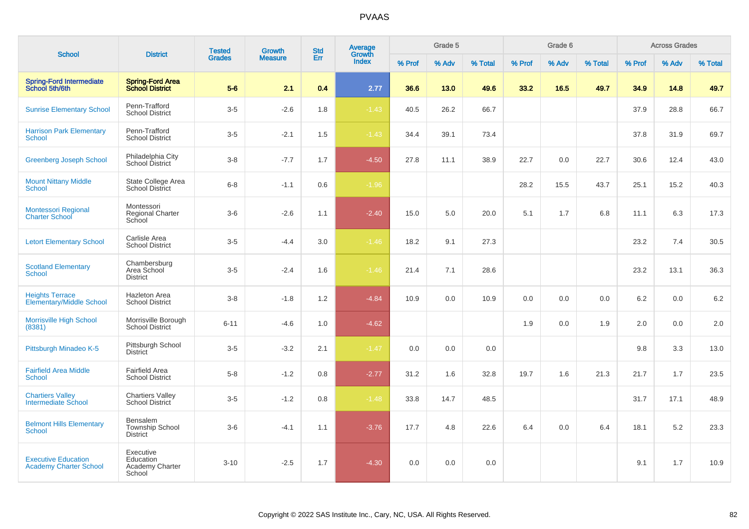PVAAS

| School | District | Tested Grades | Growth Measure | Std Err | Average Growth Index | Grade 5 | | | Grade 6 | | | Across Grades | | |
|---|---|---|---|---|---|---|---|---|---|---|---|---|---|---|
| | | | | | | % Prof | % Adv | % Total | % Prof | % Adv | % Total | % Prof | % Adv | % Total |
| **Spring-Ford Intermediate School 5th/6th** | **Spring-Ford Area School District** | **5-6** | **2.1** | **0.4** | **2.77** | **36.6** | **13.0** | **49.6** | **33.2** | **16.5** | **49.7** | **34.9** | **14.8** | **49.7** |
| Sunrise Elementary School | Penn-Trafford School District | 3-5 | -2.6 | 1.8 | -1.43 | 40.5 | 26.2 | 66.7 | | | | 37.9 | 28.8 | 66.7 |
| Harrison Park Elementary School | Penn-Trafford School District | 3-5 | -2.1 | 1.5 | -1.43 | 34.4 | 39.1 | 73.4 | | | | 37.8 | 31.9 | 69.7 |
| Greenberg Joseph School | Philadelphia City School District | 3-8 | -7.7 | 1.7 | -4.50 | 27.8 | 11.1 | 38.9 | 22.7 | 0.0 | 22.7 | 30.6 | 12.4 | 43.0 |
| Mount Nittany Middle School | State College Area School District | 6-8 | -1.1 | 0.6 | -1.96 | | | | 28.2 | 15.5 | 43.7 | 25.1 | 15.2 | 40.3 |
| Montessori Regional Charter School | Montessori Regional Charter School | 3-6 | -2.6 | 1.1 | -2.40 | 15.0 | 5.0 | 20.0 | 5.1 | 1.7 | 6.8 | 11.1 | 6.3 | 17.3 |
| Letort Elementary School | Carlisle Area School District | 3-5 | -4.4 | 3.0 | -1.46 | 18.2 | 9.1 | 27.3 | | | | 23.2 | 7.4 | 30.5 |
| Scotland Elementary School | Chambersburg Area School District | 3-5 | -2.4 | 1.6 | -1.46 | 21.4 | 7.1 | 28.6 | | | | 23.2 | 13.1 | 36.3 |
| Heights Terrace Elementary/Middle School | Hazleton Area School District | 3-8 | -1.8 | 1.2 | -4.84 | 10.9 | 0.0 | 10.9 | 0.0 | 0.0 | 0.0 | 6.2 | 0.0 | 6.2 |
| Morrisville High School (8381) | Morrisville Borough School District | 6-11 | -4.6 | 1.0 | -4.62 | | | | 1.9 | 0.0 | 1.9 | 2.0 | 0.0 | 2.0 |
| Pittsburgh Minadeo K-5 | Pittsburgh School District | 3-5 | -3.2 | 2.1 | -1.47 | 0.0 | 0.0 | 0.0 | | | | 9.8 | 3.3 | 13.0 |
| Fairfield Area Middle School | Fairfield Area School District | 5-8 | -1.2 | 0.8 | -2.77 | 31.2 | 1.6 | 32.8 | 19.7 | 1.6 | 21.3 | 21.7 | 1.7 | 23.5 |
| Chartiers Valley Intermediate School | Chartiers Valley School District | 3-5 | -1.2 | 0.8 | -1.48 | 33.8 | 14.7 | 48.5 | | | | 31.7 | 17.1 | 48.9 |
| Belmont Hills Elementary School | Bensalem Township School District | 3-6 | -4.1 | 1.1 | -3.76 | 17.7 | 4.8 | 22.6 | 6.4 | 0.0 | 6.4 | 18.1 | 5.2 | 23.3 |
| Executive Education Academy Charter School | Executive Education Academy Charter School | 3-10 | -2.5 | 1.7 | -4.30 | 0.0 | 0.0 | 0.0 | | | | 9.1 | 1.7 | 10.9 |

Copyright © 2022 SAS Institute Inc., Cary, NC, USA. All Rights Reserved.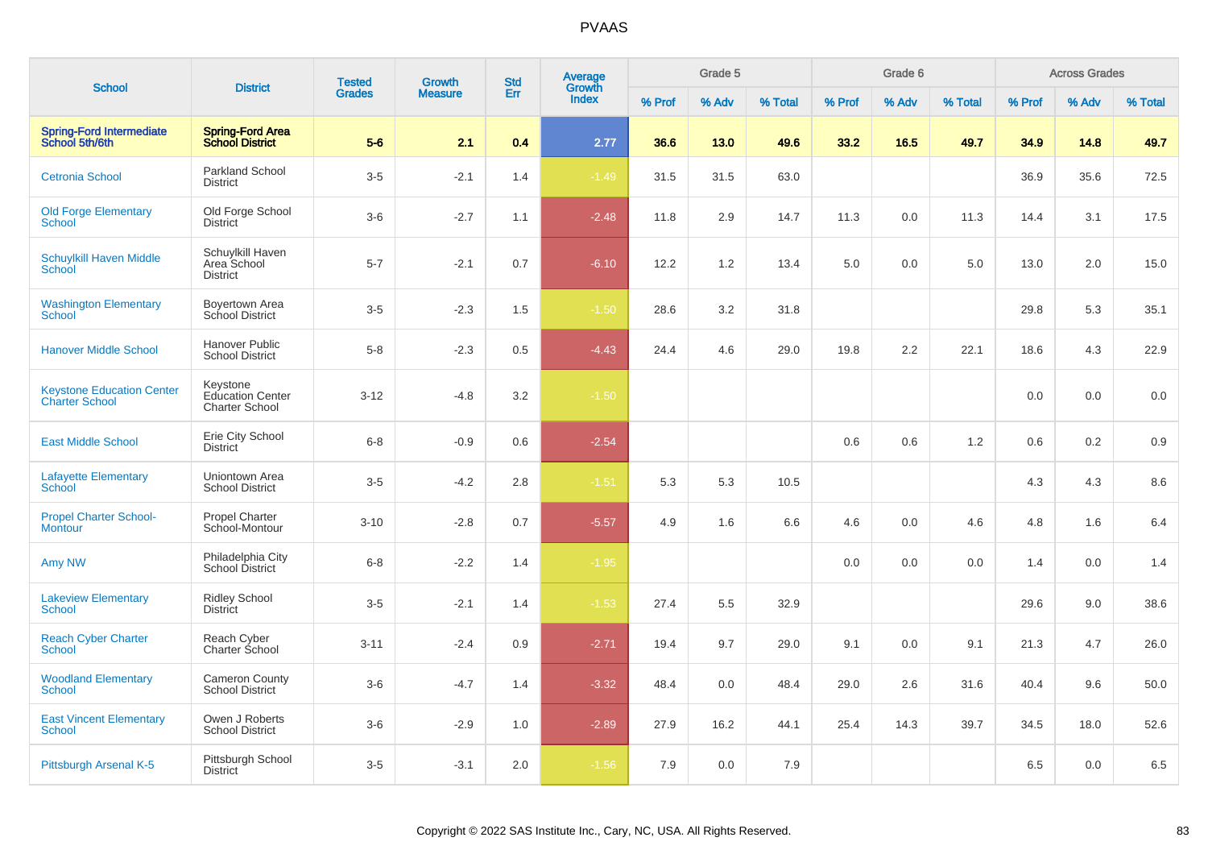# PVAAS

| School | District | Tested Grades | Growth Measure | Std Err | Average Growth Index | Grade 5 | | | Grade 6 | | | Across Grades | | |
|---|---|---|---|---|---|---|---|---|---|---|---|---|---|---|
| | | | | | | % Prof | % Adv | % Total | % Prof | % Adv | % Total | % Prof | % Adv | % Total |
| **Spring-Ford Intermediate School 5th/6th** | **Spring-Ford Area School District** | **5-6** | **2.1** | **0.4** | **2.77** | **36.6** | **13.0** | **49.6** | **33.2** | **16.5** | **49.7** | **34.9** | **14.8** | **49.7** |
| Cetronia School | Parkland School District | 3-5 | -2.1 | 1.4 | -1.49 | 31.5 | 31.5 | 63.0 | | | | 36.9 | 35.6 | 72.5 |
| Old Forge Elementary School | Old Forge School District | 3-6 | -2.7 | 1.1 | -2.48 | 11.8 | 2.9 | 14.7 | 11.3 | 0.0 | 11.3 | 14.4 | 3.1 | 17.5 |
| Schuylkill Haven Middle School | Schuylkill Haven Area School District | 5-7 | -2.1 | 0.7 | -6.10 | 12.2 | 1.2 | 13.4 | 5.0 | 0.0 | 5.0 | 13.0 | 2.0 | 15.0 |
| Washington Elementary School | Boyertown Area School District | 3-5 | -2.3 | 1.5 | -1.50 | 28.6 | 3.2 | 31.8 | | | | 29.8 | 5.3 | 35.1 |
| Hanover Middle School | Hanover Public School District | 5-8 | -2.3 | 0.5 | -4.43 | 24.4 | 4.6 | 29.0 | 19.8 | 2.2 | 22.1 | 18.6 | 4.3 | 22.9 |
| Keystone Education Center Charter School | Keystone Education Center Charter School | 3-12 | -4.8 | 3.2 | -1.50 | | | | | | | 0.0 | 0.0 | 0.0 |
| East Middle School | Erie City School District | 6-8 | -0.9 | 0.6 | -2.54 | | | | 0.6 | 0.6 | 1.2 | 0.6 | 0.2 | 0.9 |
| Lafayette Elementary School | Uniontown Area School District | 3-5 | -4.2 | 2.8 | -1.51 | 5.3 | 5.3 | 10.5 | | | | 4.3 | 4.3 | 8.6 |
| Propel Charter School-Montour | Propel Charter School-Montour | 3-10 | -2.8 | 0.7 | -5.57 | 4.9 | 1.6 | 6.6 | 4.6 | 0.0 | 4.6 | 4.8 | 1.6 | 6.4 |
| Amy NW | Philadelphia City School District | 6-8 | -2.2 | 1.4 | -1.95 | | | | 0.0 | 0.0 | 0.0 | 1.4 | 0.0 | 1.4 |
| Lakeview Elementary School | Ridley School District | 3-5 | -2.1 | 1.4 | -1.53 | 27.4 | 5.5 | 32.9 | | | | 29.6 | 9.0 | 38.6 |
| Reach Cyber Charter School | Reach Cyber Charter School | 3-11 | -2.4 | 0.9 | -2.71 | 19.4 | 9.7 | 29.0 | 9.1 | 0.0 | 9.1 | 21.3 | 4.7 | 26.0 |
| Woodland Elementary School | Cameron County School District | 3-6 | -4.7 | 1.4 | -3.32 | 48.4 | 0.0 | 48.4 | 29.0 | 2.6 | 31.6 | 40.4 | 9.6 | 50.0 |
| East Vincent Elementary School | Owen J Roberts School District | 3-6 | -2.9 | 1.0 | -2.89 | 27.9 | 16.2 | 44.1 | 25.4 | 14.3 | 39.7 | 34.5 | 18.0 | 52.6 |
| Pittsburgh Arsenal K-5 | Pittsburgh School District | 3-5 | -3.1 | 2.0 | -1.56 | 7.9 | 0.0 | 7.9 | | | | 6.5 | 0.0 | 6.5 |

Copyright © 2022 SAS Institute Inc., Cary, NC, USA. All Rights Reserved.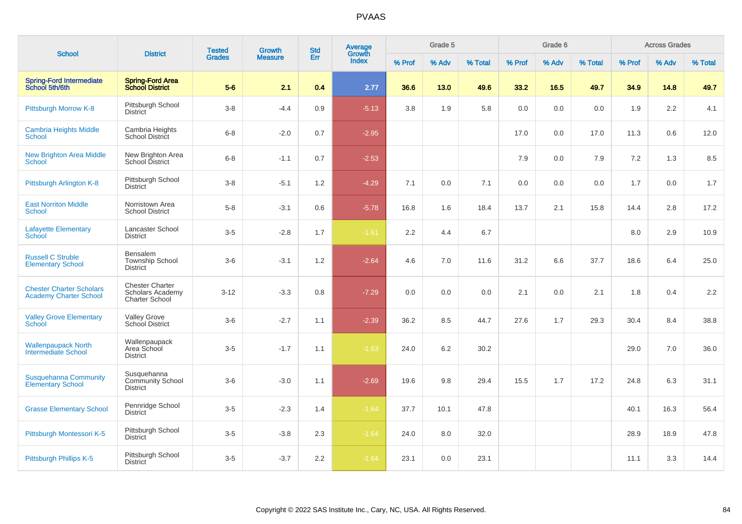| School | District | Tested Grades | Growth Measure | Std Err | Average Growth Index | Grade 5 | | | Grade 6 | | | Across Grades | | |
|---|---|---|---|---|---|---|---|---|---|---|---|---|---|---|
| | | | | | | % Prof | % Adv | % Total | % Prof | % Adv | % Total | % Prof | % Adv | % Total |
| **Spring-Ford Intermediate School 5th/6th** | **Spring-Ford Area School District** | **5-6** | **2.1** | **0.4** | **2.77** | **36.6** | **13.0** | **49.6** | **33.2** | **16.5** | **49.7** | **34.9** | **14.8** | **49.7** |
| Pittsburgh Morrow K-8 | Pittsburgh School District | 3-8 | -4.4 | 0.9 | -5.13 | 3.8 | 1.9 | 5.8 | 0.0 | 0.0 | 0.0 | 1.9 | 2.2 | 4.1 |
| Cambria Heights Middle School | Cambria Heights School District | 6-8 | -2.0 | 0.7 | -2.95 | | | | 17.0 | 0.0 | 17.0 | 11.3 | 0.6 | 12.0 |
| New Brighton Area Middle School | New Brighton Area School District | 6-8 | -1.1 | 0.7 | -2.53 | | | | 7.9 | 0.0 | 7.9 | 7.2 | 1.3 | 8.5 |
| Pittsburgh Arlington K-8 | Pittsburgh School District | 3-8 | -5.1 | 1.2 | -4.29 | 7.1 | 0.0 | 7.1 | 0.0 | 0.0 | 0.0 | 1.7 | 0.0 | 1.7 |
| East Norriton Middle School | Norristown Area School District | 5-8 | -3.1 | 0.6 | -5.78 | 16.8 | 1.6 | 18.4 | 13.7 | 2.1 | 15.8 | 14.4 | 2.8 | 17.2 |
| Lafayette Elementary School | Lancaster School District | 3-5 | -2.8 | 1.7 | -1.61 | 2.2 | 4.4 | 6.7 | | | | 8.0 | 2.9 | 10.9 |
| Russell C Struble Elementary School | Bensalem Township School District | 3-6 | -3.1 | 1.2 | -2.64 | 4.6 | 7.0 | 11.6 | 31.2 | 6.6 | 37.7 | 18.6 | 6.4 | 25.0 |
| Chester Charter Scholars Academy Charter School | Chester Charter Scholars Academy Charter School | 3-12 | -3.3 | 0.8 | -7.29 | 0.0 | 0.0 | 0.0 | 2.1 | 0.0 | 2.1 | 1.8 | 0.4 | 2.2 |
| Valley Grove Elementary School | Valley Grove School District | 3-6 | -2.7 | 1.1 | -2.39 | 36.2 | 8.5 | 44.7 | 27.6 | 1.7 | 29.3 | 30.4 | 8.4 | 38.8 |
| Wallenpaupack North Intermediate School | Wallenpaupack Area School District | 3-5 | -1.7 | 1.1 | -1.63 | 24.0 | 6.2 | 30.2 | | | | 29.0 | 7.0 | 36.0 |
| Susquehanna Community Elementary School | Susquehanna Community School District | 3-6 | -3.0 | 1.1 | -2.69 | 19.6 | 9.8 | 29.4 | 15.5 | 1.7 | 17.2 | 24.8 | 6.3 | 31.1 |
| Grasse Elementary School | Pennridge School District | 3-5 | -2.3 | 1.4 | -1.64 | 37.7 | 10.1 | 47.8 | | | | 40.1 | 16.3 | 56.4 |
| Pittsburgh Montessori K-5 | Pittsburgh School District | 3-5 | -3.8 | 2.3 | -1.64 | 24.0 | 8.0 | 32.0 | | | | 28.9 | 18.9 | 47.8 |
| Pittsburgh Phillips K-5 | Pittsburgh School District | 3-5 | -3.7 | 2.2 | -1.64 | 23.1 | 0.0 | 23.1 | | | | 11.1 | 3.3 | 14.4 |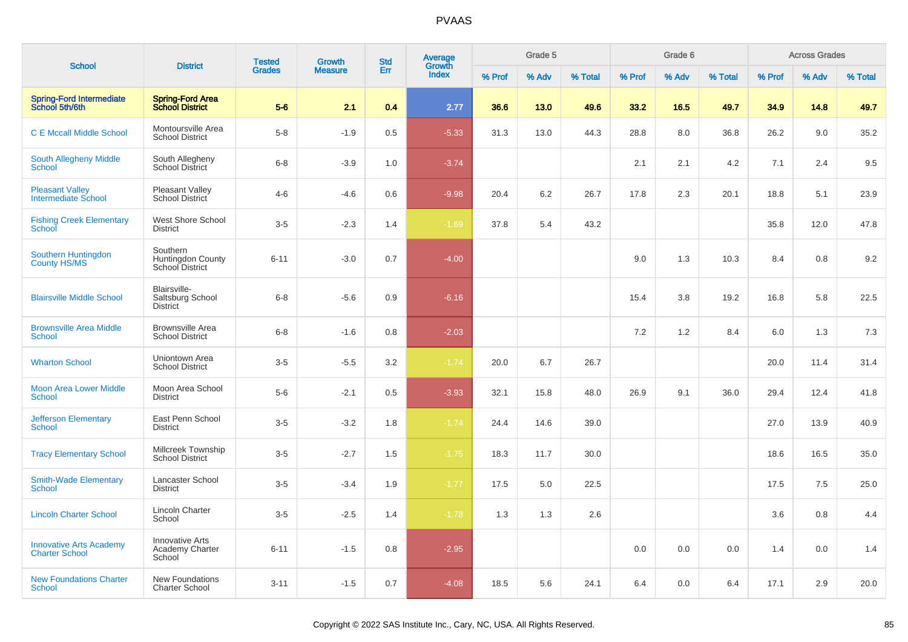# PVAAS

| School | District | Tested Grades | Growth Measure | Std Err | Average Growth Index | Grade 5 | | | Grade 6 | | | Across Grades | | |
|---|---|---|---|---|---|---|---|---|---|---|---|---|---|---|
| | | | | | | % Prof | % Adv | % Total | % Prof | % Adv | % Total | % Prof | % Adv | % Total |
| **Spring-Ford Intermediate School 5th/6th** | **Spring-Ford Area School District** | **5-6** | **2.1** | **0.4** | **2.77** | **36.6** | **13.0** | **49.6** | **33.2** | **16.5** | **49.7** | **34.9** | **14.8** | **49.7** |
| C E Mccall Middle School | Montoursville Area School District | 5-8 | -1.9 | 0.5 | -5.33 | 31.3 | 13.0 | 44.3 | 28.8 | 8.0 | 36.8 | 26.2 | 9.0 | 35.2 |
| South Allegheny Middle School | South Allegheny School District | 6-8 | -3.9 | 1.0 | -3.74 | | | | 2.1 | 2.1 | 4.2 | 7.1 | 2.4 | 9.5 |
| Pleasant Valley Intermediate School | Pleasant Valley School District | 4-6 | -4.6 | 0.6 | -9.98 | 20.4 | 6.2 | 26.7 | 17.8 | 2.3 | 20.1 | 18.8 | 5.1 | 23.9 |
| Fishing Creek Elementary School | West Shore School District | 3-5 | -2.3 | 1.4 | -1.69 | 37.8 | 5.4 | 43.2 | | | | 35.8 | 12.0 | 47.8 |
| Southern Huntingdon County HS/MS | Southern Huntingdon County School District | 6-11 | -3.0 | 0.7 | -4.00 | | | | 9.0 | 1.3 | 10.3 | 8.4 | 0.8 | 9.2 |
| Blairsville Middle School | Blairsville-Saltsburg School District | 6-8 | -5.6 | 0.9 | -6.16 | | | | 15.4 | 3.8 | 19.2 | 16.8 | 5.8 | 22.5 |
| Brownsville Area Middle School | Brownsville Area School District | 6-8 | -1.6 | 0.8 | -2.03 | | | | 7.2 | 1.2 | 8.4 | 6.0 | 1.3 | 7.3 |
| Wharton School | Uniontown Area School District | 3-5 | -5.5 | 3.2 | -1.74 | 20.0 | 6.7 | 26.7 | | | | 20.0 | 11.4 | 31.4 |
| Moon Area Lower Middle School | Moon Area School District | 5-6 | -2.1 | 0.5 | -3.93 | 32.1 | 15.8 | 48.0 | 26.9 | 9.1 | 36.0 | 29.4 | 12.4 | 41.8 |
| Jefferson Elementary School | East Penn School District | 3-5 | -3.2 | 1.8 | -1.74 | 24.4 | 14.6 | 39.0 | | | | 27.0 | 13.9 | 40.9 |
| Tracy Elementary School | Millcreek Township School District | 3-5 | -2.7 | 1.5 | -1.75 | 18.3 | 11.7 | 30.0 | | | | 18.6 | 16.5 | 35.0 |
| Smith-Wade Elementary School | Lancaster School District | 3-5 | -3.4 | 1.9 | -1.77 | 17.5 | 5.0 | 22.5 | | | | 17.5 | 7.5 | 25.0 |
| Lincoln Charter School | Lincoln Charter School | 3-5 | -2.5 | 1.4 | -1.78 | 1.3 | 1.3 | 2.6 | | | | 3.6 | 0.8 | 4.4 |
| Innovative Arts Academy Charter School | Innovative Arts Academy Charter School | 6-11 | -1.5 | 0.8 | -2.95 | | | | 0.0 | 0.0 | 0.0 | 1.4 | 0.0 | 1.4 |
| New Foundations Charter School | New Foundations Charter School | 3-11 | -1.5 | 0.7 | -4.08 | 18.5 | 5.6 | 24.1 | 6.4 | 0.0 | 6.4 | 17.1 | 2.9 | 20.0 |

Copyright © 2022 SAS Institute Inc., Cary, NC, USA. All Rights Reserved.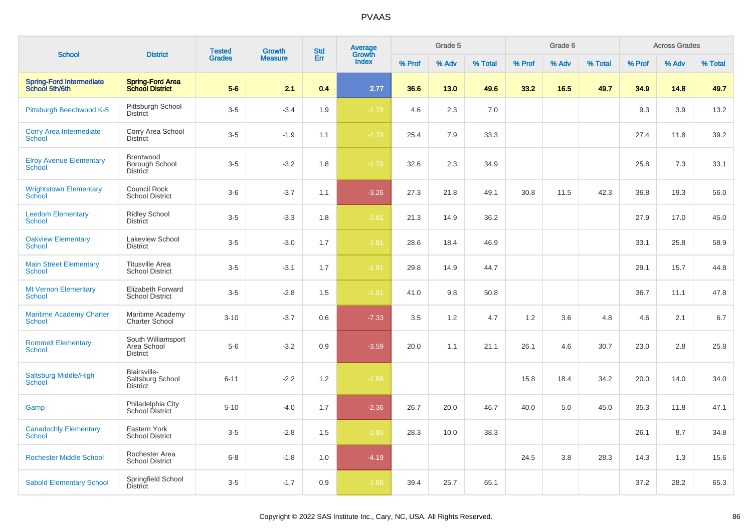# PVAAS

| School | District | Tested Grades | Growth Measure | Std Err | Average Growth Index | Grade 5 | | | Grade 6 | | | Across Grades | | |
|---|---|---|---|---|---|---|---|---|---|---|---|---|---|---|
| | | | | | | % Prof | % Adv | % Total | % Prof | % Adv | % Total | % Prof | % Adv | % Total |
| **Spring-Ford Intermediate School 5th/6th** | **Spring-Ford Area School District** | **5-6** | **2.1** | **0.4** | **2.77** | **36.6** | **13.0** | **49.6** | **33.2** | **16.5** | **49.7** | **34.9** | **14.8** | **49.7** |
| Pittsburgh Beechwood K-5 | Pittsburgh School District | 3-5 | -3.4 | 1.9 | -1.79 | 4.6 | 2.3 | 7.0 | | | | 9.3 | 3.9 | 13.2 |
| Corry Area Intermediate School | Corry Area School District | 3-5 | -1.9 | 1.1 | -1.79 | 25.4 | 7.9 | 33.3 | | | | 27.4 | 11.8 | 39.2 |
| Elroy Avenue Elementary School | Brentwood Borough School District | 3-5 | -3.2 | 1.8 | -1.79 | 32.6 | 2.3 | 34.9 | | | | 25.8 | 7.3 | 33.1 |
| Wrightstown Elementary School | Council Rock School District | 3-6 | -3.7 | 1.1 | -3.26 | 27.3 | 21.8 | 49.1 | 30.8 | 11.5 | 42.3 | 36.8 | 19.3 | 56.0 |
| Leedom Elementary School | Ridley School District | 3-5 | -3.3 | 1.8 | -1.81 | 21.3 | 14.9 | 36.2 | | | | 27.9 | 17.0 | 45.0 |
| Oakview Elementary School | Lakeview School District | 3-5 | -3.0 | 1.7 | -1.81 | 28.6 | 18.4 | 46.9 | | | | 33.1 | 25.8 | 58.9 |
| Main Street Elementary School | Titusville Area School District | 3-5 | -3.1 | 1.7 | -1.81 | 29.8 | 14.9 | 44.7 | | | | 29.1 | 15.7 | 44.8 |
| Mt Vernon Elementary School | Elizabeth Forward School District | 3-5 | -2.8 | 1.5 | -1.81 | 41.0 | 9.8 | 50.8 | | | | 36.7 | 11.1 | 47.8 |
| Maritime Academy Charter School | Maritime Academy Charter School | 3-10 | -3.7 | 0.6 | -7.33 | 3.5 | 1.2 | 4.7 | 1.2 | 3.6 | 4.8 | 4.6 | 2.1 | 6.7 |
| Rommelt Elementary School | South Williamsport Area School District | 5-6 | -3.2 | 0.9 | -3.59 | 20.0 | 1.1 | 21.1 | 26.1 | 4.6 | 30.7 | 23.0 | 2.8 | 25.8 |
| Saltsburg Middle/High School | Blairsville-Saltsburg School District | 6-11 | -2.2 | 1.2 | -1.88 | | | | 15.8 | 18.4 | 34.2 | 20.0 | 14.0 | 34.0 |
| Gamp | Philadelphia City School District | 5-10 | -4.0 | 1.7 | -2.36 | 26.7 | 20.0 | 46.7 | 40.0 | 5.0 | 45.0 | 35.3 | 11.8 | 47.1 |
| Canadochly Elementary School | Eastern York School District | 3-5 | -2.8 | 1.5 | -1.85 | 28.3 | 10.0 | 38.3 | | | | 26.1 | 8.7 | 34.8 |
| Rochester Middle School | Rochester Area School District | 6-8 | -1.8 | 1.0 | -4.19 | | | | 24.5 | 3.8 | 28.3 | 14.3 | 1.3 | 15.6 |
| Sabold Elementary School | Springfield School District | 3-5 | -1.7 | 0.9 | -1.88 | 39.4 | 25.7 | 65.1 | | | | 37.2 | 28.2 | 65.3 |

Copyright © 2022 SAS Institute Inc., Cary, NC, USA. All Rights Reserved.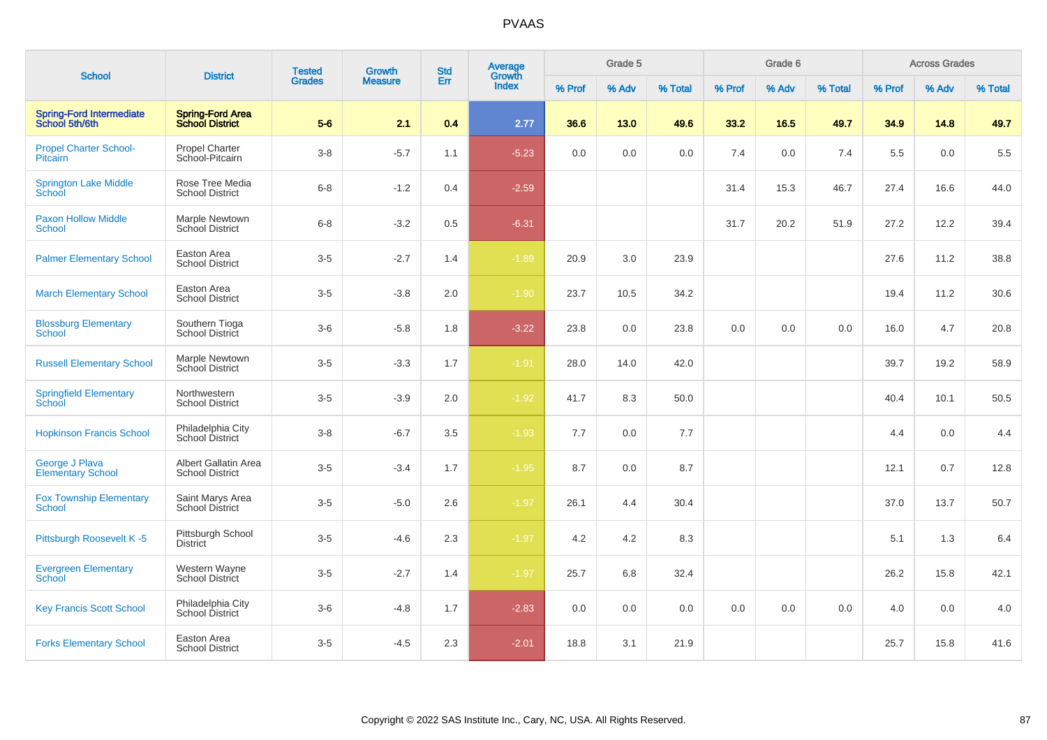# PVAAS

| School | District | Tested Grades | Growth Measure | Std Err | Average Growth Index | Grade 5 | | | Grade 6 | | | Across Grades | | |
|---|---|---|---|---|---|---|---|---|---|---|---|---|---|---|
| | | | | | | % Prof | % Adv | % Total | % Prof | % Adv | % Total | % Prof | % Adv | % Total |
| **Spring-Ford Intermediate School 5th/6th** | **Spring-Ford Area School District** | **5-6** | **2.1** | **0.4** | **2.77** | **36.6** | **13.0** | **49.6** | **33.2** | **16.5** | **49.7** | **34.9** | **14.8** | **49.7** |
| Propel Charter School-Pitcairn | Propel Charter School-Pitcairn | 3-8 | -5.7 | 1.1 | -5.23 | 0.0 | 0.0 | 0.0 | 7.4 | 0.0 | 7.4 | 5.5 | 0.0 | 5.5 |
| Springton Lake Middle School | Rose Tree Media School District | 6-8 | -1.2 | 0.4 | -2.59 | | | | 31.4 | 15.3 | 46.7 | 27.4 | 16.6 | 44.0 |
| Paxon Hollow Middle School | Marple Newtown School District | 6-8 | -3.2 | 0.5 | -6.31 | | | | 31.7 | 20.2 | 51.9 | 27.2 | 12.2 | 39.4 |
| Palmer Elementary School | Easton Area School District | 3-5 | -2.7 | 1.4 | -1.89 | 20.9 | 3.0 | 23.9 | | | | 27.6 | 11.2 | 38.8 |
| March Elementary School | Easton Area School District | 3-5 | -3.8 | 2.0 | -1.90 | 23.7 | 10.5 | 34.2 | | | | 19.4 | 11.2 | 30.6 |
| Blossburg Elementary School | Southern Tioga School District | 3-6 | -5.8 | 1.8 | -3.22 | 23.8 | 0.0 | 23.8 | 0.0 | 0.0 | 0.0 | 16.0 | 4.7 | 20.8 |
| Russell Elementary School | Marple Newtown School District | 3-5 | -3.3 | 1.7 | -1.91 | 28.0 | 14.0 | 42.0 | | | | 39.7 | 19.2 | 58.9 |
| Springfield Elementary School | Northwestern School District | 3-5 | -3.9 | 2.0 | -1.92 | 41.7 | 8.3 | 50.0 | | | | 40.4 | 10.1 | 50.5 |
| Hopkinson Francis School | Philadelphia City School District | 3-8 | -6.7 | 3.5 | -1.93 | 7.7 | 0.0 | 7.7 | | | | 4.4 | 0.0 | 4.4 |
| George J Plava Elementary School | Albert Gallatin Area School District | 3-5 | -3.4 | 1.7 | -1.95 | 8.7 | 0.0 | 8.7 | | | | 12.1 | 0.7 | 12.8 |
| Fox Township Elementary School | Saint Marys Area School District | 3-5 | -5.0 | 2.6 | -1.97 | 26.1 | 4.4 | 30.4 | | | | 37.0 | 13.7 | 50.7 |
| Pittsburgh Roosevelt K -5 | Pittsburgh School District | 3-5 | -4.6 | 2.3 | -1.97 | 4.2 | 4.2 | 8.3 | | | | 5.1 | 1.3 | 6.4 |
| Evergreen Elementary School | Western Wayne School District | 3-5 | -2.7 | 1.4 | -1.97 | 25.7 | 6.8 | 32.4 | | | | 26.2 | 15.8 | 42.1 |
| Key Francis Scott School | Philadelphia City School District | 3-6 | -4.8 | 1.7 | -2.83 | 0.0 | 0.0 | 0.0 | 0.0 | 0.0 | 0.0 | 4.0 | 0.0 | 4.0 |
| Forks Elementary School | Easton Area School District | 3-5 | -4.5 | 2.3 | -2.01 | 18.8 | 3.1 | 21.9 | | | | 25.7 | 15.8 | 41.6 |

Copyright © 2022 SAS Institute Inc., Cary, NC, USA. All Rights Reserved.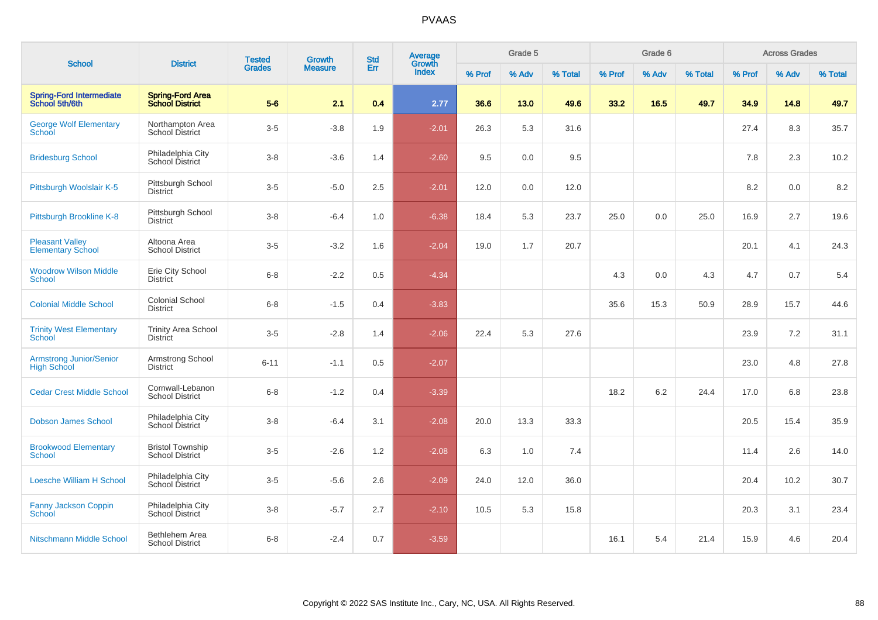# PVAAS

| School | District | Tested Grades | Growth Measure | Std Err | Average Growth Index | Grade 5 | | | Grade 6 | | | Across Grades | | |
|---|---|---|---|---|---|---|---|---|---|---|---|---|---|---|
| | | | | | | % Prof | % Adv | % Total | % Prof | % Adv | % Total | % Prof | % Adv | % Total |
| **Spring-Ford Intermediate School 5th/6th** | **Spring-Ford Area School District** | **5-6** | **2.1** | **0.4** | **2.77** | **36.6** | **13.0** | **49.6** | **33.2** | **16.5** | **49.7** | **34.9** | **14.8** | **49.7** |
| George Wolf Elementary School | Northampton Area School District | 3-5 | -3.8 | 1.9 | -2.01 | 26.3 | 5.3 | 31.6 | | | | 27.4 | 8.3 | 35.7 |
| Bridesburg School | Philadelphia City School District | 3-8 | -3.6 | 1.4 | -2.60 | 9.5 | 0.0 | 9.5 | | | | 7.8 | 2.3 | 10.2 |
| Pittsburgh Woolslair K-5 | Pittsburgh School District | 3-5 | -5.0 | 2.5 | -2.01 | 12.0 | 0.0 | 12.0 | | | | 8.2 | 0.0 | 8.2 |
| Pittsburgh Brookline K-8 | Pittsburgh School District | 3-8 | -6.4 | 1.0 | -6.38 | 18.4 | 5.3 | 23.7 | 25.0 | 0.0 | 25.0 | 16.9 | 2.7 | 19.6 |
| Pleasant Valley Elementary School | Altoona Area School District | 3-5 | -3.2 | 1.6 | -2.04 | 19.0 | 1.7 | 20.7 | | | | 20.1 | 4.1 | 24.3 |
| Woodrow Wilson Middle School | Erie City School District | 6-8 | -2.2 | 0.5 | -4.34 | | | | 4.3 | 0.0 | 4.3 | 4.7 | 0.7 | 5.4 |
| Colonial Middle School | Colonial School District | 6-8 | -1.5 | 0.4 | -3.83 | | | | 35.6 | 15.3 | 50.9 | 28.9 | 15.7 | 44.6 |
| Trinity West Elementary School | Trinity Area School District | 3-5 | -2.8 | 1.4 | -2.06 | 22.4 | 5.3 | 27.6 | | | | 23.9 | 7.2 | 31.1 |
| Armstrong Junior/Senior High School | Armstrong School District | 6-11 | -1.1 | 0.5 | -2.07 | | | | | | | 23.0 | 4.8 | 27.8 |
| Cedar Crest Middle School | Cornwall-Lebanon School District | 6-8 | -1.2 | 0.4 | -3.39 | | | | 18.2 | 6.2 | 24.4 | 17.0 | 6.8 | 23.8 |
| Dobson James School | Philadelphia City School District | 3-8 | -6.4 | 3.1 | -2.08 | 20.0 | 13.3 | 33.3 | | | | 20.5 | 15.4 | 35.9 |
| Brookwood Elementary School | Bristol Township School District | 3-5 | -2.6 | 1.2 | -2.08 | 6.3 | 1.0 | 7.4 | | | | 11.4 | 2.6 | 14.0 |
| Loesche William H School | Philadelphia City School District | 3-5 | -5.6 | 2.6 | -2.09 | 24.0 | 12.0 | 36.0 | | | | 20.4 | 10.2 | 30.7 |
| Fanny Jackson Coppin School | Philadelphia City School District | 3-8 | -5.7 | 2.7 | -2.10 | 10.5 | 5.3 | 15.8 | | | | 20.3 | 3.1 | 23.4 |
| Nitschmann Middle School | Bethlehem Area School District | 6-8 | -2.4 | 0.7 | -3.59 | | | | 16.1 | 5.4 | 21.4 | 15.9 | 4.6 | 20.4 |

Copyright © 2022 SAS Institute Inc., Cary, NC, USA. All Rights Reserved.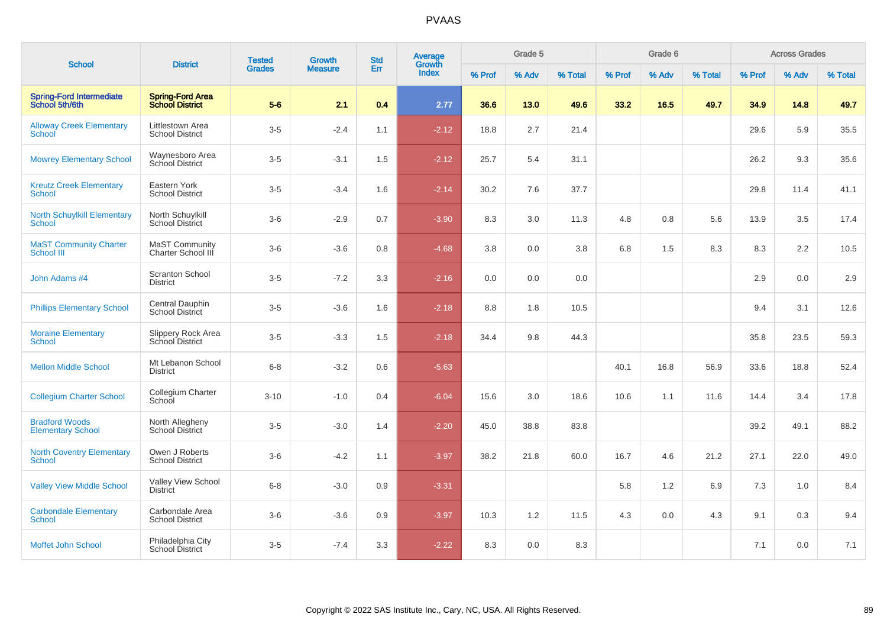# PVAAS

| School | District | Tested Grades | Growth Measure | Std Err | Average Growth Index | Grade 5 | | | Grade 6 | | | Across Grades | | |
|---|---|---|---|---|---|---|---|---|---|---|---|---|---|---|
| | | | | | | % Prof | % Adv | % Total | % Prof | % Adv | % Total | % Prof | % Adv | % Total |
| **Spring-Ford Intermediate School 5th/6th** | **Spring-Ford Area School District** | **5-6** | **2.1** | **0.4** | **2.77** | **36.6** | **13.0** | **49.6** | **33.2** | **16.5** | **49.7** | **34.9** | **14.8** | **49.7** |
| Alloway Creek Elementary School | Littlestown Area School District | 3-5 | -2.4 | 1.1 | -2.12 | 18.8 | 2.7 | 21.4 | | | | 29.6 | 5.9 | 35.5 |
| Mowrey Elementary School | Waynesboro Area School District | 3-5 | -3.1 | 1.5 | -2.12 | 25.7 | 5.4 | 31.1 | | | | 26.2 | 9.3 | 35.6 |
| Kreutz Creek Elementary School | Eastern York School District | 3-5 | -3.4 | 1.6 | -2.14 | 30.2 | 7.6 | 37.7 | | | | 29.8 | 11.4 | 41.1 |
| North Schuylkill Elementary School | North Schuylkill School District | 3-6 | -2.9 | 0.7 | -3.90 | 8.3 | 3.0 | 11.3 | 4.8 | 0.8 | 5.6 | 13.9 | 3.5 | 17.4 |
| MaST Community Charter School III | MaST Community Charter School III | 3-6 | -3.6 | 0.8 | -4.68 | 3.8 | 0.0 | 3.8 | 6.8 | 1.5 | 8.3 | 8.3 | 2.2 | 10.5 |
| John Adams #4 | Scranton School District | 3-5 | -7.2 | 3.3 | -2.16 | 0.0 | 0.0 | 0.0 | | | | 2.9 | 0.0 | 2.9 |
| Phillips Elementary School | Central Dauphin School District | 3-5 | -3.6 | 1.6 | -2.18 | 8.8 | 1.8 | 10.5 | | | | 9.4 | 3.1 | 12.6 |
| Moraine Elementary School | Slippery Rock Area School District | 3-5 | -3.3 | 1.5 | -2.18 | 34.4 | 9.8 | 44.3 | | | | 35.8 | 23.5 | 59.3 |
| Mellon Middle School | Mt Lebanon School District | 6-8 | -3.2 | 0.6 | -5.63 | | | | 40.1 | 16.8 | 56.9 | 33.6 | 18.8 | 52.4 |
| Collegium Charter School | Collegium Charter School | 3-10 | -1.0 | 0.4 | -6.04 | 15.6 | 3.0 | 18.6 | 10.6 | 1.1 | 11.6 | 14.4 | 3.4 | 17.8 |
| Bradford Woods Elementary School | North Allegheny School District | 3-5 | -3.0 | 1.4 | -2.20 | 45.0 | 38.8 | 83.8 | | | | 39.2 | 49.1 | 88.2 |
| North Coventry Elementary School | Owen J Roberts School District | 3-6 | -4.2 | 1.1 | -3.97 | 38.2 | 21.8 | 60.0 | 16.7 | 4.6 | 21.2 | 27.1 | 22.0 | 49.0 |
| Valley View Middle School | Valley View School District | 6-8 | -3.0 | 0.9 | -3.31 | | | | 5.8 | 1.2 | 6.9 | 7.3 | 1.0 | 8.4 |
| Carbondale Elementary School | Carbondale Area School District | 3-6 | -3.6 | 0.9 | -3.97 | 10.3 | 1.2 | 11.5 | 4.3 | 0.0 | 4.3 | 9.1 | 0.3 | 9.4 |
| Moffet John School | Philadelphia City School District | 3-5 | -7.4 | 3.3 | -2.22 | 8.3 | 0.0 | 8.3 | | | | 7.1 | 0.0 | 7.1 |

Copyright © 2022 SAS Institute Inc., Cary, NC, USA. All Rights Reserved.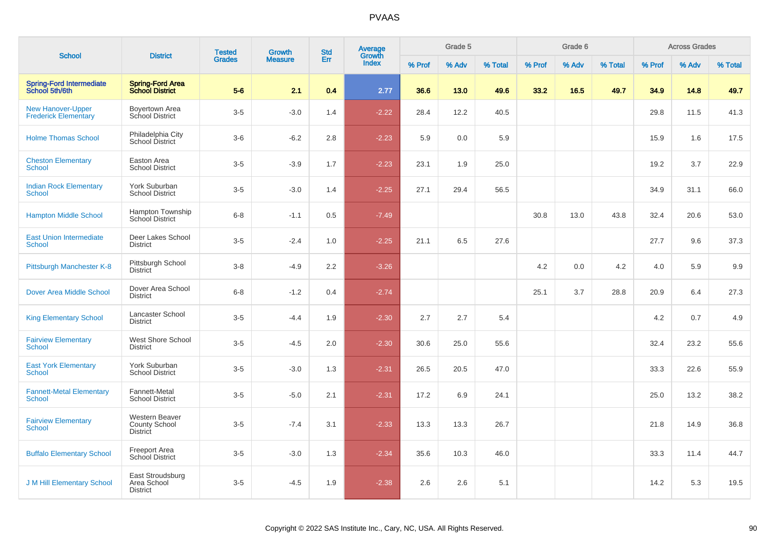# PVAAS

| School | District | Tested Grades | Growth Measure | Std Err | Average Growth Index | Grade 5 | | | Grade 6 | | | Across Grades | | |
|---|---|---|---|---|---|---|---|---|---|---|---|---|---|---|
| | | | | | | % Prof | % Adv | % Total | % Prof | % Adv | % Total | % Prof | % Adv | % Total |
| **Spring-Ford Intermediate School 5th/6th** | **Spring-Ford Area School District** | **5-6** | **2.1** | **0.4** | **2.77** | **36.6** | **13.0** | **49.6** | **33.2** | **16.5** | **49.7** | **34.9** | **14.8** | **49.7** |
| New Hanover-Upper Frederick Elementary | Boyertown Area School District | 3-5 | -3.0 | 1.4 | -2.22 | 28.4 | 12.2 | 40.5 | | | | 29.8 | 11.5 | 41.3 |
| Holme Thomas School | Philadelphia City School District | 3-6 | -6.2 | 2.8 | -2.23 | 5.9 | 0.0 | 5.9 | | | | 15.9 | 1.6 | 17.5 |
| Cheston Elementary School | Easton Area School District | 3-5 | -3.9 | 1.7 | -2.23 | 23.1 | 1.9 | 25.0 | | | | 19.2 | 3.7 | 22.9 |
| Indian Rock Elementary School | York Suburban School District | 3-5 | -3.0 | 1.4 | -2.25 | 27.1 | 29.4 | 56.5 | | | | 34.9 | 31.1 | 66.0 |
| Hampton Middle School | Hampton Township School District | 6-8 | -1.1 | 0.5 | -7.49 | | | | 30.8 | 13.0 | 43.8 | 32.4 | 20.6 | 53.0 |
| East Union Intermediate School | Deer Lakes School District | 3-5 | -2.4 | 1.0 | -2.25 | 21.1 | 6.5 | 27.6 | | | | 27.7 | 9.6 | 37.3 |
| Pittsburgh Manchester K-8 | Pittsburgh School District | 3-8 | -4.9 | 2.2 | -3.26 | | | | 4.2 | 0.0 | 4.2 | 4.0 | 5.9 | 9.9 |
| Dover Area Middle School | Dover Area School District | 6-8 | -1.2 | 0.4 | -2.74 | | | | 25.1 | 3.7 | 28.8 | 20.9 | 6.4 | 27.3 |
| King Elementary School | Lancaster School District | 3-5 | -4.4 | 1.9 | -2.30 | 2.7 | 2.7 | 5.4 | | | | 4.2 | 0.7 | 4.9 |
| Fairview Elementary School | West Shore School District | 3-5 | -4.5 | 2.0 | -2.30 | 30.6 | 25.0 | 55.6 | | | | 32.4 | 23.2 | 55.6 |
| East York Elementary School | York Suburban School District | 3-5 | -3.0 | 1.3 | -2.31 | 26.5 | 20.5 | 47.0 | | | | 33.3 | 22.6 | 55.9 |
| Fannett-Metal Elementary School | Fannett-Metal School District | 3-5 | -5.0 | 2.1 | -2.31 | 17.2 | 6.9 | 24.1 | | | | 25.0 | 13.2 | 38.2 |
| Fairview Elementary School | Western Beaver County School District | 3-5 | -7.4 | 3.1 | -2.33 | 13.3 | 13.3 | 26.7 | | | | 21.8 | 14.9 | 36.8 |
| Buffalo Elementary School | Freeport Area School District | 3-5 | -3.0 | 1.3 | -2.34 | 35.6 | 10.3 | 46.0 | | | | 33.3 | 11.4 | 44.7 |
| J M Hill Elementary School | East Stroudsburg Area School District | 3-5 | -4.5 | 1.9 | -2.38 | 2.6 | 2.6 | 5.1 | | | | 14.2 | 5.3 | 19.5 |

Copyright © 2022 SAS Institute Inc., Cary, NC, USA. All Rights Reserved.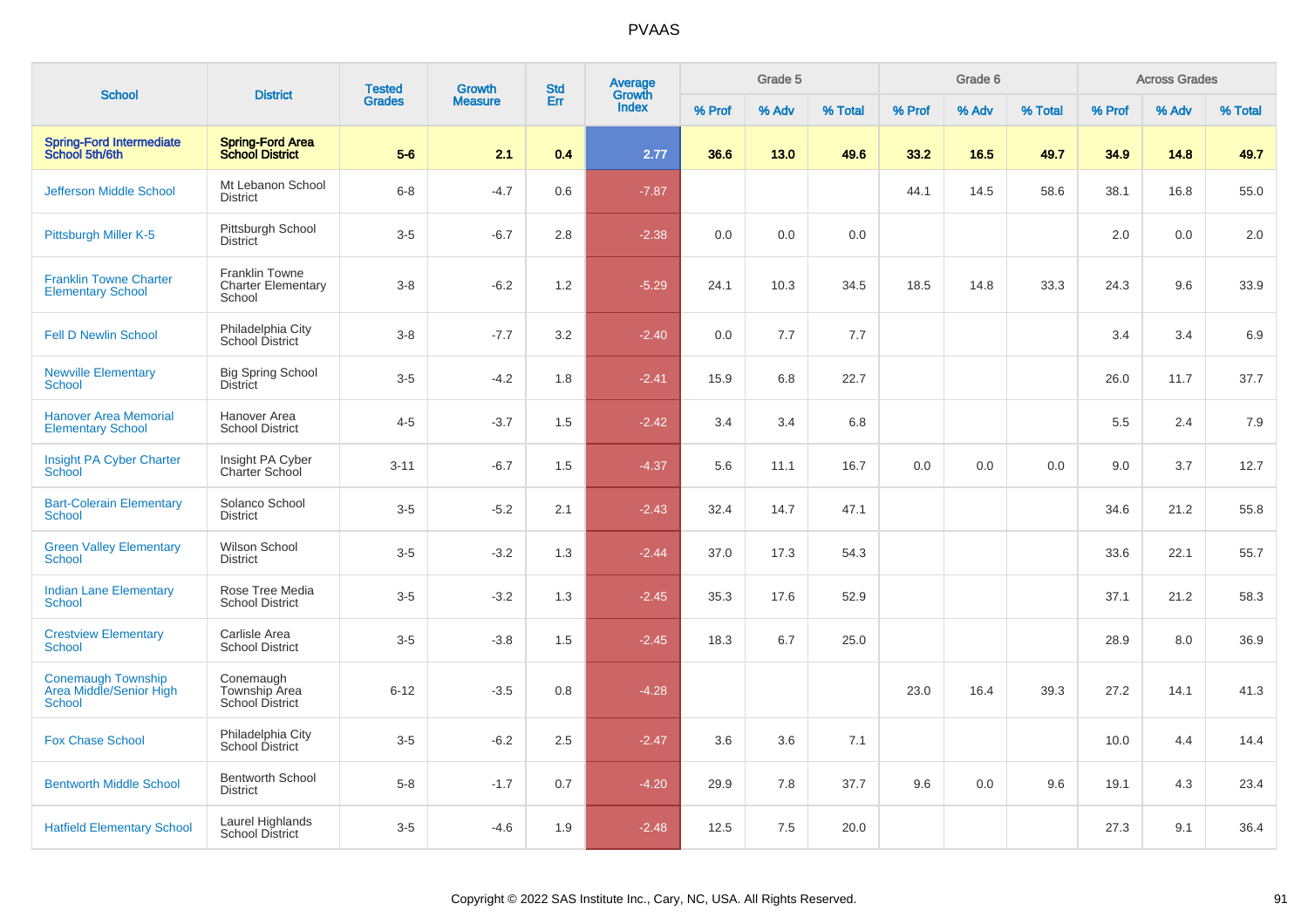# PVAAS

| School | District | Tested Grades | Growth Measure | Std Err | Average Growth Index | Grade 5 | | | Grade 6 | | | Across Grades | | |
|---|---|---|---|---|---|---|---|---|---|---|---|---|---|---|
| | | | | | | % Prof | % Adv | % Total | % Prof | % Adv | % Total | % Prof | % Adv | % Total |
| **Spring-Ford Intermediate School 5th/6th** | **Spring-Ford Area School District** | **5-6** | **2.1** | **0.4** | **2.77** | **36.6** | **13.0** | **49.6** | **33.2** | **16.5** | **49.7** | **34.9** | **14.8** | **49.7** |
| Jefferson Middle School | Mt Lebanon School District | 6-8 | -4.7 | 0.6 | -7.87 | | | | 44.1 | 14.5 | 58.6 | 38.1 | 16.8 | 55.0 |
| Pittsburgh Miller K-5 | Pittsburgh School District | 3-5 | -6.7 | 2.8 | -2.38 | 0.0 | 0.0 | 0.0 | | | | 2.0 | 0.0 | 2.0 |
| Franklin Towne Charter Elementary School | Franklin Towne Charter Elementary School | 3-8 | -6.2 | 1.2 | -5.29 | 24.1 | 10.3 | 34.5 | 18.5 | 14.8 | 33.3 | 24.3 | 9.6 | 33.9 |
| Fell D Newlin School | Philadelphia City School District | 3-8 | -7.7 | 3.2 | -2.40 | 0.0 | 7.7 | 7.7 | | | | 3.4 | 3.4 | 6.9 |
| Newville Elementary School | Big Spring School District | 3-5 | -4.2 | 1.8 | -2.41 | 15.9 | 6.8 | 22.7 | | | | 26.0 | 11.7 | 37.7 |
| Hanover Area Memorial Elementary School | Hanover Area School District | 4-5 | -3.7 | 1.5 | -2.42 | 3.4 | 3.4 | 6.8 | | | | 5.5 | 2.4 | 7.9 |
| Insight PA Cyber Charter School | Insight PA Cyber Charter School | 3-11 | -6.7 | 1.5 | -4.37 | 5.6 | 11.1 | 16.7 | 0.0 | 0.0 | 0.0 | 9.0 | 3.7 | 12.7 |
| Bart-Colerain Elementary School | Solanco School District | 3-5 | -5.2 | 2.1 | -2.43 | 32.4 | 14.7 | 47.1 | | | | 34.6 | 21.2 | 55.8 |
| Green Valley Elementary School | Wilson School District | 3-5 | -3.2 | 1.3 | -2.44 | 37.0 | 17.3 | 54.3 | | | | 33.6 | 22.1 | 55.7 |
| Indian Lane Elementary School | Rose Tree Media School District | 3-5 | -3.2 | 1.3 | -2.45 | 35.3 | 17.6 | 52.9 | | | | 37.1 | 21.2 | 58.3 |
| Crestview Elementary School | Carlisle Area School District | 3-5 | -3.8 | 1.5 | -2.45 | 18.3 | 6.7 | 25.0 | | | | 28.9 | 8.0 | 36.9 |
| Conemaugh Township Area Middle/Senior High School | Conemaugh Township Area School District | 6-12 | -3.5 | 0.8 | -4.28 | | | | 23.0 | 16.4 | 39.3 | 27.2 | 14.1 | 41.3 |
| Fox Chase School | Philadelphia City School District | 3-5 | -6.2 | 2.5 | -2.47 | 3.6 | 3.6 | 7.1 | | | | 10.0 | 4.4 | 14.4 |
| Bentworth Middle School | Bentworth School District | 5-8 | -1.7 | 0.7 | -4.20 | 29.9 | 7.8 | 37.7 | 9.6 | 0.0 | 9.6 | 19.1 | 4.3 | 23.4 |
| Hatfield Elementary School | Laurel Highlands School District | 3-5 | -4.6 | 1.9 | -2.48 | 12.5 | 7.5 | 20.0 | | | | 27.3 | 9.1 | 36.4 |

Copyright © 2022 SAS Institute Inc., Cary, NC, USA. All Rights Reserved.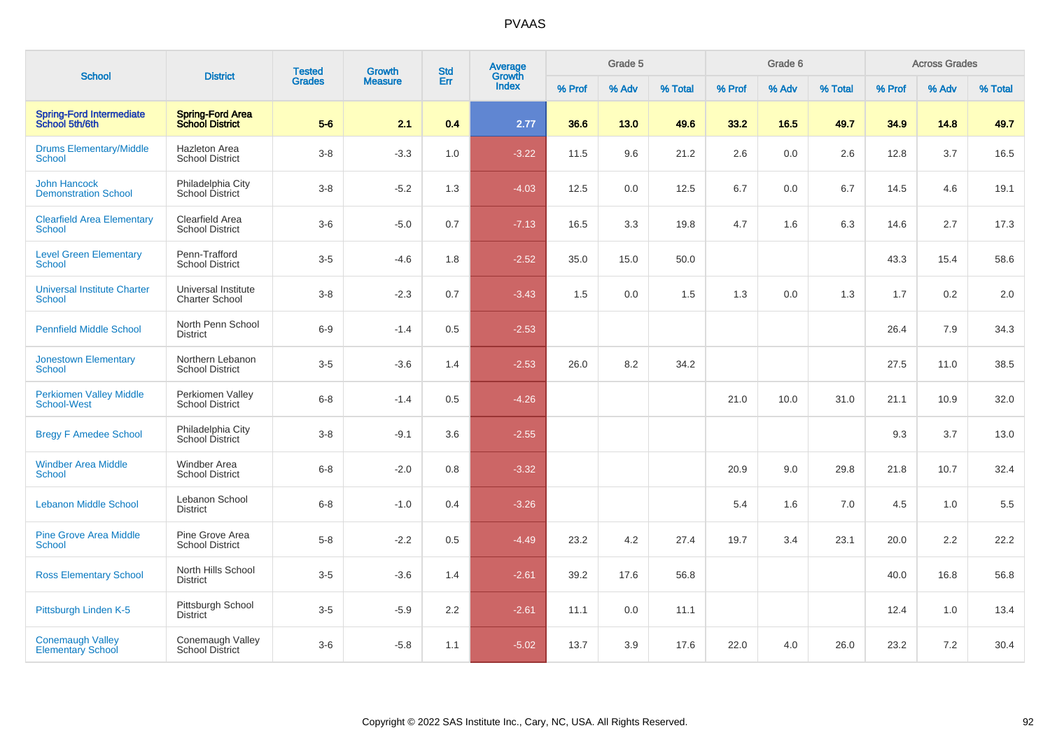| School | District | Tested Grades | Growth Measure | Std Err | Average Growth Index | Grade 5 | | | Grade 6 | | | Across Grades | | |
|---|---|---|---|---|---|---|---|---|---|---|---|---|---|---|
| | | | | | | % Prof | % Adv | % Total | % Prof | % Adv | % Total | % Prof | % Adv | % Total |
| **Spring-Ford Intermediate School 5th/6th** | **Spring-Ford Area School District** | **5-6** | **2.1** | **0.4** | **2.77** | **36.6** | **13.0** | **49.6** | **33.2** | **16.5** | **49.7** | **34.9** | **14.8** | **49.7** |
| Drums Elementary/Middle School | Hazleton Area School District | 3-8 | -3.3 | 1.0 | -3.22 | 11.5 | 9.6 | 21.2 | 2.6 | 0.0 | 2.6 | 12.8 | 3.7 | 16.5 |
| John Hancock Demonstration School | Philadelphia City School District | 3-8 | -5.2 | 1.3 | -4.03 | 12.5 | 0.0 | 12.5 | 6.7 | 0.0 | 6.7 | 14.5 | 4.6 | 19.1 |
| Clearfield Area Elementary School | Clearfield Area School District | 3-6 | -5.0 | 0.7 | -7.13 | 16.5 | 3.3 | 19.8 | 4.7 | 1.6 | 6.3 | 14.6 | 2.7 | 17.3 |
| Level Green Elementary School | Penn-Trafford School District | 3-5 | -4.6 | 1.8 | -2.52 | 35.0 | 15.0 | 50.0 | | | | 43.3 | 15.4 | 58.6 |
| Universal Institute Charter School | Universal Institute Charter School | 3-8 | -2.3 | 0.7 | -3.43 | 1.5 | 0.0 | 1.5 | 1.3 | 0.0 | 1.3 | 1.7 | 0.2 | 2.0 |
| Pennfield Middle School | North Penn School District | 6-9 | -1.4 | 0.5 | -2.53 | | | | | | | 26.4 | 7.9 | 34.3 |
| Jonestown Elementary School | Northern Lebanon School District | 3-5 | -3.6 | 1.4 | -2.53 | 26.0 | 8.2 | 34.2 | | | | 27.5 | 11.0 | 38.5 |
| Perkiomen Valley Middle School-West | Perkiomen Valley School District | 6-8 | -1.4 | 0.5 | -4.26 | | | | 21.0 | 10.0 | 31.0 | 21.1 | 10.9 | 32.0 |
| Bregy F Amedee School | Philadelphia City School District | 3-8 | -9.1 | 3.6 | -2.55 | | | | | | | 9.3 | 3.7 | 13.0 |
| Windber Area Middle School | Windber Area School District | 6-8 | -2.0 | 0.8 | -3.32 | | | | 20.9 | 9.0 | 29.8 | 21.8 | 10.7 | 32.4 |
| Lebanon Middle School | Lebanon School District | 6-8 | -1.0 | 0.4 | -3.26 | | | | 5.4 | 1.6 | 7.0 | 4.5 | 1.0 | 5.5 |
| Pine Grove Area Middle School | Pine Grove Area School District | 5-8 | -2.2 | 0.5 | -4.49 | 23.2 | 4.2 | 27.4 | 19.7 | 3.4 | 23.1 | 20.0 | 2.2 | 22.2 |
| Ross Elementary School | North Hills School District | 3-5 | -3.6 | 1.4 | -2.61 | 39.2 | 17.6 | 56.8 | | | | 40.0 | 16.8 | 56.8 |
| Pittsburgh Linden K-5 | Pittsburgh School District | 3-5 | -5.9 | 2.2 | -2.61 | 11.1 | 0.0 | 11.1 | | | | 12.4 | 1.0 | 13.4 |
| Conemaugh Valley Elementary School | Conemaugh Valley School District | 3-6 | -5.8 | 1.1 | -5.02 | 13.7 | 3.9 | 17.6 | 22.0 | 4.0 | 26.0 | 23.2 | 7.2 | 30.4 |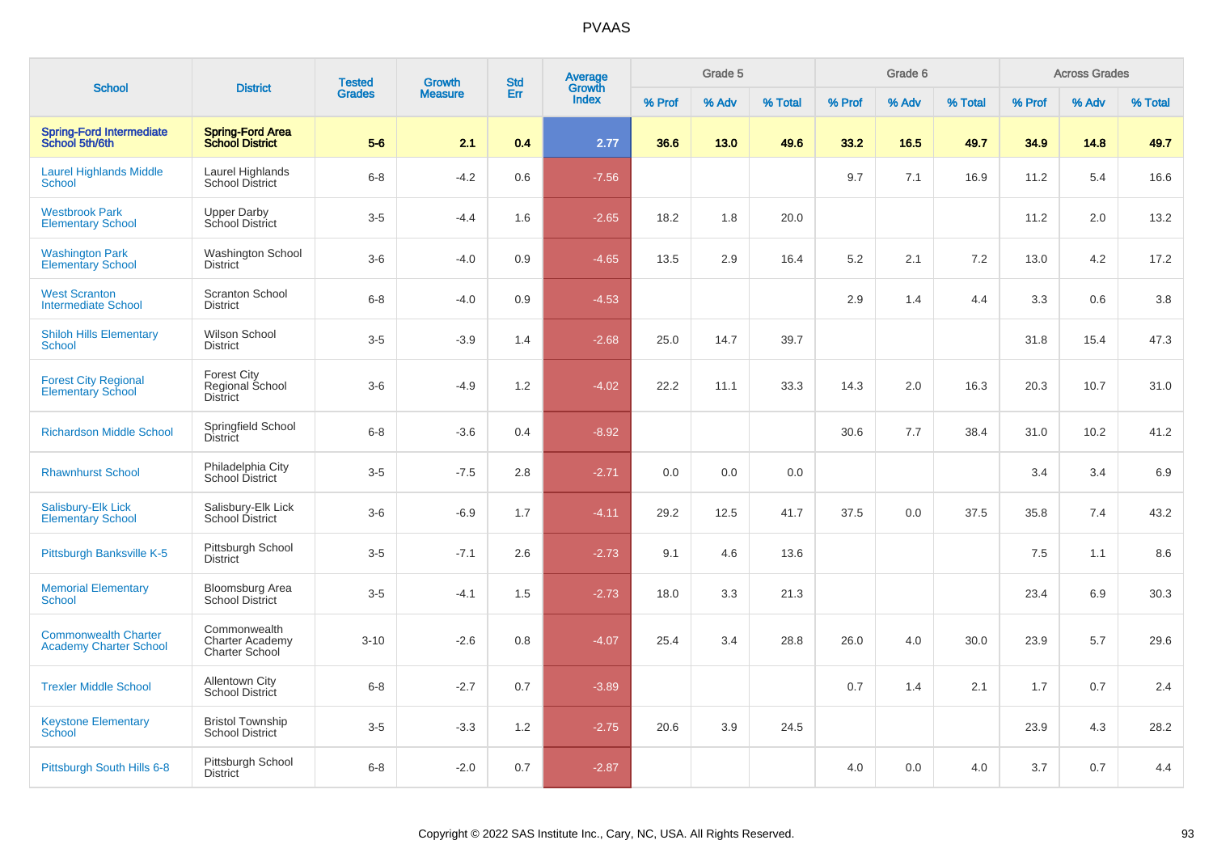# PVAAS

| School | District | Tested Grades | Growth Measure | Std Err | Average Growth Index | Grade 5 | | | Grade 6 | | | Across Grades | | |
|---|---|---|---|---|---|---|---|---|---|---|---|---|---|---|
| | | | | | | % Prof | % Adv | % Total | % Prof | % Adv | % Total | % Prof | % Adv | % Total |
| **Spring-Ford Intermediate School 5th/6th** | **Spring-Ford Area School District** | **5-6** | **2.1** | **0.4** | **2.77** | **36.6** | **13.0** | **49.6** | **33.2** | **16.5** | **49.7** | **34.9** | **14.8** | **49.7** |
| Laurel Highlands Middle School | Laurel Highlands School District | 6-8 | -4.2 | 0.6 | -7.56 | | | | 9.7 | 7.1 | 16.9 | 11.2 | 5.4 | 16.6 |
| Westbrook Park Elementary School | Upper Darby School District | 3-5 | -4.4 | 1.6 | -2.65 | 18.2 | 1.8 | 20.0 | | | | 11.2 | 2.0 | 13.2 |
| Washington Park Elementary School | Washington School District | 3-6 | -4.0 | 0.9 | -4.65 | 13.5 | 2.9 | 16.4 | 5.2 | 2.1 | 7.2 | 13.0 | 4.2 | 17.2 |
| West Scranton Intermediate School | Scranton School District | 6-8 | -4.0 | 0.9 | -4.53 | | | | 2.9 | 1.4 | 4.4 | 3.3 | 0.6 | 3.8 |
| Shiloh Hills Elementary School | Wilson School District | 3-5 | -3.9 | 1.4 | -2.68 | 25.0 | 14.7 | 39.7 | | | | 31.8 | 15.4 | 47.3 |
| Forest City Regional Elementary School | Forest City Regional School District | 3-6 | -4.9 | 1.2 | -4.02 | 22.2 | 11.1 | 33.3 | 14.3 | 2.0 | 16.3 | 20.3 | 10.7 | 31.0 |
| Richardson Middle School | Springfield School District | 6-8 | -3.6 | 0.4 | -8.92 | | | | 30.6 | 7.7 | 38.4 | 31.0 | 10.2 | 41.2 |
| Rhawnhurst School | Philadelphia City School District | 3-5 | -7.5 | 2.8 | -2.71 | 0.0 | 0.0 | 0.0 | | | | 3.4 | 3.4 | 6.9 |
| Salisbury-Elk Lick Elementary School | Salisbury-Elk Lick School District | 3-6 | -6.9 | 1.7 | -4.11 | 29.2 | 12.5 | 41.7 | 37.5 | 0.0 | 37.5 | 35.8 | 7.4 | 43.2 |
| Pittsburgh Banksville K-5 | Pittsburgh School District | 3-5 | -7.1 | 2.6 | -2.73 | 9.1 | 4.6 | 13.6 | | | | 7.5 | 1.1 | 8.6 |
| Memorial Elementary School | Bloomsburg Area School District | 3-5 | -4.1 | 1.5 | -2.73 | 18.0 | 3.3 | 21.3 | | | | 23.4 | 6.9 | 30.3 |
| Commonwealth Charter Academy Charter School | Commonwealth Charter Academy Charter School | 3-10 | -2.6 | 0.8 | -4.07 | 25.4 | 3.4 | 28.8 | 26.0 | 4.0 | 30.0 | 23.9 | 5.7 | 29.6 |
| Trexler Middle School | Allentown City School District | 6-8 | -2.7 | 0.7 | -3.89 | | | | 0.7 | 1.4 | 2.1 | 1.7 | 0.7 | 2.4 |
| Keystone Elementary School | Bristol Township School District | 3-5 | -3.3 | 1.2 | -2.75 | 20.6 | 3.9 | 24.5 | | | | 23.9 | 4.3 | 28.2 |
| Pittsburgh South Hills 6-8 | Pittsburgh School District | 6-8 | -2.0 | 0.7 | -2.87 | | | | 4.0 | 0.0 | 4.0 | 3.7 | 0.7 | 4.4 |

Copyright © 2022 SAS Institute Inc., Cary, NC, USA. All Rights Reserved.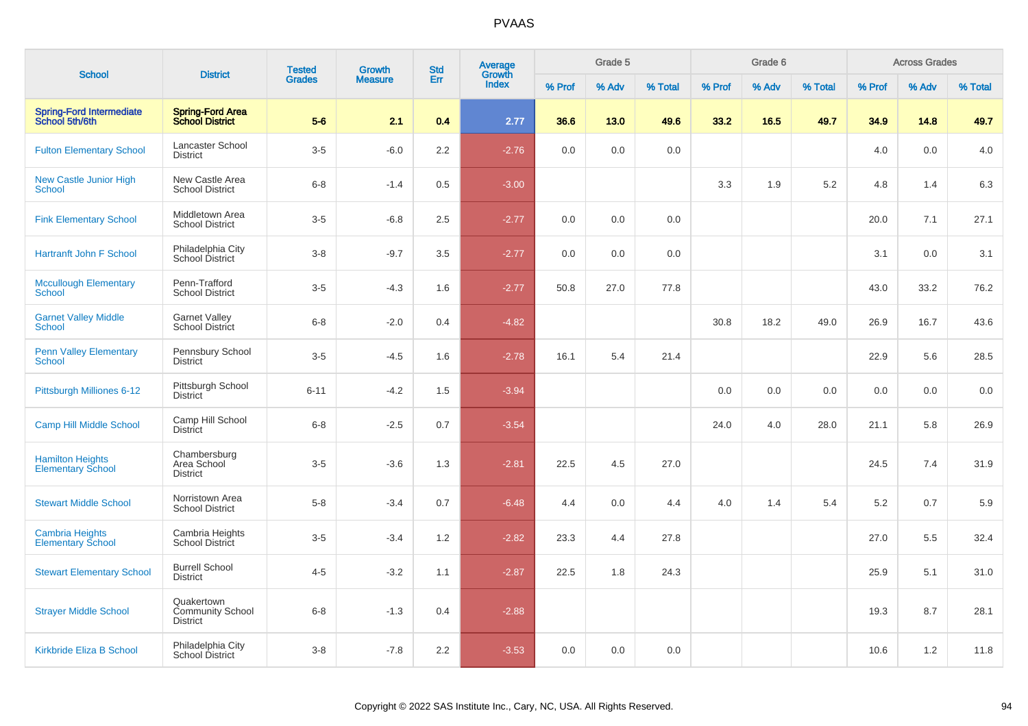# PVAAS

| School | District | Tested Grades | Growth Measure | Std Err | Average Growth Index | Grade 5 | | | Grade 6 | | | Across Grades | | |
|---|---|---|---|---|---|---|---|---|---|---|---|---|---|---|
| | | | | | | % Prof | % Adv | % Total | % Prof | % Adv | % Total | % Prof | % Adv | % Total |
| **Spring-Ford Intermediate School 5th/6th** | **Spring-Ford Area School District** | **5-6** | **2.1** | **0.4** | **2.77** | **36.6** | **13.0** | **49.6** | **33.2** | **16.5** | **49.7** | **34.9** | **14.8** | **49.7** |
| Fulton Elementary School | Lancaster School District | 3-5 | -6.0 | 2.2 | -2.76 | 0.0 | 0.0 | 0.0 | | | | 4.0 | 0.0 | 4.0 |
| New Castle Junior High School | New Castle Area School District | 6-8 | -1.4 | 0.5 | -3.00 | | | | 3.3 | 1.9 | 5.2 | 4.8 | 1.4 | 6.3 |
| Fink Elementary School | Middletown Area School District | 3-5 | -6.8 | 2.5 | -2.77 | 0.0 | 0.0 | 0.0 | | | | 20.0 | 7.1 | 27.1 |
| Hartranft John F School | Philadelphia City School District | 3-8 | -9.7 | 3.5 | -2.77 | 0.0 | 0.0 | 0.0 | | | | 3.1 | 0.0 | 3.1 |
| Mccullough Elementary School | Penn-Trafford School District | 3-5 | -4.3 | 1.6 | -2.77 | 50.8 | 27.0 | 77.8 | | | | 43.0 | 33.2 | 76.2 |
| Garnet Valley Middle School | Garnet Valley School District | 6-8 | -2.0 | 0.4 | -4.82 | | | | 30.8 | 18.2 | 49.0 | 26.9 | 16.7 | 43.6 |
| Penn Valley Elementary School | Pennsbury School District | 3-5 | -4.5 | 1.6 | -2.78 | 16.1 | 5.4 | 21.4 | | | | 22.9 | 5.6 | 28.5 |
| Pittsburgh Milliones 6-12 | Pittsburgh School District | 6-11 | -4.2 | 1.5 | -3.94 | | | | 0.0 | 0.0 | 0.0 | 0.0 | 0.0 | 0.0 |
| Camp Hill Middle School | Camp Hill School District | 6-8 | -2.5 | 0.7 | -3.54 | | | | 24.0 | 4.0 | 28.0 | 21.1 | 5.8 | 26.9 |
| Hamilton Heights Elementary School | Chambersburg Area School District | 3-5 | -3.6 | 1.3 | -2.81 | 22.5 | 4.5 | 27.0 | | | | 24.5 | 7.4 | 31.9 |
| Stewart Middle School | Norristown Area School District | 5-8 | -3.4 | 0.7 | -6.48 | 4.4 | 0.0 | 4.4 | 4.0 | 1.4 | 5.4 | 5.2 | 0.7 | 5.9 |
| Cambria Heights Elementary School | Cambria Heights School District | 3-5 | -3.4 | 1.2 | -2.82 | 23.3 | 4.4 | 27.8 | | | | 27.0 | 5.5 | 32.4 |
| Stewart Elementary School | Burrell School District | 4-5 | -3.2 | 1.1 | -2.87 | 22.5 | 1.8 | 24.3 | | | | 25.9 | 5.1 | 31.0 |
| Strayer Middle School | Quakertown Community School District | 6-8 | -1.3 | 0.4 | -2.88 | | | | | | | 19.3 | 8.7 | 28.1 |
| Kirkbride Eliza B School | Philadelphia City School District | 3-8 | -7.8 | 2.2 | -3.53 | 0.0 | 0.0 | 0.0 | | | | 10.6 | 1.2 | 11.8 |

Copyright © 2022 SAS Institute Inc., Cary, NC, USA. All Rights Reserved.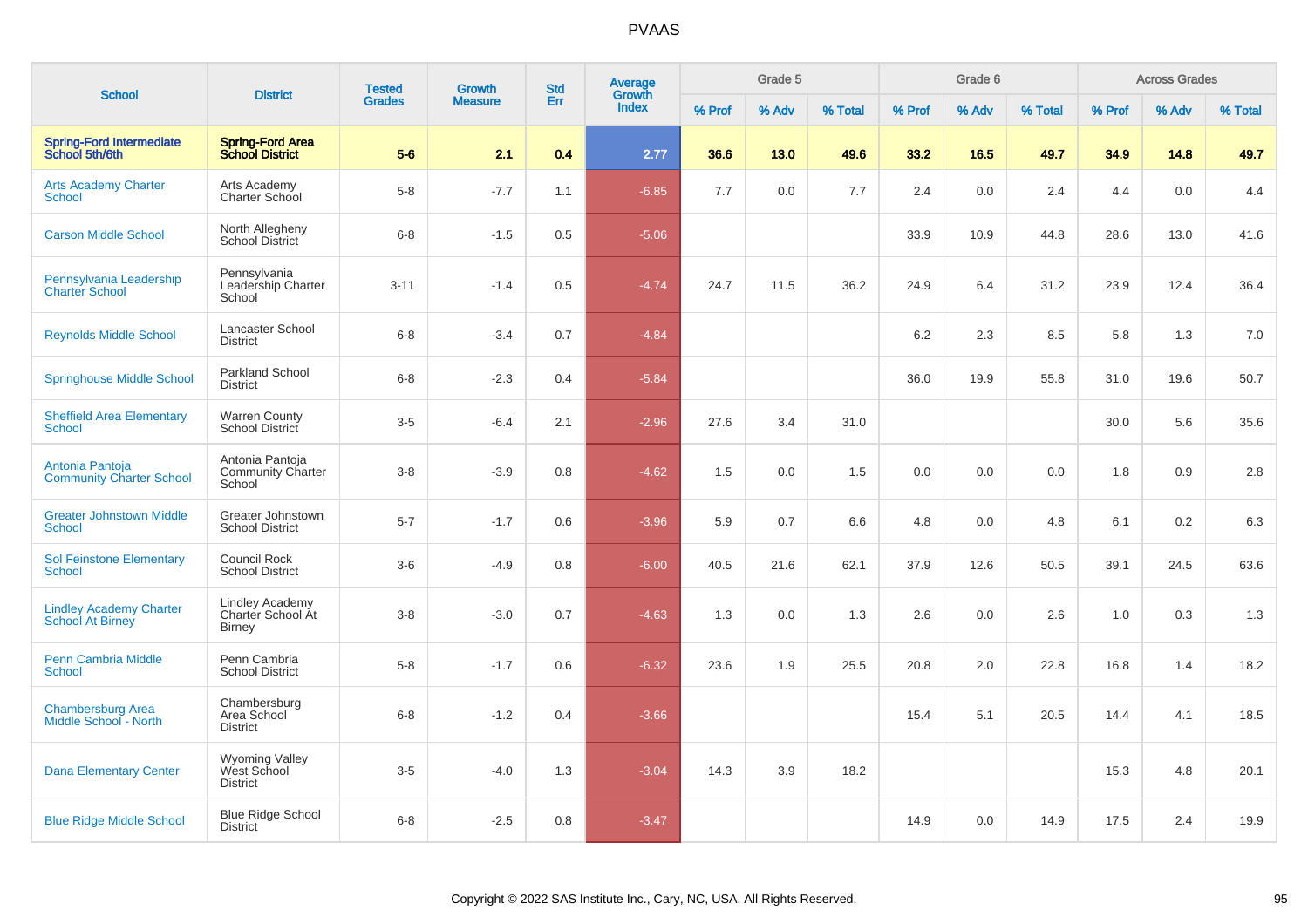# PVAAS

| School | District | Tested Grades | Growth Measure | Std Err | Average Growth Index | Grade 5 | | | Grade 6 | | | Across Grades | | |
|---|---|---|---|---|---|---|---|---|---|---|---|---|---|---|
| | | | | | | % Prof | % Adv | % Total | % Prof | % Adv | % Total | % Prof | % Adv | % Total |
| **Spring-Ford Intermediate School 5th/6th** | **Spring-Ford Area School District** | **5-6** | **2.1** | **0.4** | **2.77** | **36.6** | **13.0** | **49.6** | **33.2** | **16.5** | **49.7** | **34.9** | **14.8** | **49.7** |
| Arts Academy Charter School | Arts Academy Charter School | 5-8 | -7.7 | 1.1 | -6.85 | 7.7 | 0.0 | 7.7 | 2.4 | 0.0 | 2.4 | 4.4 | 0.0 | 4.4 |
| Carson Middle School | North Allegheny School District | 6-8 | -1.5 | 0.5 | -5.06 | | | | 33.9 | 10.9 | 44.8 | 28.6 | 13.0 | 41.6 |
| Pennsylvania Leadership Charter School | Pennsylvania Leadership Charter School | 3-11 | -1.4 | 0.5 | -4.74 | 24.7 | 11.5 | 36.2 | 24.9 | 6.4 | 31.2 | 23.9 | 12.4 | 36.4 |
| Reynolds Middle School | Lancaster School District | 6-8 | -3.4 | 0.7 | -4.84 | | | | 6.2 | 2.3 | 8.5 | 5.8 | 1.3 | 7.0 |
| Springhouse Middle School | Parkland School District | 6-8 | -2.3 | 0.4 | -5.84 | | | | 36.0 | 19.9 | 55.8 | 31.0 | 19.6 | 50.7 |
| Sheffield Area Elementary School | Warren County School District | 3-5 | -6.4 | 2.1 | -2.96 | 27.6 | 3.4 | 31.0 | | | | 30.0 | 5.6 | 35.6 |
| Antonia Pantoja Community Charter School | Antonia Pantoja Community Charter School | 3-8 | -3.9 | 0.8 | -4.62 | 1.5 | 0.0 | 1.5 | 0.0 | 0.0 | 0.0 | 1.8 | 0.9 | 2.8 |
| Greater Johnstown Middle School | Greater Johnstown School District | 5-7 | -1.7 | 0.6 | -3.96 | 5.9 | 0.7 | 6.6 | 4.8 | 0.0 | 4.8 | 6.1 | 0.2 | 6.3 |
| Sol Feinstone Elementary School | Council Rock School District | 3-6 | -4.9 | 0.8 | -6.00 | 40.5 | 21.6 | 62.1 | 37.9 | 12.6 | 50.5 | 39.1 | 24.5 | 63.6 |
| Lindley Academy Charter School At Birney | Lindley Academy Charter School At Birney | 3-8 | -3.0 | 0.7 | -4.63 | 1.3 | 0.0 | 1.3 | 2.6 | 0.0 | 2.6 | 1.0 | 0.3 | 1.3 |
| Penn Cambria Middle School | Penn Cambria School District | 5-8 | -1.7 | 0.6 | -6.32 | 23.6 | 1.9 | 25.5 | 20.8 | 2.0 | 22.8 | 16.8 | 1.4 | 18.2 |
| Chambersburg Area Middle School - North | Chambersburg Area School District | 6-8 | -1.2 | 0.4 | -3.66 | | | | 15.4 | 5.1 | 20.5 | 14.4 | 4.1 | 18.5 |
| Dana Elementary Center | Wyoming Valley West School District | 3-5 | -4.0 | 1.3 | -3.04 | 14.3 | 3.9 | 18.2 | | | | 15.3 | 4.8 | 20.1 |
| Blue Ridge Middle School | Blue Ridge School District | 6-8 | -2.5 | 0.8 | -3.47 | | | | 14.9 | 0.0 | 14.9 | 17.5 | 2.4 | 19.9 |

Copyright © 2022 SAS Institute Inc., Cary, NC, USA. All Rights Reserved.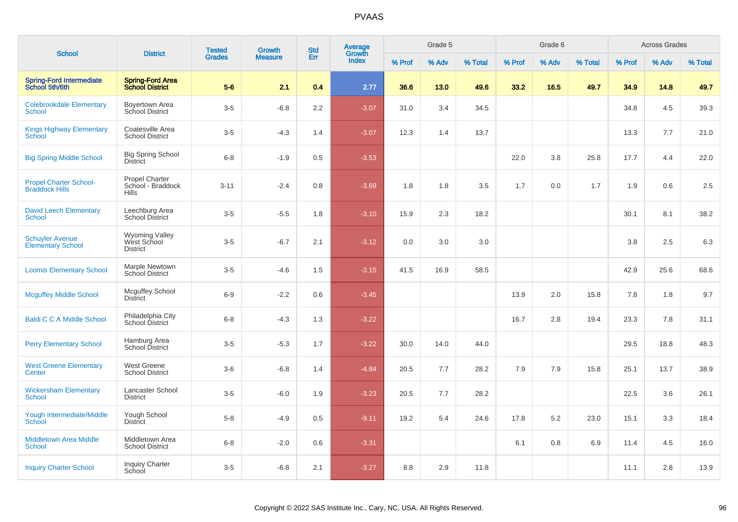# PVAAS

| School | District | Tested Grades | Growth Measure | Std Err | Average Growth Index | Grade 5 | | | Grade 6 | | | Across Grades | | |
|---|---|---|---|---|---|---|---|---|---|---|---|---|---|---|
| | | | | | | % Prof | % Adv | % Total | % Prof | % Adv | % Total | % Prof | % Adv | % Total |
| **Spring-Ford Intermediate School 5th/6th** | **Spring-Ford Area School District** | **5-6** | **2.1** | **0.4** | **2.77** | **36.6** | **13.0** | **49.6** | **33.2** | **16.5** | **49.7** | **34.9** | **14.8** | **49.7** |
| Colebrookdale Elementary School | Boyertown Area School District | 3-5 | -6.8 | 2.2 | -3.07 | 31.0 | 3.4 | 34.5 | | | | 34.8 | 4.5 | 39.3 |
| Kings Highway Elementary School | Coatesville Area School District | 3-5 | -4.3 | 1.4 | -3.07 | 12.3 | 1.4 | 13.7 | | | | 13.3 | 7.7 | 21.0 |
| Big Spring Middle School | Big Spring School District | 6-8 | -1.9 | 0.5 | -3.53 | | | | 22.0 | 3.8 | 25.8 | 17.7 | 4.4 | 22.0 |
| Propel Charter School-Braddock Hills | Propel Charter School - Braddock Hills | 3-11 | -2.4 | 0.8 | -3.69 | 1.8 | 1.8 | 3.5 | 1.7 | 0.0 | 1.7 | 1.9 | 0.6 | 2.5 |
| David Leech Elementary School | Leechburg Area School District | 3-5 | -5.5 | 1.8 | -3.10 | 15.9 | 2.3 | 18.2 | | | | 30.1 | 8.1 | 38.2 |
| Schuyler Avenue Elementary School | Wyoming Valley West School District | 3-5 | -6.7 | 2.1 | -3.12 | 0.0 | 3.0 | 3.0 | | | | 3.8 | 2.5 | 6.3 |
| Loomis Elementary School | Marple Newtown School District | 3-5 | -4.6 | 1.5 | -3.15 | 41.5 | 16.9 | 58.5 | | | | 42.9 | 25.6 | 68.6 |
| Mcguffey Middle School | Mcguffey School District | 6-9 | -2.2 | 0.6 | -3.45 | | | | 13.9 | 2.0 | 15.8 | 7.8 | 1.8 | 9.7 |
| Baldi C C A Middle School | Philadelphia City School District | 6-8 | -4.3 | 1.3 | -3.22 | | | | 16.7 | 2.8 | 19.4 | 23.3 | 7.8 | 31.1 |
| Perry Elementary School | Hamburg Area School District | 3-5 | -5.3 | 1.7 | -3.22 | 30.0 | 14.0 | 44.0 | | | | 29.5 | 18.8 | 48.3 |
| West Greene Elementary Center | West Greene School District | 3-6 | -6.8 | 1.4 | -4.84 | 20.5 | 7.7 | 28.2 | 7.9 | 7.9 | 15.8 | 25.1 | 13.7 | 38.9 |
| Wickersham Elementary School | Lancaster School District | 3-5 | -6.0 | 1.9 | -3.23 | 20.5 | 7.7 | 28.2 | | | | 22.5 | 3.6 | 26.1 |
| Yough Intermediate/Middle School | Yough School District | 5-8 | -4.9 | 0.5 | -9.11 | 19.2 | 5.4 | 24.6 | 17.8 | 5.2 | 23.0 | 15.1 | 3.3 | 18.4 |
| Middletown Area Middle School | Middletown Area School District | 6-8 | -2.0 | 0.6 | -3.31 | | | | 6.1 | 0.8 | 6.9 | 11.4 | 4.5 | 16.0 |
| Inquiry Charter School | Inquiry Charter School | 3-5 | -6.8 | 2.1 | -3.27 | 8.8 | 2.9 | 11.8 | | | | 11.1 | 2.8 | 13.9 |

Copyright © 2022 SAS Institute Inc., Cary, NC, USA. All Rights Reserved.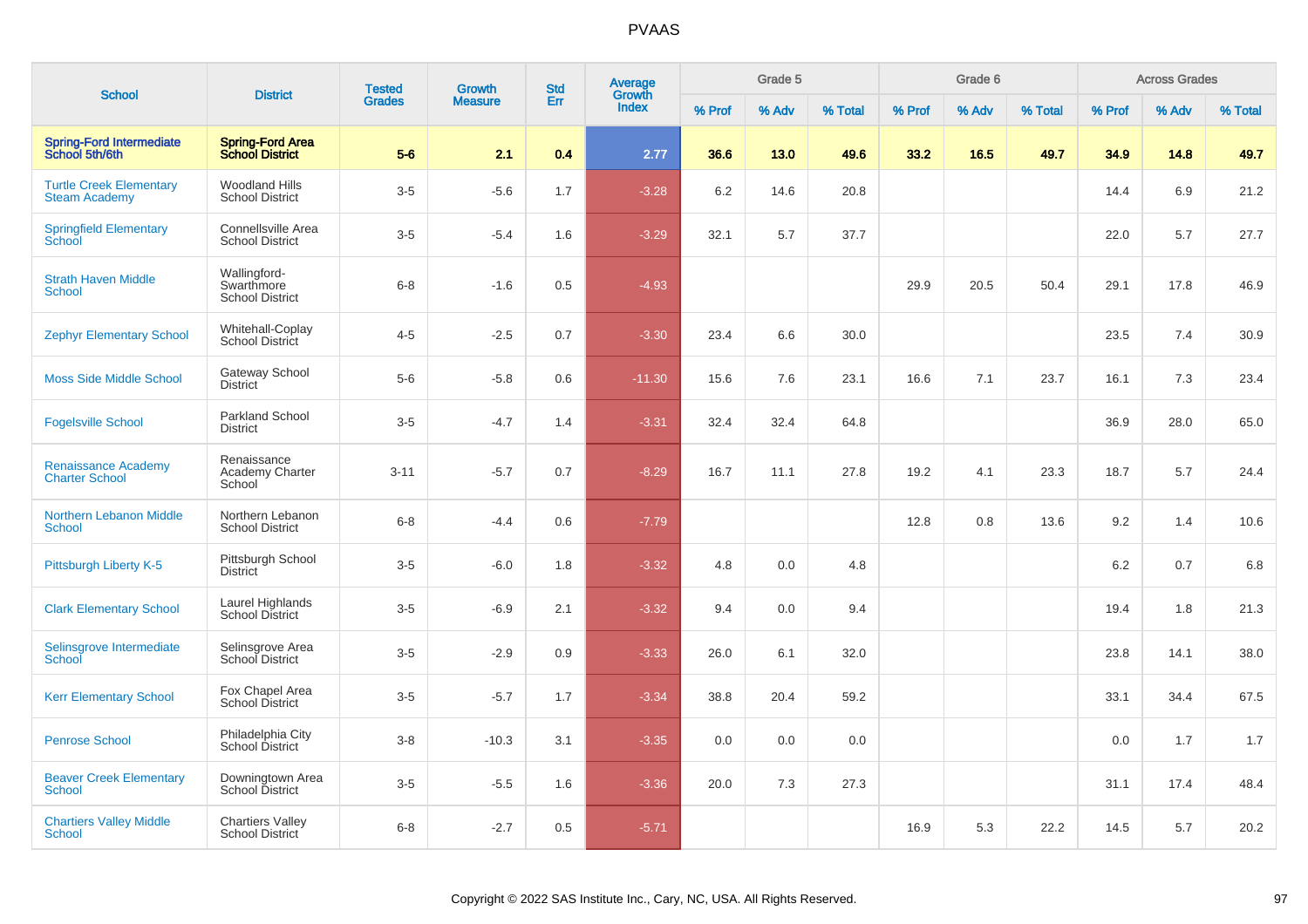# PVAAS

| School | District | Tested Grades | Growth Measure | Std Err | Average Growth Index | Grade 5 | | | Grade 6 | | | Across Grades | | |
|---|---|---|---|---|---|---|---|---|---|---|---|---|---|---|
| | | | | | | % Prof | % Adv | % Total | % Prof | % Adv | % Total | % Prof | % Adv | % Total |
| **Spring-Ford Intermediate School 5th/6th** | **Spring-Ford Area School District** | **5-6** | **2.1** | **0.4** | **2.77** | **36.6** | **13.0** | **49.6** | **33.2** | **16.5** | **49.7** | **34.9** | **14.8** | **49.7** |
| Turtle Creek Elementary Steam Academy | Woodland Hills School District | 3-5 | -5.6 | 1.7 | -3.28 | 6.2 | 14.6 | 20.8 | | | | 14.4 | 6.9 | 21.2 |
| Springfield Elementary School | Connellsville Area School District | 3-5 | -5.4 | 1.6 | -3.29 | 32.1 | 5.7 | 37.7 | | | | 22.0 | 5.7 | 27.7 |
| Strath Haven Middle School | Wallingford-Swarthmore School District | 6-8 | -1.6 | 0.5 | -4.93 | | | | 29.9 | 20.5 | 50.4 | 29.1 | 17.8 | 46.9 |
| Zephyr Elementary School | Whitehall-Coplay School District | 4-5 | -2.5 | 0.7 | -3.30 | 23.4 | 6.6 | 30.0 | | | | 23.5 | 7.4 | 30.9 |
| Moss Side Middle School | Gateway School District | 5-6 | -5.8 | 0.6 | -11.30 | 15.6 | 7.6 | 23.1 | 16.6 | 7.1 | 23.7 | 16.1 | 7.3 | 23.4 |
| Fogelsville School | Parkland School District | 3-5 | -4.7 | 1.4 | -3.31 | 32.4 | 32.4 | 64.8 | | | | 36.9 | 28.0 | 65.0 |
| Renaissance Academy Charter School | Renaissance Academy Charter School | 3-11 | -5.7 | 0.7 | -8.29 | 16.7 | 11.1 | 27.8 | 19.2 | 4.1 | 23.3 | 18.7 | 5.7 | 24.4 |
| Northern Lebanon Middle School | Northern Lebanon School District | 6-8 | -4.4 | 0.6 | -7.79 | | | | 12.8 | 0.8 | 13.6 | 9.2 | 1.4 | 10.6 |
| Pittsburgh Liberty K-5 | Pittsburgh School District | 3-5 | -6.0 | 1.8 | -3.32 | 4.8 | 0.0 | 4.8 | | | | 6.2 | 0.7 | 6.8 |
| Clark Elementary School | Laurel Highlands School District | 3-5 | -6.9 | 2.1 | -3.32 | 9.4 | 0.0 | 9.4 | | | | 19.4 | 1.8 | 21.3 |
| Selinsgrove Intermediate School | Selinsgrove Area School District | 3-5 | -2.9 | 0.9 | -3.33 | 26.0 | 6.1 | 32.0 | | | | 23.8 | 14.1 | 38.0 |
| Kerr Elementary School | Fox Chapel Area School District | 3-5 | -5.7 | 1.7 | -3.34 | 38.8 | 20.4 | 59.2 | | | | 33.1 | 34.4 | 67.5 |
| Penrose School | Philadelphia City School District | 3-8 | -10.3 | 3.1 | -3.35 | 0.0 | 0.0 | 0.0 | | | | 0.0 | 1.7 | 1.7 |
| Beaver Creek Elementary School | Downingtown Area School District | 3-5 | -5.5 | 1.6 | -3.36 | 20.0 | 7.3 | 27.3 | | | | 31.1 | 17.4 | 48.4 |
| Chartiers Valley Middle School | Chartiers Valley School District | 6-8 | -2.7 | 0.5 | -5.71 | | | | 16.9 | 5.3 | 22.2 | 14.5 | 5.7 | 20.2 |

Copyright © 2022 SAS Institute Inc., Cary, NC, USA. All Rights Reserved.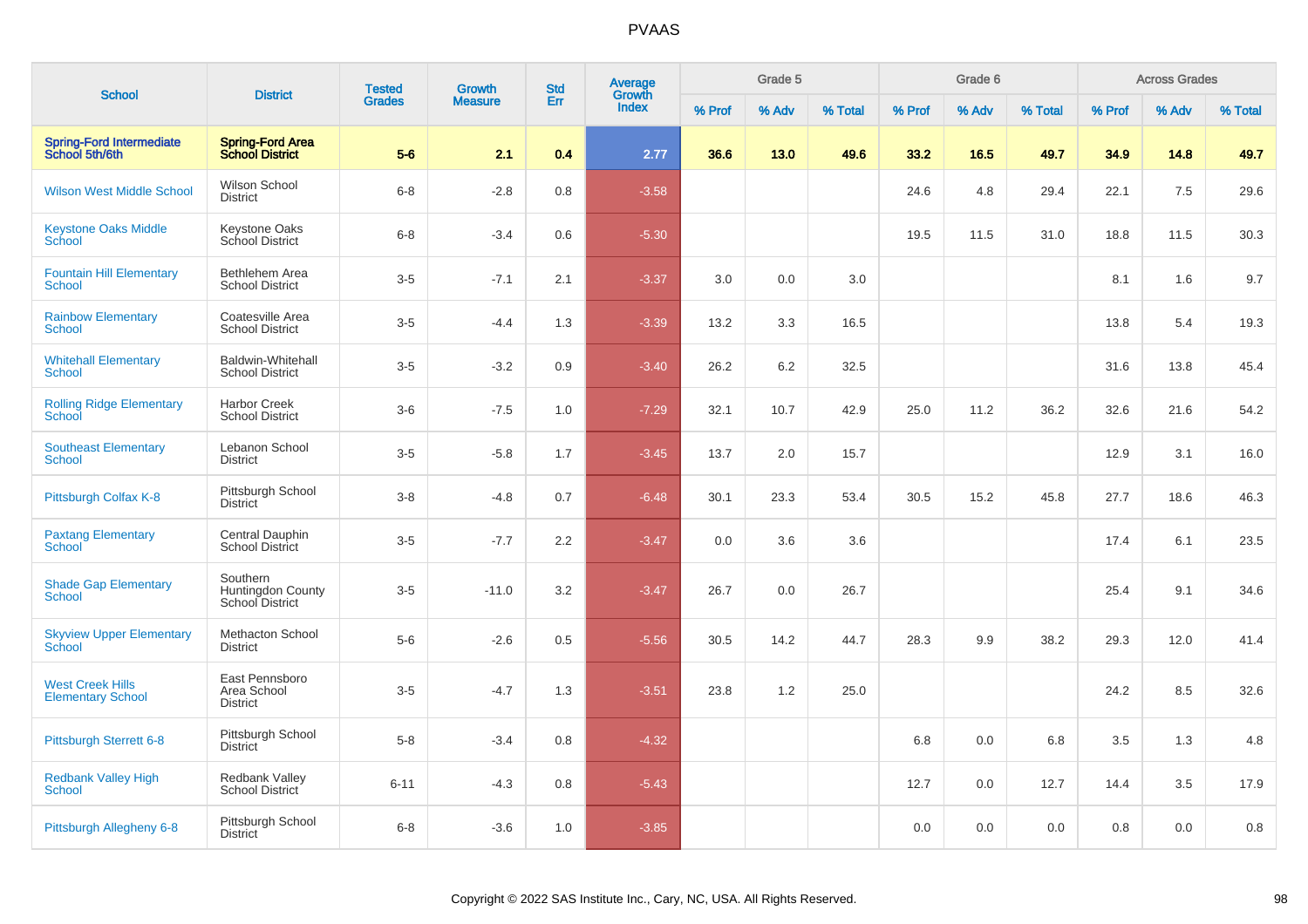# PVAAS

| School | District | Tested Grades | Growth Measure | Std Err | Average Growth Index | Grade 5 | | | Grade 6 | | | Across Grades | | |
|---|---|---|---|---|---|---|---|---|---|---|---|---|---|---|
| | | | | | | % Prof | % Adv | % Total | % Prof | % Adv | % Total | % Prof | % Adv | % Total |
| **Spring-Ford Intermediate School 5th/6th** | **Spring-Ford Area School District** | **5-6** | **2.1** | **0.4** | **2.77** | **36.6** | **13.0** | **49.6** | **33.2** | **16.5** | **49.7** | **34.9** | **14.8** | **49.7** |
| Wilson West Middle School | Wilson School District | 6-8 | -2.8 | 0.8 | -3.58 | | | | 24.6 | 4.8 | 29.4 | 22.1 | 7.5 | 29.6 |
| Keystone Oaks Middle School | Keystone Oaks School District | 6-8 | -3.4 | 0.6 | -5.30 | | | | 19.5 | 11.5 | 31.0 | 18.8 | 11.5 | 30.3 |
| Fountain Hill Elementary School | Bethlehem Area School District | 3-5 | -7.1 | 2.1 | -3.37 | 3.0 | 0.0 | 3.0 | | | | 8.1 | 1.6 | 9.7 |
| Rainbow Elementary School | Coatesville Area School District | 3-5 | -4.4 | 1.3 | -3.39 | 13.2 | 3.3 | 16.5 | | | | 13.8 | 5.4 | 19.3 |
| Whitehall Elementary School | Baldwin-Whitehall School District | 3-5 | -3.2 | 0.9 | -3.40 | 26.2 | 6.2 | 32.5 | | | | 31.6 | 13.8 | 45.4 |
| Rolling Ridge Elementary School | Harbor Creek School District | 3-6 | -7.5 | 1.0 | -7.29 | 32.1 | 10.7 | 42.9 | 25.0 | 11.2 | 36.2 | 32.6 | 21.6 | 54.2 |
| Southeast Elementary School | Lebanon School District | 3-5 | -5.8 | 1.7 | -3.45 | 13.7 | 2.0 | 15.7 | | | | 12.9 | 3.1 | 16.0 |
| Pittsburgh Colfax K-8 | Pittsburgh School District | 3-8 | -4.8 | 0.7 | -6.48 | 30.1 | 23.3 | 53.4 | 30.5 | 15.2 | 45.8 | 27.7 | 18.6 | 46.3 |
| Paxtang Elementary School | Central Dauphin School District | 3-5 | -7.7 | 2.2 | -3.47 | 0.0 | 3.6 | 3.6 | | | | 17.4 | 6.1 | 23.5 |
| Shade Gap Elementary School | Southern Huntingdon County School District | 3-5 | -11.0 | 3.2 | -3.47 | 26.7 | 0.0 | 26.7 | | | | 25.4 | 9.1 | 34.6 |
| Skyview Upper Elementary School | Methacton School District | 5-6 | -2.6 | 0.5 | -5.56 | 30.5 | 14.2 | 44.7 | 28.3 | 9.9 | 38.2 | 29.3 | 12.0 | 41.4 |
| West Creek Hills Elementary School | East Pennsboro Area School District | 3-5 | -4.7 | 1.3 | -3.51 | 23.8 | 1.2 | 25.0 | | | | 24.2 | 8.5 | 32.6 |
| Pittsburgh Sterrett 6-8 | Pittsburgh School District | 5-8 | -3.4 | 0.8 | -4.32 | | | | 6.8 | 0.0 | 6.8 | 3.5 | 1.3 | 4.8 |
| Redbank Valley High School | Redbank Valley School District | 6-11 | -4.3 | 0.8 | -5.43 | | | | 12.7 | 0.0 | 12.7 | 14.4 | 3.5 | 17.9 |
| Pittsburgh Allegheny 6-8 | Pittsburgh School District | 6-8 | -3.6 | 1.0 | -3.85 | | | | 0.0 | 0.0 | 0.0 | 0.8 | 0.0 | 0.8 |

Copyright © 2022 SAS Institute Inc., Cary, NC, USA. All Rights Reserved.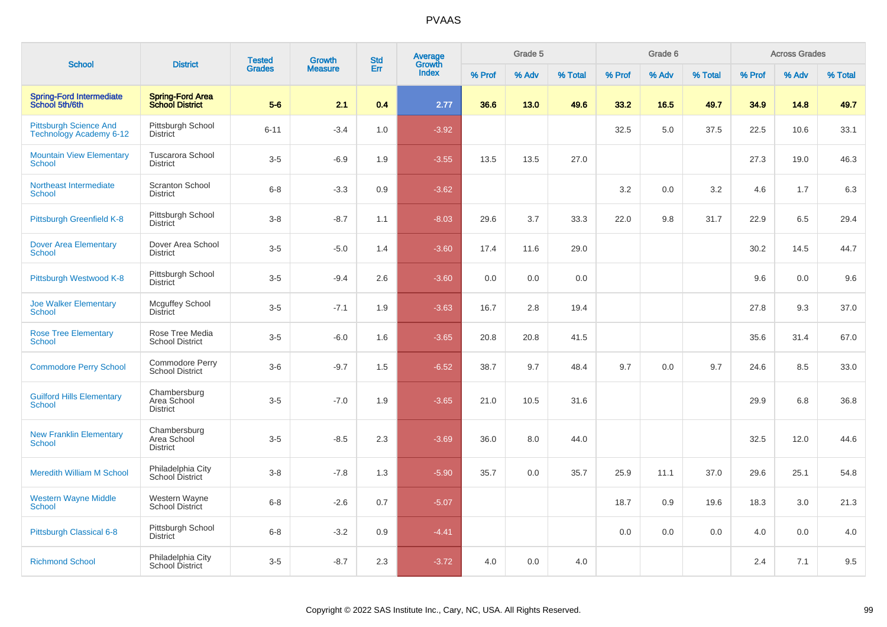# PVAAS

| School | District | Tested Grades | Growth Measure | Std Err | Average Growth Index | Grade 5 | | | Grade 6 | | | Across Grades | | |
|---|---|---|---|---|---|---|---|---|---|---|---|---|---|---|
| | | | | | | % Prof | % Adv | % Total | % Prof | % Adv | % Total | % Prof | % Adv | % Total |
| **Spring-Ford Intermediate School 5th/6th** | **Spring-Ford Area School District** | **5-6** | **2.1** | **0.4** | **2.77** | **36.6** | **13.0** | **49.6** | **33.2** | **16.5** | **49.7** | **34.9** | **14.8** | **49.7** |
| Pittsburgh Science And Technology Academy 6-12 | Pittsburgh School District | 6-11 | -3.4 | 1.0 | -3.92 | | | | 32.5 | 5.0 | 37.5 | 22.5 | 10.6 | 33.1 |
| Mountain View Elementary School | Tuscarora School District | 3-5 | -6.9 | 1.9 | -3.55 | 13.5 | 13.5 | 27.0 | | | | 27.3 | 19.0 | 46.3 |
| Northeast Intermediate School | Scranton School District | 6-8 | -3.3 | 0.9 | -3.62 | | | | 3.2 | 0.0 | 3.2 | 4.6 | 1.7 | 6.3 |
| Pittsburgh Greenfield K-8 | Pittsburgh School District | 3-8 | -8.7 | 1.1 | -8.03 | 29.6 | 3.7 | 33.3 | 22.0 | 9.8 | 31.7 | 22.9 | 6.5 | 29.4 |
| Dover Area Elementary School | Dover Area School District | 3-5 | -5.0 | 1.4 | -3.60 | 17.4 | 11.6 | 29.0 | | | | 30.2 | 14.5 | 44.7 |
| Pittsburgh Westwood K-8 | Pittsburgh School District | 3-5 | -9.4 | 2.6 | -3.60 | 0.0 | 0.0 | 0.0 | | | | 9.6 | 0.0 | 9.6 |
| Joe Walker Elementary School | Mcguffey School District | 3-5 | -7.1 | 1.9 | -3.63 | 16.7 | 2.8 | 19.4 | | | | 27.8 | 9.3 | 37.0 |
| Rose Tree Elementary School | Rose Tree Media School District | 3-5 | -6.0 | 1.6 | -3.65 | 20.8 | 20.8 | 41.5 | | | | 35.6 | 31.4 | 67.0 |
| Commodore Perry School | Commodore Perry School District | 3-6 | -9.7 | 1.5 | -6.52 | 38.7 | 9.7 | 48.4 | 9.7 | 0.0 | 9.7 | 24.6 | 8.5 | 33.0 |
| Guilford Hills Elementary School | Chambersburg Area School District | 3-5 | -7.0 | 1.9 | -3.65 | 21.0 | 10.5 | 31.6 | | | | 29.9 | 6.8 | 36.8 |
| New Franklin Elementary School | Chambersburg Area School District | 3-5 | -8.5 | 2.3 | -3.69 | 36.0 | 8.0 | 44.0 | | | | 32.5 | 12.0 | 44.6 |
| Meredith William M School | Philadelphia City School District | 3-8 | -7.8 | 1.3 | -5.90 | 35.7 | 0.0 | 35.7 | 25.9 | 11.1 | 37.0 | 29.6 | 25.1 | 54.8 |
| Western Wayne Middle School | Western Wayne School District | 6-8 | -2.6 | 0.7 | -5.07 | | | | 18.7 | 0.9 | 19.6 | 18.3 | 3.0 | 21.3 |
| Pittsburgh Classical 6-8 | Pittsburgh School District | 6-8 | -3.2 | 0.9 | -4.41 | | | | 0.0 | 0.0 | 0.0 | 4.0 | 0.0 | 4.0 |
| Richmond School | Philadelphia City School District | 3-5 | -8.7 | 2.3 | -3.72 | 4.0 | 0.0 | 4.0 | | | | 2.4 | 7.1 | 9.5 |

Copyright © 2022 SAS Institute Inc., Cary, NC, USA. All Rights Reserved.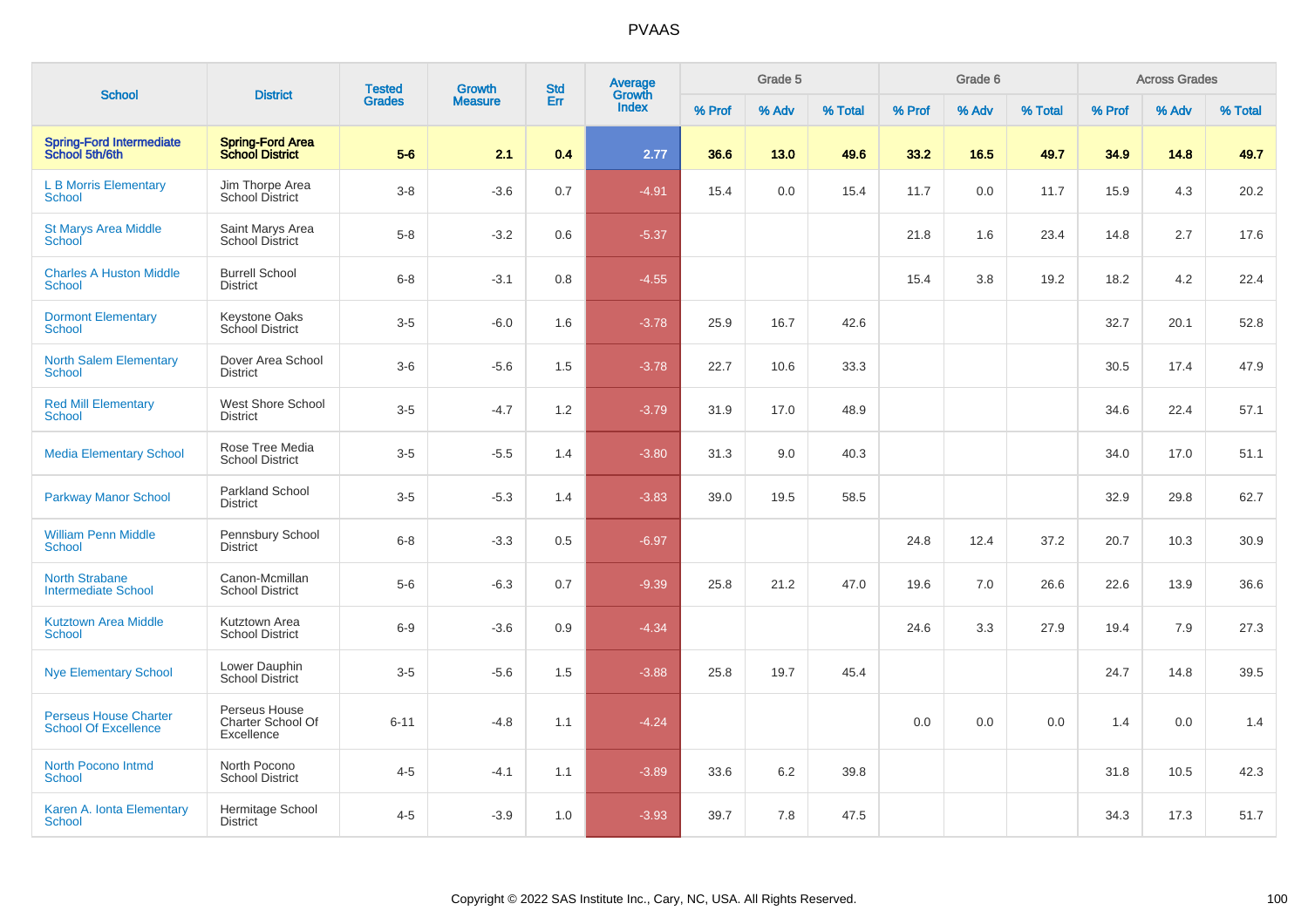# PVAAS

| School | District | Tested Grades | Growth Measure | Std Err | Average Growth Index | Grade 5 | | | Grade 6 | | | Across Grades | | |
|---|---|---|---|---|---|---|---|---|---|---|---|---|---|---|
| | | | | | | % Prof | % Adv | % Total | % Prof | % Adv | % Total | % Prof | % Adv | % Total |
| **Spring-Ford Intermediate School 5th/6th** | **Spring-Ford Area School District** | **5-6** | **2.1** | **0.4** | **2.77** | **36.6** | **13.0** | **49.6** | **33.2** | **16.5** | **49.7** | **34.9** | **14.8** | **49.7** |
| L B Morris Elementary School | Jim Thorpe Area School District | 3-8 | -3.6 | 0.7 | -4.91 | 15.4 | 0.0 | 15.4 | 11.7 | 0.0 | 11.7 | 15.9 | 4.3 | 20.2 |
| St Marys Area Middle School | Saint Marys Area School District | 5-8 | -3.2 | 0.6 | -5.37 | | | | 21.8 | 1.6 | 23.4 | 14.8 | 2.7 | 17.6 |
| Charles A Huston Middle School | Burrell School District | 6-8 | -3.1 | 0.8 | -4.55 | | | | 15.4 | 3.8 | 19.2 | 18.2 | 4.2 | 22.4 |
| Dormont Elementary School | Keystone Oaks School District | 3-5 | -6.0 | 1.6 | -3.78 | 25.9 | 16.7 | 42.6 | | | | 32.7 | 20.1 | 52.8 |
| North Salem Elementary School | Dover Area School District | 3-6 | -5.6 | 1.5 | -3.78 | 22.7 | 10.6 | 33.3 | | | | 30.5 | 17.4 | 47.9 |
| Red Mill Elementary School | West Shore School District | 3-5 | -4.7 | 1.2 | -3.79 | 31.9 | 17.0 | 48.9 | | | | 34.6 | 22.4 | 57.1 |
| Media Elementary School | Rose Tree Media School District | 3-5 | -5.5 | 1.4 | -3.80 | 31.3 | 9.0 | 40.3 | | | | 34.0 | 17.0 | 51.1 |
| Parkway Manor School | Parkland School District | 3-5 | -5.3 | 1.4 | -3.83 | 39.0 | 19.5 | 58.5 | | | | 32.9 | 29.8 | 62.7 |
| William Penn Middle School | Pennsbury School District | 6-8 | -3.3 | 0.5 | -6.97 | | | | 24.8 | 12.4 | 37.2 | 20.7 | 10.3 | 30.9 |
| North Strabane Intermediate School | Canon-Mcmillan School District | 5-6 | -6.3 | 0.7 | -9.39 | 25.8 | 21.2 | 47.0 | 19.6 | 7.0 | 26.6 | 22.6 | 13.9 | 36.6 |
| Kutztown Area Middle School | Kutztown Area School District | 6-9 | -3.6 | 0.9 | -4.34 | | | | 24.6 | 3.3 | 27.9 | 19.4 | 7.9 | 27.3 |
| Nye Elementary School | Lower Dauphin School District | 3-5 | -5.6 | 1.5 | -3.88 | 25.8 | 19.7 | 45.4 | | | | 24.7 | 14.8 | 39.5 |
| Perseus House Charter School Of Excellence | Perseus House Charter School Of Excellence | 6-11 | -4.8 | 1.1 | -4.24 | | | | 0.0 | 0.0 | 0.0 | 1.4 | 0.0 | 1.4 |
| North Pocono Intmd School | North Pocono School District | 4-5 | -4.1 | 1.1 | -3.89 | 33.6 | 6.2 | 39.8 | | | | 31.8 | 10.5 | 42.3 |
| Karen A. Ionta Elementary School | Hermitage School District | 4-5 | -3.9 | 1.0 | -3.93 | 39.7 | 7.8 | 47.5 | | | | 34.3 | 17.3 | 51.7 |

Copyright © 2022 SAS Institute Inc., Cary, NC, USA. All Rights Reserved.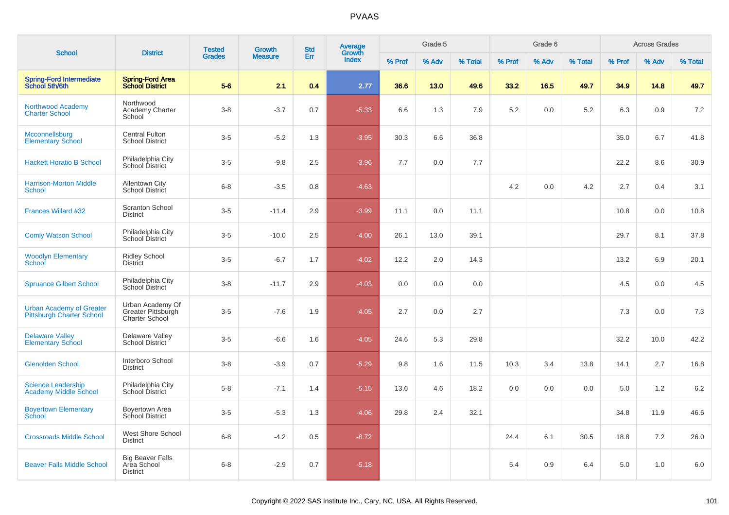# PVAAS

| School | District | Tested Grades | Growth Measure | Std Err | Average Growth Index | Grade 5 | | | Grade 6 | | | Across Grades | | |
|---|---|---|---|---|---|---|---|---|---|---|---|---|---|---|
| | | | | | | % Prof | % Adv | % Total | % Prof | % Adv | % Total | % Prof | % Adv | % Total |
| **Spring-Ford Intermediate School 5th/6th** | **Spring-Ford Area School District** | **5-6** | **2.1** | **0.4** | **2.77** | **36.6** | **13.0** | **49.6** | **33.2** | **16.5** | **49.7** | **34.9** | **14.8** | **49.7** |
| Northwood Academy Charter School | Northwood Academy Charter School | 3-8 | -3.7 | 0.7 | -5.33 | 6.6 | 1.3 | 7.9 | 5.2 | 0.0 | 5.2 | 6.3 | 0.9 | 7.2 |
| Mcconnellsburg Elementary School | Central Fulton School District | 3-5 | -5.2 | 1.3 | -3.95 | 30.3 | 6.6 | 36.8 | | | | 35.0 | 6.7 | 41.8 |
| Hackett Horatio B School | Philadelphia City School District | 3-5 | -9.8 | 2.5 | -3.96 | 7.7 | 0.0 | 7.7 | | | | 22.2 | 8.6 | 30.9 |
| Harrison-Morton Middle School | Allentown City School District | 6-8 | -3.5 | 0.8 | -4.63 | | | | 4.2 | 0.0 | 4.2 | 2.7 | 0.4 | 3.1 |
| Frances Willard #32 | Scranton School District | 3-5 | -11.4 | 2.9 | -3.99 | 11.1 | 0.0 | 11.1 | | | | 10.8 | 0.0 | 10.8 |
| Comly Watson School | Philadelphia City School District | 3-5 | -10.0 | 2.5 | -4.00 | 26.1 | 13.0 | 39.1 | | | | 29.7 | 8.1 | 37.8 |
| Woodlyn Elementary School | Ridley School District | 3-5 | -6.7 | 1.7 | -4.02 | 12.2 | 2.0 | 14.3 | | | | 13.2 | 6.9 | 20.1 |
| Spruance Gilbert School | Philadelphia City School District | 3-8 | -11.7 | 2.9 | -4.03 | 0.0 | 0.0 | 0.0 | | | | 4.5 | 0.0 | 4.5 |
| Urban Academy of Greater Pittsburgh Charter School | Urban Academy Of Greater Pittsburgh Charter School | 3-5 | -7.6 | 1.9 | -4.05 | 2.7 | 0.0 | 2.7 | | | | 7.3 | 0.0 | 7.3 |
| Delaware Valley Elementary School | Delaware Valley School District | 3-5 | -6.6 | 1.6 | -4.05 | 24.6 | 5.3 | 29.8 | | | | 32.2 | 10.0 | 42.2 |
| Glenolden School | Interboro School District | 3-8 | -3.9 | 0.7 | -5.29 | 9.8 | 1.6 | 11.5 | 10.3 | 3.4 | 13.8 | 14.1 | 2.7 | 16.8 |
| Science Leadership Academy Middle School | Philadelphia City School District | 5-8 | -7.1 | 1.4 | -5.15 | 13.6 | 4.6 | 18.2 | 0.0 | 0.0 | 0.0 | 5.0 | 1.2 | 6.2 |
| Boyertown Elementary School | Boyertown Area School District | 3-5 | -5.3 | 1.3 | -4.06 | 29.8 | 2.4 | 32.1 | | | | 34.8 | 11.9 | 46.6 |
| Crossroads Middle School | West Shore School District | 6-8 | -4.2 | 0.5 | -8.72 | | | | 24.4 | 6.1 | 30.5 | 18.8 | 7.2 | 26.0 |
| Beaver Falls Middle School | Big Beaver Falls Area School District | 6-8 | -2.9 | 0.7 | -5.18 | | | | 5.4 | 0.9 | 6.4 | 5.0 | 1.0 | 6.0 |

Copyright © 2022 SAS Institute Inc., Cary, NC, USA. All Rights Reserved.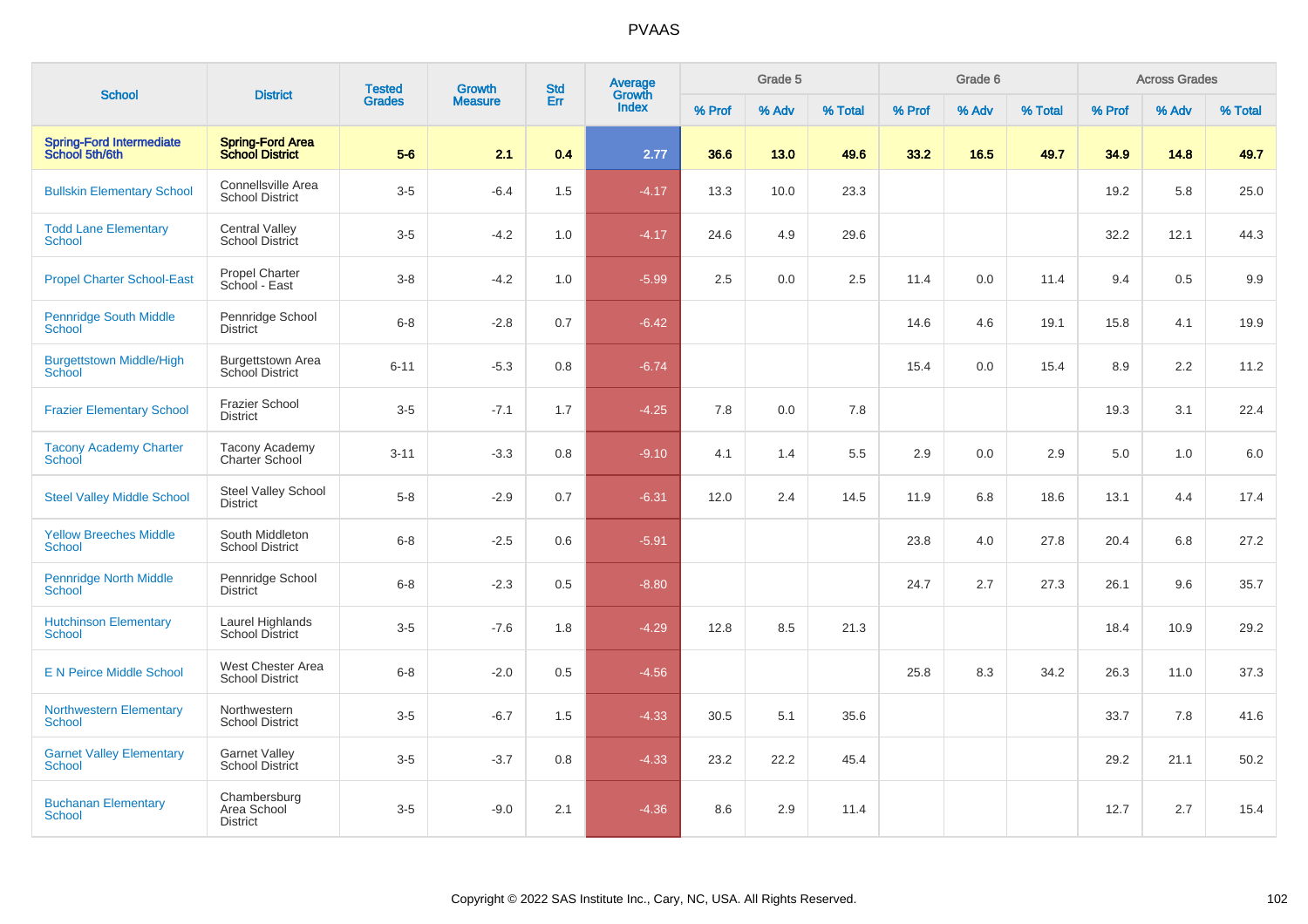# PVAAS

| School | District | Tested Grades | Growth Measure | Std Err | Average Growth Index | Grade 5 | | | Grade 6 | | | Across Grades | | |
|---|---|---|---|---|---|---|---|---|---|---|---|---|---|---|
| | | | | | | % Prof | % Adv | % Total | % Prof | % Adv | % Total | % Prof | % Adv | % Total |
| **Spring-Ford Intermediate School 5th/6th** | **Spring-Ford Area School District** | **5-6** | **2.1** | **0.4** | **2.77** | **36.6** | **13.0** | **49.6** | **33.2** | **16.5** | **49.7** | **34.9** | **14.8** | **49.7** |
| Bullskin Elementary School | Connellsville Area School District | 3-5 | -6.4 | 1.5 | -4.17 | 13.3 | 10.0 | 23.3 | | | | 19.2 | 5.8 | 25.0 |
| Todd Lane Elementary School | Central Valley School District | 3-5 | -4.2 | 1.0 | -4.17 | 24.6 | 4.9 | 29.6 | | | | 32.2 | 12.1 | 44.3 |
| Propel Charter School-East | Propel Charter School - East | 3-8 | -4.2 | 1.0 | -5.99 | 2.5 | 0.0 | 2.5 | 11.4 | 0.0 | 11.4 | 9.4 | 0.5 | 9.9 |
| Pennridge South Middle School | Pennridge School District | 6-8 | -2.8 | 0.7 | -6.42 | | | | 14.6 | 4.6 | 19.1 | 15.8 | 4.1 | 19.9 |
| Burgettstown Middle/High School | Burgettstown Area School District | 6-11 | -5.3 | 0.8 | -6.74 | | | | 15.4 | 0.0 | 15.4 | 8.9 | 2.2 | 11.2 |
| Frazier Elementary School | Frazier School District | 3-5 | -7.1 | 1.7 | -4.25 | 7.8 | 0.0 | 7.8 | | | | 19.3 | 3.1 | 22.4 |
| Tacony Academy Charter School | Tacony Academy Charter School | 3-11 | -3.3 | 0.8 | -9.10 | 4.1 | 1.4 | 5.5 | 2.9 | 0.0 | 2.9 | 5.0 | 1.0 | 6.0 |
| Steel Valley Middle School | Steel Valley School District | 5-8 | -2.9 | 0.7 | -6.31 | 12.0 | 2.4 | 14.5 | 11.9 | 6.8 | 18.6 | 13.1 | 4.4 | 17.4 |
| Yellow Breeches Middle School | South Middleton School District | 6-8 | -2.5 | 0.6 | -5.91 | | | | 23.8 | 4.0 | 27.8 | 20.4 | 6.8 | 27.2 |
| Pennridge North Middle School | Pennridge School District | 6-8 | -2.3 | 0.5 | -8.80 | | | | 24.7 | 2.7 | 27.3 | 26.1 | 9.6 | 35.7 |
| Hutchinson Elementary School | Laurel Highlands School District | 3-5 | -7.6 | 1.8 | -4.29 | 12.8 | 8.5 | 21.3 | | | | 18.4 | 10.9 | 29.2 |
| E N Peirce Middle School | West Chester Area School District | 6-8 | -2.0 | 0.5 | -4.56 | | | | 25.8 | 8.3 | 34.2 | 26.3 | 11.0 | 37.3 |
| Northwestern Elementary School | Northwestern School District | 3-5 | -6.7 | 1.5 | -4.33 | 30.5 | 5.1 | 35.6 | | | | 33.7 | 7.8 | 41.6 |
| Garnet Valley Elementary School | Garnet Valley School District | 3-5 | -3.7 | 0.8 | -4.33 | 23.2 | 22.2 | 45.4 | | | | 29.2 | 21.1 | 50.2 |
| Buchanan Elementary School | Chambersburg Area School District | 3-5 | -9.0 | 2.1 | -4.36 | 8.6 | 2.9 | 11.4 | | | | 12.7 | 2.7 | 15.4 |

Copyright © 2022 SAS Institute Inc., Cary, NC, USA. All Rights Reserved.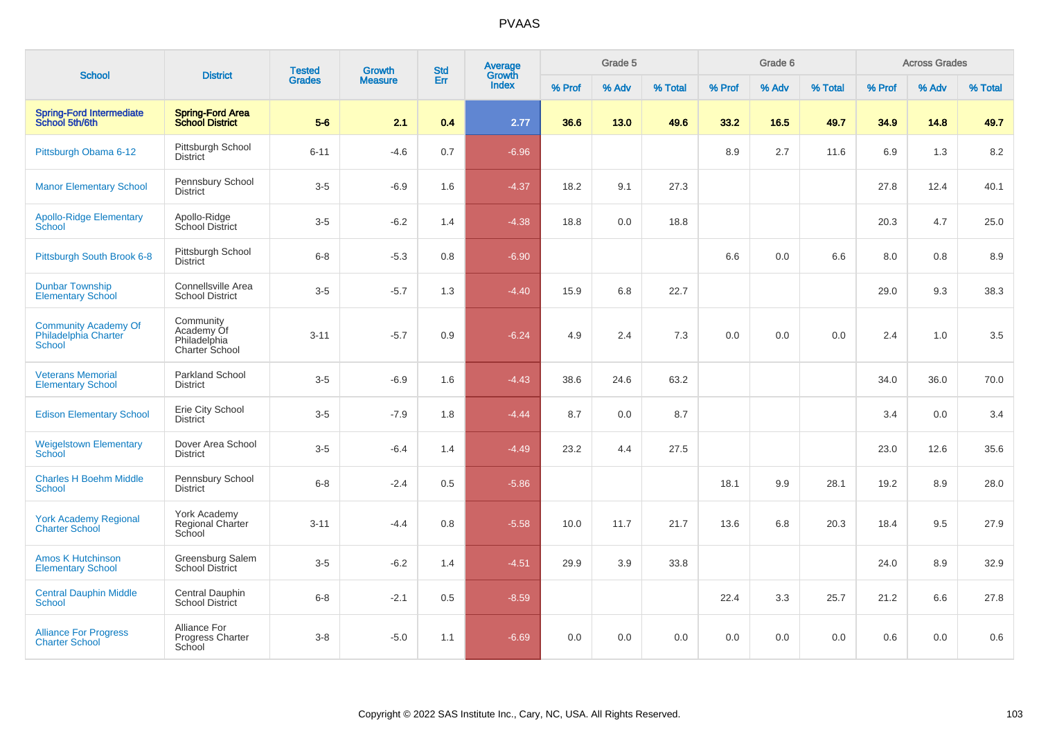# PVAAS

| School | District | Tested Grades | Growth Measure | Std Err | Average Growth Index | Grade 5 | | | Grade 6 | | | Across Grades | | |
|---|---|---|---|---|---|---|---|---|---|---|---|---|---|---|
| | | | | | | % Prof | % Adv | % Total | % Prof | % Adv | % Total | % Prof | % Adv | % Total |
| **Spring-Ford Intermediate School 5th/6th** | **Spring-Ford Area School District** | **5-6** | **2.1** | **0.4** | **2.77** | **36.6** | **13.0** | **49.6** | **33.2** | **16.5** | **49.7** | **34.9** | **14.8** | **49.7** |
| Pittsburgh Obama 6-12 | Pittsburgh School District | 6-11 | -4.6 | 0.7 | -6.96 | | | | 8.9 | 2.7 | 11.6 | 6.9 | 1.3 | 8.2 |
| Manor Elementary School | Pennsbury School District | 3-5 | -6.9 | 1.6 | -4.37 | 18.2 | 9.1 | 27.3 | | | | 27.8 | 12.4 | 40.1 |
| Apollo-Ridge Elementary School | Apollo-Ridge School District | 3-5 | -6.2 | 1.4 | -4.38 | 18.8 | 0.0 | 18.8 | | | | 20.3 | 4.7 | 25.0 |
| Pittsburgh South Brook 6-8 | Pittsburgh School District | 6-8 | -5.3 | 0.8 | -6.90 | | | | 6.6 | 0.0 | 6.6 | 8.0 | 0.8 | 8.9 |
| Dunbar Township Elementary School | Connellsville Area School District | 3-5 | -5.7 | 1.3 | -4.40 | 15.9 | 6.8 | 22.7 | | | | 29.0 | 9.3 | 38.3 |
| Community Academy Of Philadelphia Charter School | Community Academy Of Philadelphia Charter School | 3-11 | -5.7 | 0.9 | -6.24 | 4.9 | 2.4 | 7.3 | 0.0 | 0.0 | 0.0 | 2.4 | 1.0 | 3.5 |
| Veterans Memorial Elementary School | Parkland School District | 3-5 | -6.9 | 1.6 | -4.43 | 38.6 | 24.6 | 63.2 | | | | 34.0 | 36.0 | 70.0 |
| Edison Elementary School | Erie City School District | 3-5 | -7.9 | 1.8 | -4.44 | 8.7 | 0.0 | 8.7 | | | | 3.4 | 0.0 | 3.4 |
| Weigelstown Elementary School | Dover Area School District | 3-5 | -6.4 | 1.4 | -4.49 | 23.2 | 4.4 | 27.5 | | | | 23.0 | 12.6 | 35.6 |
| Charles H Boehm Middle School | Pennsbury School District | 6-8 | -2.4 | 0.5 | -5.86 | | | | 18.1 | 9.9 | 28.1 | 19.2 | 8.9 | 28.0 |
| York Academy Regional Charter School | York Academy Regional Charter School | 3-11 | -4.4 | 0.8 | -5.58 | 10.0 | 11.7 | 21.7 | 13.6 | 6.8 | 20.3 | 18.4 | 9.5 | 27.9 |
| Amos K Hutchinson Elementary School | Greensburg Salem School District | 3-5 | -6.2 | 1.4 | -4.51 | 29.9 | 3.9 | 33.8 | | | | 24.0 | 8.9 | 32.9 |
| Central Dauphin Middle School | Central Dauphin School District | 6-8 | -2.1 | 0.5 | -8.59 | | | | 22.4 | 3.3 | 25.7 | 21.2 | 6.6 | 27.8 |
| Alliance For Progress Charter School | Alliance For Progress Charter School | 3-8 | -5.0 | 1.1 | -6.69 | 0.0 | 0.0 | 0.0 | 0.0 | 0.0 | 0.0 | 0.6 | 0.0 | 0.6 |

Copyright © 2022 SAS Institute Inc., Cary, NC, USA. All Rights Reserved.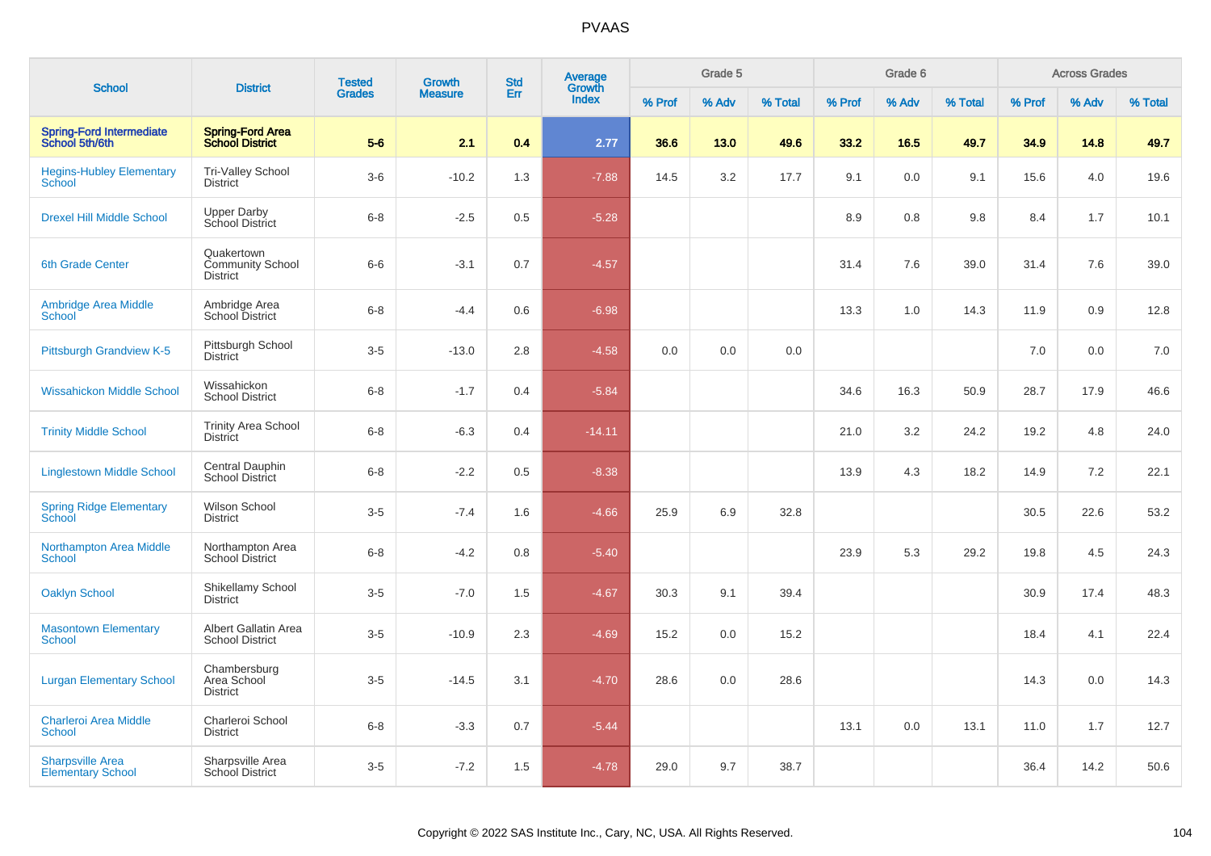# PVAAS

| School | District | Tested Grades | Growth Measure | Std Err | Average Growth Index | Grade 5 | | | Grade 6 | | | Across Grades | | |
|---|---|---|---|---|---|---|---|---|---|---|---|---|---|---|
| | | | | | | % Prof | % Adv | % Total | % Prof | % Adv | % Total | % Prof | % Adv | % Total |
| **Spring-Ford Intermediate School 5th/6th** | **Spring-Ford Area School District** | **5-6** | **2.1** | **0.4** | **2.77** | **36.6** | **13.0** | **49.6** | **33.2** | **16.5** | **49.7** | **34.9** | **14.8** | **49.7** |
| Hegins-Hubley Elementary School | Tri-Valley School District | 3-6 | -10.2 | 1.3 | -7.88 | 14.5 | 3.2 | 17.7 | 9.1 | 0.0 | 9.1 | 15.6 | 4.0 | 19.6 |
| Drexel Hill Middle School | Upper Darby School District | 6-8 | -2.5 | 0.5 | -5.28 | | | | 8.9 | 0.8 | 9.8 | 8.4 | 1.7 | 10.1 |
| 6th Grade Center | Quakertown Community School District | 6-6 | -3.1 | 0.7 | -4.57 | | | | 31.4 | 7.6 | 39.0 | 31.4 | 7.6 | 39.0 |
| Ambridge Area Middle School | Ambridge Area School District | 6-8 | -4.4 | 0.6 | -6.98 | | | | 13.3 | 1.0 | 14.3 | 11.9 | 0.9 | 12.8 |
| Pittsburgh Grandview K-5 | Pittsburgh School District | 3-5 | -13.0 | 2.8 | -4.58 | 0.0 | 0.0 | 0.0 | | | | 7.0 | 0.0 | 7.0 |
| Wissahickon Middle School | Wissahickon School District | 6-8 | -1.7 | 0.4 | -5.84 | | | | 34.6 | 16.3 | 50.9 | 28.7 | 17.9 | 46.6 |
| Trinity Middle School | Trinity Area School District | 6-8 | -6.3 | 0.4 | -14.11 | | | | 21.0 | 3.2 | 24.2 | 19.2 | 4.8 | 24.0 |
| Linglestown Middle School | Central Dauphin School District | 6-8 | -2.2 | 0.5 | -8.38 | | | | 13.9 | 4.3 | 18.2 | 14.9 | 7.2 | 22.1 |
| Spring Ridge Elementary School | Wilson School District | 3-5 | -7.4 | 1.6 | -4.66 | 25.9 | 6.9 | 32.8 | | | | 30.5 | 22.6 | 53.2 |
| Northampton Area Middle School | Northampton Area School District | 6-8 | -4.2 | 0.8 | -5.40 | | | | 23.9 | 5.3 | 29.2 | 19.8 | 4.5 | 24.3 |
| Oaklyn School | Shikellamy School District | 3-5 | -7.0 | 1.5 | -4.67 | 30.3 | 9.1 | 39.4 | | | | 30.9 | 17.4 | 48.3 |
| Masontown Elementary School | Albert Gallatin Area School District | 3-5 | -10.9 | 2.3 | -4.69 | 15.2 | 0.0 | 15.2 | | | | 18.4 | 4.1 | 22.4 |
| Lurgan Elementary School | Chambersburg Area School District | 3-5 | -14.5 | 3.1 | -4.70 | 28.6 | 0.0 | 28.6 | | | | 14.3 | 0.0 | 14.3 |
| Charleroi Area Middle School | Charleroi School District | 6-8 | -3.3 | 0.7 | -5.44 | | | | 13.1 | 0.0 | 13.1 | 11.0 | 1.7 | 12.7 |
| Sharpsville Area Elementary School | Sharpsville Area School District | 3-5 | -7.2 | 1.5 | -4.78 | 29.0 | 9.7 | 38.7 | | | | 36.4 | 14.2 | 50.6 |

Copyright © 2022 SAS Institute Inc., Cary, NC, USA. All Rights Reserved.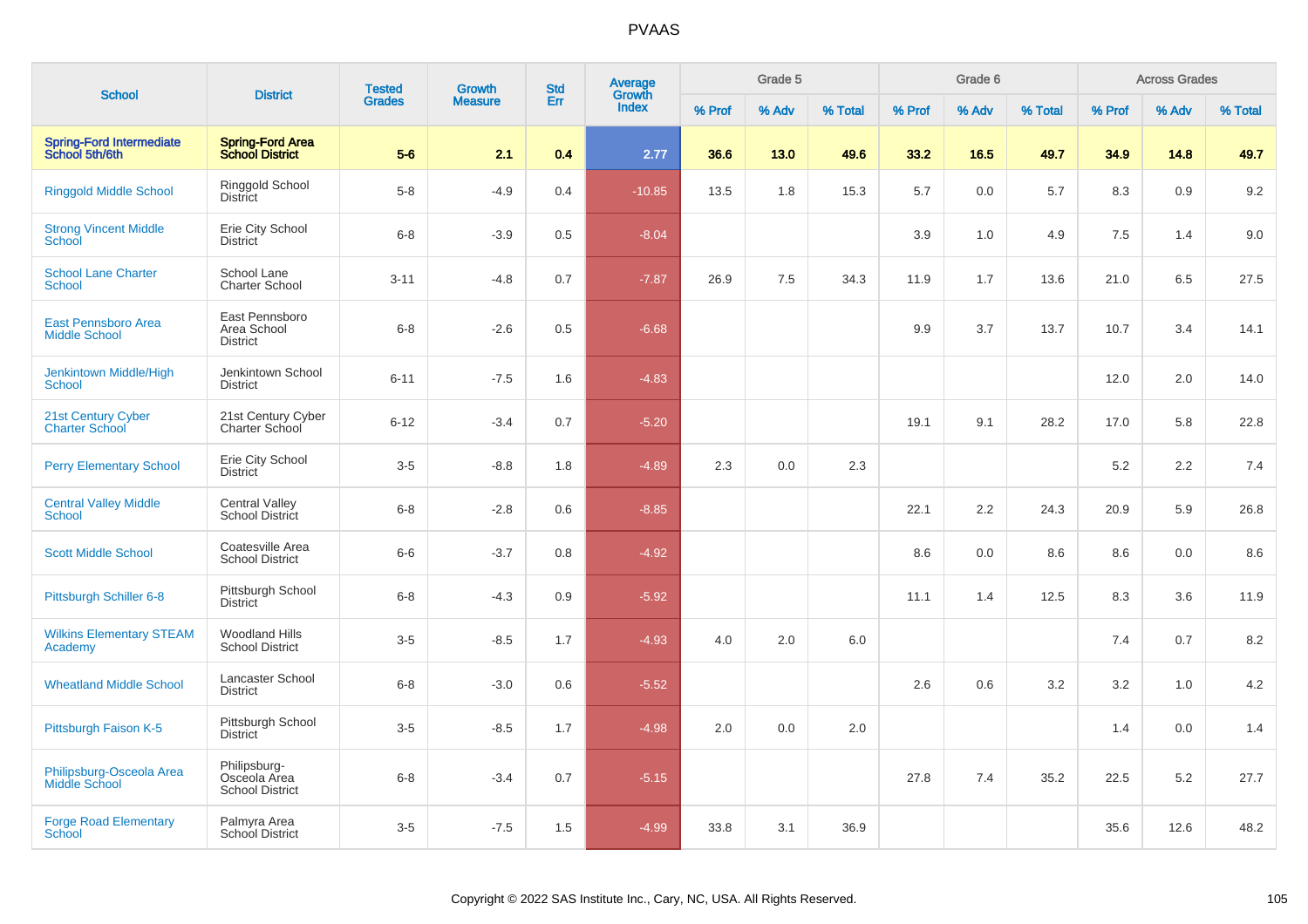# PVAAS

| School | District | Tested Grades | Growth Measure | Std Err | Average Growth Index | Grade 5 | | | Grade 6 | | | Across Grades | | |
|---|---|---|---|---|---|---|---|---|---|---|---|---|---|---|
| | | | | | | % Prof | % Adv | % Total | % Prof | % Adv | % Total | % Prof | % Adv | % Total |
| **Spring-Ford Intermediate School 5th/6th** | **Spring-Ford Area School District** | **5-6** | **2.1** | **0.4** | **2.77** | **36.6** | **13.0** | **49.6** | **33.2** | **16.5** | **49.7** | **34.9** | **14.8** | **49.7** |
| Ringgold Middle School | Ringgold School District | 5-8 | -4.9 | 0.4 | -10.85 | 13.5 | 1.8 | 15.3 | 5.7 | 0.0 | 5.7 | 8.3 | 0.9 | 9.2 |
| Strong Vincent Middle School | Erie City School District | 6-8 | -3.9 | 0.5 | -8.04 | | | | 3.9 | 1.0 | 4.9 | 7.5 | 1.4 | 9.0 |
| School Lane Charter School | School Lane Charter School | 3-11 | -4.8 | 0.7 | -7.87 | 26.9 | 7.5 | 34.3 | 11.9 | 1.7 | 13.6 | 21.0 | 6.5 | 27.5 |
| East Pennsboro Area Middle School | East Pennsboro Area School District | 6-8 | -2.6 | 0.5 | -6.68 | | | | 9.9 | 3.7 | 13.7 | 10.7 | 3.4 | 14.1 |
| Jenkintown Middle/High School | Jenkintown School District | 6-11 | -7.5 | 1.6 | -4.83 | | | | | | | 12.0 | 2.0 | 14.0 |
| 21st Century Cyber Charter School | 21st Century Cyber Charter School | 6-12 | -3.4 | 0.7 | -5.20 | | | | 19.1 | 9.1 | 28.2 | 17.0 | 5.8 | 22.8 |
| Perry Elementary School | Erie City School District | 3-5 | -8.8 | 1.8 | -4.89 | 2.3 | 0.0 | 2.3 | | | | 5.2 | 2.2 | 7.4 |
| Central Valley Middle School | Central Valley School District | 6-8 | -2.8 | 0.6 | -8.85 | | | | 22.1 | 2.2 | 24.3 | 20.9 | 5.9 | 26.8 |
| Scott Middle School | Coatesville Area School District | 6-6 | -3.7 | 0.8 | -4.92 | | | | 8.6 | 0.0 | 8.6 | 8.6 | 0.0 | 8.6 |
| Pittsburgh Schiller 6-8 | Pittsburgh School District | 6-8 | -4.3 | 0.9 | -5.92 | | | | 11.1 | 1.4 | 12.5 | 8.3 | 3.6 | 11.9 |
| Wilkins Elementary STEAM Academy | Woodland Hills School District | 3-5 | -8.5 | 1.7 | -4.93 | 4.0 | 2.0 | 6.0 | | | | 7.4 | 0.7 | 8.2 |
| Wheatland Middle School | Lancaster School District | 6-8 | -3.0 | 0.6 | -5.52 | | | | 2.6 | 0.6 | 3.2 | 3.2 | 1.0 | 4.2 |
| Pittsburgh Faison K-5 | Pittsburgh School District | 3-5 | -8.5 | 1.7 | -4.98 | 2.0 | 0.0 | 2.0 | | | | 1.4 | 0.0 | 1.4 |
| Philipsburg-Osceola Area Middle School | Philipsburg-Osceola Area School District | 6-8 | -3.4 | 0.7 | -5.15 | | | | 27.8 | 7.4 | 35.2 | 22.5 | 5.2 | 27.7 |
| Forge Road Elementary School | Palmyra Area School District | 3-5 | -7.5 | 1.5 | -4.99 | 33.8 | 3.1 | 36.9 | | | | 35.6 | 12.6 | 48.2 |

Copyright © 2022 SAS Institute Inc., Cary, NC, USA. All Rights Reserved.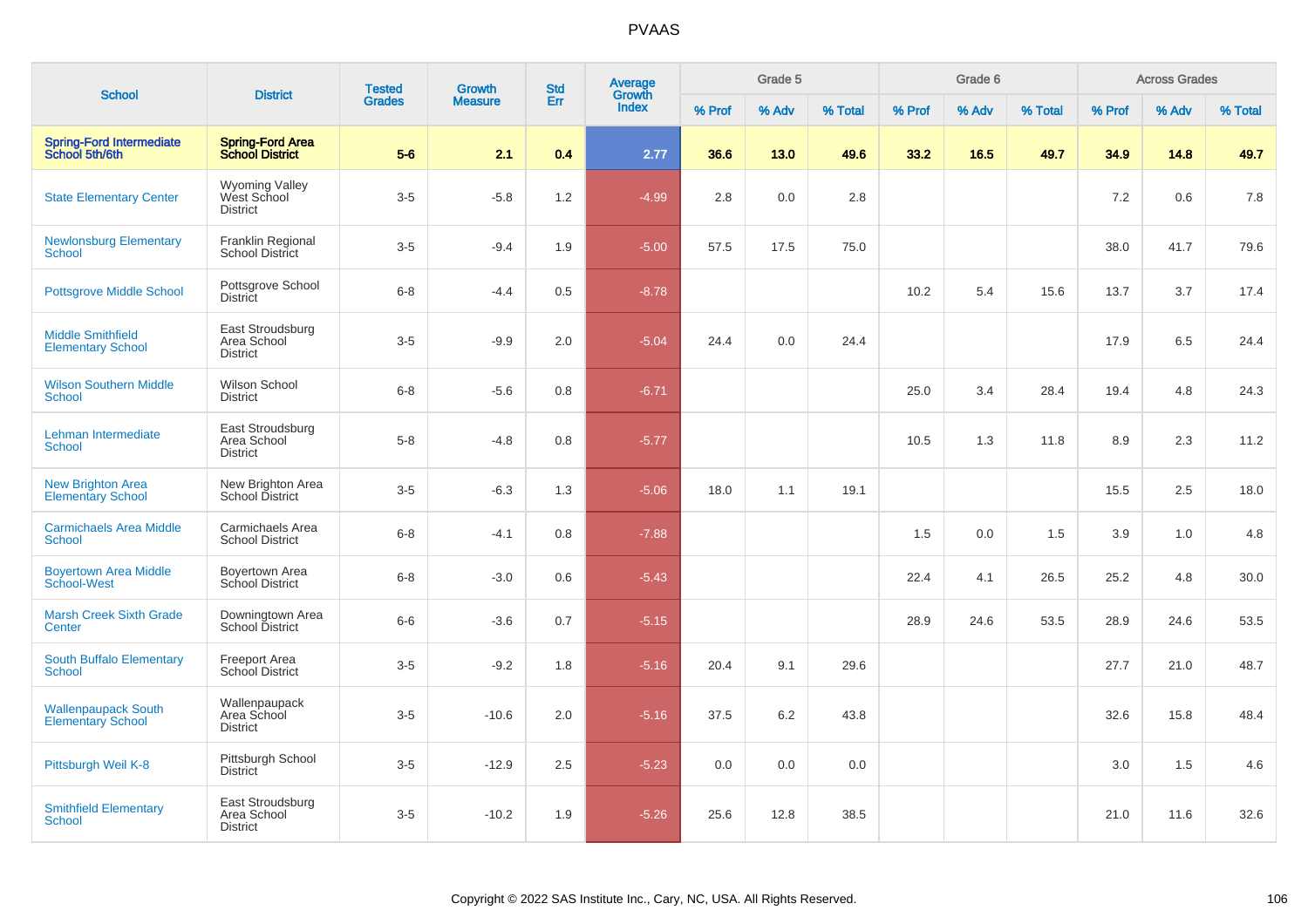| School | District | Tested Grades | Growth Measure | Std Err | Average Growth Index | Grade 5 | | | Grade 6 | | | Across Grades | | |
|---|---|---|---|---|---|---|---|---|---|---|---|---|---|---|
| | | | | | | % Prof | % Adv | % Total | % Prof | % Adv | % Total | % Prof | % Adv | % Total |
| **Spring-Ford Intermediate School 5th/6th** | **Spring-Ford Area School District** | **5-6** | **2.1** | **0.4** | **2.77** | **36.6** | **13.0** | **49.6** | **33.2** | **16.5** | **49.7** | **34.9** | **14.8** | **49.7** |
| State Elementary Center | Wyoming Valley West School District | 3-5 | -5.8 | 1.2 | -4.99 | 2.8 | 0.0 | 2.8 | | | | 7.2 | 0.6 | 7.8 |
| Newlonsburg Elementary School | Franklin Regional School District | 3-5 | -9.4 | 1.9 | -5.00 | 57.5 | 17.5 | 75.0 | | | | 38.0 | 41.7 | 79.6 |
| Pottsgrove Middle School | Pottsgrove School District | 6-8 | -4.4 | 0.5 | -8.78 | | | | 10.2 | 5.4 | 15.6 | 13.7 | 3.7 | 17.4 |
| Middle Smithfield Elementary School | East Stroudsburg Area School District | 3-5 | -9.9 | 2.0 | -5.04 | 24.4 | 0.0 | 24.4 | | | | 17.9 | 6.5 | 24.4 |
| Wilson Southern Middle School | Wilson School District | 6-8 | -5.6 | 0.8 | -6.71 | | | | 25.0 | 3.4 | 28.4 | 19.4 | 4.8 | 24.3 |
| Lehman Intermediate School | East Stroudsburg Area School District | 5-8 | -4.8 | 0.8 | -5.77 | | | | 10.5 | 1.3 | 11.8 | 8.9 | 2.3 | 11.2 |
| New Brighton Area Elementary School | New Brighton Area School District | 3-5 | -6.3 | 1.3 | -5.06 | 18.0 | 1.1 | 19.1 | | | | 15.5 | 2.5 | 18.0 |
| Carmichaels Area Middle School | Carmichaels Area School District | 6-8 | -4.1 | 0.8 | -7.88 | | | | 1.5 | 0.0 | 1.5 | 3.9 | 1.0 | 4.8 |
| Boyertown Area Middle School-West | Boyertown Area School District | 6-8 | -3.0 | 0.6 | -5.43 | | | | 22.4 | 4.1 | 26.5 | 25.2 | 4.8 | 30.0 |
| Marsh Creek Sixth Grade Center | Downingtown Area School District | 6-6 | -3.6 | 0.7 | -5.15 | | | | 28.9 | 24.6 | 53.5 | 28.9 | 24.6 | 53.5 |
| South Buffalo Elementary School | Freeport Area School District | 3-5 | -9.2 | 1.8 | -5.16 | 20.4 | 9.1 | 29.6 | | | | 27.7 | 21.0 | 48.7 |
| Wallenpaupack South Elementary School | Wallenpaupack Area School District | 3-5 | -10.6 | 2.0 | -5.16 | 37.5 | 6.2 | 43.8 | | | | 32.6 | 15.8 | 48.4 |
| Pittsburgh Weil K-8 | Pittsburgh School District | 3-5 | -12.9 | 2.5 | -5.23 | 0.0 | 0.0 | 0.0 | | | | 3.0 | 1.5 | 4.6 |
| Smithfield Elementary School | East Stroudsburg Area School District | 3-5 | -10.2 | 1.9 | -5.26 | 25.6 | 12.8 | 38.5 | | | | 21.0 | 11.6 | 32.6 |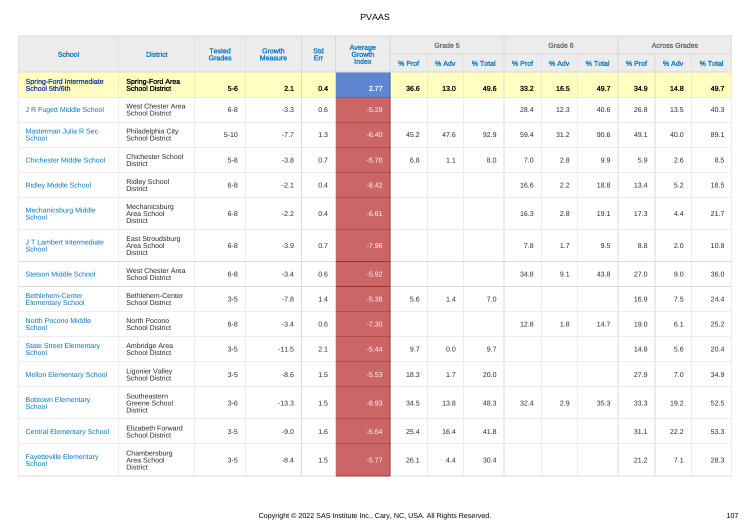# PVAAS

| School | District | Tested Grades | Growth Measure | Std Err | Average Growth Index | Grade 5 | | | Grade 6 | | | Across Grades | | |
|---|---|---|---|---|---|---|---|---|---|---|---|---|---|---|
| | | | | | | % Prof | % Adv | % Total | % Prof | % Adv | % Total | % Prof | % Adv | % Total |
| **Spring-Ford Intermediate School 5th/6th** | **Spring-Ford Area School District** | **5-6** | **2.1** | **0.4** | **2.77** | **36.6** | **13.0** | **49.6** | **33.2** | **16.5** | **49.7** | **34.9** | **14.8** | **49.7** |
| J R Fugett Middle School | West Chester Area School District | 6-8 | -3.3 | 0.6 | -5.29 | | | | 28.4 | 12.3 | 40.6 | 26.8 | 13.5 | 40.3 |
| Masterman Julia R Sec School | Philadelphia City School District | 5-10 | -7.7 | 1.3 | -6.40 | 45.2 | 47.6 | 92.9 | 59.4 | 31.2 | 90.6 | 49.1 | 40.0 | 89.1 |
| Chichester Middle School | Chichester School District | 5-8 | -3.8 | 0.7 | -5.70 | 6.8 | 1.1 | 8.0 | 7.0 | 2.8 | 9.9 | 5.9 | 2.6 | 8.5 |
| Ridley Middle School | Ridley School District | 6-8 | -2.1 | 0.4 | -8.42 | | | | 16.6 | 2.2 | 18.8 | 13.4 | 5.2 | 18.5 |
| Mechanicsburg Middle School | Mechanicsburg Area School District | 6-8 | -2.2 | 0.4 | -6.61 | | | | 16.3 | 2.8 | 19.1 | 17.3 | 4.4 | 21.7 |
| J T Lambert Intermediate School | East Stroudsburg Area School District | 6-8 | -3.9 | 0.7 | -7.96 | | | | 7.8 | 1.7 | 9.5 | 8.8 | 2.0 | 10.8 |
| Stetson Middle School | West Chester Area School District | 6-8 | -3.4 | 0.6 | -5.92 | | | | 34.8 | 9.1 | 43.8 | 27.0 | 9.0 | 36.0 |
| Bethlehem-Center Elementary School | Bethlehem-Center School District | 3-5 | -7.8 | 1.4 | -5.38 | 5.6 | 1.4 | 7.0 | | | | 16.9 | 7.5 | 24.4 |
| North Pocono Middle School | North Pocono School District | 6-8 | -3.4 | 0.6 | -7.30 | | | | 12.8 | 1.8 | 14.7 | 19.0 | 6.1 | 25.2 |
| State Street Elementary School | Ambridge Area School District | 3-5 | -11.5 | 2.1 | -5.44 | 9.7 | 0.0 | 9.7 | | | | 14.8 | 5.6 | 20.4 |
| Mellon Elementary School | Ligonier Valley School District | 3-5 | -8.6 | 1.5 | -5.53 | 18.3 | 1.7 | 20.0 | | | | 27.9 | 7.0 | 34.9 |
| Bobtown Elementary School | Southeastern Greene School District | 3-6 | -13.3 | 1.5 | -8.93 | 34.5 | 13.8 | 48.3 | 32.4 | 2.9 | 35.3 | 33.3 | 19.2 | 52.5 |
| Central Elementary School | Elizabeth Forward School District | 3-5 | -9.0 | 1.6 | -5.64 | 25.4 | 16.4 | 41.8 | | | | 31.1 | 22.2 | 53.3 |
| Fayetteville Elementary School | Chambersburg Area School District | 3-5 | -8.4 | 1.5 | -5.77 | 26.1 | 4.4 | 30.4 | | | | 21.2 | 7.1 | 28.3 |

Copyright © 2022 SAS Institute Inc., Cary, NC, USA. All Rights Reserved.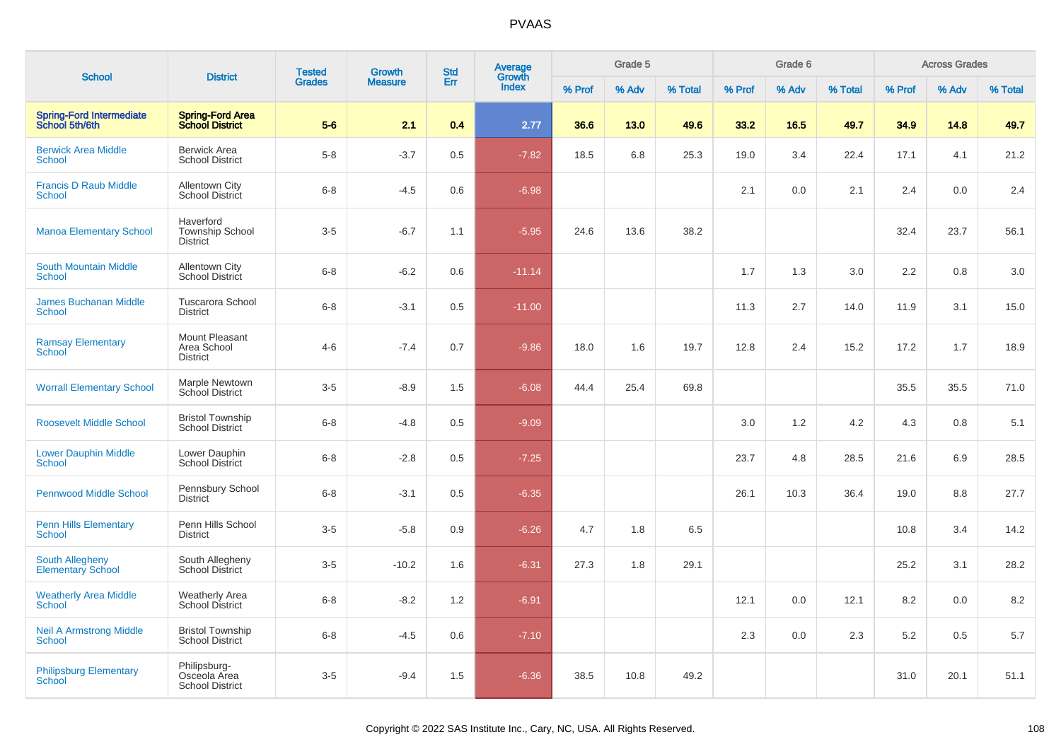# PVAAS

| School | District | Tested Grades | Growth Measure | Std Err | Average Growth Index | Grade 5 | | | Grade 6 | | | Across Grades | | |
|---|---|---|---|---|---|---|---|---|---|---|---|---|---|---|
| | | | | | | % Prof | % Adv | % Total | % Prof | % Adv | % Total | % Prof | % Adv | % Total |
| **Spring-Ford Intermediate School 5th/6th** | **Spring-Ford Area School District** | **5-6** | **2.1** | **0.4** | **2.77** | **36.6** | **13.0** | **49.6** | **33.2** | **16.5** | **49.7** | **34.9** | **14.8** | **49.7** |
| Berwick Area Middle School | Berwick Area School District | 5-8 | -3.7 | 0.5 | -7.82 | 18.5 | 6.8 | 25.3 | 19.0 | 3.4 | 22.4 | 17.1 | 4.1 | 21.2 |
| Francis D Raub Middle School | Allentown City School District | 6-8 | -4.5 | 0.6 | -6.98 | | | | 2.1 | 0.0 | 2.1 | 2.4 | 0.0 | 2.4 |
| Manoa Elementary School | Haverford Township School District | 3-5 | -6.7 | 1.1 | -5.95 | 24.6 | 13.6 | 38.2 | | | | 32.4 | 23.7 | 56.1 |
| South Mountain Middle School | Allentown City School District | 6-8 | -6.2 | 0.6 | -11.14 | | | | 1.7 | 1.3 | 3.0 | 2.2 | 0.8 | 3.0 |
| James Buchanan Middle School | Tuscarora School District | 6-8 | -3.1 | 0.5 | -11.00 | | | | 11.3 | 2.7 | 14.0 | 11.9 | 3.1 | 15.0 |
| Ramsay Elementary School | Mount Pleasant Area School District | 4-6 | -7.4 | 0.7 | -9.86 | 18.0 | 1.6 | 19.7 | 12.8 | 2.4 | 15.2 | 17.2 | 1.7 | 18.9 |
| Worrall Elementary School | Marple Newtown School District | 3-5 | -8.9 | 1.5 | -6.08 | 44.4 | 25.4 | 69.8 | | | | 35.5 | 35.5 | 71.0 |
| Roosevelt Middle School | Bristol Township School District | 6-8 | -4.8 | 0.5 | -9.09 | | | | 3.0 | 1.2 | 4.2 | 4.3 | 0.8 | 5.1 |
| Lower Dauphin Middle School | Lower Dauphin School District | 6-8 | -2.8 | 0.5 | -7.25 | | | | 23.7 | 4.8 | 28.5 | 21.6 | 6.9 | 28.5 |
| Pennwood Middle School | Pennsbury School District | 6-8 | -3.1 | 0.5 | -6.35 | | | | 26.1 | 10.3 | 36.4 | 19.0 | 8.8 | 27.7 |
| Penn Hills Elementary School | Penn Hills School District | 3-5 | -5.8 | 0.9 | -6.26 | 4.7 | 1.8 | 6.5 | | | | 10.8 | 3.4 | 14.2 |
| South Allegheny Elementary School | South Allegheny School District | 3-5 | -10.2 | 1.6 | -6.31 | 27.3 | 1.8 | 29.1 | | | | 25.2 | 3.1 | 28.2 |
| Weatherly Area Middle School | Weatherly Area School District | 6-8 | -8.2 | 1.2 | -6.91 | | | | 12.1 | 0.0 | 12.1 | 8.2 | 0.0 | 8.2 |
| Neil A Armstrong Middle School | Bristol Township School District | 6-8 | -4.5 | 0.6 | -7.10 | | | | 2.3 | 0.0 | 2.3 | 5.2 | 0.5 | 5.7 |
| Philipsburg Elementary School | Philipsburg-Osceola Area School District | 3-5 | -9.4 | 1.5 | -6.36 | 38.5 | 10.8 | 49.2 | | | | 31.0 | 20.1 | 51.1 |

Copyright © 2022 SAS Institute Inc., Cary, NC, USA. All Rights Reserved.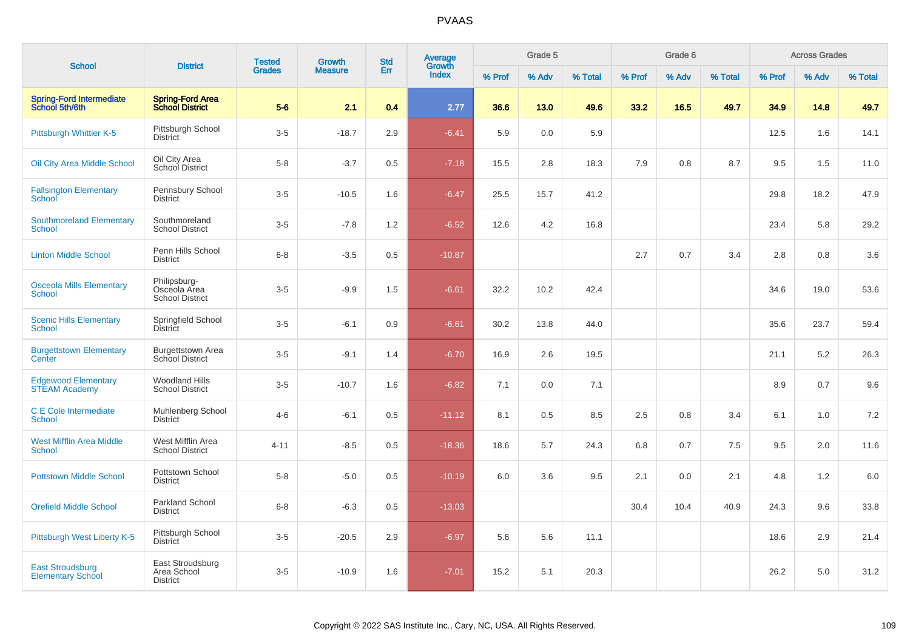# PVAAS

| School | District | Tested Grades | Growth Measure | Std Err | Average Growth Index | Grade 5 | | | Grade 6 | | | Across Grades | | |
|---|---|---|---|---|---|---|---|---|---|---|---|---|---|---|
| | | | | | | % Prof | % Adv | % Total | % Prof | % Adv | % Total | % Prof | % Adv | % Total |
| **Spring-Ford Intermediate School 5th/6th** | **Spring-Ford Area School District** | **5-6** | **2.1** | **0.4** | **2.77** | **36.6** | **13.0** | **49.6** | **33.2** | **16.5** | **49.7** | **34.9** | **14.8** | **49.7** |
| Pittsburgh Whittier K-5 | Pittsburgh School District | 3-5 | -18.7 | 2.9 | -6.41 | 5.9 | 0.0 | 5.9 | | | | 12.5 | 1.6 | 14.1 |
| Oil City Area Middle School | Oil City Area School District | 5-8 | -3.7 | 0.5 | -7.18 | 15.5 | 2.8 | 18.3 | 7.9 | 0.8 | 8.7 | 9.5 | 1.5 | 11.0 |
| Fallsington Elementary School | Pennsbury School District | 3-5 | -10.5 | 1.6 | -6.47 | 25.5 | 15.7 | 41.2 | | | | 29.8 | 18.2 | 47.9 |
| Southmoreland Elementary School | Southmoreland School District | 3-5 | -7.8 | 1.2 | -6.52 | 12.6 | 4.2 | 16.8 | | | | 23.4 | 5.8 | 29.2 |
| Linton Middle School | Penn Hills School District | 6-8 | -3.5 | 0.5 | -10.87 | | | | 2.7 | 0.7 | 3.4 | 2.8 | 0.8 | 3.6 |
| Osceola Mills Elementary School | Philipsburg-Osceola Area School District | 3-5 | -9.9 | 1.5 | -6.61 | 32.2 | 10.2 | 42.4 | | | | 34.6 | 19.0 | 53.6 |
| Scenic Hills Elementary School | Springfield School District | 3-5 | -6.1 | 0.9 | -6.61 | 30.2 | 13.8 | 44.0 | | | | 35.6 | 23.7 | 59.4 |
| Burgettstown Elementary Center | Burgettstown Area School District | 3-5 | -9.1 | 1.4 | -6.70 | 16.9 | 2.6 | 19.5 | | | | 21.1 | 5.2 | 26.3 |
| Edgewood Elementary STEAM Academy | Woodland Hills School District | 3-5 | -10.7 | 1.6 | -6.82 | 7.1 | 0.0 | 7.1 | | | | 8.9 | 0.7 | 9.6 |
| C E Cole Intermediate School | Muhlenberg School District | 4-6 | -6.1 | 0.5 | -11.12 | 8.1 | 0.5 | 8.5 | 2.5 | 0.8 | 3.4 | 6.1 | 1.0 | 7.2 |
| West Mifflin Area Middle School | West Mifflin Area School District | 4-11 | -8.5 | 0.5 | -18.36 | 18.6 | 5.7 | 24.3 | 6.8 | 0.7 | 7.5 | 9.5 | 2.0 | 11.6 |
| Pottstown Middle School | Pottstown School District | 5-8 | -5.0 | 0.5 | -10.19 | 6.0 | 3.6 | 9.5 | 2.1 | 0.0 | 2.1 | 4.8 | 1.2 | 6.0 |
| Orefield Middle School | Parkland School District | 6-8 | -6.3 | 0.5 | -13.03 | | | | 30.4 | 10.4 | 40.9 | 24.3 | 9.6 | 33.8 |
| Pittsburgh West Liberty K-5 | Pittsburgh School District | 3-5 | -20.5 | 2.9 | -6.97 | 5.6 | 5.6 | 11.1 | | | | 18.6 | 2.9 | 21.4 |
| East Stroudsburg Elementary School | East Stroudsburg Area School District | 3-5 | -10.9 | 1.6 | -7.01 | 15.2 | 5.1 | 20.3 | | | | 26.2 | 5.0 | 31.2 |

Copyright © 2022 SAS Institute Inc., Cary, NC, USA. All Rights Reserved.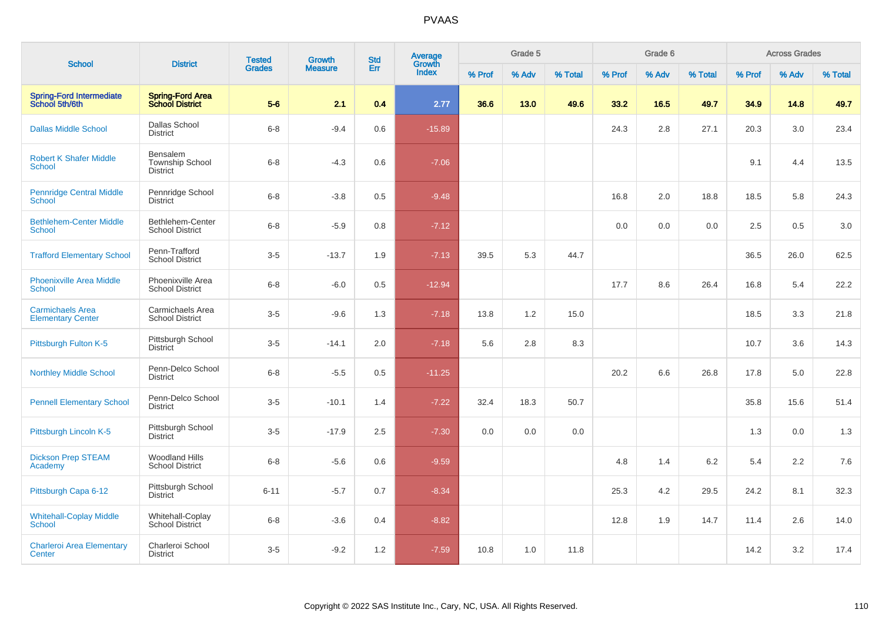# PVAAS

| School | District | Tested Grades | Growth Measure | Std Err | Average Growth Index | Grade 5 | | | Grade 6 | | | Across Grades | | |
|---|---|---|---|---|---|---|---|---|---|---|---|---|---|---|
| | | | | | | % Prof | % Adv | % Total | % Prof | % Adv | % Total | % Prof | % Adv | % Total |
| **Spring-Ford Intermediate School 5th/6th** | **Spring-Ford Area School District** | **5-6** | **2.1** | **0.4** | **2.77** | **36.6** | **13.0** | **49.6** | **33.2** | **16.5** | **49.7** | **34.9** | **14.8** | **49.7** |
| Dallas Middle School | Dallas School District | 6-8 | -9.4 | 0.6 | -15.89 | | | | 24.3 | 2.8 | 27.1 | 20.3 | 3.0 | 23.4 |
| Robert K Shafer Middle School | Bensalem Township School District | 6-8 | -4.3 | 0.6 | -7.06 | | | | | | | 9.1 | 4.4 | 13.5 |
| Pennridge Central Middle School | Pennridge School District | 6-8 | -3.8 | 0.5 | -9.48 | | | | 16.8 | 2.0 | 18.8 | 18.5 | 5.8 | 24.3 |
| Bethlehem-Center Middle School | Bethlehem-Center School District | 6-8 | -5.9 | 0.8 | -7.12 | | | | 0.0 | 0.0 | 0.0 | 2.5 | 0.5 | 3.0 |
| Trafford Elementary School | Penn-Trafford School District | 3-5 | -13.7 | 1.9 | -7.13 | 39.5 | 5.3 | 44.7 | | | | 36.5 | 26.0 | 62.5 |
| Phoenixville Area Middle School | Phoenixville Area School District | 6-8 | -6.0 | 0.5 | -12.94 | | | | 17.7 | 8.6 | 26.4 | 16.8 | 5.4 | 22.2 |
| Carmichaels Area Elementary Center | Carmichaels Area School District | 3-5 | -9.6 | 1.3 | -7.18 | 13.8 | 1.2 | 15.0 | | | | 18.5 | 3.3 | 21.8 |
| Pittsburgh Fulton K-5 | Pittsburgh School District | 3-5 | -14.1 | 2.0 | -7.18 | 5.6 | 2.8 | 8.3 | | | | 10.7 | 3.6 | 14.3 |
| Northley Middle School | Penn-Delco School District | 6-8 | -5.5 | 0.5 | -11.25 | | | | 20.2 | 6.6 | 26.8 | 17.8 | 5.0 | 22.8 |
| Pennell Elementary School | Penn-Delco School District | 3-5 | -10.1 | 1.4 | -7.22 | 32.4 | 18.3 | 50.7 | | | | 35.8 | 15.6 | 51.4 |
| Pittsburgh Lincoln K-5 | Pittsburgh School District | 3-5 | -17.9 | 2.5 | -7.30 | 0.0 | 0.0 | 0.0 | | | | 1.3 | 0.0 | 1.3 |
| Dickson Prep STEAM Academy | Woodland Hills School District | 6-8 | -5.6 | 0.6 | -9.59 | | | | 4.8 | 1.4 | 6.2 | 5.4 | 2.2 | 7.6 |
| Pittsburgh Capa 6-12 | Pittsburgh School District | 6-11 | -5.7 | 0.7 | -8.34 | | | | 25.3 | 4.2 | 29.5 | 24.2 | 8.1 | 32.3 |
| Whitehall-Coplay Middle School | Whitehall-Coplay School District | 6-8 | -3.6 | 0.4 | -8.82 | | | | 12.8 | 1.9 | 14.7 | 11.4 | 2.6 | 14.0 |
| Charleroi Area Elementary Center | Charleroi School District | 3-5 | -9.2 | 1.2 | -7.59 | 10.8 | 1.0 | 11.8 | | | | 14.2 | 3.2 | 17.4 |

Copyright © 2022 SAS Institute Inc., Cary, NC, USA. All Rights Reserved.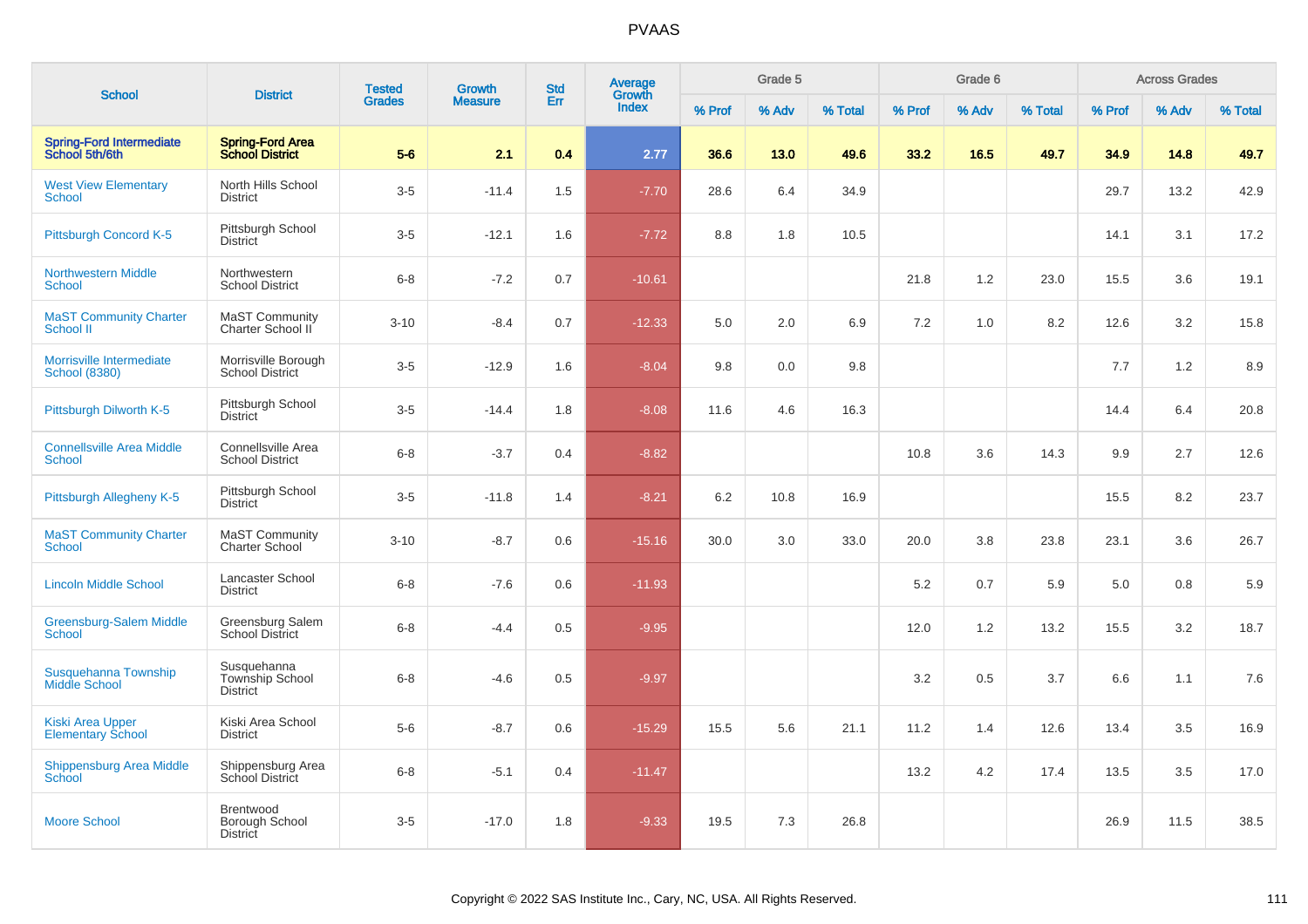# PVAAS

| School | District | Tested Grades | Growth Measure | Std Err | Average Growth Index | Grade 5 | | | Grade 6 | | | Across Grades | | |
|---|---|---|---|---|---|---|---|---|---|---|---|---|---|---|
| | | | | | | % Prof | % Adv | % Total | % Prof | % Adv | % Total | % Prof | % Adv | % Total |
| **Spring-Ford Intermediate School 5th/6th** | **Spring-Ford Area School District** | **5-6** | **2.1** | **0.4** | **2.77** | **36.6** | **13.0** | **49.6** | **33.2** | **16.5** | **49.7** | **34.9** | **14.8** | **49.7** |
| West View Elementary School | North Hills School District | 3-5 | -11.4 | 1.5 | -7.70 | 28.6 | 6.4 | 34.9 | | | | 29.7 | 13.2 | 42.9 |
| Pittsburgh Concord K-5 | Pittsburgh School District | 3-5 | -12.1 | 1.6 | -7.72 | 8.8 | 1.8 | 10.5 | | | | 14.1 | 3.1 | 17.2 |
| Northwestern Middle School | Northwestern School District | 6-8 | -7.2 | 0.7 | -10.61 | | | | 21.8 | 1.2 | 23.0 | 15.5 | 3.6 | 19.1 |
| MaST Community Charter School II | MaST Community Charter School II | 3-10 | -8.4 | 0.7 | -12.33 | 5.0 | 2.0 | 6.9 | 7.2 | 1.0 | 8.2 | 12.6 | 3.2 | 15.8 |
| Morrisville Intermediate School (8380) | Morrisville Borough School District | 3-5 | -12.9 | 1.6 | -8.04 | 9.8 | 0.0 | 9.8 | | | | 7.7 | 1.2 | 8.9 |
| Pittsburgh Dilworth K-5 | Pittsburgh School District | 3-5 | -14.4 | 1.8 | -8.08 | 11.6 | 4.6 | 16.3 | | | | 14.4 | 6.4 | 20.8 |
| Connellsville Area Middle School | Connellsville Area School District | 6-8 | -3.7 | 0.4 | -8.82 | | | | 10.8 | 3.6 | 14.3 | 9.9 | 2.7 | 12.6 |
| Pittsburgh Allegheny K-5 | Pittsburgh School District | 3-5 | -11.8 | 1.4 | -8.21 | 6.2 | 10.8 | 16.9 | | | | 15.5 | 8.2 | 23.7 |
| MaST Community Charter School | MaST Community Charter School | 3-10 | -8.7 | 0.6 | -15.16 | 30.0 | 3.0 | 33.0 | 20.0 | 3.8 | 23.8 | 23.1 | 3.6 | 26.7 |
| Lincoln Middle School | Lancaster School District | 6-8 | -7.6 | 0.6 | -11.93 | | | | 5.2 | 0.7 | 5.9 | 5.0 | 0.8 | 5.9 |
| Greensburg-Salem Middle School | Greensburg Salem School District | 6-8 | -4.4 | 0.5 | -9.95 | | | | 12.0 | 1.2 | 13.2 | 15.5 | 3.2 | 18.7 |
| Susquehanna Township Middle School | Susquehanna Township School District | 6-8 | -4.6 | 0.5 | -9.97 | | | | 3.2 | 0.5 | 3.7 | 6.6 | 1.1 | 7.6 |
| Kiski Area Upper Elementary School | Kiski Area School District | 5-6 | -8.7 | 0.6 | -15.29 | 15.5 | 5.6 | 21.1 | 11.2 | 1.4 | 12.6 | 13.4 | 3.5 | 16.9 |
| Shippensburg Area Middle School | Shippensburg Area School District | 6-8 | -5.1 | 0.4 | -11.47 | | | | 13.2 | 4.2 | 17.4 | 13.5 | 3.5 | 17.0 |
| Moore School | Brentwood Borough School District | 3-5 | -17.0 | 1.8 | -9.33 | 19.5 | 7.3 | 26.8 | | | | 26.9 | 11.5 | 38.5 |

Copyright © 2022 SAS Institute Inc., Cary, NC, USA. All Rights Reserved.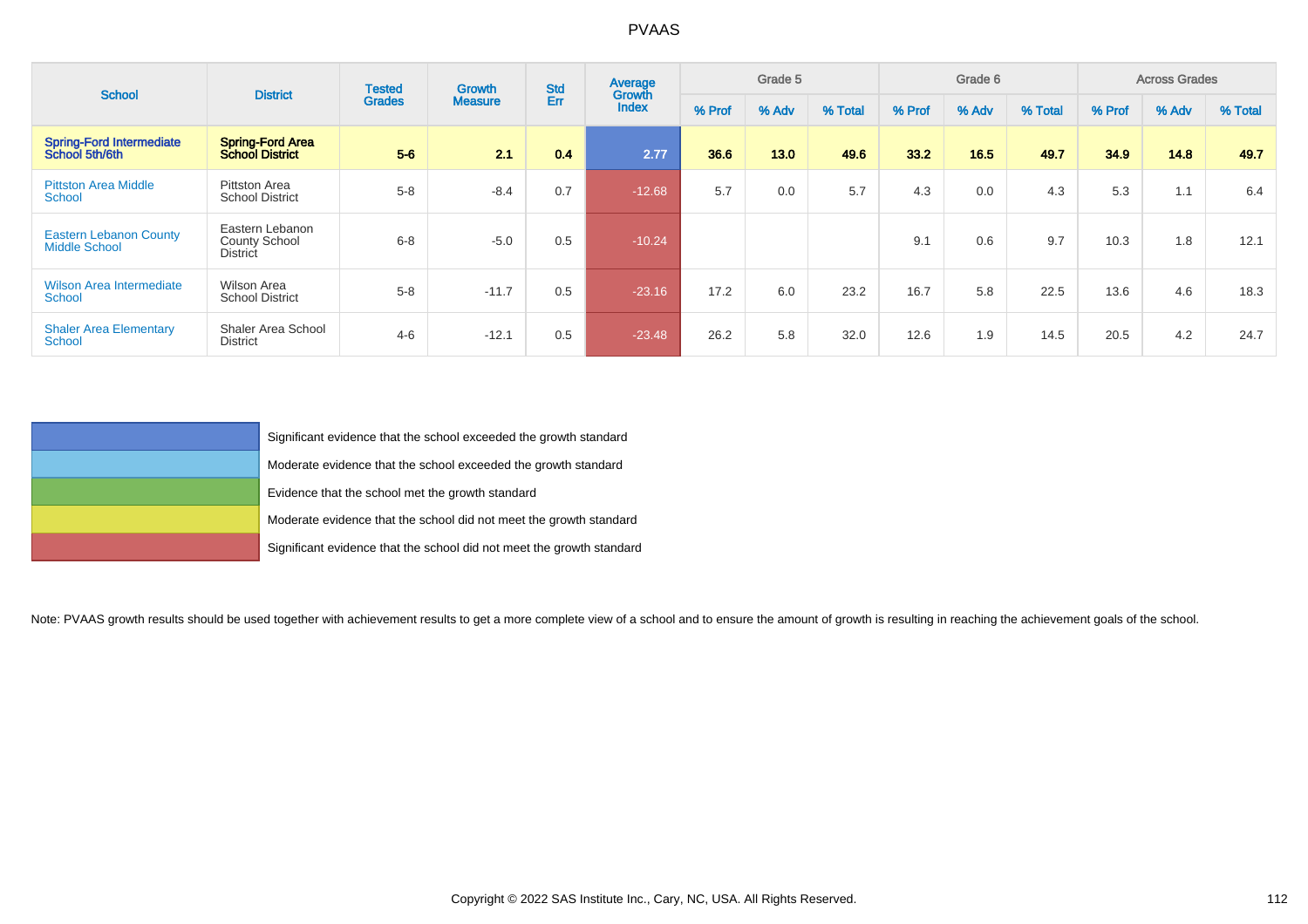# PVAAS

| School | District | Tested Grades | Growth Measure | Std Err | Average Growth Index | Grade 5 | | | Grade 6 | | | Across Grades | | |
|---|---|---|---|---|---|---|---|---|---|---|---|---|---|---|
| | | | | | | % Prof | % Adv | % Total | % Prof | % Adv | % Total | % Prof | % Adv | % Total |
| **Spring-Ford Intermediate School 5th/6th** | **Spring-Ford Area School District** | **5-6** | **2.1** | **0.4** | **2.77** | **36.6** | **13.0** | **49.6** | **33.2** | **16.5** | **49.7** | **34.9** | **14.8** | **49.7** |
| Pittston Area Middle School | Pittston Area School District | 5-8 | -8.4 | 0.7 | -12.68 | 5.7 | 0.0 | 5.7 | 4.3 | 0.0 | 4.3 | 5.3 | 1.1 | 6.4 |
| Eastern Lebanon County Middle School | Eastern Lebanon County School District | 6-8 | -5.0 | 0.5 | -10.24 | | | | 9.1 | 0.6 | 9.7 | 10.3 | 1.8 | 12.1 |
| Wilson Area Intermediate School | Wilson Area School District | 5-8 | -11.7 | 0.5 | -23.16 | 17.2 | 6.0 | 23.2 | 16.7 | 5.8 | 22.5 | 13.6 | 4.6 | 18.3 |
| Shaler Area Elementary School | Shaler Area School District | 4-6 | -12.1 | 0.5 | -23.48 | 26.2 | 5.8 | 32.0 | 12.6 | 1.9 | 14.5 | 20.5 | 4.2 | 24.7 |

- Significant evidence that the school exceeded the growth standard
- Moderate evidence that the school exceeded the growth standard
- Evidence that the school met the growth standard
- Moderate evidence that the school did not meet the growth standard
- Significant evidence that the school did not meet the growth standard

Note: PVAAS growth results should be used together with achievement results to get a more complete view of a school and to ensure the amount of growth is resulting in reaching the achievement goals of the school.

Copyright © 2022 SAS Institute Inc., Cary, NC, USA. All Rights Reserved.